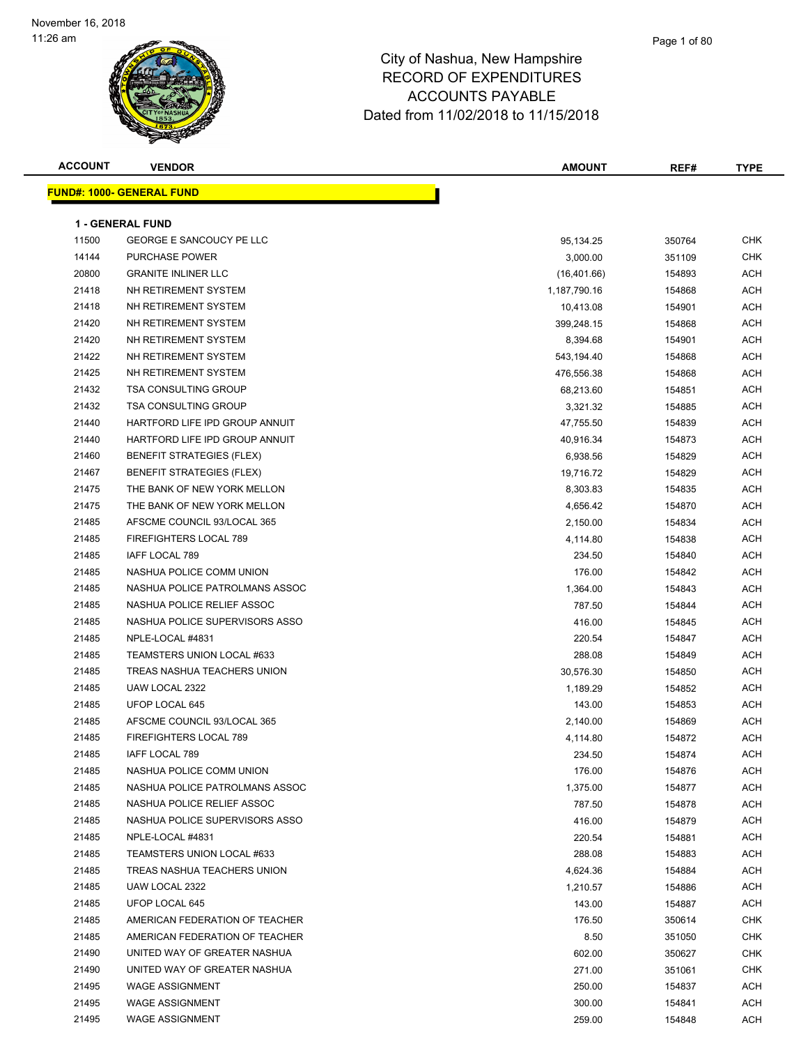# City of Nashua, New Hampshire
## RECORD OF EXPENDITURES
## ACCOUNTS PAYABLE
### Dated from 11/02/2018 to 11/15/2018

November 16, 2018
11:26 am

**FUND#: 1000- GENERAL FUND**

**1 - GENERAL FUND**

| ACCOUNT | VENDOR | AMOUNT | REF# | TYPE |
|---|---|---|---|---|
| 11500 | GEORGE E SANCOUCY PE LLC | 95,134.25 | 350764 | CHK |
| 14144 | PURCHASE POWER | 3,000.00 | 351109 | CHK |
| 20800 | GRANITE INLINER LLC | (16,401.66) | 154893 | ACH |
| 21418 | NH RETIREMENT SYSTEM | 1,187,790.16 | 154868 | ACH |
| 21418 | NH RETIREMENT SYSTEM | 10,413.08 | 154901 | ACH |
| 21420 | NH RETIREMENT SYSTEM | 399,248.15 | 154868 | ACH |
| 21420 | NH RETIREMENT SYSTEM | 8,394.68 | 154901 | ACH |
| 21422 | NH RETIREMENT SYSTEM | 543,194.40 | 154868 | ACH |
| 21425 | NH RETIREMENT SYSTEM | 476,556.38 | 154868 | ACH |
| 21432 | TSA CONSULTING GROUP | 68,213.60 | 154851 | ACH |
| 21432 | TSA CONSULTING GROUP | 3,321.32 | 154885 | ACH |
| 21440 | HARTFORD LIFE IPD GROUP ANNUIT | 47,755.50 | 154839 | ACH |
| 21440 | HARTFORD LIFE IPD GROUP ANNUIT | 40,916.34 | 154873 | ACH |
| 21460 | BENEFIT STRATEGIES (FLEX) | 6,938.56 | 154829 | ACH |
| 21467 | BENEFIT STRATEGIES (FLEX) | 19,716.72 | 154829 | ACH |
| 21475 | THE BANK OF NEW YORK MELLON | 8,303.83 | 154835 | ACH |
| 21475 | THE BANK OF NEW YORK MELLON | 4,656.42 | 154870 | ACH |
| 21485 | AFSCME COUNCIL 93/LOCAL 365 | 2,150.00 | 154834 | ACH |
| 21485 | FIREFIGHTERS LOCAL 789 | 4,114.80 | 154838 | ACH |
| 21485 | IAFF LOCAL 789 | 234.50 | 154840 | ACH |
| 21485 | NASHUA POLICE COMM UNION | 176.00 | 154842 | ACH |
| 21485 | NASHUA POLICE PATROLMANS ASSOC | 1,364.00 | 154843 | ACH |
| 21485 | NASHUA POLICE RELIEF ASSOC | 787.50 | 154844 | ACH |
| 21485 | NASHUA POLICE SUPERVISORS ASSO | 416.00 | 154845 | ACH |
| 21485 | NPLE-LOCAL #4831 | 220.54 | 154847 | ACH |
| 21485 | TEAMSTERS UNION LOCAL #633 | 288.08 | 154849 | ACH |
| 21485 | TREAS NASHUA TEACHERS UNION | 30,576.30 | 154850 | ACH |
| 21485 | UAW LOCAL 2322 | 1,189.29 | 154852 | ACH |
| 21485 | UFOP LOCAL 645 | 143.00 | 154853 | ACH |
| 21485 | AFSCME COUNCIL 93/LOCAL 365 | 2,140.00 | 154869 | ACH |
| 21485 | FIREFIGHTERS LOCAL 789 | 4,114.80 | 154872 | ACH |
| 21485 | IAFF LOCAL 789 | 234.50 | 154874 | ACH |
| 21485 | NASHUA POLICE COMM UNION | 176.00 | 154876 | ACH |
| 21485 | NASHUA POLICE PATROLMANS ASSOC | 1,375.00 | 154877 | ACH |
| 21485 | NASHUA POLICE RELIEF ASSOC | 787.50 | 154878 | ACH |
| 21485 | NASHUA POLICE SUPERVISORS ASSO | 416.00 | 154879 | ACH |
| 21485 | NPLE-LOCAL #4831 | 220.54 | 154881 | ACH |
| 21485 | TEAMSTERS UNION LOCAL #633 | 288.08 | 154883 | ACH |
| 21485 | TREAS NASHUA TEACHERS UNION | 4,624.36 | 154884 | ACH |
| 21485 | UAW LOCAL 2322 | 1,210.57 | 154886 | ACH |
| 21485 | UFOP LOCAL 645 | 143.00 | 154887 | ACH |
| 21485 | AMERICAN FEDERATION OF TEACHER | 176.50 | 350614 | CHK |
| 21485 | AMERICAN FEDERATION OF TEACHER | 8.50 | 351050 | CHK |
| 21490 | UNITED WAY OF GREATER NASHUA | 602.00 | 350627 | CHK |
| 21490 | UNITED WAY OF GREATER NASHUA | 271.00 | 351061 | CHK |
| 21495 | WAGE ASSIGNMENT | 250.00 | 154837 | ACH |
| 21495 | WAGE ASSIGNMENT | 300.00 | 154841 | ACH |
| 21495 | WAGE ASSIGNMENT | 259.00 | 154848 | ACH |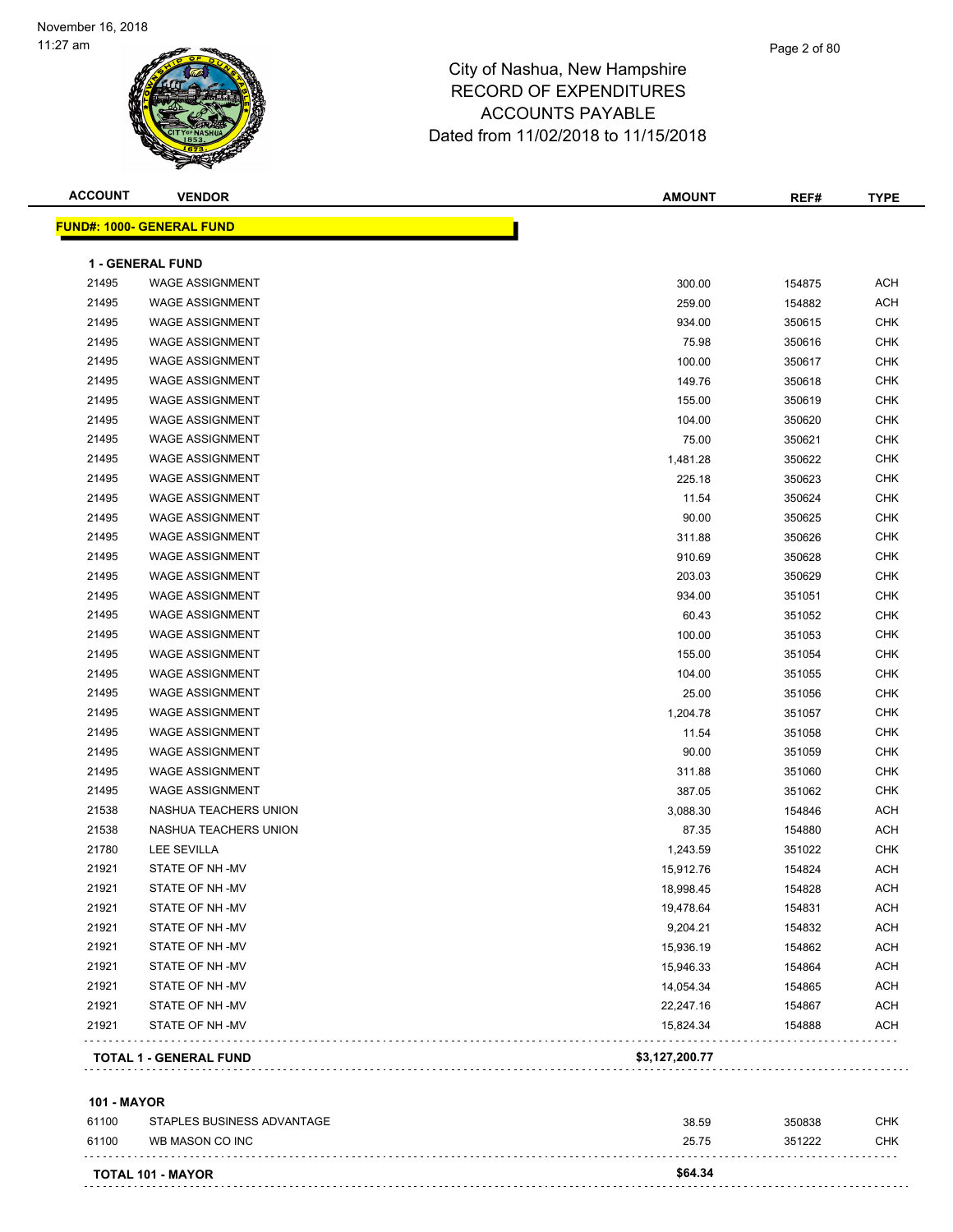# City of Nashua, New Hampshire
## RECORD OF EXPENDITURES
## ACCOUNTS PAYABLE
## Dated from 11/02/2018 to 11/15/2018

| ACCOUNT | VENDOR | AMOUNT | REF# | TYPE |
|---|---|---|---|---|
| **FUND#: 1000- GENERAL FUND** | | | | |
| **1 - GENERAL FUND** | | | | |
| 21495 | WAGE ASSIGNMENT | 300.00 | 154875 | ACH |
| 21495 | WAGE ASSIGNMENT | 259.00 | 154882 | ACH |
| 21495 | WAGE ASSIGNMENT | 934.00 | 350615 | CHK |
| 21495 | WAGE ASSIGNMENT | 75.98 | 350616 | CHK |
| 21495 | WAGE ASSIGNMENT | 100.00 | 350617 | CHK |
| 21495 | WAGE ASSIGNMENT | 149.76 | 350618 | CHK |
| 21495 | WAGE ASSIGNMENT | 155.00 | 350619 | CHK |
| 21495 | WAGE ASSIGNMENT | 104.00 | 350620 | CHK |
| 21495 | WAGE ASSIGNMENT | 75.00 | 350621 | CHK |
| 21495 | WAGE ASSIGNMENT | 1,481.28 | 350622 | CHK |
| 21495 | WAGE ASSIGNMENT | 225.18 | 350623 | CHK |
| 21495 | WAGE ASSIGNMENT | 11.54 | 350624 | CHK |
| 21495 | WAGE ASSIGNMENT | 90.00 | 350625 | CHK |
| 21495 | WAGE ASSIGNMENT | 311.88 | 350626 | CHK |
| 21495 | WAGE ASSIGNMENT | 910.69 | 350628 | CHK |
| 21495 | WAGE ASSIGNMENT | 203.03 | 350629 | CHK |
| 21495 | WAGE ASSIGNMENT | 934.00 | 351051 | CHK |
| 21495 | WAGE ASSIGNMENT | 60.43 | 351052 | CHK |
| 21495 | WAGE ASSIGNMENT | 100.00 | 351053 | CHK |
| 21495 | WAGE ASSIGNMENT | 155.00 | 351054 | CHK |
| 21495 | WAGE ASSIGNMENT | 104.00 | 351055 | CHK |
| 21495 | WAGE ASSIGNMENT | 25.00 | 351056 | CHK |
| 21495 | WAGE ASSIGNMENT | 1,204.78 | 351057 | CHK |
| 21495 | WAGE ASSIGNMENT | 11.54 | 351058 | CHK |
| 21495 | WAGE ASSIGNMENT | 90.00 | 351059 | CHK |
| 21495 | WAGE ASSIGNMENT | 311.88 | 351060 | CHK |
| 21495 | WAGE ASSIGNMENT | 387.05 | 351062 | CHK |
| 21538 | NASHUA TEACHERS UNION | 3,088.30 | 154846 | ACH |
| 21538 | NASHUA TEACHERS UNION | 87.35 | 154880 | ACH |
| 21780 | LEE SEVILLA | 1,243.59 | 351022 | CHK |
| 21921 | STATE OF NH -MV | 15,912.76 | 154824 | ACH |
| 21921 | STATE OF NH -MV | 18,998.45 | 154828 | ACH |
| 21921 | STATE OF NH -MV | 19,478.64 | 154831 | ACH |
| 21921 | STATE OF NH -MV | 9,204.21 | 154832 | ACH |
| 21921 | STATE OF NH -MV | 15,936.19 | 154862 | ACH |
| 21921 | STATE OF NH -MV | 15,946.33 | 154864 | ACH |
| 21921 | STATE OF NH -MV | 14,054.34 | 154865 | ACH |
| 21921 | STATE OF NH -MV | 22,247.16 | 154867 | ACH |
| 21921 | STATE OF NH -MV | 15,824.34 | 154888 | ACH |
| **TOTAL 1 - GENERAL FUND** | | **$3,127,200.77** | | |
| **101 - MAYOR** | | | | |
| 61100 | STAPLES BUSINESS ADVANTAGE | 38.59 | 350838 | CHK |
| 61100 | WB MASON CO INC | 25.75 | 351222 | CHK |
| **TOTAL 101 - MAYOR** | | **$64.34** | | |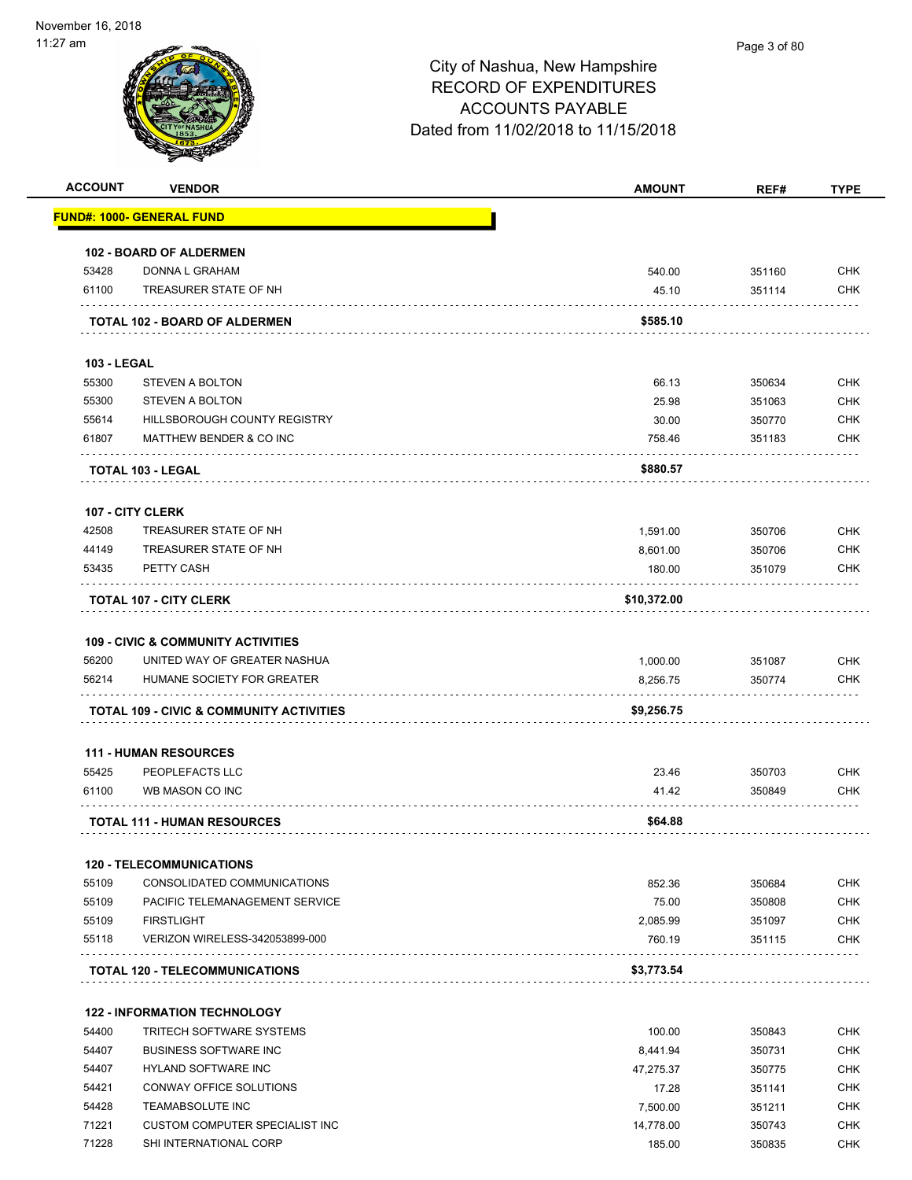# City of Nashua, New Hampshire
## RECORD OF EXPENDITURES
## ACCOUNTS PAYABLE
## Dated from 11/02/2018 to 11/15/2018

November 16, 2018
11:27 am

| ACCOUNT | VENDOR | AMOUNT | REF# | TYPE |
|---|---|---|---|---|
| **FUND#: 1000- GENERAL FUND** | | | | |
| **102 - BOARD OF ALDERMEN** | | | | |
| 53428 | DONNA L GRAHAM | 540.00 | 351160 | CHK |
| 61100 | TREASURER STATE OF NH | 45.10 | 351114 | CHK |
| | **TOTAL 102 - BOARD OF ALDERMEN** | **$585.10** | | |
| **103 - LEGAL** | | | | |
| 55300 | STEVEN A BOLTON | 66.13 | 350634 | CHK |
| 55300 | STEVEN A BOLTON | 25.98 | 351063 | CHK |
| 55614 | HILLSBOROUGH COUNTY REGISTRY | 30.00 | 350770 | CHK |
| 61807 | MATTHEW BENDER & CO INC | 758.46 | 351183 | CHK |
| | **TOTAL 103 - LEGAL** | **$880.57** | | |
| **107 - CITY CLERK** | | | | |
| 42508 | TREASURER STATE OF NH | 1,591.00 | 350706 | CHK |
| 44149 | TREASURER STATE OF NH | 8,601.00 | 350706 | CHK |
| 53435 | PETTY CASH | 180.00 | 351079 | CHK |
| | **TOTAL 107 - CITY CLERK** | **$10,372.00** | | |
| **109 - CIVIC & COMMUNITY ACTIVITIES** | | | | |
| 56200 | UNITED WAY OF GREATER NASHUA | 1,000.00 | 351087 | CHK |
| 56214 | HUMANE SOCIETY FOR GREATER | 8,256.75 | 350774 | CHK |
| | **TOTAL 109 - CIVIC & COMMUNITY ACTIVITIES** | **$9,256.75** | | |
| **111 - HUMAN RESOURCES** | | | | |
| 55425 | PEOPLEFACTS LLC | 23.46 | 350703 | CHK |
| 61100 | WB MASON CO INC | 41.42 | 350849 | CHK |
| | **TOTAL 111 - HUMAN RESOURCES** | **$64.88** | | |
| **120 - TELECOMMUNICATIONS** | | | | |
| 55109 | CONSOLIDATED COMMUNICATIONS | 852.36 | 350684 | CHK |
| 55109 | PACIFIC TELEMANAGEMENT SERVICE | 75.00 | 350808 | CHK |
| 55109 | FIRSTLIGHT | 2,085.99 | 351097 | CHK |
| 55118 | VERIZON WIRELESS-342053899-000 | 760.19 | 351115 | CHK |
| | **TOTAL 120 - TELECOMMUNICATIONS** | **$3,773.54** | | |
| **122 - INFORMATION TECHNOLOGY** | | | | |
| 54400 | TRITECH SOFTWARE SYSTEMS | 100.00 | 350843 | CHK |
| 54407 | BUSINESS SOFTWARE INC | 8,441.94 | 350731 | CHK |
| 54407 | HYLAND SOFTWARE INC | 47,275.37 | 350775 | CHK |
| 54421 | CONWAY OFFICE SOLUTIONS | 17.28 | 351141 | CHK |
| 54428 | TEAMABSOLUTE INC | 7,500.00 | 351211 | CHK |
| 71221 | CUSTOM COMPUTER SPECIALIST INC | 14,778.00 | 350743 | CHK |
| 71228 | SHI INTERNATIONAL CORP | 185.00 | 350835 | CHK |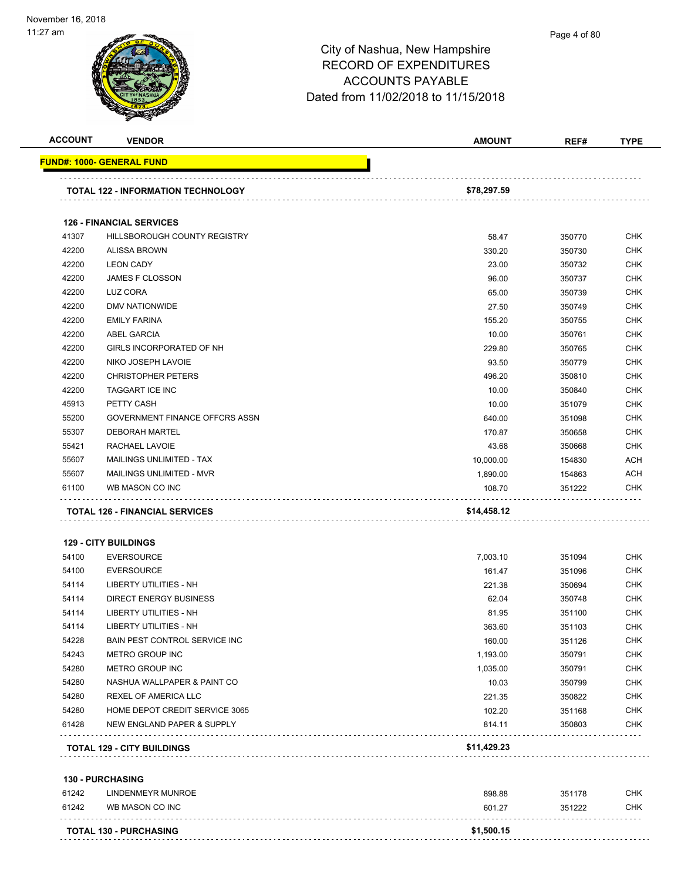City of Nashua, New Hampshire
RECORD OF EXPENDITURES
ACCOUNTS PAYABLE
Dated from 11/02/2018 to 11/15/2018

November 16, 2018
11:27 am

| ACCOUNT | VENDOR | AMOUNT | REF# | TYPE |
|---|---|---|---|---|
| **FUND#: 1000- GENERAL FUND** | | | | |
| **TOTAL 122 - INFORMATION TECHNOLOGY** | | **$78,297.59** | | |
| **126 - FINANCIAL SERVICES** | | | | |
| 41307 | HILLSBOROUGH COUNTY REGISTRY | 58.47 | 350770 | CHK |
| 42200 | ALISSA BROWN | 330.20 | 350730 | CHK |
| 42200 | LEON CADY | 23.00 | 350732 | CHK |
| 42200 | JAMES F CLOSSON | 96.00 | 350737 | CHK |
| 42200 | LUZ CORA | 65.00 | 350739 | CHK |
| 42200 | DMV NATIONWIDE | 27.50 | 350749 | CHK |
| 42200 | EMILY FARINA | 155.20 | 350755 | CHK |
| 42200 | ABEL GARCIA | 10.00 | 350761 | CHK |
| 42200 | GIRLS INCORPORATED OF NH | 229.80 | 350765 | CHK |
| 42200 | NIKO JOSEPH LAVOIE | 93.50 | 350779 | CHK |
| 42200 | CHRISTOPHER PETERS | 496.20 | 350810 | CHK |
| 42200 | TAGGART ICE INC | 10.00 | 350840 | CHK |
| 45913 | PETTY CASH | 10.00 | 351079 | CHK |
| 55200 | GOVERNMENT FINANCE OFFCRS ASSN | 640.00 | 351098 | CHK |
| 55307 | DEBORAH MARTEL | 170.87 | 350658 | CHK |
| 55421 | RACHAEL LAVOIE | 43.68 | 350668 | CHK |
| 55607 | MAILINGS UNLIMITED - TAX | 10,000.00 | 154830 | ACH |
| 55607 | MAILINGS UNLIMITED - MVR | 1,890.00 | 154863 | ACH |
| 61100 | WB MASON CO INC | 108.70 | 351222 | CHK |
| **TOTAL 126 - FINANCIAL SERVICES** | | **$14,458.12** | | |
| **129 - CITY BUILDINGS** | | | | |
| 54100 | EVERSOURCE | 7,003.10 | 351094 | CHK |
| 54100 | EVERSOURCE | 161.47 | 351096 | CHK |
| 54114 | LIBERTY UTILITIES - NH | 221.38 | 350694 | CHK |
| 54114 | DIRECT ENERGY BUSINESS | 62.04 | 350748 | CHK |
| 54114 | LIBERTY UTILITIES - NH | 81.95 | 351100 | CHK |
| 54114 | LIBERTY UTILITIES - NH | 363.60 | 351103 | CHK |
| 54228 | BAIN PEST CONTROL SERVICE INC | 160.00 | 351126 | CHK |
| 54243 | METRO GROUP INC | 1,193.00 | 350791 | CHK |
| 54280 | METRO GROUP INC | 1,035.00 | 350791 | CHK |
| 54280 | NASHUA WALLPAPER & PAINT CO | 10.03 | 350799 | CHK |
| 54280 | REXEL OF AMERICA LLC | 221.35 | 350822 | CHK |
| 54280 | HOME DEPOT CREDIT SERVICE 3065 | 102.20 | 351168 | CHK |
| 61428 | NEW ENGLAND PAPER & SUPPLY | 814.11 | 350803 | CHK |
| **TOTAL 129 - CITY BUILDINGS** | | **$11,429.23** | | |
| **130 - PURCHASING** | | | | |
| 61242 | LINDENMEYR MUNROE | 898.88 | 351178 | CHK |
| 61242 | WB MASON CO INC | 601.27 | 351222 | CHK |
| **TOTAL 130 - PURCHASING** | | **$1,500.15** | | |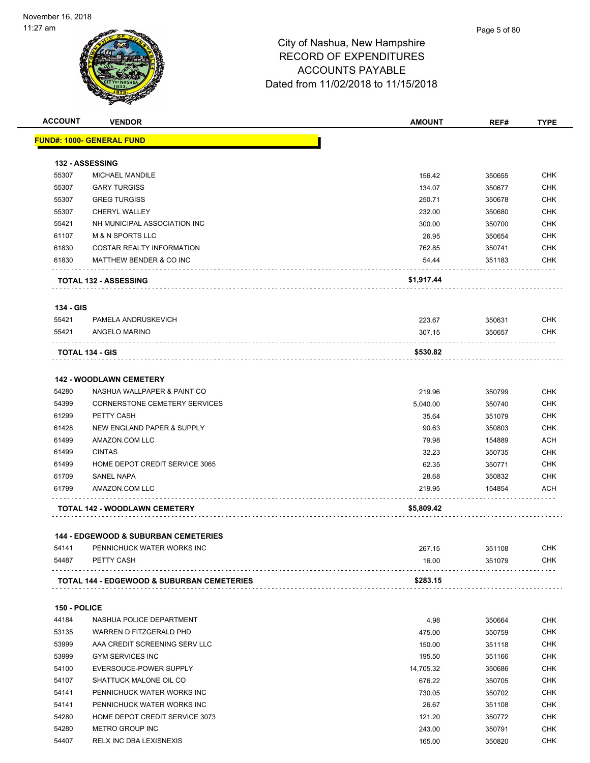November 16, 2018
11:27 am

# City of Nashua, New Hampshire
## RECORD OF EXPENDITURES
## ACCOUNTS PAYABLE
## Dated from 11/02/2018 to 11/15/2018

| ACCOUNT | VENDOR | AMOUNT | REF# | TYPE |
|---|---|---|---|---|
| **FUND#: 1000- GENERAL FUND** | | | | |
| **132 - ASSESSING** | | | | |
| 55307 | MICHAEL MANDILE | 156.42 | 350655 | CHK |
| 55307 | GARY TURGISS | 134.07 | 350677 | CHK |
| 55307 | GREG TURGISS | 250.71 | 350678 | CHK |
| 55307 | CHERYL WALLEY | 232.00 | 350680 | CHK |
| 55421 | NH MUNICIPAL ASSOCIATION INC | 300.00 | 350700 | CHK |
| 61107 | M & N SPORTS LLC | 26.95 | 350654 | CHK |
| 61830 | COSTAR REALTY INFORMATION | 762.85 | 350741 | CHK |
| 61830 | MATTHEW BENDER & CO INC | 54.44 | 351183 | CHK |
| | **TOTAL 132 - ASSESSING** | **$1,917.44** | | |
| **134 - GIS** | | | | |
| 55421 | PAMELA ANDRUSKEVICH | 223.67 | 350631 | CHK |
| 55421 | ANGELO MARINO | 307.15 | 350657 | CHK |
| | **TOTAL 134 - GIS** | **$530.82** | | |
| **142 - WOODLAWN CEMETERY** | | | | |
| 54280 | NASHUA WALLPAPER & PAINT CO | 219.96 | 350799 | CHK |
| 54399 | CORNERSTONE CEMETERY SERVICES | 5,040.00 | 350740 | CHK |
| 61299 | PETTY CASH | 35.64 | 351079 | CHK |
| 61428 | NEW ENGLAND PAPER & SUPPLY | 90.63 | 350803 | CHK |
| 61499 | AMAZON.COM LLC | 79.98 | 154889 | ACH |
| 61499 | CINTAS | 32.23 | 350735 | CHK |
| 61499 | HOME DEPOT CREDIT SERVICE 3065 | 62.35 | 350771 | CHK |
| 61709 | SANEL NAPA | 28.68 | 350832 | CHK |
| 61799 | AMAZON.COM LLC | 219.95 | 154854 | ACH |
| | **TOTAL 142 - WOODLAWN CEMETERY** | **$5,809.42** | | |
| **144 - EDGEWOOD & SUBURBAN CEMETERIES** | | | | |
| 54141 | PENNICHUCK WATER WORKS INC | 267.15 | 351108 | CHK |
| 54487 | PETTY CASH | 16.00 | 351079 | CHK |
| | **TOTAL 144 - EDGEWOOD & SUBURBAN CEMETERIES** | **$283.15** | | |
| **150 - POLICE** | | | | |
| 44184 | NASHUA POLICE DEPARTMENT | 4.98 | 350664 | CHK |
| 53135 | WARREN D FITZGERALD PHD | 475.00 | 350759 | CHK |
| 53999 | AAA CREDIT SCREENING SERV LLC | 150.00 | 351118 | CHK |
| 53999 | GYM SERVICES INC | 195.50 | 351166 | CHK |
| 54100 | EVERSOUCE-POWER SUPPLY | 14,705.32 | 350686 | CHK |
| 54107 | SHATTUCK MALONE OIL CO | 676.22 | 350705 | CHK |
| 54141 | PENNICHUCK WATER WORKS INC | 730.05 | 350702 | CHK |
| 54141 | PENNICHUCK WATER WORKS INC | 26.67 | 351108 | CHK |
| 54280 | HOME DEPOT CREDIT SERVICE 3073 | 121.20 | 350772 | CHK |
| 54280 | METRO GROUP INC | 243.00 | 350791 | CHK |
| 54407 | RELX INC DBA LEXISNEXIS | 165.00 | 350820 | CHK |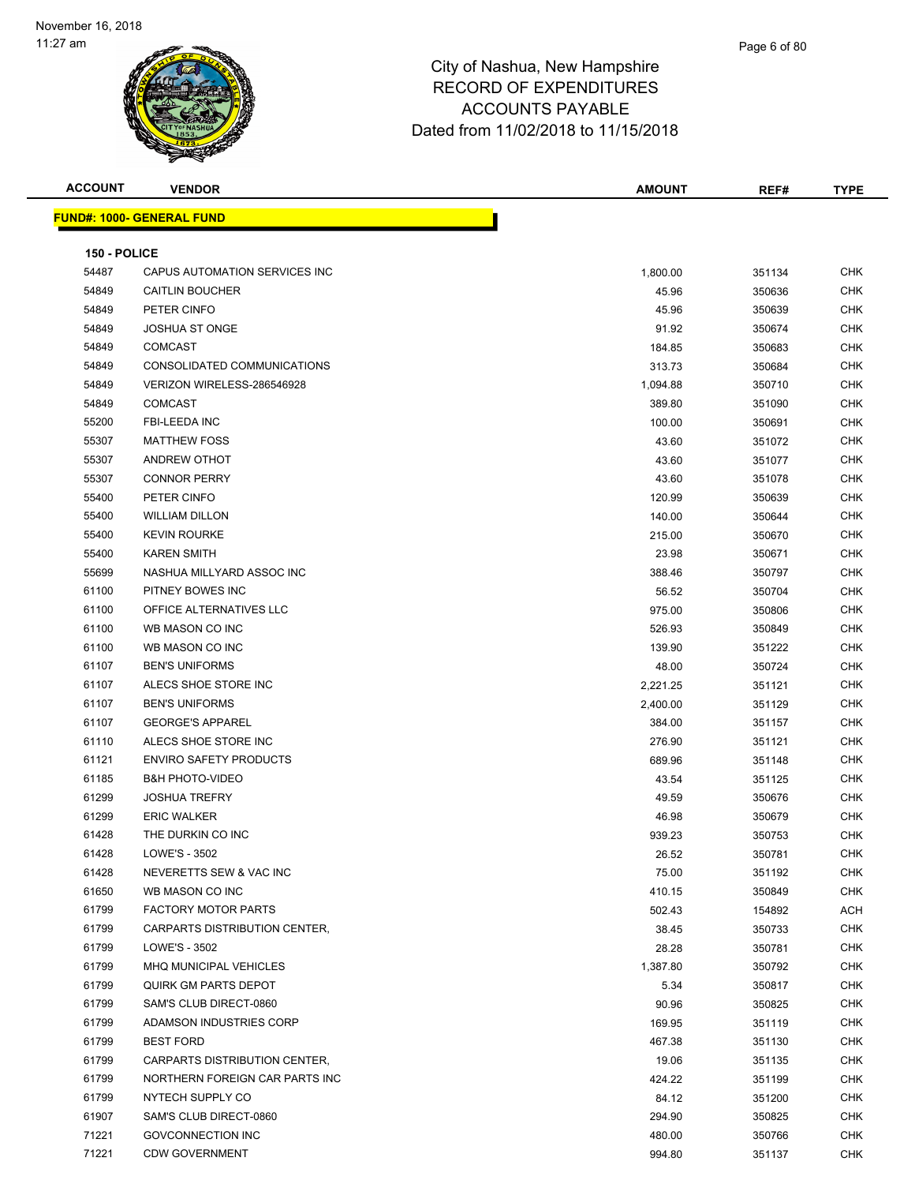City of Nashua, New Hampshire
RECORD OF EXPENDITURES
ACCOUNTS PAYABLE
Dated from 11/02/2018 to 11/15/2018

| ACCOUNT | VENDOR | AMOUNT | REF# | TYPE |
|---|---|---|---|---|

**FUND#: 1000- GENERAL FUND**

**150 - POLICE**

| ACCOUNT | VENDOR | AMOUNT | REF# | TYPE |
|---|---|---|---|---|
| 54487 | CAPUS AUTOMATION SERVICES INC | 1,800.00 | 351134 | CHK |
| 54849 | CAITLIN BOUCHER | 45.96 | 350636 | CHK |
| 54849 | PETER CINFO | 45.96 | 350639 | CHK |
| 54849 | JOSHUA ST ONGE | 91.92 | 350674 | CHK |
| 54849 | COMCAST | 184.85 | 350683 | CHK |
| 54849 | CONSOLIDATED COMMUNICATIONS | 313.73 | 350684 | CHK |
| 54849 | VERIZON WIRELESS-286546928 | 1,094.88 | 350710 | CHK |
| 54849 | COMCAST | 389.80 | 351090 | CHK |
| 55200 | FBI-LEEDA INC | 100.00 | 350691 | CHK |
| 55307 | MATTHEW FOSS | 43.60 | 351072 | CHK |
| 55307 | ANDREW OTHOT | 43.60 | 351077 | CHK |
| 55307 | CONNOR PERRY | 43.60 | 351078 | CHK |
| 55400 | PETER CINFO | 120.99 | 350639 | CHK |
| 55400 | WILLIAM DILLON | 140.00 | 350644 | CHK |
| 55400 | KEVIN ROURKE | 215.00 | 350670 | CHK |
| 55400 | KAREN SMITH | 23.98 | 350671 | CHK |
| 55699 | NASHUA MILLYARD ASSOC INC | 388.46 | 350797 | CHK |
| 61100 | PITNEY BOWES INC | 56.52 | 350704 | CHK |
| 61100 | OFFICE ALTERNATIVES LLC | 975.00 | 350806 | CHK |
| 61100 | WB MASON CO INC | 526.93 | 350849 | CHK |
| 61100 | WB MASON CO INC | 139.90 | 351222 | CHK |
| 61107 | BEN'S UNIFORMS | 48.00 | 350724 | CHK |
| 61107 | ALECS SHOE STORE INC | 2,221.25 | 351121 | CHK |
| 61107 | BEN'S UNIFORMS | 2,400.00 | 351129 | CHK |
| 61107 | GEORGE'S APPAREL | 384.00 | 351157 | CHK |
| 61110 | ALECS SHOE STORE INC | 276.90 | 351121 | CHK |
| 61121 | ENVIRO SAFETY PRODUCTS | 689.96 | 351148 | CHK |
| 61185 | B&H PHOTO-VIDEO | 43.54 | 351125 | CHK |
| 61299 | JOSHUA TREFRY | 49.59 | 350676 | CHK |
| 61299 | ERIC WALKER | 46.98 | 350679 | CHK |
| 61428 | THE DURKIN CO INC | 939.23 | 350753 | CHK |
| 61428 | LOWE'S - 3502 | 26.52 | 350781 | CHK |
| 61428 | NEVERETTS SEW & VAC INC | 75.00 | 351192 | CHK |
| 61650 | WB MASON CO INC | 410.15 | 350849 | CHK |
| 61799 | FACTORY MOTOR PARTS | 502.43 | 154892 | ACH |
| 61799 | CARPARTS DISTRIBUTION CENTER, | 38.45 | 350733 | CHK |
| 61799 | LOWE'S - 3502 | 28.28 | 350781 | CHK |
| 61799 | MHQ MUNICIPAL VEHICLES | 1,387.80 | 350792 | CHK |
| 61799 | QUIRK GM PARTS DEPOT | 5.34 | 350817 | CHK |
| 61799 | SAM'S CLUB DIRECT-0860 | 90.96 | 350825 | CHK |
| 61799 | ADAMSON INDUSTRIES CORP | 169.95 | 351119 | CHK |
| 61799 | BEST FORD | 467.38 | 351130 | CHK |
| 61799 | CARPARTS DISTRIBUTION CENTER, | 19.06 | 351135 | CHK |
| 61799 | NORTHERN FOREIGN CAR PARTS INC | 424.22 | 351199 | CHK |
| 61799 | NYTECH SUPPLY CO | 84.12 | 351200 | CHK |
| 61907 | SAM'S CLUB DIRECT-0860 | 294.90 | 350825 | CHK |
| 71221 | GOVCONNECTION INC | 480.00 | 350766 | CHK |
| 71221 | CDW GOVERNMENT | 994.80 | 351137 | CHK |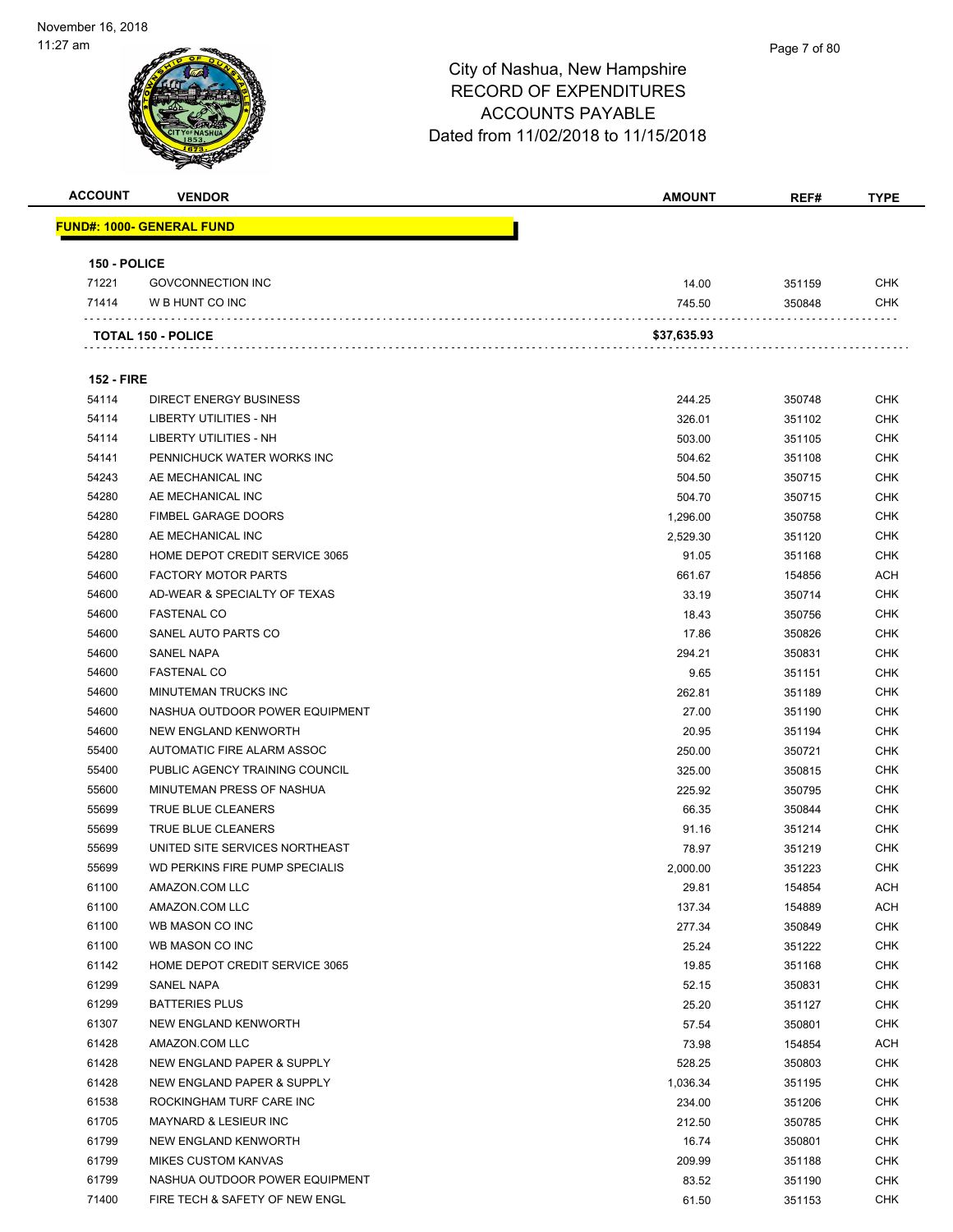City of Nashua, New Hampshire
RECORD OF EXPENDITURES
ACCOUNTS PAYABLE
Dated from 11/02/2018 to 11/15/2018

| ACCOUNT | VENDOR | AMOUNT | REF# | TYPE |
|---|---|---|---|---|
| **FUND#: 1000- GENERAL FUND** | | | | |
| **150 - POLICE** | | | | |
| 71221 | GOVCONNECTION INC | 14.00 | 351159 | CHK |
| 71414 | W B HUNT CO INC | 745.50 | 350848 | CHK |
| | **TOTAL 150 - POLICE** | **$37,635.93** | | |
| **152 - FIRE** | | | | |
| 54114 | DIRECT ENERGY BUSINESS | 244.25 | 350748 | CHK |
| 54114 | LIBERTY UTILITIES - NH | 326.01 | 351102 | CHK |
| 54114 | LIBERTY UTILITIES - NH | 503.00 | 351105 | CHK |
| 54141 | PENNICHUCK WATER WORKS INC | 504.62 | 351108 | CHK |
| 54243 | AE MECHANICAL INC | 504.50 | 350715 | CHK |
| 54280 | AE MECHANICAL INC | 504.70 | 350715 | CHK |
| 54280 | FIMBEL GARAGE DOORS | 1,296.00 | 350758 | CHK |
| 54280 | AE MECHANICAL INC | 2,529.30 | 351120 | CHK |
| 54280 | HOME DEPOT CREDIT SERVICE 3065 | 91.05 | 351168 | CHK |
| 54600 | FACTORY MOTOR PARTS | 661.67 | 154856 | ACH |
| 54600 | AD-WEAR & SPECIALTY OF TEXAS | 33.19 | 350714 | CHK |
| 54600 | FASTENAL CO | 18.43 | 350756 | CHK |
| 54600 | SANEL AUTO PARTS CO | 17.86 | 350826 | CHK |
| 54600 | SANEL NAPA | 294.21 | 350831 | CHK |
| 54600 | FASTENAL CO | 9.65 | 351151 | CHK |
| 54600 | MINUTEMAN TRUCKS INC | 262.81 | 351189 | CHK |
| 54600 | NASHUA OUTDOOR POWER EQUIPMENT | 27.00 | 351190 | CHK |
| 54600 | NEW ENGLAND KENWORTH | 20.95 | 351194 | CHK |
| 55400 | AUTOMATIC FIRE ALARM ASSOC | 250.00 | 350721 | CHK |
| 55400 | PUBLIC AGENCY TRAINING COUNCIL | 325.00 | 350815 | CHK |
| 55600 | MINUTEMAN PRESS OF NASHUA | 225.92 | 350795 | CHK |
| 55699 | TRUE BLUE CLEANERS | 66.35 | 350844 | CHK |
| 55699 | TRUE BLUE CLEANERS | 91.16 | 351214 | CHK |
| 55699 | UNITED SITE SERVICES NORTHEAST | 78.97 | 351219 | CHK |
| 55699 | WD PERKINS FIRE PUMP SPECIALIS | 2,000.00 | 351223 | CHK |
| 61100 | AMAZON.COM LLC | 29.81 | 154854 | ACH |
| 61100 | AMAZON.COM LLC | 137.34 | 154889 | ACH |
| 61100 | WB MASON CO INC | 277.34 | 350849 | CHK |
| 61100 | WB MASON CO INC | 25.24 | 351222 | CHK |
| 61142 | HOME DEPOT CREDIT SERVICE 3065 | 19.85 | 351168 | CHK |
| 61299 | SANEL NAPA | 52.15 | 350831 | CHK |
| 61299 | BATTERIES PLUS | 25.20 | 351127 | CHK |
| 61307 | NEW ENGLAND KENWORTH | 57.54 | 350801 | CHK |
| 61428 | AMAZON.COM LLC | 73.98 | 154854 | ACH |
| 61428 | NEW ENGLAND PAPER & SUPPLY | 528.25 | 350803 | CHK |
| 61428 | NEW ENGLAND PAPER & SUPPLY | 1,036.34 | 351195 | CHK |
| 61538 | ROCKINGHAM TURF CARE INC | 234.00 | 351206 | CHK |
| 61705 | MAYNARD & LESIEUR INC | 212.50 | 350785 | CHK |
| 61799 | NEW ENGLAND KENWORTH | 16.74 | 350801 | CHK |
| 61799 | MIKES CUSTOM KANVAS | 209.99 | 351188 | CHK |
| 61799 | NASHUA OUTDOOR POWER EQUIPMENT | 83.52 | 351190 | CHK |
| 71400 | FIRE TECH & SAFETY OF NEW ENGL | 61.50 | 351153 | CHK |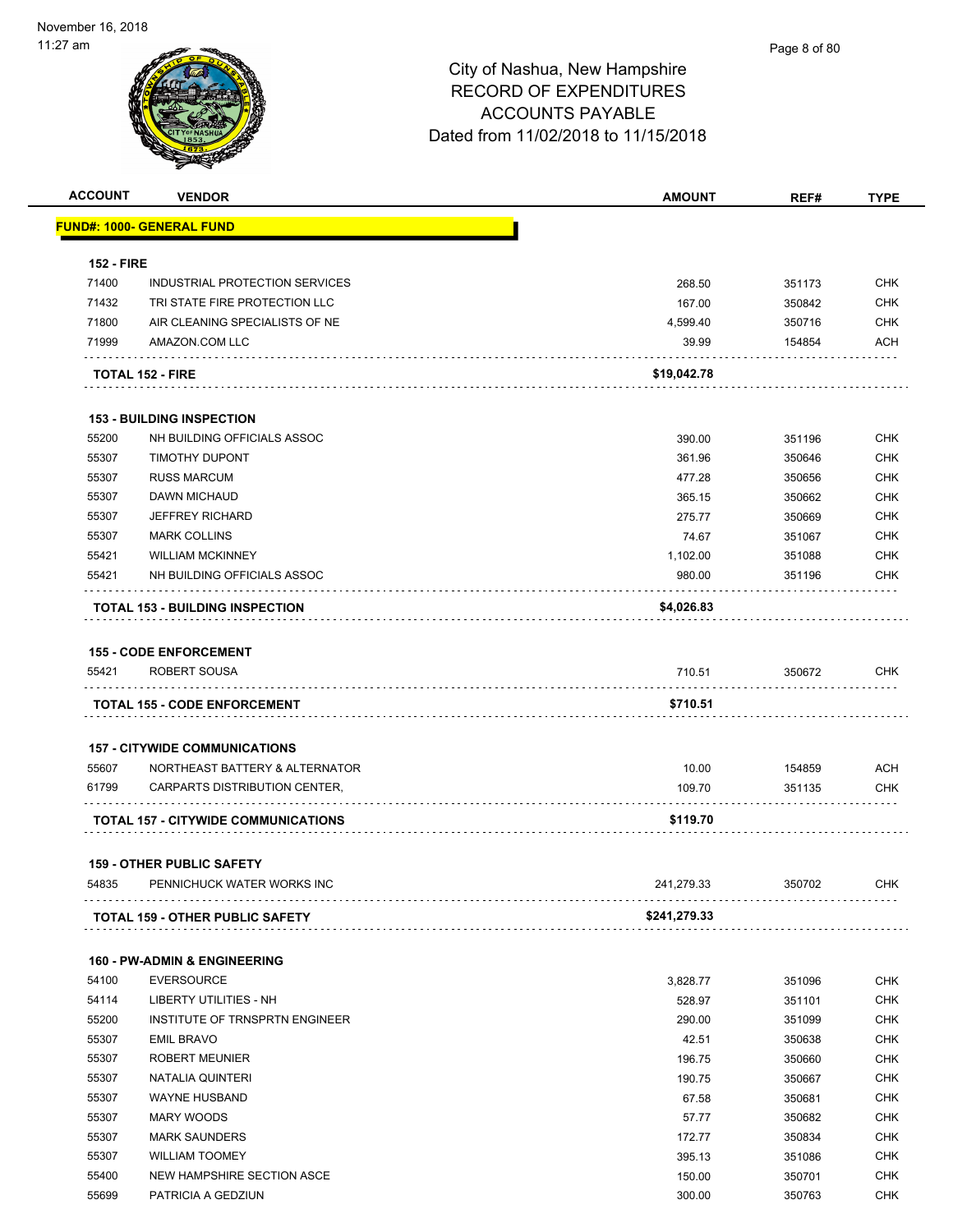# City of Nashua, New Hampshire
# RECORD OF EXPENDITURES
# ACCOUNTS PAYABLE
# Dated from 11/02/2018 to 11/15/2018

| ACCOUNT | VENDOR | AMOUNT | REF# | TYPE |
|---|---|---|---|---|
| **FUND#: 1000- GENERAL FUND** | | | | |
| **152 - FIRE** | | | | |
| 71400 | INDUSTRIAL PROTECTION SERVICES | 268.50 | 351173 | CHK |
| 71432 | TRI STATE FIRE PROTECTION LLC | 167.00 | 350842 | CHK |
| 71800 | AIR CLEANING SPECIALISTS OF NE | 4,599.40 | 350716 | CHK |
| 71999 | AMAZON.COM LLC | 39.99 | 154854 | ACH |
| **TOTAL 152 - FIRE** | | **$19,042.78** | | |
| **153 - BUILDING INSPECTION** | | | | |
| 55200 | NH BUILDING OFFICIALS ASSOC | 390.00 | 351196 | CHK |
| 55307 | TIMOTHY DUPONT | 361.96 | 350646 | CHK |
| 55307 | RUSS MARCUM | 477.28 | 350656 | CHK |
| 55307 | DAWN MICHAUD | 365.15 | 350662 | CHK |
| 55307 | JEFFREY RICHARD | 275.77 | 350669 | CHK |
| 55307 | MARK COLLINS | 74.67 | 351067 | CHK |
| 55421 | WILLIAM MCKINNEY | 1,102.00 | 351088 | CHK |
| 55421 | NH BUILDING OFFICIALS ASSOC | 980.00 | 351196 | CHK |
| **TOTAL 153 - BUILDING INSPECTION** | | **$4,026.83** | | |
| **155 - CODE ENFORCEMENT** | | | | |
| 55421 | ROBERT SOUSA | 710.51 | 350672 | CHK |
| **TOTAL 155 - CODE ENFORCEMENT** | | **$710.51** | | |
| **157 - CITYWIDE COMMUNICATIONS** | | | | |
| 55607 | NORTHEAST BATTERY & ALTERNATOR | 10.00 | 154859 | ACH |
| 61799 | CARPARTS DISTRIBUTION CENTER, | 109.70 | 351135 | CHK |
| **TOTAL 157 - CITYWIDE COMMUNICATIONS** | | **$119.70** | | |
| **159 - OTHER PUBLIC SAFETY** | | | | |
| 54835 | PENNICHUCK WATER WORKS INC | 241,279.33 | 350702 | CHK |
| **TOTAL 159 - OTHER PUBLIC SAFETY** | | **$241,279.33** | | |
| **160 - PW-ADMIN & ENGINEERING** | | | | |
| 54100 | EVERSOURCE | 3,828.77 | 351096 | CHK |
| 54114 | LIBERTY UTILITIES - NH | 528.97 | 351101 | CHK |
| 55200 | INSTITUTE OF TRNSPRTN ENGINEER | 290.00 | 351099 | CHK |
| 55307 | EMIL BRAVO | 42.51 | 350638 | CHK |
| 55307 | ROBERT MEUNIER | 196.75 | 350660 | CHK |
| 55307 | NATALIA QUINTERI | 190.75 | 350667 | CHK |
| 55307 | WAYNE HUSBAND | 67.58 | 350681 | CHK |
| 55307 | MARY WOODS | 57.77 | 350682 | CHK |
| 55307 | MARK SAUNDERS | 172.77 | 350834 | CHK |
| 55307 | WILLIAM TOOMEY | 395.13 | 351086 | CHK |
| 55400 | NEW HAMPSHIRE SECTION ASCE | 150.00 | 350701 | CHK |
| 55699 | PATRICIA A GEDZIUN | 300.00 | 350763 | CHK |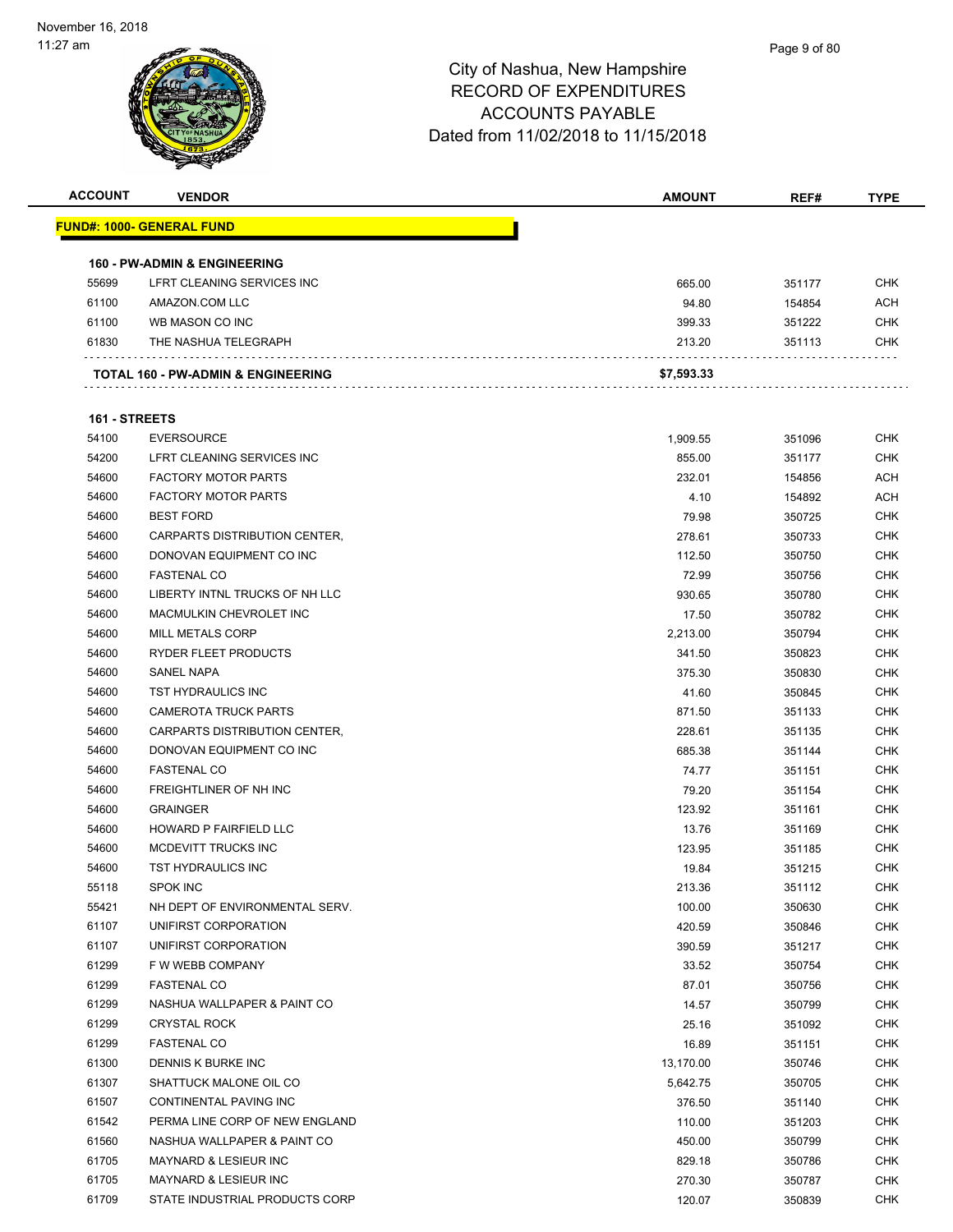City of Nashua, New Hampshire
RECORD OF EXPENDITURES
ACCOUNTS PAYABLE
Dated from 11/02/2018 to 11/15/2018

| ACCOUNT | VENDOR | AMOUNT | REF# | TYPE |
|---|---|---|---|---|
| **FUND#: 1000- GENERAL FUND** | | | | |
| **160 - PW-ADMIN & ENGINEERING** | | | | |
| 55699 | LFRT CLEANING SERVICES INC | 665.00 | 351177 | CHK |
| 61100 | AMAZON.COM LLC | 94.80 | 154854 | ACH |
| 61100 | WB MASON CO INC | 399.33 | 351222 | CHK |
| 61830 | THE NASHUA TELEGRAPH | 213.20 | 351113 | CHK |
| | **TOTAL 160 - PW-ADMIN & ENGINEERING** | **$7,593.33** | | |
| **161 - STREETS** | | | | |
| 54100 | EVERSOURCE | 1,909.55 | 351096 | CHK |
| 54200 | LFRT CLEANING SERVICES INC | 855.00 | 351177 | CHK |
| 54600 | FACTORY MOTOR PARTS | 232.01 | 154856 | ACH |
| 54600 | FACTORY MOTOR PARTS | 4.10 | 154892 | ACH |
| 54600 | BEST FORD | 79.98 | 350725 | CHK |
| 54600 | CARPARTS DISTRIBUTION CENTER, | 278.61 | 350733 | CHK |
| 54600 | DONOVAN EQUIPMENT CO INC | 112.50 | 350750 | CHK |
| 54600 | FASTENAL CO | 72.99 | 350756 | CHK |
| 54600 | LIBERTY INTNL TRUCKS OF NH LLC | 930.65 | 350780 | CHK |
| 54600 | MACMULKIN CHEVROLET INC | 17.50 | 350782 | CHK |
| 54600 | MILL METALS CORP | 2,213.00 | 350794 | CHK |
| 54600 | RYDER FLEET PRODUCTS | 341.50 | 350823 | CHK |
| 54600 | SANEL NAPA | 375.30 | 350830 | CHK |
| 54600 | TST HYDRAULICS INC | 41.60 | 350845 | CHK |
| 54600 | CAMEROTA TRUCK PARTS | 871.50 | 351133 | CHK |
| 54600 | CARPARTS DISTRIBUTION CENTER, | 228.61 | 351135 | CHK |
| 54600 | DONOVAN EQUIPMENT CO INC | 685.38 | 351144 | CHK |
| 54600 | FASTENAL CO | 74.77 | 351151 | CHK |
| 54600 | FREIGHTLINER OF NH INC | 79.20 | 351154 | CHK |
| 54600 | GRAINGER | 123.92 | 351161 | CHK |
| 54600 | HOWARD P FAIRFIELD LLC | 13.76 | 351169 | CHK |
| 54600 | MCDEVITT TRUCKS INC | 123.95 | 351185 | CHK |
| 54600 | TST HYDRAULICS INC | 19.84 | 351215 | CHK |
| 55118 | SPOK INC | 213.36 | 351112 | CHK |
| 55421 | NH DEPT OF ENVIRONMENTAL SERV. | 100.00 | 350630 | CHK |
| 61107 | UNIFIRST CORPORATION | 420.59 | 350846 | CHK |
| 61107 | UNIFIRST CORPORATION | 390.59 | 351217 | CHK |
| 61299 | F W WEBB COMPANY | 33.52 | 350754 | CHK |
| 61299 | FASTENAL CO | 87.01 | 350756 | CHK |
| 61299 | NASHUA WALLPAPER & PAINT CO | 14.57 | 350799 | CHK |
| 61299 | CRYSTAL ROCK | 25.16 | 351092 | CHK |
| 61299 | FASTENAL CO | 16.89 | 351151 | CHK |
| 61300 | DENNIS K BURKE INC | 13,170.00 | 350746 | CHK |
| 61307 | SHATTUCK MALONE OIL CO | 5,642.75 | 350705 | CHK |
| 61507 | CONTINENTAL PAVING INC | 376.50 | 351140 | CHK |
| 61542 | PERMA LINE CORP OF NEW ENGLAND | 110.00 | 351203 | CHK |
| 61560 | NASHUA WALLPAPER & PAINT CO | 450.00 | 350799 | CHK |
| 61705 | MAYNARD & LESIEUR INC | 829.18 | 350786 | CHK |
| 61705 | MAYNARD & LESIEUR INC | 270.30 | 350787 | CHK |
| 61709 | STATE INDUSTRIAL PRODUCTS CORP | 120.07 | 350839 | CHK |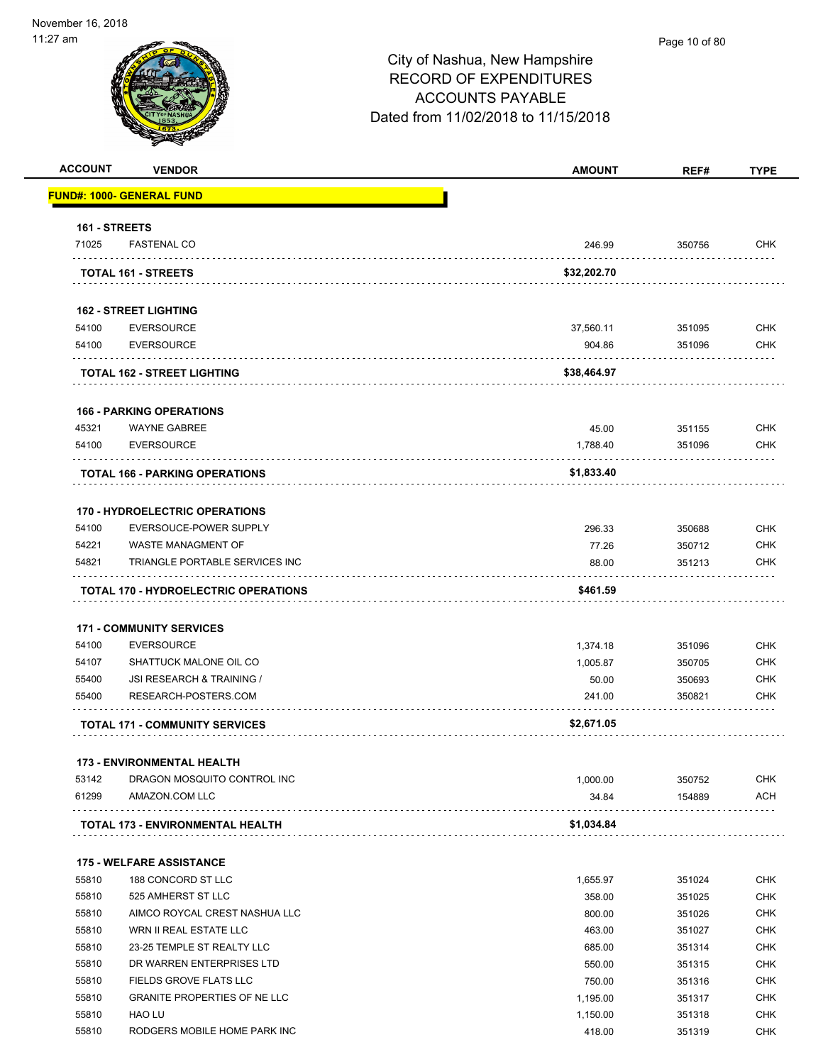# City of Nashua, New Hampshire
## RECORD OF EXPENDITURES
## ACCOUNTS PAYABLE
## Dated from 11/02/2018 to 11/15/2018

| ACCOUNT | VENDOR | AMOUNT | REF# | TYPE |
|---|---|---|---|---|
| **FUND#: 1000- GENERAL FUND** | | | | |
| **161 - STREETS** | | | | |
| 71025 | FASTENAL CO | 246.99 | 350756 | CHK |
| | **TOTAL 161 - STREETS** | **$32,202.70** | | |
| **162 - STREET LIGHTING** | | | | |
| 54100 | EVERSOURCE | 37,560.11 | 351095 | CHK |
| 54100 | EVERSOURCE | 904.86 | 351096 | CHK |
| | **TOTAL 162 - STREET LIGHTING** | **$38,464.97** | | |
| **166 - PARKING OPERATIONS** | | | | |
| 45321 | WAYNE GABREE | 45.00 | 351155 | CHK |
| 54100 | EVERSOURCE | 1,788.40 | 351096 | CHK |
| | **TOTAL 166 - PARKING OPERATIONS** | **$1,833.40** | | |
| **170 - HYDROELECTRIC OPERATIONS** | | | | |
| 54100 | EVERSOUCE-POWER SUPPLY | 296.33 | 350688 | CHK |
| 54221 | WASTE MANAGMENT OF | 77.26 | 350712 | CHK |
| 54821 | TRIANGLE PORTABLE SERVICES INC | 88.00 | 351213 | CHK |
| | **TOTAL 170 - HYDROELECTRIC OPERATIONS** | **$461.59** | | |
| **171 - COMMUNITY SERVICES** | | | | |
| 54100 | EVERSOURCE | 1,374.18 | 351096 | CHK |
| 54107 | SHATTUCK MALONE OIL CO | 1,005.87 | 350705 | CHK |
| 55400 | JSI RESEARCH & TRAINING / | 50.00 | 350693 | CHK |
| 55400 | RESEARCH-POSTERS.COM | 241.00 | 350821 | CHK |
| | **TOTAL 171 - COMMUNITY SERVICES** | **$2,671.05** | | |
| **173 - ENVIRONMENTAL HEALTH** | | | | |
| 53142 | DRAGON MOSQUITO CONTROL INC | 1,000.00 | 350752 | CHK |
| 61299 | AMAZON.COM LLC | 34.84 | 154889 | ACH |
| | **TOTAL 173 - ENVIRONMENTAL HEALTH** | **$1,034.84** | | |
| **175 - WELFARE ASSISTANCE** | | | | |
| 55810 | 188 CONCORD ST LLC | 1,655.97 | 351024 | CHK |
| 55810 | 525 AMHERST ST LLC | 358.00 | 351025 | CHK |
| 55810 | AIMCO ROYCAL CREST NASHUA LLC | 800.00 | 351026 | CHK |
| 55810 | WRN II REAL ESTATE LLC | 463.00 | 351027 | CHK |
| 55810 | 23-25 TEMPLE ST REALTY LLC | 685.00 | 351314 | CHK |
| 55810 | DR WARREN ENTERPRISES LTD | 550.00 | 351315 | CHK |
| 55810 | FIELDS GROVE FLATS LLC | 750.00 | 351316 | CHK |
| 55810 | GRANITE PROPERTIES OF NE LLC | 1,195.00 | 351317 | CHK |
| 55810 | HAO LU | 1,150.00 | 351318 | CHK |
| 55810 | RODGERS MOBILE HOME PARK INC | 418.00 | 351319 | CHK |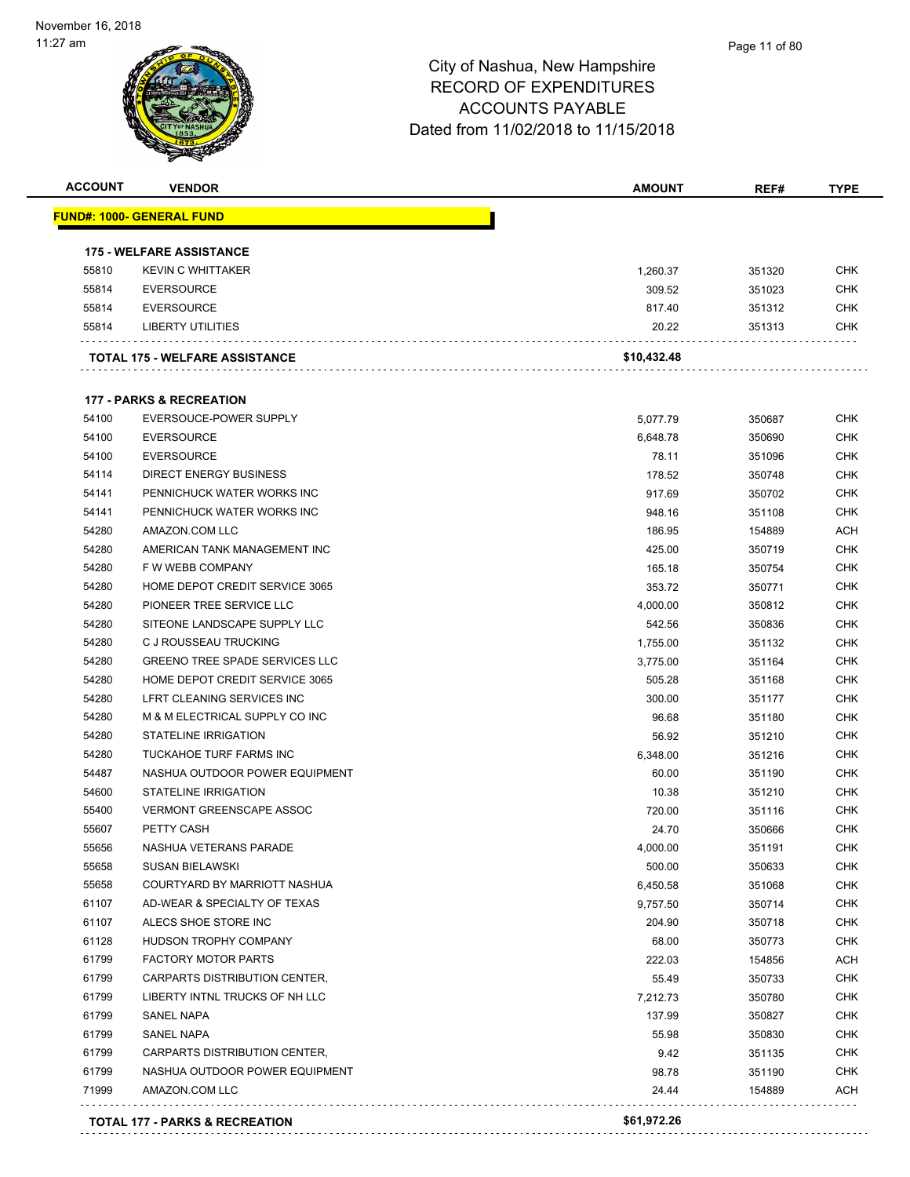# City of Nashua, New Hampshire
## RECORD OF EXPENDITURES
## ACCOUNTS PAYABLE
## Dated from 11/02/2018 to 11/15/2018

| ACCOUNT | VENDOR | AMOUNT | REF# | TYPE |
|---|---|---|---|---|
| **FUND#: 1000- GENERAL FUND** | | | | |
| **175 - WELFARE ASSISTANCE** | | | | |
| 55810 | KEVIN C WHITTAKER | 1,260.37 | 351320 | CHK |
| 55814 | EVERSOURCE | 309.52 | 351023 | CHK |
| 55814 | EVERSOURCE | 817.40 | 351312 | CHK |
| 55814 | LIBERTY UTILITIES | 20.22 | 351313 | CHK |
| | **TOTAL 175 - WELFARE ASSISTANCE** | **$10,432.48** | | |
| **177 - PARKS & RECREATION** | | | | |
| 54100 | EVERSOUCE-POWER SUPPLY | 5,077.79 | 350687 | CHK |
| 54100 | EVERSOURCE | 6,648.78 | 350690 | CHK |
| 54100 | EVERSOURCE | 78.11 | 351096 | CHK |
| 54114 | DIRECT ENERGY BUSINESS | 178.52 | 350748 | CHK |
| 54141 | PENNICHUCK WATER WORKS INC | 917.69 | 350702 | CHK |
| 54141 | PENNICHUCK WATER WORKS INC | 948.16 | 351108 | CHK |
| 54280 | AMAZON.COM LLC | 186.95 | 154889 | ACH |
| 54280 | AMERICAN TANK MANAGEMENT INC | 425.00 | 350719 | CHK |
| 54280 | F W WEBB COMPANY | 165.18 | 350754 | CHK |
| 54280 | HOME DEPOT CREDIT SERVICE 3065 | 353.72 | 350771 | CHK |
| 54280 | PIONEER TREE SERVICE LLC | 4,000.00 | 350812 | CHK |
| 54280 | SITEONE LANDSCAPE SUPPLY LLC | 542.56 | 350836 | CHK |
| 54280 | C J ROUSSEAU TRUCKING | 1,755.00 | 351132 | CHK |
| 54280 | GREENO TREE SPADE SERVICES LLC | 3,775.00 | 351164 | CHK |
| 54280 | HOME DEPOT CREDIT SERVICE 3065 | 505.28 | 351168 | CHK |
| 54280 | LFRT CLEANING SERVICES INC | 300.00 | 351177 | CHK |
| 54280 | M & M ELECTRICAL SUPPLY CO INC | 96.68 | 351180 | CHK |
| 54280 | STATELINE IRRIGATION | 56.92 | 351210 | CHK |
| 54280 | TUCKAHOE TURF FARMS INC | 6,348.00 | 351216 | CHK |
| 54487 | NASHUA OUTDOOR POWER EQUIPMENT | 60.00 | 351190 | CHK |
| 54600 | STATELINE IRRIGATION | 10.38 | 351210 | CHK |
| 55400 | VERMONT GREENSCAPE ASSOC | 720.00 | 351116 | CHK |
| 55607 | PETTY CASH | 24.70 | 350666 | CHK |
| 55656 | NASHUA VETERANS PARADE | 4,000.00 | 351191 | CHK |
| 55658 | SUSAN BIELAWSKI | 500.00 | 350633 | CHK |
| 55658 | COURTYARD BY MARRIOTT NASHUA | 6,450.58 | 351068 | CHK |
| 61107 | AD-WEAR & SPECIALTY OF TEXAS | 9,757.50 | 350714 | CHK |
| 61107 | ALECS SHOE STORE INC | 204.90 | 350718 | CHK |
| 61128 | HUDSON TROPHY COMPANY | 68.00 | 350773 | CHK |
| 61799 | FACTORY MOTOR PARTS | 222.03 | 154856 | ACH |
| 61799 | CARPARTS DISTRIBUTION CENTER, | 55.49 | 350733 | CHK |
| 61799 | LIBERTY INTNL TRUCKS OF NH LLC | 7,212.73 | 350780 | CHK |
| 61799 | SANEL NAPA | 137.99 | 350827 | CHK |
| 61799 | SANEL NAPA | 55.98 | 350830 | CHK |
| 61799 | CARPARTS DISTRIBUTION CENTER, | 9.42 | 351135 | CHK |
| 61799 | NASHUA OUTDOOR POWER EQUIPMENT | 98.78 | 351190 | CHK |
| 71999 | AMAZON.COM LLC | 24.44 | 154889 | ACH |
| | **TOTAL 177 - PARKS & RECREATION** | **$61,972.26** | | |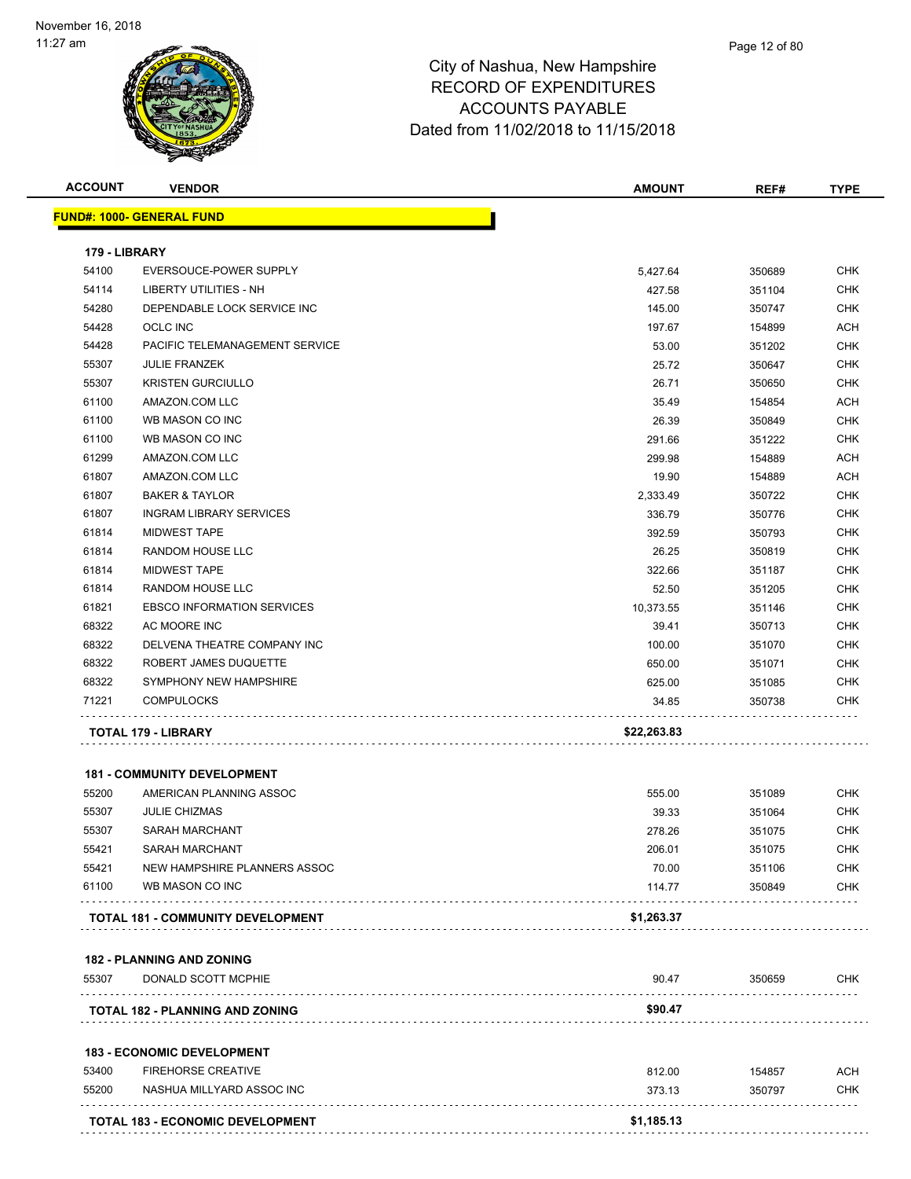# City of Nashua, New Hampshire
## RECORD OF EXPENDITURES
## ACCOUNTS PAYABLE
## Dated from 11/02/2018 to 11/15/2018

| ACCOUNT | VENDOR | AMOUNT | REF# | TYPE |
|---|---|---|---|---|
| **FUND#: 1000- GENERAL FUND** | | | | |
| **179 - LIBRARY** | | | | |
| 54100 | EVERSOUCE-POWER SUPPLY | 5,427.64 | 350689 | CHK |
| 54114 | LIBERTY UTILITIES - NH | 427.58 | 351104 | CHK |
| 54280 | DEPENDABLE LOCK SERVICE INC | 145.00 | 350747 | CHK |
| 54428 | OCLC INC | 197.67 | 154899 | ACH |
| 54428 | PACIFIC TELEMANAGEMENT SERVICE | 53.00 | 351202 | CHK |
| 55307 | JULIE FRANZEK | 25.72 | 350647 | CHK |
| 55307 | KRISTEN GURCIULLO | 26.71 | 350650 | CHK |
| 61100 | AMAZON.COM LLC | 35.49 | 154854 | ACH |
| 61100 | WB MASON CO INC | 26.39 | 350849 | CHK |
| 61100 | WB MASON CO INC | 291.66 | 351222 | CHK |
| 61299 | AMAZON.COM LLC | 299.98 | 154889 | ACH |
| 61807 | AMAZON.COM LLC | 19.90 | 154889 | ACH |
| 61807 | BAKER & TAYLOR | 2,333.49 | 350722 | CHK |
| 61807 | INGRAM LIBRARY SERVICES | 336.79 | 350776 | CHK |
| 61814 | MIDWEST TAPE | 392.59 | 350793 | CHK |
| 61814 | RANDOM HOUSE LLC | 26.25 | 350819 | CHK |
| 61814 | MIDWEST TAPE | 322.66 | 351187 | CHK |
| 61814 | RANDOM HOUSE LLC | 52.50 | 351205 | CHK |
| 61821 | EBSCO INFORMATION SERVICES | 10,373.55 | 351146 | CHK |
| 68322 | AC MOORE INC | 39.41 | 350713 | CHK |
| 68322 | DELVENA THEATRE COMPANY INC | 100.00 | 351070 | CHK |
| 68322 | ROBERT JAMES DUQUETTE | 650.00 | 351071 | CHK |
| 68322 | SYMPHONY NEW HAMPSHIRE | 625.00 | 351085 | CHK |
| 71221 | COMPULOCKS | 34.85 | 350738 | CHK |
| **TOTAL 179 - LIBRARY** | | **$22,263.83** | | |
| **181 - COMMUNITY DEVELOPMENT** | | | | |
| 55200 | AMERICAN PLANNING ASSOC | 555.00 | 351089 | CHK |
| 55307 | JULIE CHIZMAS | 39.33 | 351064 | CHK |
| 55307 | SARAH MARCHANT | 278.26 | 351075 | CHK |
| 55421 | SARAH MARCHANT | 206.01 | 351075 | CHK |
| 55421 | NEW HAMPSHIRE PLANNERS ASSOC | 70.00 | 351106 | CHK |
| 61100 | WB MASON CO INC | 114.77 | 350849 | CHK |
| **TOTAL 181 - COMMUNITY DEVELOPMENT** | | **$1,263.37** | | |
| **182 - PLANNING AND ZONING** | | | | |
| 55307 | DONALD SCOTT MCPHIE | 90.47 | 350659 | CHK |
| **TOTAL 182 - PLANNING AND ZONING** | | **$90.47** | | |
| **183 - ECONOMIC DEVELOPMENT** | | | | |
| 53400 | FIREHORSE CREATIVE | 812.00 | 154857 | ACH |
| 55200 | NASHUA MILLYARD ASSOC INC | 373.13 | 350797 | CHK |
| **TOTAL 183 - ECONOMIC DEVELOPMENT** | | **$1,185.13** | | |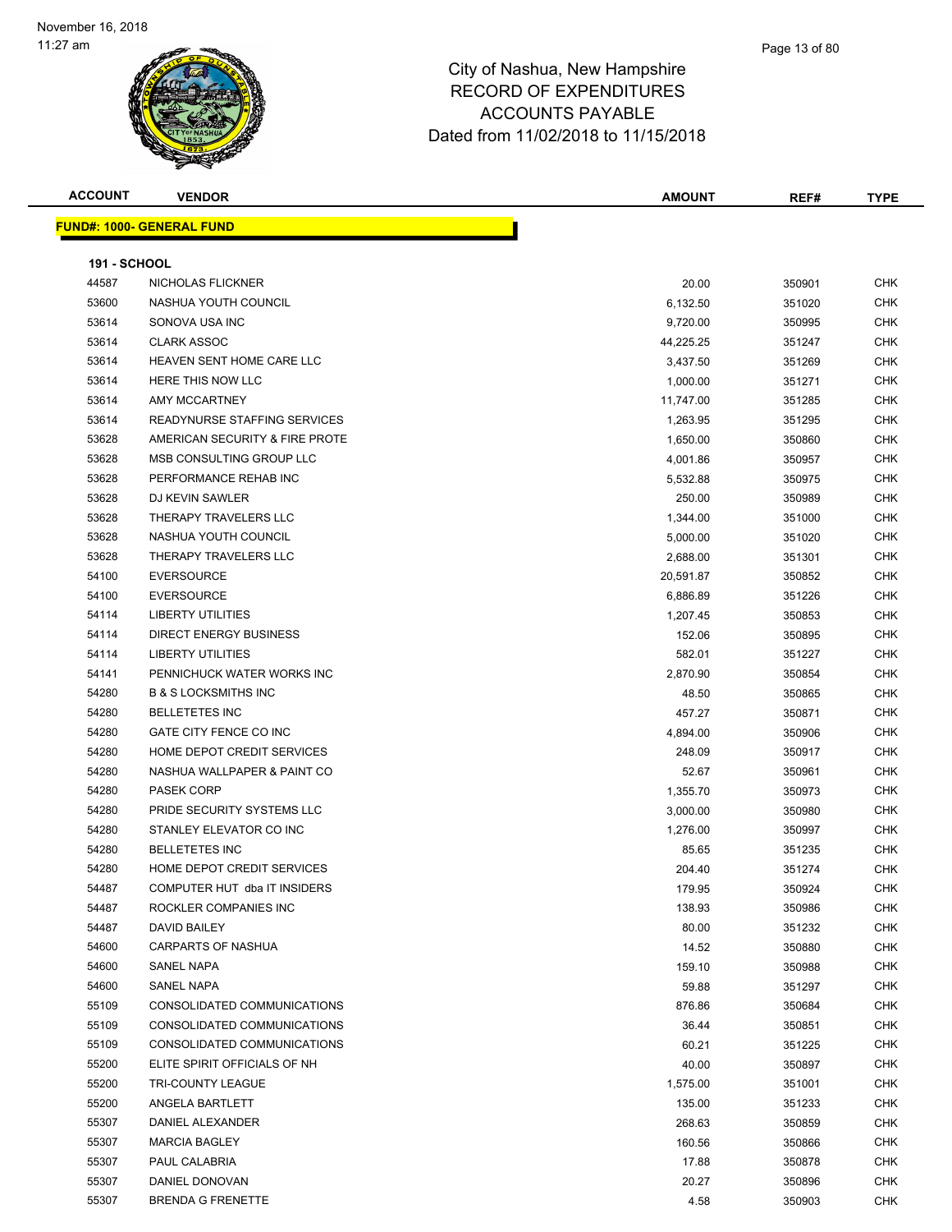# City of Nashua, New Hampshire
## RECORD OF EXPENDITURES
## ACCOUNTS PAYABLE
## Dated from 11/02/2018 to 11/15/2018

November 16, 2018
11:27 am

**FUND#: 1000- GENERAL FUND**

**191 - SCHOOL**

| ACCOUNT | VENDOR | AMOUNT | REF# | TYPE |
|---|---|---|---|---|
| 44587 | NICHOLAS FLICKNER | 20.00 | 350901 | CHK |
| 53600 | NASHUA YOUTH COUNCIL | 6,132.50 | 351020 | CHK |
| 53614 | SONOVA USA INC | 9,720.00 | 350995 | CHK |
| 53614 | CLARK ASSOC | 44,225.25 | 351247 | CHK |
| 53614 | HEAVEN SENT HOME CARE LLC | 3,437.50 | 351269 | CHK |
| 53614 | HERE THIS NOW LLC | 1,000.00 | 351271 | CHK |
| 53614 | AMY MCCARTNEY | 11,747.00 | 351285 | CHK |
| 53614 | READYNURSE STAFFING SERVICES | 1,263.95 | 351295 | CHK |
| 53628 | AMERICAN SECURITY & FIRE PROTE | 1,650.00 | 350860 | CHK |
| 53628 | MSB CONSULTING GROUP LLC | 4,001.86 | 350957 | CHK |
| 53628 | PERFORMANCE REHAB INC | 5,532.88 | 350975 | CHK |
| 53628 | DJ KEVIN SAWLER | 250.00 | 350989 | CHK |
| 53628 | THERAPY TRAVELERS LLC | 1,344.00 | 351000 | CHK |
| 53628 | NASHUA YOUTH COUNCIL | 5,000.00 | 351020 | CHK |
| 53628 | THERAPY TRAVELERS LLC | 2,688.00 | 351301 | CHK |
| 54100 | EVERSOURCE | 20,591.87 | 350852 | CHK |
| 54100 | EVERSOURCE | 6,886.89 | 351226 | CHK |
| 54114 | LIBERTY UTILITIES | 1,207.45 | 350853 | CHK |
| 54114 | DIRECT ENERGY BUSINESS | 152.06 | 350895 | CHK |
| 54114 | LIBERTY UTILITIES | 582.01 | 351227 | CHK |
| 54141 | PENNICHUCK WATER WORKS INC | 2,870.90 | 350854 | CHK |
| 54280 | B & S LOCKSMITHS INC | 48.50 | 350865 | CHK |
| 54280 | BELLETETES INC | 457.27 | 350871 | CHK |
| 54280 | GATE CITY FENCE CO INC | 4,894.00 | 350906 | CHK |
| 54280 | HOME DEPOT CREDIT SERVICES | 248.09 | 350917 | CHK |
| 54280 | NASHUA WALLPAPER & PAINT CO | 52.67 | 350961 | CHK |
| 54280 | PASEK CORP | 1,355.70 | 350973 | CHK |
| 54280 | PRIDE SECURITY SYSTEMS LLC | 3,000.00 | 350980 | CHK |
| 54280 | STANLEY ELEVATOR CO INC | 1,276.00 | 350997 | CHK |
| 54280 | BELLETETES INC | 85.65 | 351235 | CHK |
| 54280 | HOME DEPOT CREDIT SERVICES | 204.40 | 351274 | CHK |
| 54487 | COMPUTER HUT dba IT INSIDERS | 179.95 | 350924 | CHK |
| 54487 | ROCKLER COMPANIES INC | 138.93 | 350986 | CHK |
| 54487 | DAVID BAILEY | 80.00 | 351232 | CHK |
| 54600 | CARPARTS OF NASHUA | 14.52 | 350880 | CHK |
| 54600 | SANEL NAPA | 159.10 | 350988 | CHK |
| 54600 | SANEL NAPA | 59.88 | 351297 | CHK |
| 55109 | CONSOLIDATED COMMUNICATIONS | 876.86 | 350684 | CHK |
| 55109 | CONSOLIDATED COMMUNICATIONS | 36.44 | 350851 | CHK |
| 55109 | CONSOLIDATED COMMUNICATIONS | 60.21 | 351225 | CHK |
| 55200 | ELITE SPIRIT OFFICIALS OF NH | 40.00 | 350897 | CHK |
| 55200 | TRI-COUNTY LEAGUE | 1,575.00 | 351001 | CHK |
| 55200 | ANGELA BARTLETT | 135.00 | 351233 | CHK |
| 55307 | DANIEL ALEXANDER | 268.63 | 350859 | CHK |
| 55307 | MARCIA BAGLEY | 160.56 | 350866 | CHK |
| 55307 | PAUL CALABRIA | 17.88 | 350878 | CHK |
| 55307 | DANIEL DONOVAN | 20.27 | 350896 | CHK |
| 55307 | BRENDA G FRENETTE | 4.58 | 350903 | CHK |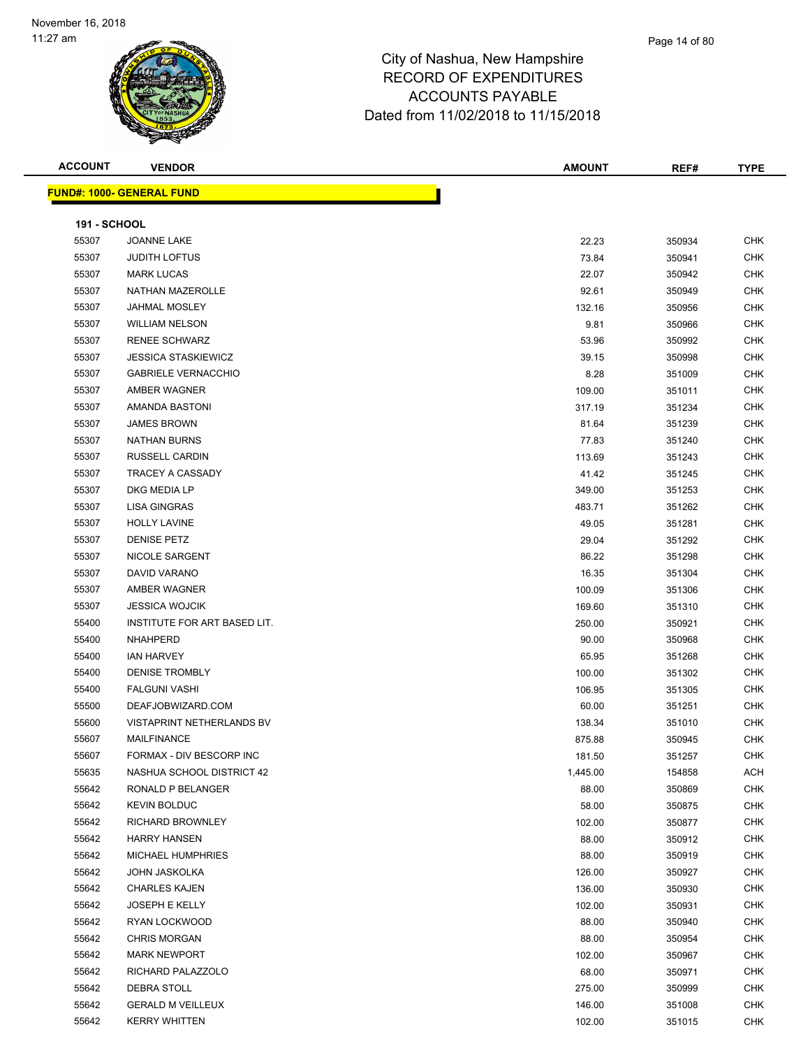# City of Nashua, New Hampshire
## RECORD OF EXPENDITURES
## ACCOUNTS PAYABLE
## Dated from 11/02/2018 to 11/15/2018

November 16, 2018
11:27 am

**FUND#: 1000- GENERAL FUND**

**191 - SCHOOL**

| ACCOUNT | VENDOR | AMOUNT | REF# | TYPE |
|---|---|---|---|---|
| 55307 | JOANNE LAKE | 22.23 | 350934 | CHK |
| 55307 | JUDITH LOFTUS | 73.84 | 350941 | CHK |
| 55307 | MARK LUCAS | 22.07 | 350942 | CHK |
| 55307 | NATHAN MAZEROLLE | 92.61 | 350949 | CHK |
| 55307 | JAHMAL MOSLEY | 132.16 | 350956 | CHK |
| 55307 | WILLIAM NELSON | 9.81 | 350966 | CHK |
| 55307 | RENEE SCHWARZ | 53.96 | 350992 | CHK |
| 55307 | JESSICA STASKIEWICZ | 39.15 | 350998 | CHK |
| 55307 | GABRIELE VERNACCHIO | 8.28 | 351009 | CHK |
| 55307 | AMBER WAGNER | 109.00 | 351011 | CHK |
| 55307 | AMANDA BASTONI | 317.19 | 351234 | CHK |
| 55307 | JAMES BROWN | 81.64 | 351239 | CHK |
| 55307 | NATHAN BURNS | 77.83 | 351240 | CHK |
| 55307 | RUSSELL CARDIN | 113.69 | 351243 | CHK |
| 55307 | TRACEY A CASSADY | 41.42 | 351245 | CHK |
| 55307 | DKG MEDIA LP | 349.00 | 351253 | CHK |
| 55307 | LISA GINGRAS | 483.71 | 351262 | CHK |
| 55307 | HOLLY LAVINE | 49.05 | 351281 | CHK |
| 55307 | DENISE PETZ | 29.04 | 351292 | CHK |
| 55307 | NICOLE SARGENT | 86.22 | 351298 | CHK |
| 55307 | DAVID VARANO | 16.35 | 351304 | CHK |
| 55307 | AMBER WAGNER | 100.09 | 351306 | CHK |
| 55307 | JESSICA WOJCIK | 169.60 | 351310 | CHK |
| 55400 | INSTITUTE FOR ART BASED LIT. | 250.00 | 350921 | CHK |
| 55400 | NHAHPERD | 90.00 | 350968 | CHK |
| 55400 | IAN HARVEY | 65.95 | 351268 | CHK |
| 55400 | DENISE TROMBLY | 100.00 | 351302 | CHK |
| 55400 | FALGUNI VASHI | 106.95 | 351305 | CHK |
| 55500 | DEAFJOBWIZARD.COM | 60.00 | 351251 | CHK |
| 55600 | VISTAPRINT NETHERLANDS BV | 138.34 | 351010 | CHK |
| 55607 | MAILFINANCE | 875.88 | 350945 | CHK |
| 55607 | FORMAX - DIV BESCORP INC | 181.50 | 351257 | CHK |
| 55635 | NASHUA SCHOOL DISTRICT 42 | 1,445.00 | 154858 | ACH |
| 55642 | RONALD P BELANGER | 88.00 | 350869 | CHK |
| 55642 | KEVIN BOLDUC | 58.00 | 350875 | CHK |
| 55642 | RICHARD BROWNLEY | 102.00 | 350877 | CHK |
| 55642 | HARRY HANSEN | 88.00 | 350912 | CHK |
| 55642 | MICHAEL HUMPHRIES | 88.00 | 350919 | CHK |
| 55642 | JOHN JASKOLKA | 126.00 | 350927 | CHK |
| 55642 | CHARLES KAJEN | 136.00 | 350930 | CHK |
| 55642 | JOSEPH E KELLY | 102.00 | 350931 | CHK |
| 55642 | RYAN LOCKWOOD | 88.00 | 350940 | CHK |
| 55642 | CHRIS MORGAN | 88.00 | 350954 | CHK |
| 55642 | MARK NEWPORT | 102.00 | 350967 | CHK |
| 55642 | RICHARD PALAZZOLO | 68.00 | 350971 | CHK |
| 55642 | DEBRA STOLL | 275.00 | 350999 | CHK |
| 55642 | GERALD M VEILLEUX | 146.00 | 351008 | CHK |
| 55642 | KERRY WHITTEN | 102.00 | 351015 | CHK |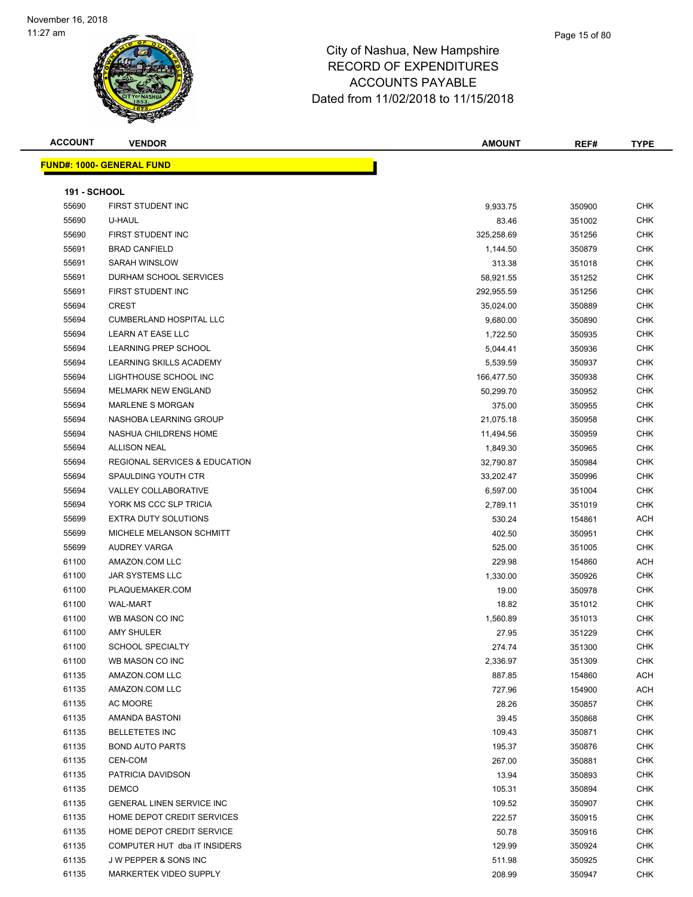# City of Nashua, New Hampshire
## RECORD OF EXPENDITURES
## ACCOUNTS PAYABLE
## Dated from 11/02/2018 to 11/15/2018

November 16, 2018
11:27 am

**FUND#: 1000- GENERAL FUND**

**191 - SCHOOL**

| ACCOUNT | VENDOR | AMOUNT | REF# | TYPE |
|---|---|---|---|---|
| 55690 | FIRST STUDENT INC | 9,933.75 | 350900 | CHK |
| 55690 | U-HAUL | 83.46 | 351002 | CHK |
| 55690 | FIRST STUDENT INC | 325,258.69 | 351256 | CHK |
| 55691 | BRAD CANFIELD | 1,144.50 | 350879 | CHK |
| 55691 | SARAH WINSLOW | 313.38 | 351018 | CHK |
| 55691 | DURHAM SCHOOL SERVICES | 58,921.55 | 351252 | CHK |
| 55691 | FIRST STUDENT INC | 292,955.59 | 351256 | CHK |
| 55694 | CREST | 35,024.00 | 350889 | CHK |
| 55694 | CUMBERLAND HOSPITAL LLC | 9,680.00 | 350890 | CHK |
| 55694 | LEARN AT EASE LLC | 1,722.50 | 350935 | CHK |
| 55694 | LEARNING PREP SCHOOL | 5,044.41 | 350936 | CHK |
| 55694 | LEARNING SKILLS ACADEMY | 5,539.59 | 350937 | CHK |
| 55694 | LIGHTHOUSE SCHOOL INC | 166,477.50 | 350938 | CHK |
| 55694 | MELMARK NEW ENGLAND | 50,299.70 | 350952 | CHK |
| 55694 | MARLENE S MORGAN | 375.00 | 350955 | CHK |
| 55694 | NASHOBA LEARNING GROUP | 21,075.18 | 350958 | CHK |
| 55694 | NASHUA CHILDRENS HOME | 11,494.56 | 350959 | CHK |
| 55694 | ALLISON NEAL | 1,849.30 | 350965 | CHK |
| 55694 | REGIONAL SERVICES & EDUCATION | 32,790.87 | 350984 | CHK |
| 55694 | SPAULDING YOUTH CTR | 33,202.47 | 350996 | CHK |
| 55694 | VALLEY COLLABORATIVE | 6,597.00 | 351004 | CHK |
| 55694 | YORK MS CCC SLP TRICIA | 2,789.11 | 351019 | CHK |
| 55699 | EXTRA DUTY SOLUTIONS | 530.24 | 154861 | ACH |
| 55699 | MICHELE MELANSON SCHMITT | 402.50 | 350951 | CHK |
| 55699 | AUDREY VARGA | 525.00 | 351005 | CHK |
| 61100 | AMAZON.COM LLC | 229.98 | 154860 | ACH |
| 61100 | JAR SYSTEMS LLC | 1,330.00 | 350926 | CHK |
| 61100 | PLAQUEMAKER.COM | 19.00 | 350978 | CHK |
| 61100 | WAL-MART | 18.82 | 351012 | CHK |
| 61100 | WB MASON CO INC | 1,560.89 | 351013 | CHK |
| 61100 | AMY SHULER | 27.95 | 351229 | CHK |
| 61100 | SCHOOL SPECIALTY | 274.74 | 351300 | CHK |
| 61100 | WB MASON CO INC | 2,336.97 | 351309 | CHK |
| 61135 | AMAZON.COM LLC | 887.85 | 154860 | ACH |
| 61135 | AMAZON.COM LLC | 727.96 | 154900 | ACH |
| 61135 | AC MOORE | 28.26 | 350857 | CHK |
| 61135 | AMANDA BASTONI | 39.45 | 350868 | CHK |
| 61135 | BELLETETES INC | 109.43 | 350871 | CHK |
| 61135 | BOND AUTO PARTS | 195.37 | 350876 | CHK |
| 61135 | CEN-COM | 267.00 | 350881 | CHK |
| 61135 | PATRICIA DAVIDSON | 13.94 | 350893 | CHK |
| 61135 | DEMCO | 105.31 | 350894 | CHK |
| 61135 | GENERAL LINEN SERVICE INC | 109.52 | 350907 | CHK |
| 61135 | HOME DEPOT CREDIT SERVICES | 222.57 | 350915 | CHK |
| 61135 | HOME DEPOT CREDIT SERVICE | 50.78 | 350916 | CHK |
| 61135 | COMPUTER HUT dba IT INSIDERS | 129.99 | 350924 | CHK |
| 61135 | J W PEPPER & SONS INC | 511.98 | 350925 | CHK |
| 61135 | MARKERTEK VIDEO SUPPLY | 208.99 | 350947 | CHK |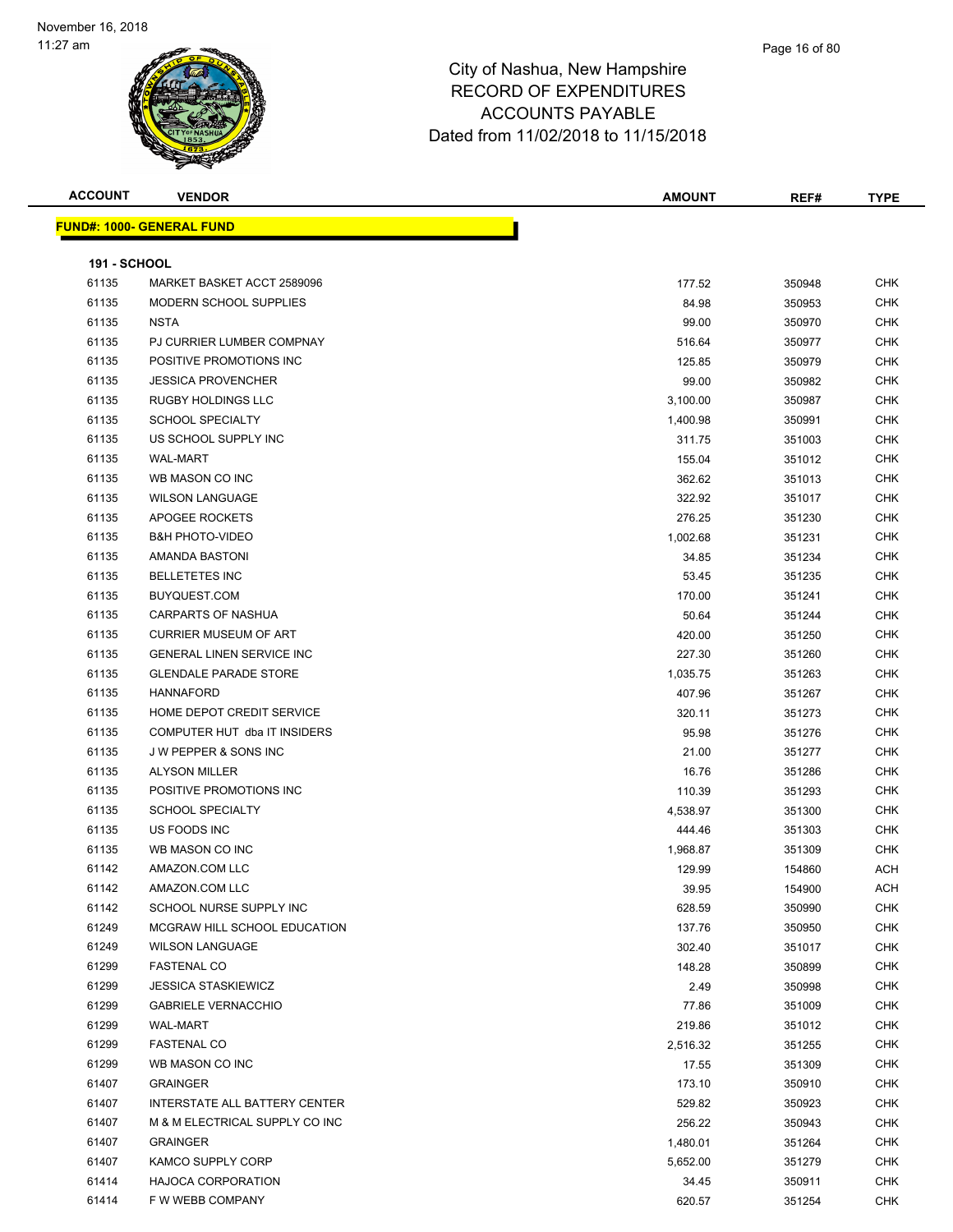November 16, 2018
11:27 am

City of Nashua, New Hampshire
RECORD OF EXPENDITURES
ACCOUNTS PAYABLE
Dated from 11/02/2018 to 11/15/2018

| ACCOUNT | VENDOR | AMOUNT | REF# | TYPE |
|---|---|---|---|---|

**FUND#: 1000- GENERAL FUND**

**191 - SCHOOL**

| ACCOUNT | VENDOR | AMOUNT | REF# | TYPE |
|---|---|---|---|---|
| 61135 | MARKET BASKET ACCT 2589096 | 177.52 | 350948 | CHK |
| 61135 | MODERN SCHOOL SUPPLIES | 84.98 | 350953 | CHK |
| 61135 | NSTA | 99.00 | 350970 | CHK |
| 61135 | PJ CURRIER LUMBER COMPNAY | 516.64 | 350977 | CHK |
| 61135 | POSITIVE PROMOTIONS INC | 125.85 | 350979 | CHK |
| 61135 | JESSICA PROVENCHER | 99.00 | 350982 | CHK |
| 61135 | RUGBY HOLDINGS LLC | 3,100.00 | 350987 | CHK |
| 61135 | SCHOOL SPECIALTY | 1,400.98 | 350991 | CHK |
| 61135 | US SCHOOL SUPPLY INC | 311.75 | 351003 | CHK |
| 61135 | WAL-MART | 155.04 | 351012 | CHK |
| 61135 | WB MASON CO INC | 362.62 | 351013 | CHK |
| 61135 | WILSON LANGUAGE | 322.92 | 351017 | CHK |
| 61135 | APOGEE ROCKETS | 276.25 | 351230 | CHK |
| 61135 | B&H PHOTO-VIDEO | 1,002.68 | 351231 | CHK |
| 61135 | AMANDA BASTONI | 34.85 | 351234 | CHK |
| 61135 | BELLETETES INC | 53.45 | 351235 | CHK |
| 61135 | BUYQUEST.COM | 170.00 | 351241 | CHK |
| 61135 | CARPARTS OF NASHUA | 50.64 | 351244 | CHK |
| 61135 | CURRIER MUSEUM OF ART | 420.00 | 351250 | CHK |
| 61135 | GENERAL LINEN SERVICE INC | 227.30 | 351260 | CHK |
| 61135 | GLENDALE PARADE STORE | 1,035.75 | 351263 | CHK |
| 61135 | HANNAFORD | 407.96 | 351267 | CHK |
| 61135 | HOME DEPOT CREDIT SERVICE | 320.11 | 351273 | CHK |
| 61135 | COMPUTER HUT dba IT INSIDERS | 95.98 | 351276 | CHK |
| 61135 | J W PEPPER & SONS INC | 21.00 | 351277 | CHK |
| 61135 | ALYSON MILLER | 16.76 | 351286 | CHK |
| 61135 | POSITIVE PROMOTIONS INC | 110.39 | 351293 | CHK |
| 61135 | SCHOOL SPECIALTY | 4,538.97 | 351300 | CHK |
| 61135 | US FOODS INC | 444.46 | 351303 | CHK |
| 61135 | WB MASON CO INC | 1,968.87 | 351309 | CHK |
| 61142 | AMAZON.COM LLC | 129.99 | 154860 | ACH |
| 61142 | AMAZON.COM LLC | 39.95 | 154900 | ACH |
| 61142 | SCHOOL NURSE SUPPLY INC | 628.59 | 350990 | CHK |
| 61249 | MCGRAW HILL SCHOOL EDUCATION | 137.76 | 350950 | CHK |
| 61249 | WILSON LANGUAGE | 302.40 | 351017 | CHK |
| 61299 | FASTENAL CO | 148.28 | 350899 | CHK |
| 61299 | JESSICA STASKIEWICZ | 2.49 | 350998 | CHK |
| 61299 | GABRIELE VERNACCHIO | 77.86 | 351009 | CHK |
| 61299 | WAL-MART | 219.86 | 351012 | CHK |
| 61299 | FASTENAL CO | 2,516.32 | 351255 | CHK |
| 61299 | WB MASON CO INC | 17.55 | 351309 | CHK |
| 61407 | GRAINGER | 173.10 | 350910 | CHK |
| 61407 | INTERSTATE ALL BATTERY CENTER | 529.82 | 350923 | CHK |
| 61407 | M & M ELECTRICAL SUPPLY CO INC | 256.22 | 350943 | CHK |
| 61407 | GRAINGER | 1,480.01 | 351264 | CHK |
| 61407 | KAMCO SUPPLY CORP | 5,652.00 | 351279 | CHK |
| 61414 | HAJOCA CORPORATION | 34.45 | 350911 | CHK |
| 61414 | F W WEBB COMPANY | 620.57 | 351254 | CHK |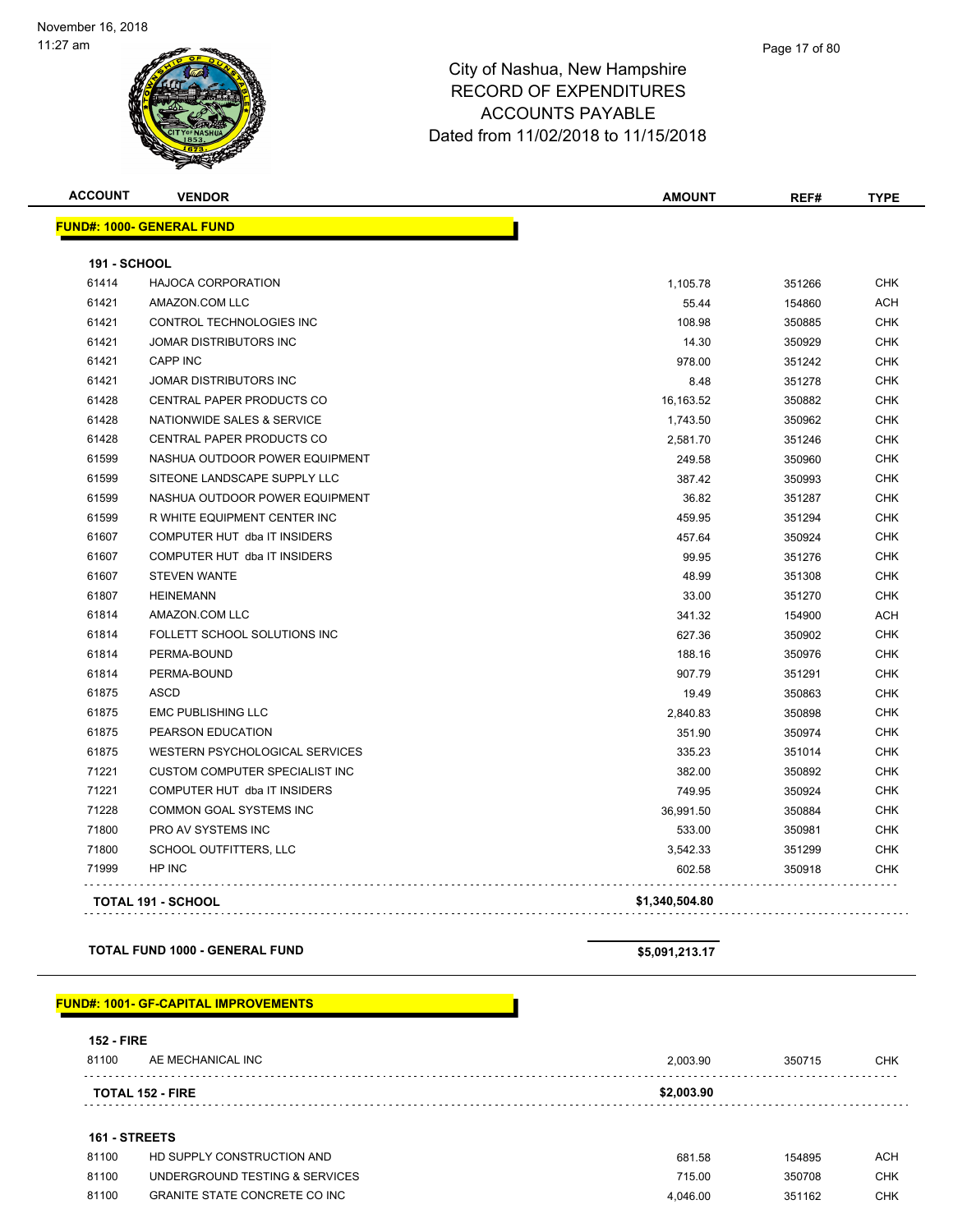# City of Nashua, New Hampshire
## RECORD OF EXPENDITURES
## ACCOUNTS PAYABLE
## Dated from 11/02/2018 to 11/15/2018

| ACCOUNT | VENDOR | AMOUNT | REF# | TYPE |
|---|---|---|---|---|
| **FUND#: 1000- GENERAL FUND** | | | | |
| **191 - SCHOOL** | | | | |
| 61414 | HAJOCA CORPORATION | 1,105.78 | 351266 | CHK |
| 61421 | AMAZON.COM LLC | 55.44 | 154860 | ACH |
| 61421 | CONTROL TECHNOLOGIES INC | 108.98 | 350885 | CHK |
| 61421 | JOMAR DISTRIBUTORS INC | 14.30 | 350929 | CHK |
| 61421 | CAPP INC | 978.00 | 351242 | CHK |
| 61421 | JOMAR DISTRIBUTORS INC | 8.48 | 351278 | CHK |
| 61428 | CENTRAL PAPER PRODUCTS CO | 16,163.52 | 350882 | CHK |
| 61428 | NATIONWIDE SALES & SERVICE | 1,743.50 | 350962 | CHK |
| 61428 | CENTRAL PAPER PRODUCTS CO | 2,581.70 | 351246 | CHK |
| 61599 | NASHUA OUTDOOR POWER EQUIPMENT | 249.58 | 350960 | CHK |
| 61599 | SITEONE LANDSCAPE SUPPLY LLC | 387.42 | 350993 | CHK |
| 61599 | NASHUA OUTDOOR POWER EQUIPMENT | 36.82 | 351287 | CHK |
| 61599 | R WHITE EQUIPMENT CENTER INC | 459.95 | 351294 | CHK |
| 61607 | COMPUTER HUT dba IT INSIDERS | 457.64 | 350924 | CHK |
| 61607 | COMPUTER HUT dba IT INSIDERS | 99.95 | 351276 | CHK |
| 61607 | STEVEN WANTE | 48.99 | 351308 | CHK |
| 61807 | HEINEMANN | 33.00 | 351270 | CHK |
| 61814 | AMAZON.COM LLC | 341.32 | 154900 | ACH |
| 61814 | FOLLETT SCHOOL SOLUTIONS INC | 627.36 | 350902 | CHK |
| 61814 | PERMA-BOUND | 188.16 | 350976 | CHK |
| 61814 | PERMA-BOUND | 907.79 | 351291 | CHK |
| 61875 | ASCD | 19.49 | 350863 | CHK |
| 61875 | EMC PUBLISHING LLC | 2,840.83 | 350898 | CHK |
| 61875 | PEARSON EDUCATION | 351.90 | 350974 | CHK |
| 61875 | WESTERN PSYCHOLOGICAL SERVICES | 335.23 | 351014 | CHK |
| 71221 | CUSTOM COMPUTER SPECIALIST INC | 382.00 | 350892 | CHK |
| 71221 | COMPUTER HUT dba IT INSIDERS | 749.95 | 350924 | CHK |
| 71228 | COMMON GOAL SYSTEMS INC | 36,991.50 | 350884 | CHK |
| 71800 | PRO AV SYSTEMS INC | 533.00 | 350981 | CHK |
| 71800 | SCHOOL OUTFITTERS, LLC | 3,542.33 | 351299 | CHK |
| 71999 | HP INC | 602.58 | 350918 | CHK |
| **TOTAL 191 - SCHOOL** | | **$1,340,504.80** | | |
| **TOTAL FUND 1000 - GENERAL FUND** | | **$5,091,213.17** | | |
| **FUND#: 1001- GF-CAPITAL IMPROVEMENTS** | | | | |
| **152 - FIRE** | | | | |
| 81100 | AE MECHANICAL INC | 2,003.90 | 350715 | CHK |
| **TOTAL 152 - FIRE** | | **$2,003.90** | | |
| **161 - STREETS** | | | | |
| 81100 | HD SUPPLY CONSTRUCTION AND | 681.58 | 154895 | ACH |
| 81100 | UNDERGROUND TESTING & SERVICES | 715.00 | 350708 | CHK |
| 81100 | GRANITE STATE CONCRETE CO INC | 4,046.00 | 351162 | CHK |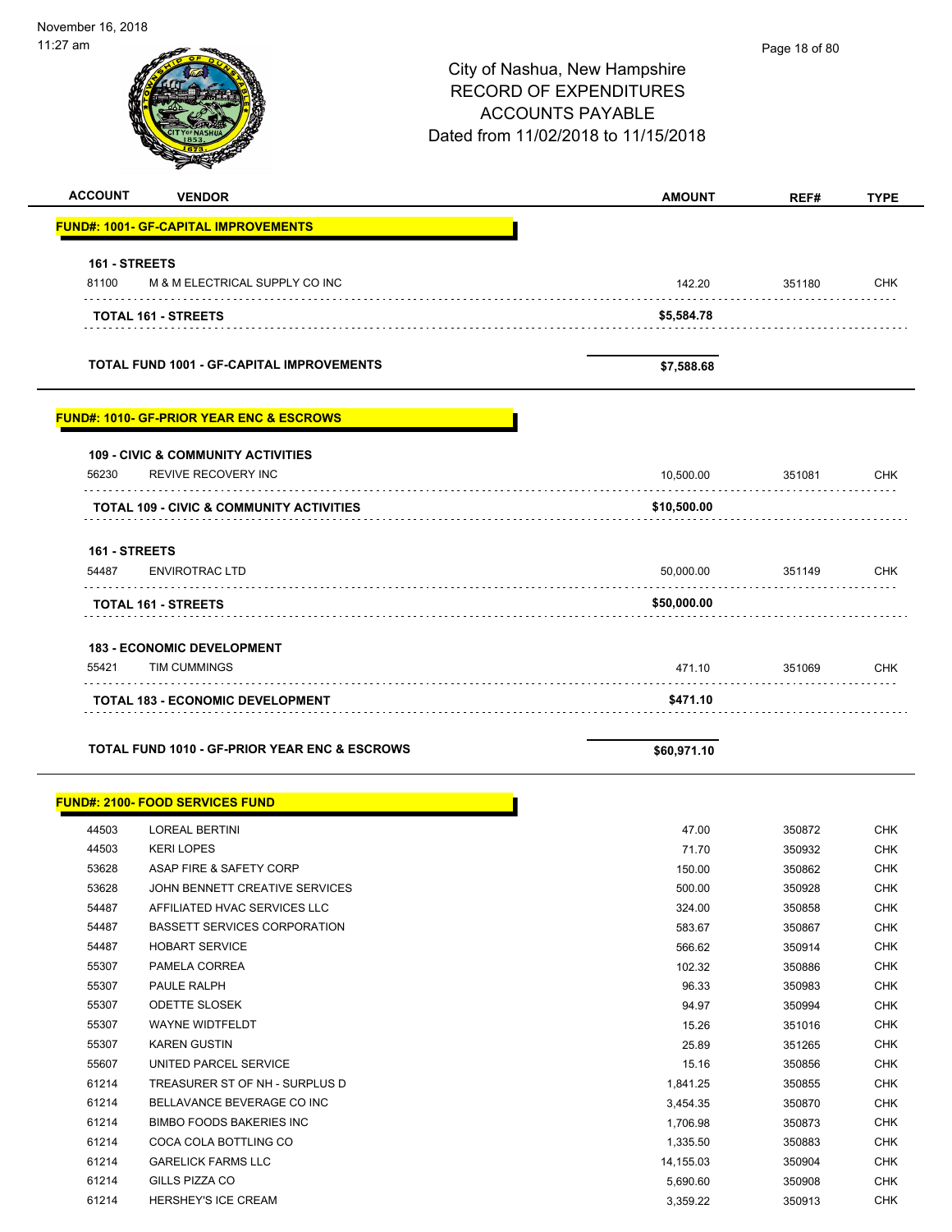City of Nashua, New Hampshire
RECORD OF EXPENDITURES
ACCOUNTS PAYABLE
Dated from 11/02/2018 to 11/15/2018

| ACCOUNT | VENDOR | AMOUNT | REF# | TYPE |
|---|---|---|---|---|
| **FUND#: 1001- GF-CAPITAL IMPROVEMENTS** | | | | |
| **161 - STREETS** | | | | |
| 81100 | M & M ELECTRICAL SUPPLY CO INC | 142.20 | 351180 | CHK |
| | **TOTAL 161 - STREETS** | **$5,584.78** | | |
| | **TOTAL FUND 1001 - GF-CAPITAL IMPROVEMENTS** | **$7,588.68** | | |
| **FUND#: 1010- GF-PRIOR YEAR ENC & ESCROWS** | | | | |
| **109 - CIVIC & COMMUNITY ACTIVITIES** | | | | |
| 56230 | REVIVE RECOVERY INC | 10,500.00 | 351081 | CHK |
| | **TOTAL 109 - CIVIC & COMMUNITY ACTIVITIES** | **$10,500.00** | | |
| **161 - STREETS** | | | | |
| 54487 | ENVIROTRAC LTD | 50,000.00 | 351149 | CHK |
| | **TOTAL 161 - STREETS** | **$50,000.00** | | |
| **183 - ECONOMIC DEVELOPMENT** | | | | |
| 55421 | TIM CUMMINGS | 471.10 | 351069 | CHK |
| | **TOTAL 183 - ECONOMIC DEVELOPMENT** | **$471.10** | | |
| | **TOTAL FUND 1010 - GF-PRIOR YEAR ENC & ESCROWS** | **$60,971.10** | | |
| **FUND#: 2100- FOOD SERVICES FUND** | | | | |
| 44503 | LOREAL BERTINI | 47.00 | 350872 | CHK |
| 44503 | KERI LOPES | 71.70 | 350932 | CHK |
| 53628 | ASAP FIRE & SAFETY CORP | 150.00 | 350862 | CHK |
| 53628 | JOHN BENNETT CREATIVE SERVICES | 500.00 | 350928 | CHK |
| 54487 | AFFILIATED HVAC SERVICES LLC | 324.00 | 350858 | CHK |
| 54487 | BASSETT SERVICES CORPORATION | 583.67 | 350867 | CHK |
| 54487 | HOBART SERVICE | 566.62 | 350914 | CHK |
| 55307 | PAMELA CORREA | 102.32 | 350886 | CHK |
| 55307 | PAULE RALPH | 96.33 | 350983 | CHK |
| 55307 | ODETTE SLOSEK | 94.97 | 350994 | CHK |
| 55307 | WAYNE WIDTFELDT | 15.26 | 351016 | CHK |
| 55307 | KAREN GUSTIN | 25.89 | 351265 | CHK |
| 55607 | UNITED PARCEL SERVICE | 15.16 | 350856 | CHK |
| 61214 | TREASURER ST OF NH - SURPLUS D | 1,841.25 | 350855 | CHK |
| 61214 | BELLAVANCE BEVERAGE CO INC | 3,454.35 | 350870 | CHK |
| 61214 | BIMBO FOODS BAKERIES INC | 1,706.98 | 350873 | CHK |
| 61214 | COCA COLA BOTTLING CO | 1,335.50 | 350883 | CHK |
| 61214 | GARELICK FARMS LLC | 14,155.03 | 350904 | CHK |
| 61214 | GILLS PIZZA CO | 5,690.60 | 350908 | CHK |
| 61214 | HERSHEY'S ICE CREAM | 3,359.22 | 350913 | CHK |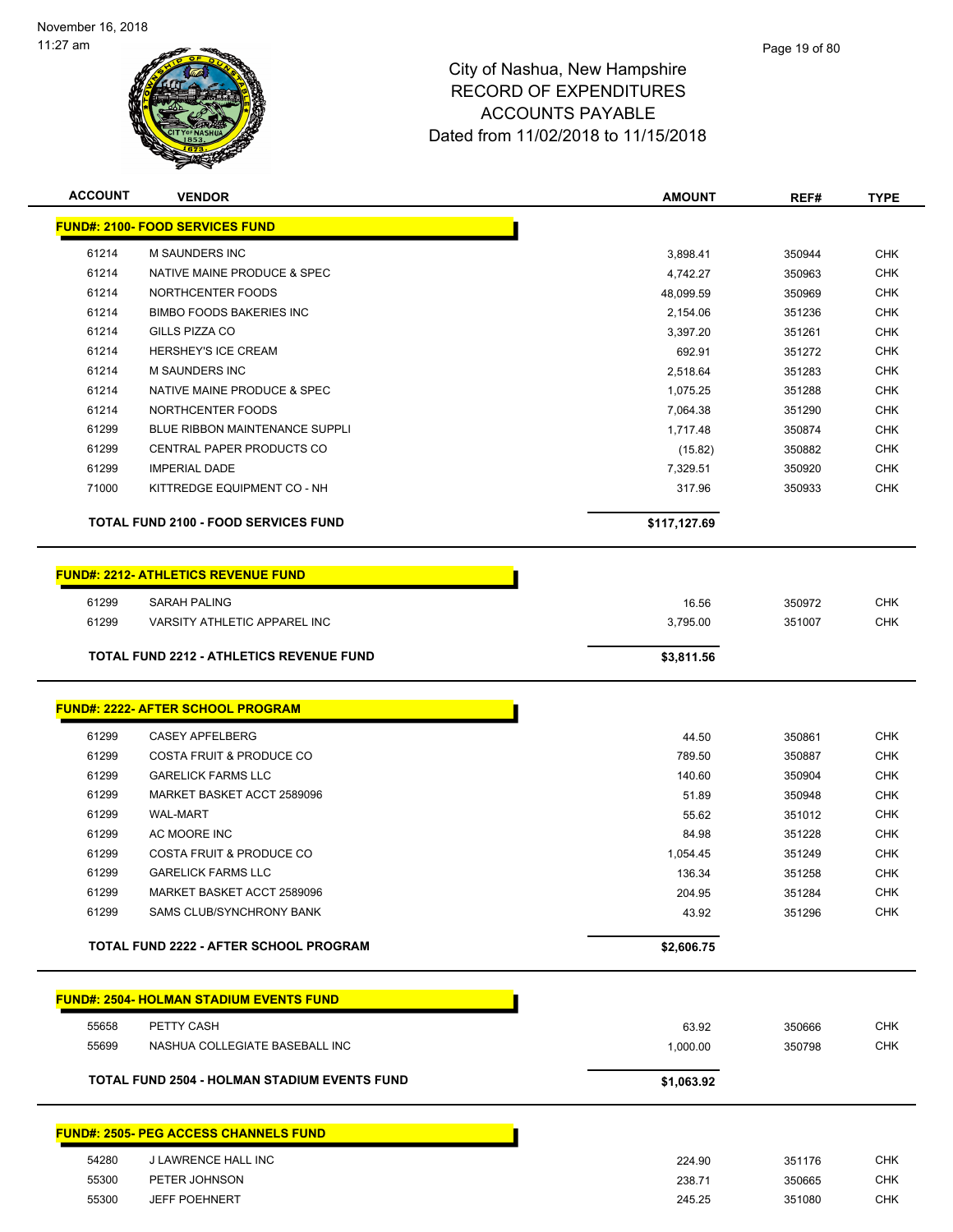# City of Nashua, New Hampshire
## RECORD OF EXPENDITURES
## ACCOUNTS PAYABLE
## Dated from 11/02/2018 to 11/15/2018

| ACCOUNT | VENDOR | AMOUNT | REF# | TYPE |
|---|---|---|---|---|
| **FUND#: 2100- FOOD SERVICES FUND** | | | | |
| 61214 | M SAUNDERS INC | 3,898.41 | 350944 | CHK |
| 61214 | NATIVE MAINE PRODUCE & SPEC | 4,742.27 | 350963 | CHK |
| 61214 | NORTHCENTER FOODS | 48,099.59 | 350969 | CHK |
| 61214 | BIMBO FOODS BAKERIES INC | 2,154.06 | 351236 | CHK |
| 61214 | GILLS PIZZA CO | 3,397.20 | 351261 | CHK |
| 61214 | HERSHEY'S ICE CREAM | 692.91 | 351272 | CHK |
| 61214 | M SAUNDERS INC | 2,518.64 | 351283 | CHK |
| 61214 | NATIVE MAINE PRODUCE & SPEC | 1,075.25 | 351288 | CHK |
| 61214 | NORTHCENTER FOODS | 7,064.38 | 351290 | CHK |
| 61299 | BLUE RIBBON MAINTENANCE SUPPLI | 1,717.48 | 350874 | CHK |
| 61299 | CENTRAL PAPER PRODUCTS CO | (15.82) | 350882 | CHK |
| 61299 | IMPERIAL DADE | 7,329.51 | 350920 | CHK |
| 71000 | KITTREDGE EQUIPMENT CO - NH | 317.96 | 350933 | CHK |
| | **TOTAL FUND 2100 - FOOD SERVICES FUND** | **$117,127.69** | | |
| **FUND#: 2212- ATHLETICS REVENUE FUND** | | | | |
| 61299 | SARAH PALING | 16.56 | 350972 | CHK |
| 61299 | VARSITY ATHLETIC APPAREL INC | 3,795.00 | 351007 | CHK |
| | **TOTAL FUND 2212 - ATHLETICS REVENUE FUND** | **$3,811.56** | | |
| **FUND#: 2222- AFTER SCHOOL PROGRAM** | | | | |
| 61299 | CASEY APFELBERG | 44.50 | 350861 | CHK |
| 61299 | COSTA FRUIT & PRODUCE CO | 789.50 | 350887 | CHK |
| 61299 | GARELICK FARMS LLC | 140.60 | 350904 | CHK |
| 61299 | MARKET BASKET ACCT 2589096 | 51.89 | 350948 | CHK |
| 61299 | WAL-MART | 55.62 | 351012 | CHK |
| 61299 | AC MOORE INC | 84.98 | 351228 | CHK |
| 61299 | COSTA FRUIT & PRODUCE CO | 1,054.45 | 351249 | CHK |
| 61299 | GARELICK FARMS LLC | 136.34 | 351258 | CHK |
| 61299 | MARKET BASKET ACCT 2589096 | 204.95 | 351284 | CHK |
| 61299 | SAMS CLUB/SYNCHRONY BANK | 43.92 | 351296 | CHK |
| | **TOTAL FUND 2222 - AFTER SCHOOL PROGRAM** | **$2,606.75** | | |
| **FUND#: 2504- HOLMAN STADIUM EVENTS FUND** | | | | |
| 55658 | PETTY CASH | 63.92 | 350666 | CHK |
| 55699 | NASHUA COLLEGIATE BASEBALL INC | 1,000.00 | 350798 | CHK |
| | **TOTAL FUND 2504 - HOLMAN STADIUM EVENTS FUND** | **$1,063.92** | | |
| **FUND#: 2505- PEG ACCESS CHANNELS FUND** | | | | |
| 54280 | J LAWRENCE HALL INC | 224.90 | 351176 | CHK |
| 55300 | PETER JOHNSON | 238.71 | 350665 | CHK |
| 55300 | JEFF POEHNERT | 245.25 | 351080 | CHK |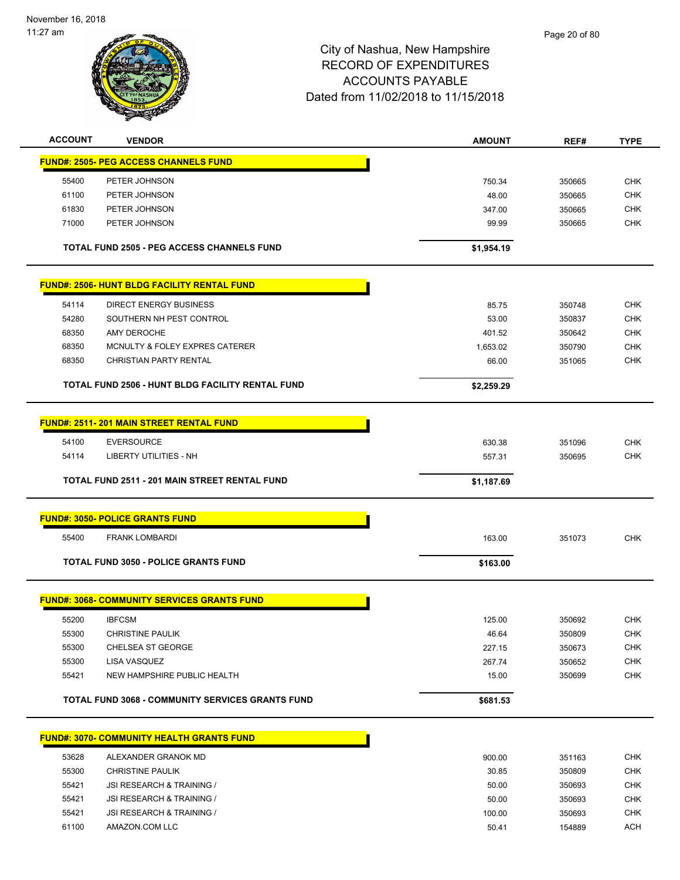# City of Nashua, New Hampshire
# RECORD OF EXPENDITURES
# ACCOUNTS PAYABLE
# Dated from 11/02/2018 to 11/15/2018

| ACCOUNT | VENDOR | AMOUNT | REF# | TYPE |
|---|---|---|---|---|
| **FUND#: 2505- PEG ACCESS CHANNELS FUND** | | | | |
| 55400 | PETER JOHNSON | 750.34 | 350665 | CHK |
| 61100 | PETER JOHNSON | 48.00 | 350665 | CHK |
| 61830 | PETER JOHNSON | 347.00 | 350665 | CHK |
| 71000 | PETER JOHNSON | 99.99 | 350665 | CHK |
| | **TOTAL FUND 2505 - PEG ACCESS CHANNELS FUND** | **$1,954.19** | | |
| **FUND#: 2506- HUNT BLDG FACILITY RENTAL FUND** | | | | |
| 54114 | DIRECT ENERGY BUSINESS | 85.75 | 350748 | CHK |
| 54280 | SOUTHERN NH PEST CONTROL | 53.00 | 350837 | CHK |
| 68350 | AMY DEROCHE | 401.52 | 350642 | CHK |
| 68350 | MCNULTY & FOLEY EXPRES CATERER | 1,653.02 | 350790 | CHK |
| 68350 | CHRISTIAN PARTY RENTAL | 66.00 | 351065 | CHK |
| | **TOTAL FUND 2506 - HUNT BLDG FACILITY RENTAL FUND** | **$2,259.29** | | |
| **FUND#: 2511- 201 MAIN STREET RENTAL FUND** | | | | |
| 54100 | EVERSOURCE | 630.38 | 351096 | CHK |
| 54114 | LIBERTY UTILITIES - NH | 557.31 | 350695 | CHK |
| | **TOTAL FUND 2511 - 201 MAIN STREET RENTAL FUND** | **$1,187.69** | | |
| **FUND#: 3050- POLICE GRANTS FUND** | | | | |
| 55400 | FRANK LOMBARDI | 163.00 | 351073 | CHK |
| | **TOTAL FUND 3050 - POLICE GRANTS FUND** | **$163.00** | | |
| **FUND#: 3068- COMMUNITY SERVICES GRANTS FUND** | | | | |
| 55200 | IBFCSM | 125.00 | 350692 | CHK |
| 55300 | CHRISTINE PAULIK | 46.64 | 350809 | CHK |
| 55300 | CHELSEA ST GEORGE | 227.15 | 350673 | CHK |
| 55300 | LISA VASQUEZ | 267.74 | 350652 | CHK |
| 55421 | NEW HAMPSHIRE PUBLIC HEALTH | 15.00 | 350699 | CHK |
| | **TOTAL FUND 3068 - COMMUNITY SERVICES GRANTS FUND** | **$681.53** | | |
| **FUND#: 3070- COMMUNITY HEALTH GRANTS FUND** | | | | |
| 53628 | ALEXANDER GRANOK MD | 900.00 | 351163 | CHK |
| 55300 | CHRISTINE PAULIK | 30.85 | 350809 | CHK |
| 55421 | JSI RESEARCH & TRAINING / | 50.00 | 350693 | CHK |
| 55421 | JSI RESEARCH & TRAINING / | 50.00 | 350693 | CHK |
| 55421 | JSI RESEARCH & TRAINING / | 100.00 | 350693 | CHK |
| 61100 | AMAZON.COM LLC | 50.41 | 154889 | ACH |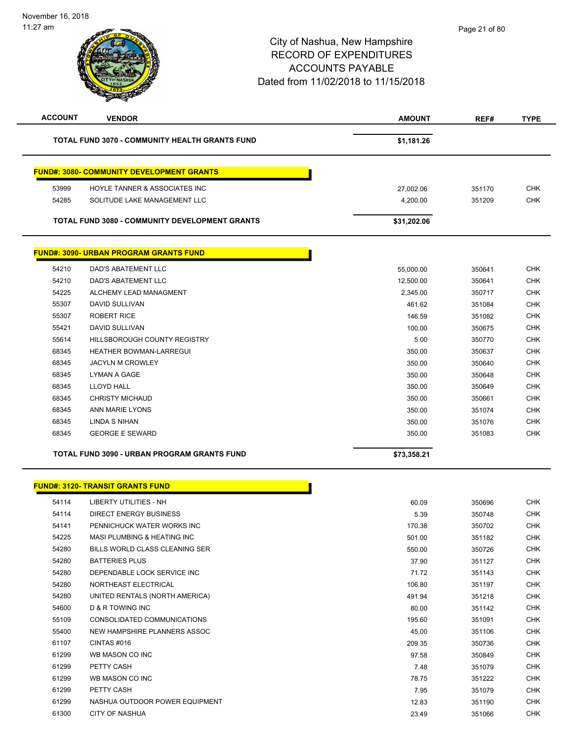November 16, 2018
11:27 am

# City of Nashua, New Hampshire
## RECORD OF EXPENDITURES
## ACCOUNTS PAYABLE
## Dated from 11/02/2018 to 11/15/2018

| ACCOUNT | VENDOR | AMOUNT | REF# | TYPE |
|---|---|---|---|---|
| | **TOTAL FUND 3070 - COMMUNITY HEALTH GRANTS FUND** | **$1,181.26** | | |

**FUND#: 3080- COMMUNITY DEVELOPMENT GRANTS**

| ACCOUNT | VENDOR | AMOUNT | REF# | TYPE |
|---|---|---|---|---|
| 53999 | HOYLE TANNER & ASSOCIATES INC | 27,002.06 | 351170 | CHK |
| 54285 | SOLITUDE LAKE MANAGEMENT LLC | 4,200.00 | 351209 | CHK |
| | **TOTAL FUND 3080 - COMMUNITY DEVELOPMENT GRANTS** | **$31,202.06** | | |

**FUND#: 3090- URBAN PROGRAM GRANTS FUND**

| ACCOUNT | VENDOR | AMOUNT | REF# | TYPE |
|---|---|---|---|---|
| 54210 | DAD'S ABATEMENT LLC | 55,000.00 | 350641 | CHK |
| 54210 | DAD'S ABATEMENT LLC | 12,500.00 | 350641 | CHK |
| 54225 | ALCHEMY LEAD MANAGMENT | 2,345.00 | 350717 | CHK |
| 55307 | DAVID SULLIVAN | 461.62 | 351084 | CHK |
| 55307 | ROBERT RICE | 146.59 | 351082 | CHK |
| 55421 | DAVID SULLIVAN | 100.00 | 350675 | CHK |
| 55614 | HILLSBOROUGH COUNTY REGISTRY | 5.00 | 350770 | CHK |
| 68345 | HEATHER BOWMAN-LARREGUI | 350.00 | 350637 | CHK |
| 68345 | JACYLN M CROWLEY | 350.00 | 350640 | CHK |
| 68345 | LYMAN A GAGE | 350.00 | 350648 | CHK |
| 68345 | LLOYD HALL | 350.00 | 350649 | CHK |
| 68345 | CHRISTY MICHAUD | 350.00 | 350661 | CHK |
| 68345 | ANN MARIE LYONS | 350.00 | 351074 | CHK |
| 68345 | LINDA S NIHAN | 350.00 | 351076 | CHK |
| 68345 | GEORGE E SEWARD | 350.00 | 351083 | CHK |
| | **TOTAL FUND 3090 - URBAN PROGRAM GRANTS FUND** | **$73,358.21** | | |

**FUND#: 3120- TRANSIT GRANTS FUND**

| ACCOUNT | VENDOR | AMOUNT | REF# | TYPE |
|---|---|---|---|---|
| 54114 | LIBERTY UTILITIES - NH | 60.09 | 350696 | CHK |
| 54114 | DIRECT ENERGY BUSINESS | 5.39 | 350748 | CHK |
| 54141 | PENNICHUCK WATER WORKS INC | 170.38 | 350702 | CHK |
| 54225 | MASI PLUMBING & HEATING INC | 501.00 | 351182 | CHK |
| 54280 | BILLS WORLD CLASS CLEANING SER | 550.00 | 350726 | CHK |
| 54280 | BATTERIES PLUS | 37.90 | 351127 | CHK |
| 54280 | DEPENDABLE LOCK SERVICE INC | 71.72 | 351143 | CHK |
| 54280 | NORTHEAST ELECTRICAL | 106.80 | 351197 | CHK |
| 54280 | UNITED RENTALS (NORTH AMERICA) | 491.94 | 351218 | CHK |
| 54600 | D & R TOWING INC | 80.00 | 351142 | CHK |
| 55109 | CONSOLIDATED COMMUNICATIONS | 195.60 | 351091 | CHK |
| 55400 | NEW HAMPSHIRE PLANNERS ASSOC | 45.00 | 351106 | CHK |
| 61107 | CINTAS #016 | 209.35 | 350736 | CHK |
| 61299 | WB MASON CO INC | 97.58 | 350849 | CHK |
| 61299 | PETTY CASH | 7.48 | 351079 | CHK |
| 61299 | WB MASON CO INC | 78.75 | 351222 | CHK |
| 61299 | PETTY CASH | 7.95 | 351079 | CHK |
| 61299 | NASHUA OUTDOOR POWER EQUIPMENT | 12.83 | 351190 | CHK |
| 61300 | CITY OF NASHUA | 23.49 | 351066 | CHK |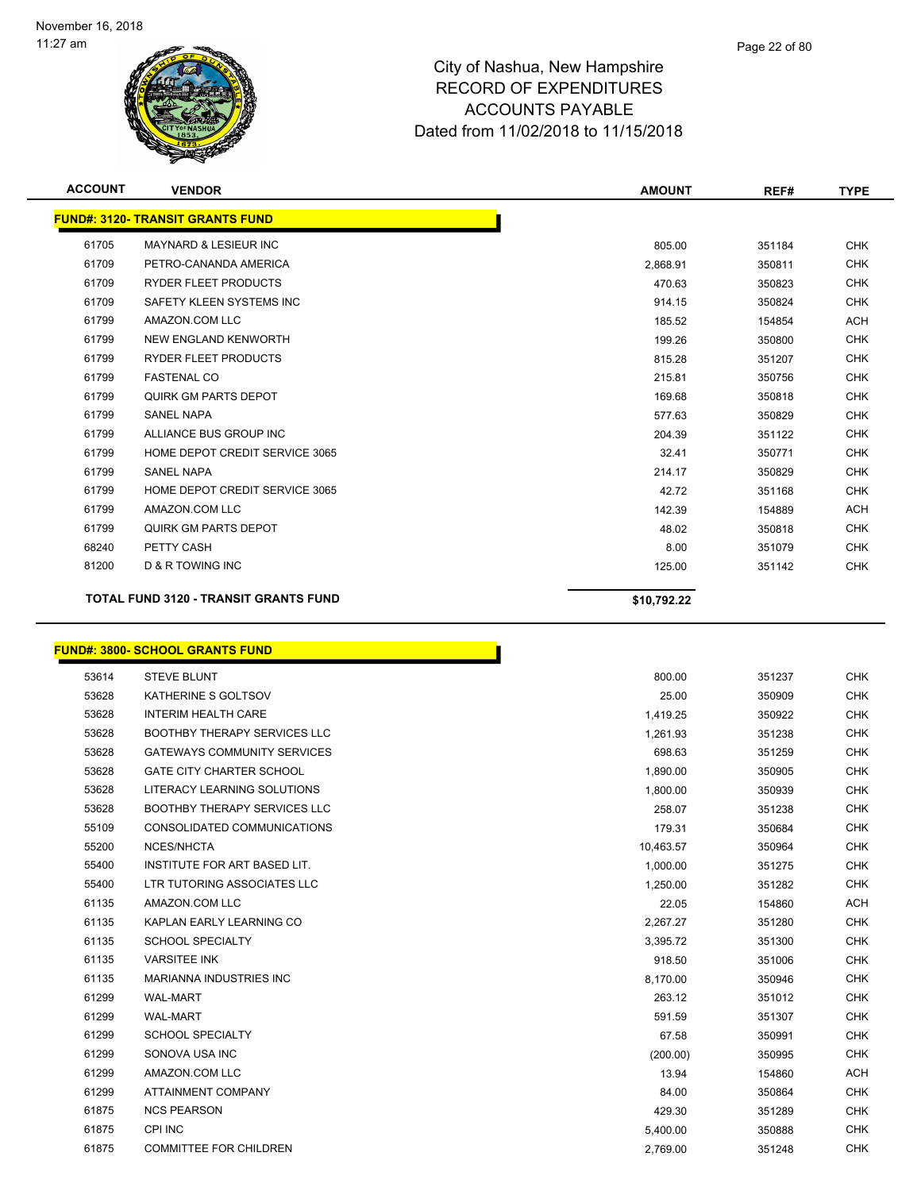City of Nashua, New Hampshire
RECORD OF EXPENDITURES
ACCOUNTS PAYABLE
Dated from 11/02/2018 to 11/15/2018

| ACCOUNT | VENDOR | AMOUNT | REF# | TYPE |
|---|---|---|---|---|
| **FUND#: 3120- TRANSIT GRANTS FUND** | | | | |
| 61705 | MAYNARD & LESIEUR INC | 805.00 | 351184 | CHK |
| 61709 | PETRO-CANANDA AMERICA | 2,868.91 | 350811 | CHK |
| 61709 | RYDER FLEET PRODUCTS | 470.63 | 350823 | CHK |
| 61709 | SAFETY KLEEN SYSTEMS INC | 914.15 | 350824 | CHK |
| 61799 | AMAZON.COM LLC | 185.52 | 154854 | ACH |
| 61799 | NEW ENGLAND KENWORTH | 199.26 | 350800 | CHK |
| 61799 | RYDER FLEET PRODUCTS | 815.28 | 351207 | CHK |
| 61799 | FASTENAL CO | 215.81 | 350756 | CHK |
| 61799 | QUIRK GM PARTS DEPOT | 169.68 | 350818 | CHK |
| 61799 | SANEL NAPA | 577.63 | 350829 | CHK |
| 61799 | ALLIANCE BUS GROUP INC | 204.39 | 351122 | CHK |
| 61799 | HOME DEPOT CREDIT SERVICE 3065 | 32.41 | 350771 | CHK |
| 61799 | SANEL NAPA | 214.17 | 350829 | CHK |
| 61799 | HOME DEPOT CREDIT SERVICE 3065 | 42.72 | 351168 | CHK |
| 61799 | AMAZON.COM LLC | 142.39 | 154889 | ACH |
| 61799 | QUIRK GM PARTS DEPOT | 48.02 | 350818 | CHK |
| 68240 | PETTY CASH | 8.00 | 351079 | CHK |
| 81200 | D & R TOWING INC | 125.00 | 351142 | CHK |
| **TOTAL FUND 3120 - TRANSIT GRANTS FUND** | | **$10,792.22** | | |

| ACCOUNT | VENDOR | AMOUNT | REF# | TYPE |
|---|---|---|---|---|
| **FUND#: 3800- SCHOOL GRANTS FUND** | | | | |
| 53614 | STEVE BLUNT | 800.00 | 351237 | CHK |
| 53628 | KATHERINE S GOLTSOV | 25.00 | 350909 | CHK |
| 53628 | INTERIM HEALTH CARE | 1,419.25 | 350922 | CHK |
| 53628 | BOOTHBY THERAPY SERVICES LLC | 1,261.93 | 351238 | CHK |
| 53628 | GATEWAYS COMMUNITY SERVICES | 698.63 | 351259 | CHK |
| 53628 | GATE CITY CHARTER SCHOOL | 1,890.00 | 350905 | CHK |
| 53628 | LITERACY LEARNING SOLUTIONS | 1,800.00 | 350939 | CHK |
| 53628 | BOOTHBY THERAPY SERVICES LLC | 258.07 | 351238 | CHK |
| 55109 | CONSOLIDATED COMMUNICATIONS | 179.31 | 350684 | CHK |
| 55200 | NCES/NHCTA | 10,463.57 | 350964 | CHK |
| 55400 | INSTITUTE FOR ART BASED LIT. | 1,000.00 | 351275 | CHK |
| 55400 | LTR TUTORING ASSOCIATES LLC | 1,250.00 | 351282 | CHK |
| 61135 | AMAZON.COM LLC | 22.05 | 154860 | ACH |
| 61135 | KAPLAN EARLY LEARNING CO | 2,267.27 | 351280 | CHK |
| 61135 | SCHOOL SPECIALTY | 3,395.72 | 351300 | CHK |
| 61135 | VARSITEE INK | 918.50 | 351006 | CHK |
| 61135 | MARIANNA INDUSTRIES INC | 8,170.00 | 350946 | CHK |
| 61299 | WAL-MART | 263.12 | 351012 | CHK |
| 61299 | WAL-MART | 591.59 | 351307 | CHK |
| 61299 | SCHOOL SPECIALTY | 67.58 | 350991 | CHK |
| 61299 | SONOVA USA INC | (200.00) | 350995 | CHK |
| 61299 | AMAZON.COM LLC | 13.94 | 154860 | ACH |
| 61299 | ATTAINMENT COMPANY | 84.00 | 350864 | CHK |
| 61875 | NCS PEARSON | 429.30 | 351289 | CHK |
| 61875 | CPI INC | 5,400.00 | 350888 | CHK |
| 61875 | COMMITTEE FOR CHILDREN | 2,769.00 | 351248 | CHK |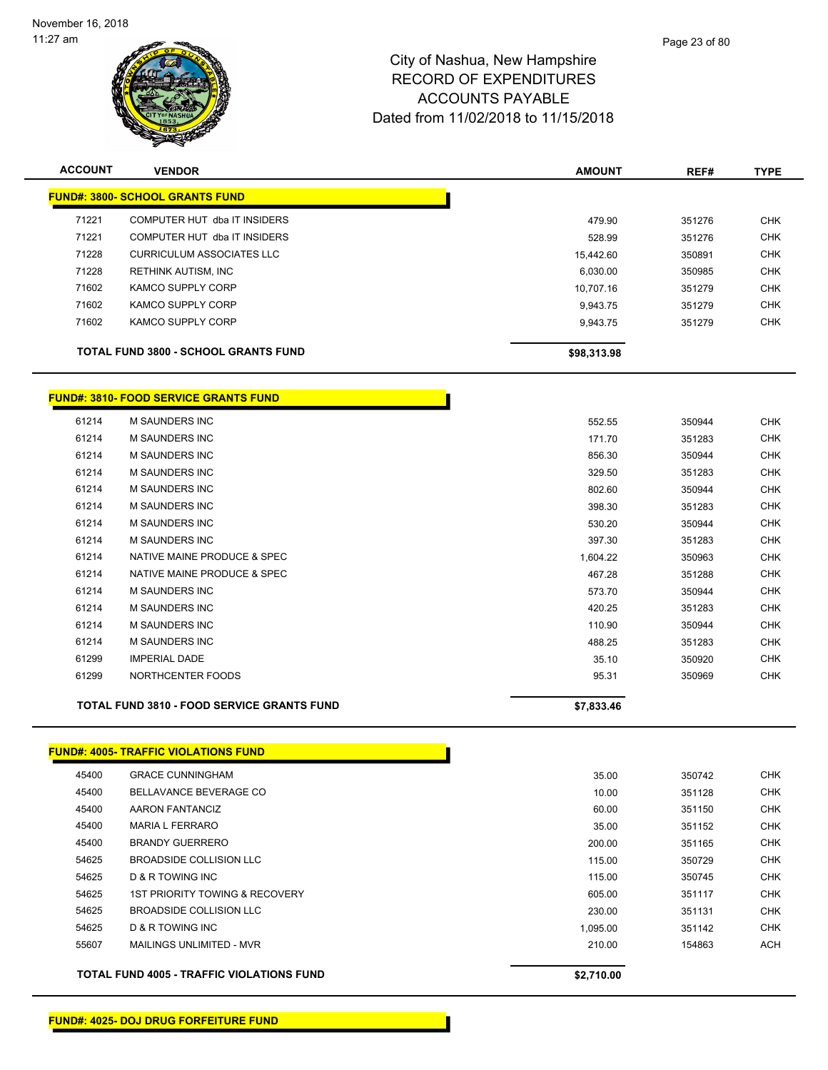City of Nashua, New Hampshire
RECORD OF EXPENDITURES
ACCOUNTS PAYABLE
Dated from 11/02/2018 to 11/15/2018

| ACCOUNT | VENDOR | AMOUNT | REF# | TYPE |
|---|---|---|---|---|
| **FUND#: 3800- SCHOOL GRANTS FUND** | | | | |
| 71221 | COMPUTER HUT dba IT INSIDERS | 479.90 | 351276 | CHK |
| 71221 | COMPUTER HUT dba IT INSIDERS | 528.99 | 351276 | CHK |
| 71228 | CURRICULUM ASSOCIATES LLC | 15,442.60 | 350891 | CHK |
| 71228 | RETHINK AUTISM, INC | 6,030.00 | 350985 | CHK |
| 71602 | KAMCO SUPPLY CORP | 10,707.16 | 351279 | CHK |
| 71602 | KAMCO SUPPLY CORP | 9,943.75 | 351279 | CHK |
| 71602 | KAMCO SUPPLY CORP | 9,943.75 | 351279 | CHK |
| | **TOTAL FUND 3800 - SCHOOL GRANTS FUND** | **$98,313.98** | | |
| **FUND#: 3810- FOOD SERVICE GRANTS FUND** | | | | |
| 61214 | M SAUNDERS INC | 552.55 | 350944 | CHK |
| 61214 | M SAUNDERS INC | 171.70 | 351283 | CHK |
| 61214 | M SAUNDERS INC | 856.30 | 350944 | CHK |
| 61214 | M SAUNDERS INC | 329.50 | 351283 | CHK |
| 61214 | M SAUNDERS INC | 802.60 | 350944 | CHK |
| 61214 | M SAUNDERS INC | 398.30 | 351283 | CHK |
| 61214 | M SAUNDERS INC | 530.20 | 350944 | CHK |
| 61214 | M SAUNDERS INC | 397.30 | 351283 | CHK |
| 61214 | NATIVE MAINE PRODUCE & SPEC | 1,604.22 | 350963 | CHK |
| 61214 | NATIVE MAINE PRODUCE & SPEC | 467.28 | 351288 | CHK |
| 61214 | M SAUNDERS INC | 573.70 | 350944 | CHK |
| 61214 | M SAUNDERS INC | 420.25 | 351283 | CHK |
| 61214 | M SAUNDERS INC | 110.90 | 350944 | CHK |
| 61214 | M SAUNDERS INC | 488.25 | 351283 | CHK |
| 61299 | IMPERIAL DADE | 35.10 | 350920 | CHK |
| 61299 | NORTHCENTER FOODS | 95.31 | 350969 | CHK |
| | **TOTAL FUND 3810 - FOOD SERVICE GRANTS FUND** | **$7,833.46** | | |
| **FUND#: 4005- TRAFFIC VIOLATIONS FUND** | | | | |
| 45400 | GRACE CUNNINGHAM | 35.00 | 350742 | CHK |
| 45400 | BELLAVANCE BEVERAGE CO | 10.00 | 351128 | CHK |
| 45400 | AARON FANTANCIZ | 60.00 | 351150 | CHK |
| 45400 | MARIA L FERRARO | 35.00 | 351152 | CHK |
| 45400 | BRANDY GUERRERO | 200.00 | 351165 | CHK |
| 54625 | BROADSIDE COLLISION LLC | 115.00 | 350729 | CHK |
| 54625 | D & R TOWING INC | 115.00 | 350745 | CHK |
| 54625 | 1ST PRIORITY TOWING & RECOVERY | 605.00 | 351117 | CHK |
| 54625 | BROADSIDE COLLISION LLC | 230.00 | 351131 | CHK |
| 54625 | D & R TOWING INC | 1,095.00 | 351142 | CHK |
| 55607 | MAILINGS UNLIMITED - MVR | 210.00 | 154863 | ACH |
| | **TOTAL FUND 4005 - TRAFFIC VIOLATIONS FUND** | **$2,710.00** | | |
| **FUND#: 4025- DOJ DRUG FORFEITURE FUND** | | | | |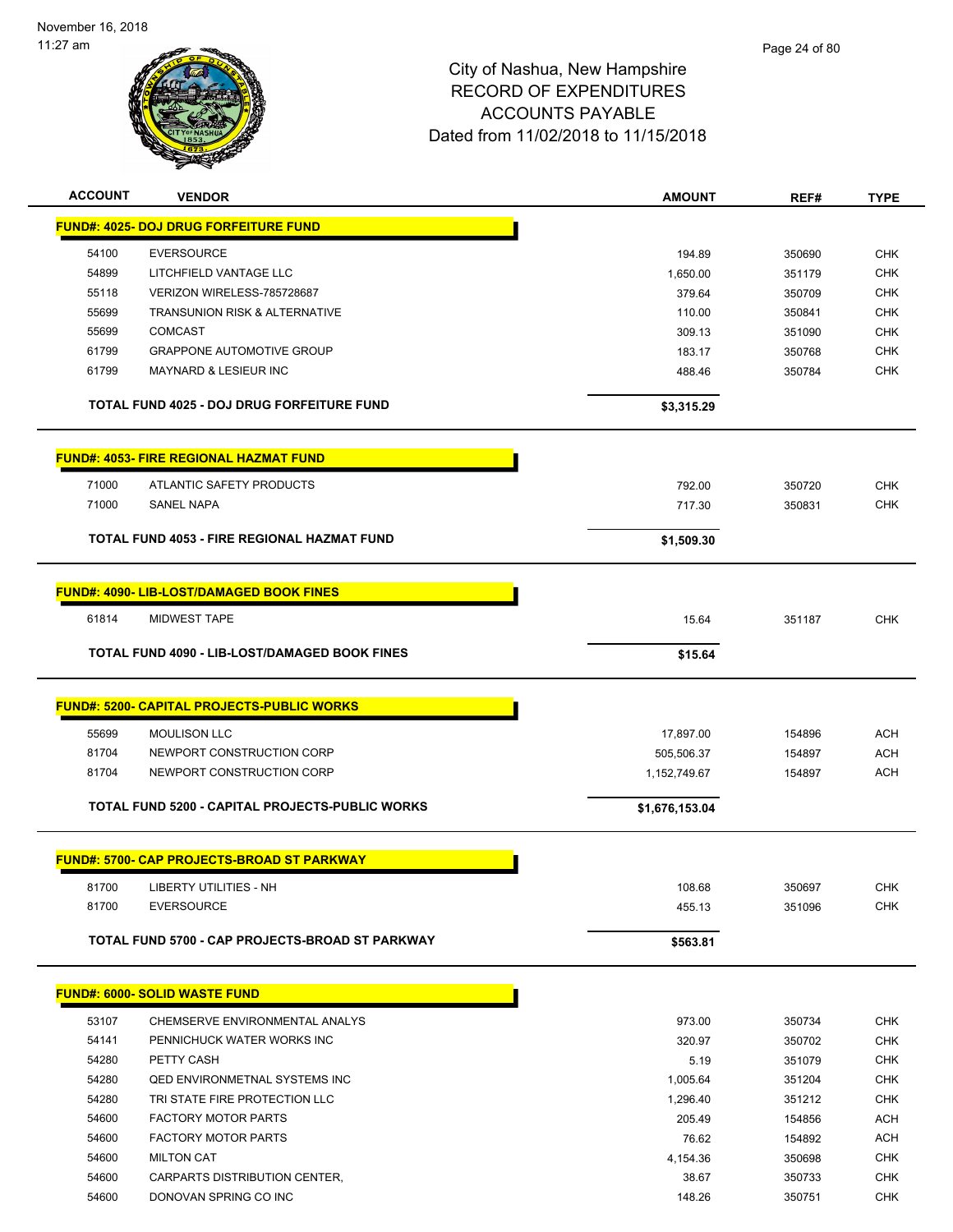# City of Nashua, New Hampshire
## RECORD OF EXPENDITURES
## ACCOUNTS PAYABLE
## Dated from 11/02/2018 to 11/15/2018

| ACCOUNT | VENDOR | AMOUNT | REF# | TYPE |
|---|---|---|---|---|
| **FUND#: 4025- DOJ DRUG FORFEITURE FUND** | | | | |
| 54100 | EVERSOURCE | 194.89 | 350690 | CHK |
| 54899 | LITCHFIELD VANTAGE LLC | 1,650.00 | 351179 | CHK |
| 55118 | VERIZON WIRELESS-785728687 | 379.64 | 350709 | CHK |
| 55699 | TRANSUNION RISK & ALTERNATIVE | 110.00 | 350841 | CHK |
| 55699 | COMCAST | 309.13 | 351090 | CHK |
| 61799 | GRAPPONE AUTOMOTIVE GROUP | 183.17 | 350768 | CHK |
| 61799 | MAYNARD & LESIEUR INC | 488.46 | 350784 | CHK |
| | **TOTAL FUND 4025 - DOJ DRUG FORFEITURE FUND** | **$3,315.29** | | |
| **FUND#: 4053- FIRE REGIONAL HAZMAT FUND** | | | | |
| 71000 | ATLANTIC SAFETY PRODUCTS | 792.00 | 350720 | CHK |
| 71000 | SANEL NAPA | 717.30 | 350831 | CHK |
| | **TOTAL FUND 4053 - FIRE REGIONAL HAZMAT FUND** | **$1,509.30** | | |
| **FUND#: 4090- LIB-LOST/DAMAGED BOOK FINES** | | | | |
| 61814 | MIDWEST TAPE | 15.64 | 351187 | CHK |
| | **TOTAL FUND 4090 - LIB-LOST/DAMAGED BOOK FINES** | **$15.64** | | |
| **FUND#: 5200- CAPITAL PROJECTS-PUBLIC WORKS** | | | | |
| 55699 | MOULISON LLC | 17,897.00 | 154896 | ACH |
| 81704 | NEWPORT CONSTRUCTION CORP | 505,506.37 | 154897 | ACH |
| 81704 | NEWPORT CONSTRUCTION CORP | 1,152,749.67 | 154897 | ACH |
| | **TOTAL FUND 5200 - CAPITAL PROJECTS-PUBLIC WORKS** | **$1,676,153.04** | | |
| **FUND#: 5700- CAP PROJECTS-BROAD ST PARKWAY** | | | | |
| 81700 | LIBERTY UTILITIES - NH | 108.68 | 350697 | CHK |
| 81700 | EVERSOURCE | 455.13 | 351096 | CHK |
| | **TOTAL FUND 5700 - CAP PROJECTS-BROAD ST PARKWAY** | **$563.81** | | |
| **FUND#: 6000- SOLID WASTE FUND** | | | | |
| 53107 | CHEMSERVE ENVIRONMENTAL ANALYS | 973.00 | 350734 | CHK |
| 54141 | PENNICHUCK WATER WORKS INC | 320.97 | 350702 | CHK |
| 54280 | PETTY CASH | 5.19 | 351079 | CHK |
| 54280 | QED ENVIRONMETNAL SYSTEMS INC | 1,005.64 | 351204 | CHK |
| 54280 | TRI STATE FIRE PROTECTION LLC | 1,296.40 | 351212 | CHK |
| 54600 | FACTORY MOTOR PARTS | 205.49 | 154856 | ACH |
| 54600 | FACTORY MOTOR PARTS | 76.62 | 154892 | ACH |
| 54600 | MILTON CAT | 4,154.36 | 350698 | CHK |
| 54600 | CARPARTS DISTRIBUTION CENTER, | 38.67 | 350733 | CHK |
| 54600 | DONOVAN SPRING CO INC | 148.26 | 350751 | CHK |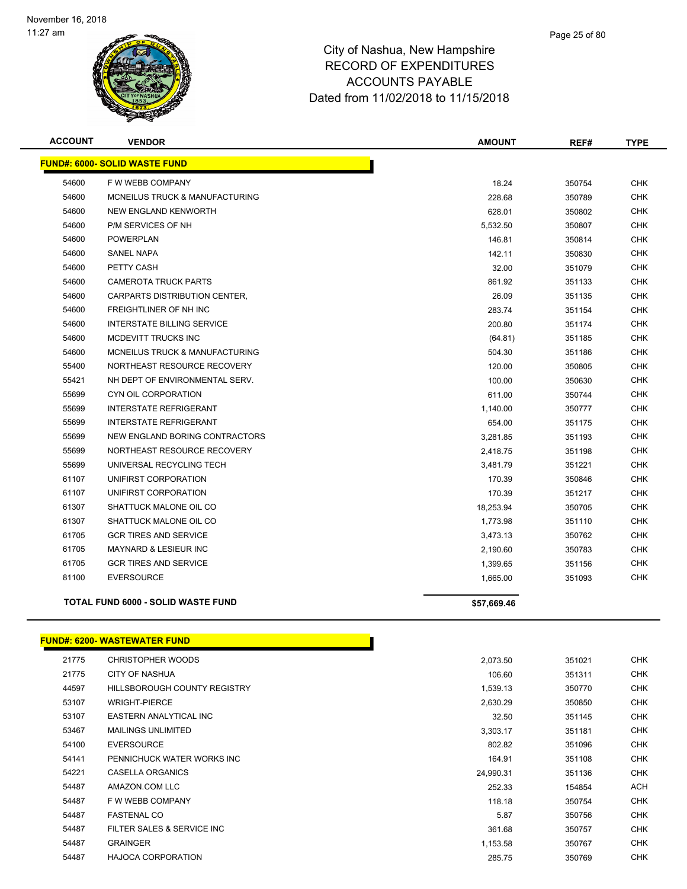# City of Nashua, New Hampshire
## RECORD OF EXPENDITURES
## ACCOUNTS PAYABLE
## Dated from 11/02/2018 to 11/15/2018

| ACCOUNT | VENDOR | AMOUNT | REF# | TYPE |
|---|---|---|---|---|
| **FUND#: 6000- SOLID WASTE FUND** | | | | |
| 54600 | F W WEBB COMPANY | 18.24 | 350754 | CHK |
| 54600 | MCNEILUS TRUCK & MANUFACTURING | 228.68 | 350789 | CHK |
| 54600 | NEW ENGLAND KENWORTH | 628.01 | 350802 | CHK |
| 54600 | P/M SERVICES OF NH | 5,532.50 | 350807 | CHK |
| 54600 | POWERPLAN | 146.81 | 350814 | CHK |
| 54600 | SANEL NAPA | 142.11 | 350830 | CHK |
| 54600 | PETTY CASH | 32.00 | 351079 | CHK |
| 54600 | CAMEROTA TRUCK PARTS | 861.92 | 351133 | CHK |
| 54600 | CARPARTS DISTRIBUTION CENTER, | 26.09 | 351135 | CHK |
| 54600 | FREIGHTLINER OF NH INC | 283.74 | 351154 | CHK |
| 54600 | INTERSTATE BILLING SERVICE | 200.80 | 351174 | CHK |
| 54600 | MCDEVITT TRUCKS INC | (64.81) | 351185 | CHK |
| 54600 | MCNEILUS TRUCK & MANUFACTURING | 504.30 | 351186 | CHK |
| 55400 | NORTHEAST RESOURCE RECOVERY | 120.00 | 350805 | CHK |
| 55421 | NH DEPT OF ENVIRONMENTAL SERV. | 100.00 | 350630 | CHK |
| 55699 | CYN OIL CORPORATION | 611.00 | 350744 | CHK |
| 55699 | INTERSTATE REFRIGERANT | 1,140.00 | 350777 | CHK |
| 55699 | INTERSTATE REFRIGERANT | 654.00 | 351175 | CHK |
| 55699 | NEW ENGLAND BORING CONTRACTORS | 3,281.85 | 351193 | CHK |
| 55699 | NORTHEAST RESOURCE RECOVERY | 2,418.75 | 351198 | CHK |
| 55699 | UNIVERSAL RECYCLING TECH | 3,481.79 | 351221 | CHK |
| 61107 | UNIFIRST CORPORATION | 170.39 | 350846 | CHK |
| 61107 | UNIFIRST CORPORATION | 170.39 | 351217 | CHK |
| 61307 | SHATTUCK MALONE OIL CO | 18,253.94 | 350705 | CHK |
| 61307 | SHATTUCK MALONE OIL CO | 1,773.98 | 351110 | CHK |
| 61705 | GCR TIRES AND SERVICE | 3,473.13 | 350762 | CHK |
| 61705 | MAYNARD & LESIEUR INC | 2,190.60 | 350783 | CHK |
| 61705 | GCR TIRES AND SERVICE | 1,399.65 | 351156 | CHK |
| 81100 | EVERSOURCE | 1,665.00 | 351093 | CHK |
| **TOTAL FUND 6000 - SOLID WASTE FUND** | | **$57,669.46** | | |

| ACCOUNT | VENDOR | AMOUNT | REF# | TYPE |
|---|---|---|---|---|
| **FUND#: 6200- WASTEWATER FUND** | | | | |
| 21775 | CHRISTOPHER WOODS | 2,073.50 | 351021 | CHK |
| 21775 | CITY OF NASHUA | 106.60 | 351311 | CHK |
| 44597 | HILLSBOROUGH COUNTY REGISTRY | 1,539.13 | 350770 | CHK |
| 53107 | WRIGHT-PIERCE | 2,630.29 | 350850 | CHK |
| 53107 | EASTERN ANALYTICAL INC | 32.50 | 351145 | CHK |
| 53467 | MAILINGS UNLIMITED | 3,303.17 | 351181 | CHK |
| 54100 | EVERSOURCE | 802.82 | 351096 | CHK |
| 54141 | PENNICHUCK WATER WORKS INC | 164.91 | 351108 | CHK |
| 54221 | CASELLA ORGANICS | 24,990.31 | 351136 | CHK |
| 54487 | AMAZON.COM LLC | 252.33 | 154854 | ACH |
| 54487 | F W WEBB COMPANY | 118.18 | 350754 | CHK |
| 54487 | FASTENAL CO | 5.87 | 350756 | CHK |
| 54487 | FILTER SALES & SERVICE INC | 361.68 | 350757 | CHK |
| 54487 | GRAINGER | 1,153.58 | 350767 | CHK |
| 54487 | HAJOCA CORPORATION | 285.75 | 350769 | CHK |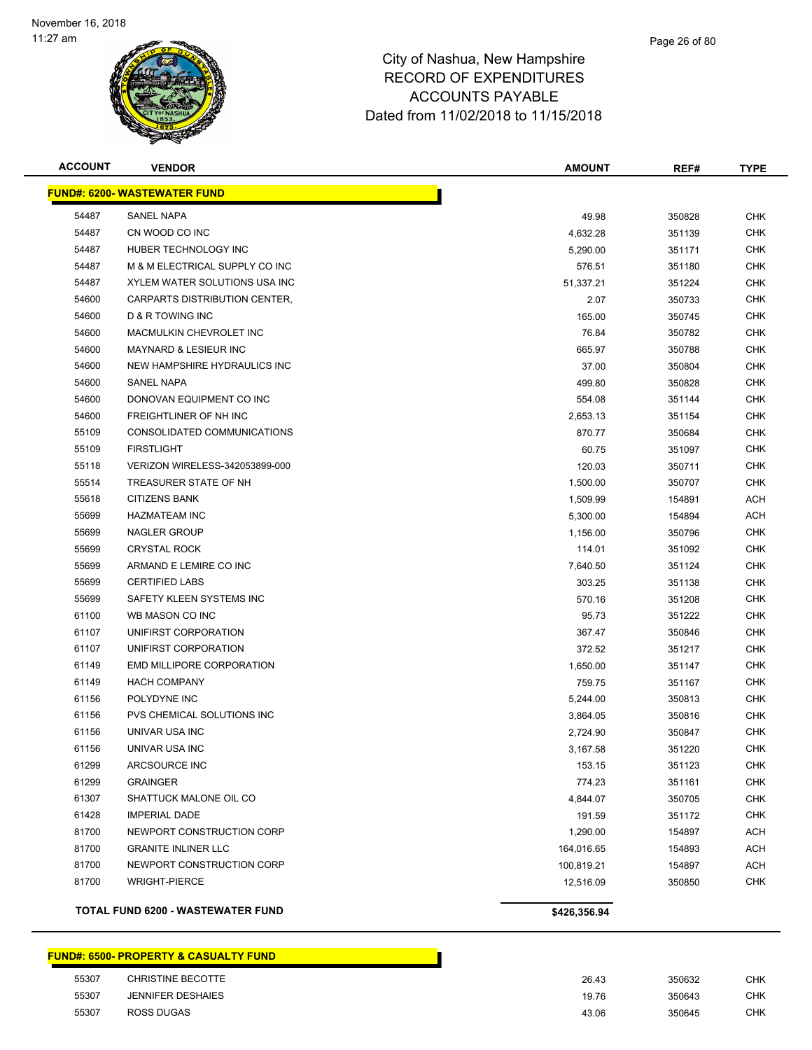November 16, 2018
11:27 am

# City of Nashua, New Hampshire
## RECORD OF EXPENDITURES
## ACCOUNTS PAYABLE
## Dated from 11/02/2018 to 11/15/2018

| ACCOUNT | VENDOR | AMOUNT | REF# | TYPE |
|---|---|---|---|---|
| **FUND#: 6200- WASTEWATER FUND** | | | | |
| 54487 | SANEL NAPA | 49.98 | 350828 | CHK |
| 54487 | CN WOOD CO INC | 4,632.28 | 351139 | CHK |
| 54487 | HUBER TECHNOLOGY INC | 5,290.00 | 351171 | CHK |
| 54487 | M & M ELECTRICAL SUPPLY CO INC | 576.51 | 351180 | CHK |
| 54487 | XYLEM WATER SOLUTIONS USA INC | 51,337.21 | 351224 | CHK |
| 54600 | CARPARTS DISTRIBUTION CENTER, | 2.07 | 350733 | CHK |
| 54600 | D & R TOWING INC | 165.00 | 350745 | CHK |
| 54600 | MACMULKIN CHEVROLET INC | 76.84 | 350782 | CHK |
| 54600 | MAYNARD & LESIEUR INC | 665.97 | 350788 | CHK |
| 54600 | NEW HAMPSHIRE HYDRAULICS INC | 37.00 | 350804 | CHK |
| 54600 | SANEL NAPA | 499.80 | 350828 | CHK |
| 54600 | DONOVAN EQUIPMENT CO INC | 554.08 | 351144 | CHK |
| 54600 | FREIGHTLINER OF NH INC | 2,653.13 | 351154 | CHK |
| 55109 | CONSOLIDATED COMMUNICATIONS | 870.77 | 350684 | CHK |
| 55109 | FIRSTLIGHT | 60.75 | 351097 | CHK |
| 55118 | VERIZON WIRELESS-342053899-000 | 120.03 | 350711 | CHK |
| 55514 | TREASURER STATE OF NH | 1,500.00 | 350707 | CHK |
| 55618 | CITIZENS BANK | 1,509.99 | 154891 | ACH |
| 55699 | HAZMATEAM INC | 5,300.00 | 154894 | ACH |
| 55699 | NAGLER GROUP | 1,156.00 | 350796 | CHK |
| 55699 | CRYSTAL ROCK | 114.01 | 351092 | CHK |
| 55699 | ARMAND E LEMIRE CO INC | 7,640.50 | 351124 | CHK |
| 55699 | CERTIFIED LABS | 303.25 | 351138 | CHK |
| 55699 | SAFETY KLEEN SYSTEMS INC | 570.16 | 351208 | CHK |
| 61100 | WB MASON CO INC | 95.73 | 351222 | CHK |
| 61107 | UNIFIRST CORPORATION | 367.47 | 350846 | CHK |
| 61107 | UNIFIRST CORPORATION | 372.52 | 351217 | CHK |
| 61149 | EMD MILLIPORE CORPORATION | 1,650.00 | 351147 | CHK |
| 61149 | HACH COMPANY | 759.75 | 351167 | CHK |
| 61156 | POLYDYNE INC | 5,244.00 | 350813 | CHK |
| 61156 | PVS CHEMICAL SOLUTIONS INC | 3,864.05 | 350816 | CHK |
| 61156 | UNIVAR USA INC | 2,724.90 | 350847 | CHK |
| 61156 | UNIVAR USA INC | 3,167.58 | 351220 | CHK |
| 61299 | ARCSOURCE INC | 153.15 | 351123 | CHK |
| 61299 | GRAINGER | 774.23 | 351161 | CHK |
| 61307 | SHATTUCK MALONE OIL CO | 4,844.07 | 350705 | CHK |
| 61428 | IMPERIAL DADE | 191.59 | 351172 | CHK |
| 81700 | NEWPORT CONSTRUCTION CORP | 1,290.00 | 154897 | ACH |
| 81700 | GRANITE INLINER LLC | 164,016.65 | 154893 | ACH |
| 81700 | NEWPORT CONSTRUCTION CORP | 100,819.21 | 154897 | ACH |
| 81700 | WRIGHT-PIERCE | 12,516.09 | 350850 | CHK |
| **TOTAL FUND 6200 - WASTEWATER FUND** | | **$426,356.94** | | |

| ACCOUNT | VENDOR | AMOUNT | REF# | TYPE |
|---|---|---|---|---|
| **FUND#: 6500- PROPERTY & CASUALTY FUND** | | | | |
| 55307 | CHRISTINE BECOTTE | 26.43 | 350632 | CHK |
| 55307 | JENNIFER DESHAIES | 19.76 | 350643 | CHK |
| 55307 | ROSS DUGAS | 43.06 | 350645 | CHK |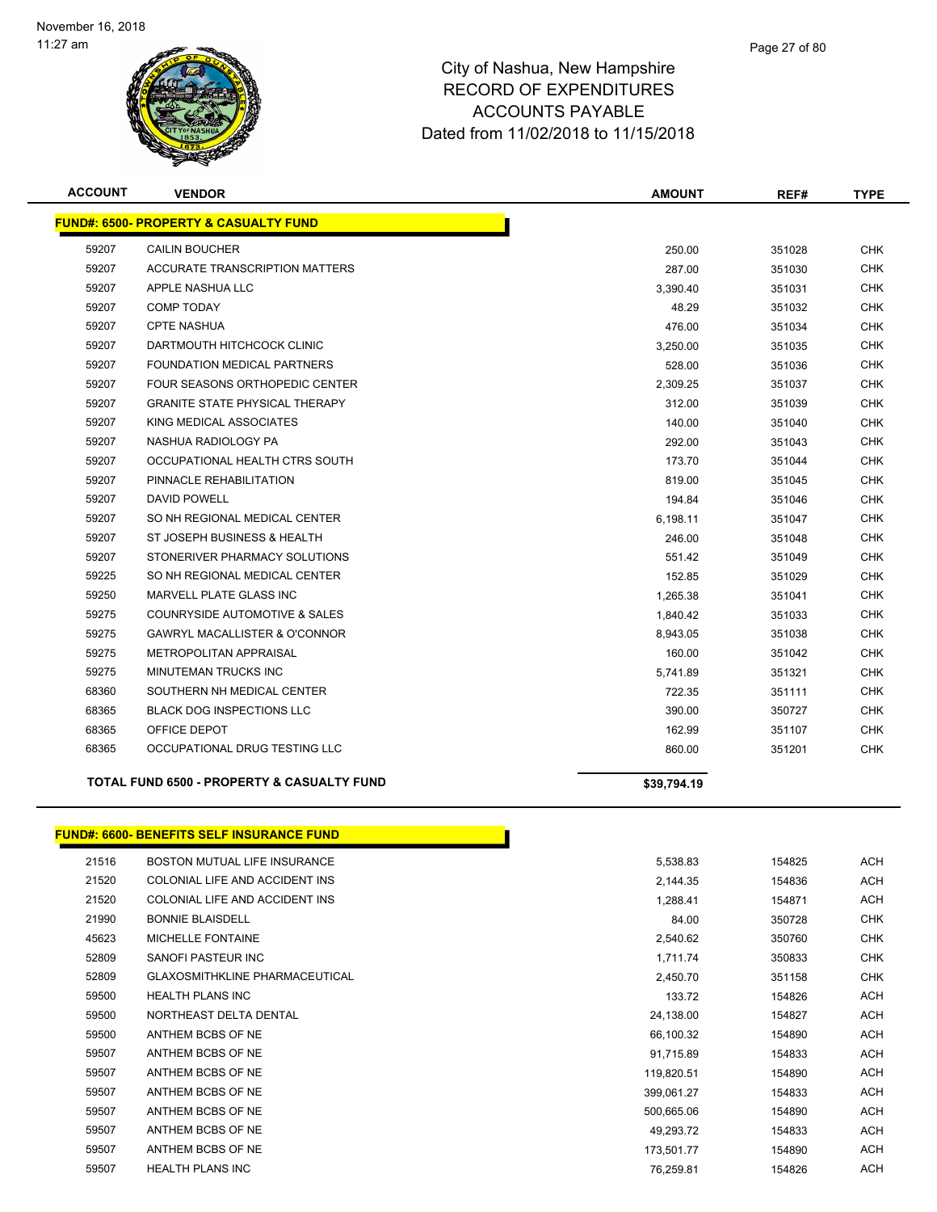November 16, 2018
11:27 am

# City of Nashua, New Hampshire
## RECORD OF EXPENDITURES
## ACCOUNTS PAYABLE
## Dated from 11/02/2018 to 11/15/2018

| ACCOUNT | VENDOR | AMOUNT | REF# | TYPE |
|---|---|---|---|---|
| **FUND#: 6500- PROPERTY & CASUALTY FUND** | | | | |
| 59207 | CAILIN BOUCHER | 250.00 | 351028 | CHK |
| 59207 | ACCURATE TRANSCRIPTION MATTERS | 287.00 | 351030 | CHK |
| 59207 | APPLE NASHUA LLC | 3,390.40 | 351031 | CHK |
| 59207 | COMP TODAY | 48.29 | 351032 | CHK |
| 59207 | CPTE NASHUA | 476.00 | 351034 | CHK |
| 59207 | DARTMOUTH HITCHCOCK CLINIC | 3,250.00 | 351035 | CHK |
| 59207 | FOUNDATION MEDICAL PARTNERS | 528.00 | 351036 | CHK |
| 59207 | FOUR SEASONS ORTHOPEDIC CENTER | 2,309.25 | 351037 | CHK |
| 59207 | GRANITE STATE PHYSICAL THERAPY | 312.00 | 351039 | CHK |
| 59207 | KING MEDICAL ASSOCIATES | 140.00 | 351040 | CHK |
| 59207 | NASHUA RADIOLOGY PA | 292.00 | 351043 | CHK |
| 59207 | OCCUPATIONAL HEALTH CTRS SOUTH | 173.70 | 351044 | CHK |
| 59207 | PINNACLE REHABILITATION | 819.00 | 351045 | CHK |
| 59207 | DAVID POWELL | 194.84 | 351046 | CHK |
| 59207 | SO NH REGIONAL MEDICAL CENTER | 6,198.11 | 351047 | CHK |
| 59207 | ST JOSEPH BUSINESS & HEALTH | 246.00 | 351048 | CHK |
| 59207 | STONERIVER PHARMACY SOLUTIONS | 551.42 | 351049 | CHK |
| 59225 | SO NH REGIONAL MEDICAL CENTER | 152.85 | 351029 | CHK |
| 59250 | MARVELL PLATE GLASS INC | 1,265.38 | 351041 | CHK |
| 59275 | COUNRYSIDE AUTOMOTIVE & SALES | 1,840.42 | 351033 | CHK |
| 59275 | GAWRYL MACALLISTER & O'CONNOR | 8,943.05 | 351038 | CHK |
| 59275 | METROPOLITAN APPRAISAL | 160.00 | 351042 | CHK |
| 59275 | MINUTEMAN TRUCKS INC | 5,741.89 | 351321 | CHK |
| 68360 | SOUTHERN NH MEDICAL CENTER | 722.35 | 351111 | CHK |
| 68365 | BLACK DOG INSPECTIONS LLC | 390.00 | 350727 | CHK |
| 68365 | OFFICE DEPOT | 162.99 | 351107 | CHK |
| 68365 | OCCUPATIONAL DRUG TESTING LLC | 860.00 | 351201 | CHK |
| **TOTAL FUND 6500 - PROPERTY & CASUALTY FUND** | | **$39,794.19** | | |

| ACCOUNT | VENDOR | AMOUNT | REF# | TYPE |
|---|---|---|---|---|
| **FUND#: 6600- BENEFITS SELF INSURANCE FUND** | | | | |
| 21516 | BOSTON MUTUAL LIFE INSURANCE | 5,538.83 | 154825 | ACH |
| 21520 | COLONIAL LIFE AND ACCIDENT INS | 2,144.35 | 154836 | ACH |
| 21520 | COLONIAL LIFE AND ACCIDENT INS | 1,288.41 | 154871 | ACH |
| 21990 | BONNIE BLAISDELL | 84.00 | 350728 | CHK |
| 45623 | MICHELLE FONTAINE | 2,540.62 | 350760 | CHK |
| 52809 | SANOFI PASTEUR INC | 1,711.74 | 350833 | CHK |
| 52809 | GLAXOSMITHKLINE PHARMACEUTICAL | 2,450.70 | 351158 | CHK |
| 59500 | HEALTH PLANS INC | 133.72 | 154826 | ACH |
| 59500 | NORTHEAST DELTA DENTAL | 24,138.00 | 154827 | ACH |
| 59500 | ANTHEM BCBS OF NE | 66,100.32 | 154890 | ACH |
| 59507 | ANTHEM BCBS OF NE | 91,715.89 | 154833 | ACH |
| 59507 | ANTHEM BCBS OF NE | 119,820.51 | 154890 | ACH |
| 59507 | ANTHEM BCBS OF NE | 399,061.27 | 154833 | ACH |
| 59507 | ANTHEM BCBS OF NE | 500,665.06 | 154890 | ACH |
| 59507 | ANTHEM BCBS OF NE | 49,293.72 | 154833 | ACH |
| 59507 | ANTHEM BCBS OF NE | 173,501.77 | 154890 | ACH |
| 59507 | HEALTH PLANS INC | 76,259.81 | 154826 | ACH |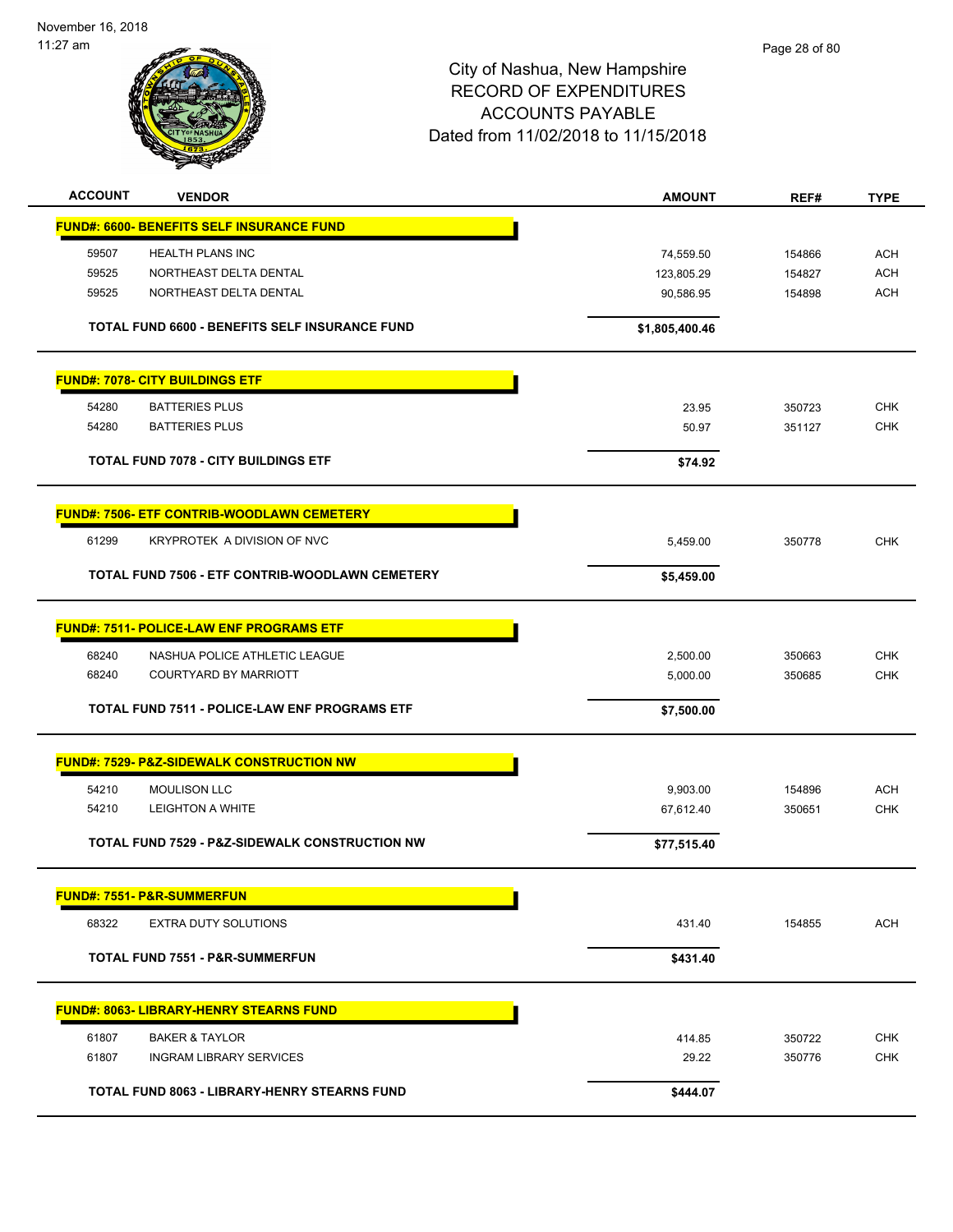# City of Nashua, New Hampshire
## RECORD OF EXPENDITURES
## ACCOUNTS PAYABLE
## Dated from 11/02/2018 to 11/15/2018

| ACCOUNT | VENDOR | AMOUNT | REF# | TYPE |
|---|---|---|---|---|
| **FUND#: 6600- BENEFITS SELF INSURANCE FUND** | | | | |
| 59507 | HEALTH PLANS INC | 74,559.50 | 154866 | ACH |
| 59525 | NORTHEAST DELTA DENTAL | 123,805.29 | 154827 | ACH |
| 59525 | NORTHEAST DELTA DENTAL | 90,586.95 | 154898 | ACH |
| | **TOTAL FUND 6600 - BENEFITS SELF INSURANCE FUND** | **$1,805,400.46** | | |
| **FUND#: 7078- CITY BUILDINGS ETF** | | | | |
| 54280 | BATTERIES PLUS | 23.95 | 350723 | CHK |
| 54280 | BATTERIES PLUS | 50.97 | 351127 | CHK |
| | **TOTAL FUND 7078 - CITY BUILDINGS ETF** | **$74.92** | | |
| **FUND#: 7506- ETF CONTRIB-WOODLAWN CEMETERY** | | | | |
| 61299 | KRYPROTEK A DIVISION OF NVC | 5,459.00 | 350778 | CHK |
| | **TOTAL FUND 7506 - ETF CONTRIB-WOODLAWN CEMETERY** | **$5,459.00** | | |
| **FUND#: 7511- POLICE-LAW ENF PROGRAMS ETF** | | | | |
| 68240 | NASHUA POLICE ATHLETIC LEAGUE | 2,500.00 | 350663 | CHK |
| 68240 | COURTYARD BY MARRIOTT | 5,000.00 | 350685 | CHK |
| | **TOTAL FUND 7511 - POLICE-LAW ENF PROGRAMS ETF** | **$7,500.00** | | |
| **FUND#: 7529- P&Z-SIDEWALK CONSTRUCTION NW** | | | | |
| 54210 | MOULISON LLC | 9,903.00 | 154896 | ACH |
| 54210 | LEIGHTON A WHITE | 67,612.40 | 350651 | CHK |
| | **TOTAL FUND 7529 - P&Z-SIDEWALK CONSTRUCTION NW** | **$77,515.40** | | |
| **FUND#: 7551- P&R-SUMMERFUN** | | | | |
| 68322 | EXTRA DUTY SOLUTIONS | 431.40 | 154855 | ACH |
| | **TOTAL FUND 7551 - P&R-SUMMERFUN** | **$431.40** | | |
| **FUND#: 8063- LIBRARY-HENRY STEARNS FUND** | | | | |
| 61807 | BAKER & TAYLOR | 414.85 | 350722 | CHK |
| 61807 | INGRAM LIBRARY SERVICES | 29.22 | 350776 | CHK |
| | **TOTAL FUND 8063 - LIBRARY-HENRY STEARNS FUND** | **$444.07** | | |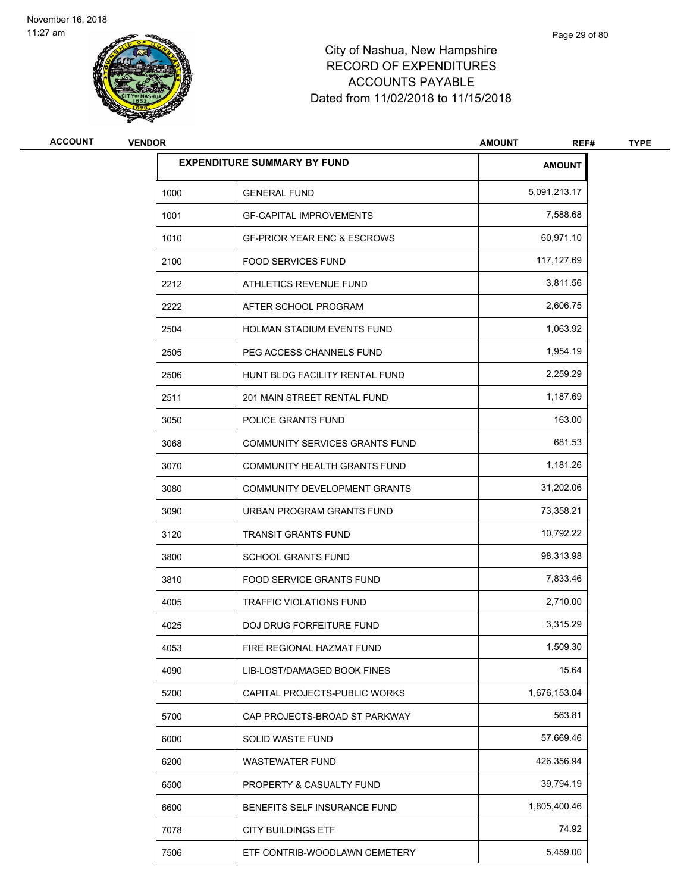City of Nashua, New Hampshire
RECORD OF EXPENDITURES
ACCOUNTS PAYABLE
Dated from 11/02/2018 to 11/15/2018

| ACCOUNT | VENDOR | AMOUNT | REF# | TYPE |
|---|---|---|---|---|

| EXPENDITURE SUMMARY BY FUND | | AMOUNT |
|---|---|---|
| 1000 | GENERAL FUND | 5,091,213.17 |
| 1001 | GF-CAPITAL IMPROVEMENTS | 7,588.68 |
| 1010 | GF-PRIOR YEAR ENC & ESCROWS | 60,971.10 |
| 2100 | FOOD SERVICES FUND | 117,127.69 |
| 2212 | ATHLETICS REVENUE FUND | 3,811.56 |
| 2222 | AFTER SCHOOL PROGRAM | 2,606.75 |
| 2504 | HOLMAN STADIUM EVENTS FUND | 1,063.92 |
| 2505 | PEG ACCESS CHANNELS FUND | 1,954.19 |
| 2506 | HUNT BLDG FACILITY RENTAL FUND | 2,259.29 |
| 2511 | 201 MAIN STREET RENTAL FUND | 1,187.69 |
| 3050 | POLICE GRANTS FUND | 163.00 |
| 3068 | COMMUNITY SERVICES GRANTS FUND | 681.53 |
| 3070 | COMMUNITY HEALTH GRANTS FUND | 1,181.26 |
| 3080 | COMMUNITY DEVELOPMENT GRANTS | 31,202.06 |
| 3090 | URBAN PROGRAM GRANTS FUND | 73,358.21 |
| 3120 | TRANSIT GRANTS FUND | 10,792.22 |
| 3800 | SCHOOL GRANTS FUND | 98,313.98 |
| 3810 | FOOD SERVICE GRANTS FUND | 7,833.46 |
| 4005 | TRAFFIC VIOLATIONS FUND | 2,710.00 |
| 4025 | DOJ DRUG FORFEITURE FUND | 3,315.29 |
| 4053 | FIRE REGIONAL HAZMAT FUND | 1,509.30 |
| 4090 | LIB-LOST/DAMAGED BOOK FINES | 15.64 |
| 5200 | CAPITAL PROJECTS-PUBLIC WORKS | 1,676,153.04 |
| 5700 | CAP PROJECTS-BROAD ST PARKWAY | 563.81 |
| 6000 | SOLID WASTE FUND | 57,669.46 |
| 6200 | WASTEWATER FUND | 426,356.94 |
| 6500 | PROPERTY & CASUALTY FUND | 39,794.19 |
| 6600 | BENEFITS SELF INSURANCE FUND | 1,805,400.46 |
| 7078 | CITY BUILDINGS ETF | 74.92 |
| 7506 | ETF CONTRIB-WOODLAWN CEMETERY | 5,459.00 |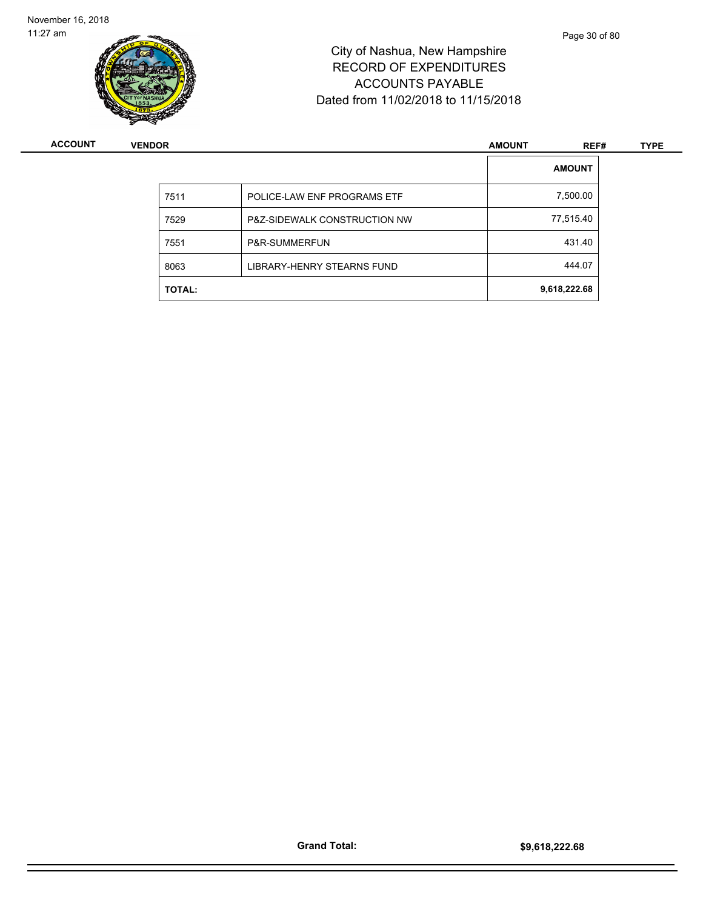City of Nashua, New Hampshire
RECORD OF EXPENDITURES
ACCOUNTS PAYABLE
Dated from 11/02/2018 to 11/15/2018

| ACCOUNT | VENDOR | AMOUNT | REF# | TYPE |
|---|---|---|---|---|

| | | AMOUNT |
|---|---|---|
| 7511 | POLICE-LAW ENF PROGRAMS ETF | 7,500.00 |
| 7529 | P&Z-SIDEWALK CONSTRUCTION NW | 77,515.40 |
| 7551 | P&R-SUMMERFUN | 431.40 |
| 8063 | LIBRARY-HENRY STEARNS FUND | 444.07 |
| **TOTAL:** | | **9,618,222.68** |

**Grand Total:** **$9,618,222.68**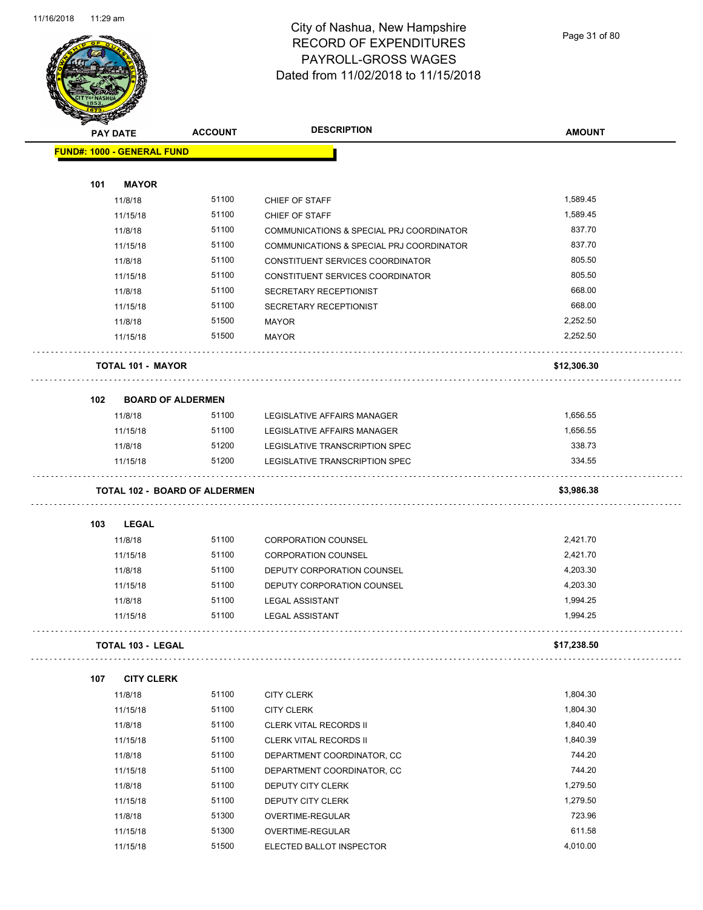# City of Nashua, New Hampshire
## RECORD OF EXPENDITURES
## PAYROLL-GROSS WAGES
## Dated from 11/02/2018 to 11/15/2018

| PAY DATE | ACCOUNT | DESCRIPTION | AMOUNT |
|---|---|---|---|
| **FUND#: 1000 - GENERAL FUND** | | | |
| **101 MAYOR** | | | |
| 11/8/18 | 51100 | CHIEF OF STAFF | 1,589.45 |
| 11/15/18 | 51100 | CHIEF OF STAFF | 1,589.45 |
| 11/8/18 | 51100 | COMMUNICATIONS & SPECIAL PRJ COORDINATOR | 837.70 |
| 11/15/18 | 51100 | COMMUNICATIONS & SPECIAL PRJ COORDINATOR | 837.70 |
| 11/8/18 | 51100 | CONSTITUENT SERVICES COORDINATOR | 805.50 |
| 11/15/18 | 51100 | CONSTITUENT SERVICES COORDINATOR | 805.50 |
| 11/8/18 | 51100 | SECRETARY RECEPTIONIST | 668.00 |
| 11/15/18 | 51100 | SECRETARY RECEPTIONIST | 668.00 |
| 11/8/18 | 51500 | MAYOR | 2,252.50 |
| 11/15/18 | 51500 | MAYOR | 2,252.50 |
| **TOTAL 101 - MAYOR** | | | **$12,306.30** |
| **102 BOARD OF ALDERMEN** | | | |
| 11/8/18 | 51100 | LEGISLATIVE AFFAIRS MANAGER | 1,656.55 |
| 11/15/18 | 51100 | LEGISLATIVE AFFAIRS MANAGER | 1,656.55 |
| 11/8/18 | 51200 | LEGISLATIVE TRANSCRIPTION SPEC | 338.73 |
| 11/15/18 | 51200 | LEGISLATIVE TRANSCRIPTION SPEC | 334.55 |
| **TOTAL 102 - BOARD OF ALDERMEN** | | | **$3,986.38** |
| **103 LEGAL** | | | |
| 11/8/18 | 51100 | CORPORATION COUNSEL | 2,421.70 |
| 11/15/18 | 51100 | CORPORATION COUNSEL | 2,421.70 |
| 11/8/18 | 51100 | DEPUTY CORPORATION COUNSEL | 4,203.30 |
| 11/15/18 | 51100 | DEPUTY CORPORATION COUNSEL | 4,203.30 |
| 11/8/18 | 51100 | LEGAL ASSISTANT | 1,994.25 |
| 11/15/18 | 51100 | LEGAL ASSISTANT | 1,994.25 |
| **TOTAL 103 - LEGAL** | | | **$17,238.50** |
| **107 CITY CLERK** | | | |
| 11/8/18 | 51100 | CITY CLERK | 1,804.30 |
| 11/15/18 | 51100 | CITY CLERK | 1,804.30 |
| 11/8/18 | 51100 | CLERK VITAL RECORDS II | 1,840.40 |
| 11/15/18 | 51100 | CLERK VITAL RECORDS II | 1,840.39 |
| 11/8/18 | 51100 | DEPARTMENT COORDINATOR, CC | 744.20 |
| 11/15/18 | 51100 | DEPARTMENT COORDINATOR, CC | 744.20 |
| 11/8/18 | 51100 | DEPUTY CITY CLERK | 1,279.50 |
| 11/15/18 | 51100 | DEPUTY CITY CLERK | 1,279.50 |
| 11/8/18 | 51300 | OVERTIME-REGULAR | 723.96 |
| 11/15/18 | 51300 | OVERTIME-REGULAR | 611.58 |
| 11/15/18 | 51500 | ELECTED BALLOT INSPECTOR | 4,010.00 |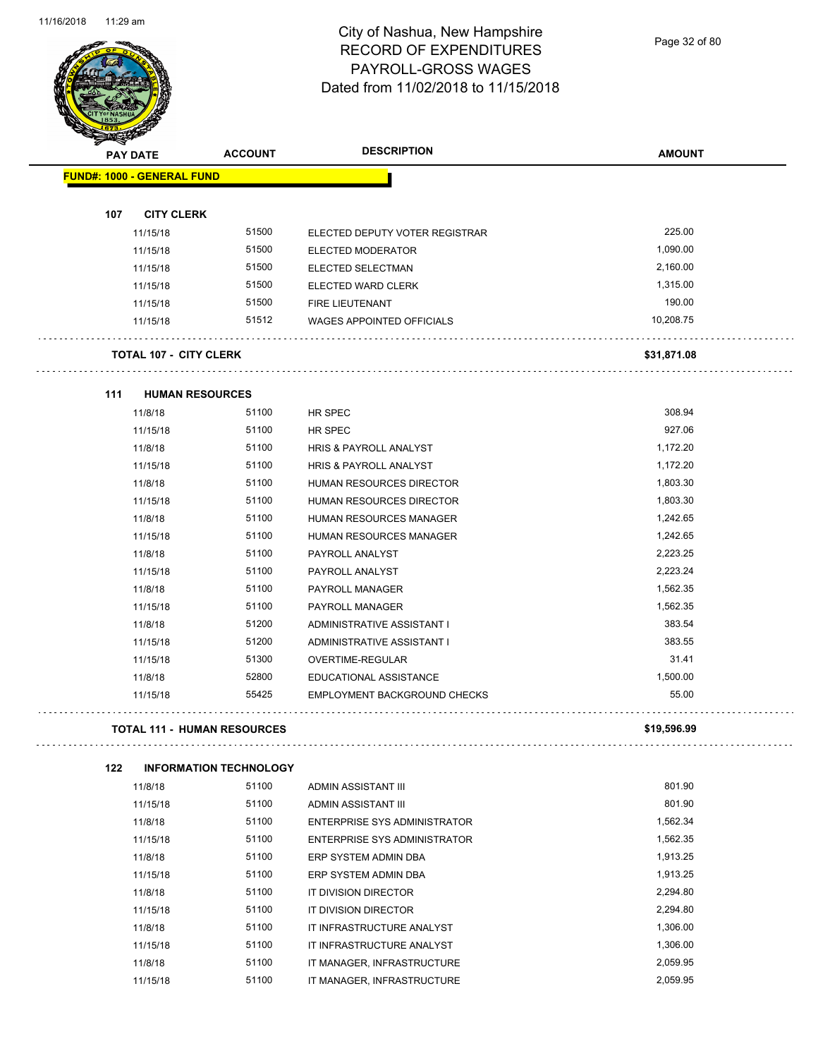# City of Nashua, New Hampshire
## RECORD OF EXPENDITURES
## PAYROLL-GROSS WAGES
## Dated from 11/02/2018 to 11/15/2018

| PAY DATE | ACCOUNT | DESCRIPTION | AMOUNT |
|---|---|---|---|
| **FUND#: 1000 - GENERAL FUND** | | | |
| **107 CITY CLERK** | | | |
| 11/15/18 | 51500 | ELECTED DEPUTY VOTER REGISTRAR | 225.00 |
| 11/15/18 | 51500 | ELECTED MODERATOR | 1,090.00 |
| 11/15/18 | 51500 | ELECTED SELECTMAN | 2,160.00 |
| 11/15/18 | 51500 | ELECTED WARD CLERK | 1,315.00 |
| 11/15/18 | 51500 | FIRE LIEUTENANT | 190.00 |
| 11/15/18 | 51512 | WAGES APPOINTED OFFICIALS | 10,208.75 |
| **TOTAL 107 - CITY CLERK** | | | **$31,871.08** |
| **111 HUMAN RESOURCES** | | | |
| 11/8/18 | 51100 | HR SPEC | 308.94 |
| 11/15/18 | 51100 | HR SPEC | 927.06 |
| 11/8/18 | 51100 | HRIS & PAYROLL ANALYST | 1,172.20 |
| 11/15/18 | 51100 | HRIS & PAYROLL ANALYST | 1,172.20 |
| 11/8/18 | 51100 | HUMAN RESOURCES DIRECTOR | 1,803.30 |
| 11/15/18 | 51100 | HUMAN RESOURCES DIRECTOR | 1,803.30 |
| 11/8/18 | 51100 | HUMAN RESOURCES MANAGER | 1,242.65 |
| 11/15/18 | 51100 | HUMAN RESOURCES MANAGER | 1,242.65 |
| 11/8/18 | 51100 | PAYROLL ANALYST | 2,223.25 |
| 11/15/18 | 51100 | PAYROLL ANALYST | 2,223.24 |
| 11/8/18 | 51100 | PAYROLL MANAGER | 1,562.35 |
| 11/15/18 | 51100 | PAYROLL MANAGER | 1,562.35 |
| 11/8/18 | 51200 | ADMINISTRATIVE ASSISTANT I | 383.54 |
| 11/15/18 | 51200 | ADMINISTRATIVE ASSISTANT I | 383.55 |
| 11/15/18 | 51300 | OVERTIME-REGULAR | 31.41 |
| 11/8/18 | 52800 | EDUCATIONAL ASSISTANCE | 1,500.00 |
| 11/15/18 | 55425 | EMPLOYMENT BACKGROUND CHECKS | 55.00 |
| **TOTAL 111 - HUMAN RESOURCES** | | | **$19,596.99** |
| **122 INFORMATION TECHNOLOGY** | | | |
| 11/8/18 | 51100 | ADMIN ASSISTANT III | 801.90 |
| 11/15/18 | 51100 | ADMIN ASSISTANT III | 801.90 |
| 11/8/18 | 51100 | ENTERPRISE SYS ADMINISTRATOR | 1,562.34 |
| 11/15/18 | 51100 | ENTERPRISE SYS ADMINISTRATOR | 1,562.35 |
| 11/8/18 | 51100 | ERP SYSTEM ADMIN DBA | 1,913.25 |
| 11/15/18 | 51100 | ERP SYSTEM ADMIN DBA | 1,913.25 |
| 11/8/18 | 51100 | IT DIVISION DIRECTOR | 2,294.80 |
| 11/15/18 | 51100 | IT DIVISION DIRECTOR | 2,294.80 |
| 11/8/18 | 51100 | IT INFRASTRUCTURE ANALYST | 1,306.00 |
| 11/15/18 | 51100 | IT INFRASTRUCTURE ANALYST | 1,306.00 |
| 11/8/18 | 51100 | IT MANAGER, INFRASTRUCTURE | 2,059.95 |
| 11/15/18 | 51100 | IT MANAGER, INFRASTRUCTURE | 2,059.95 |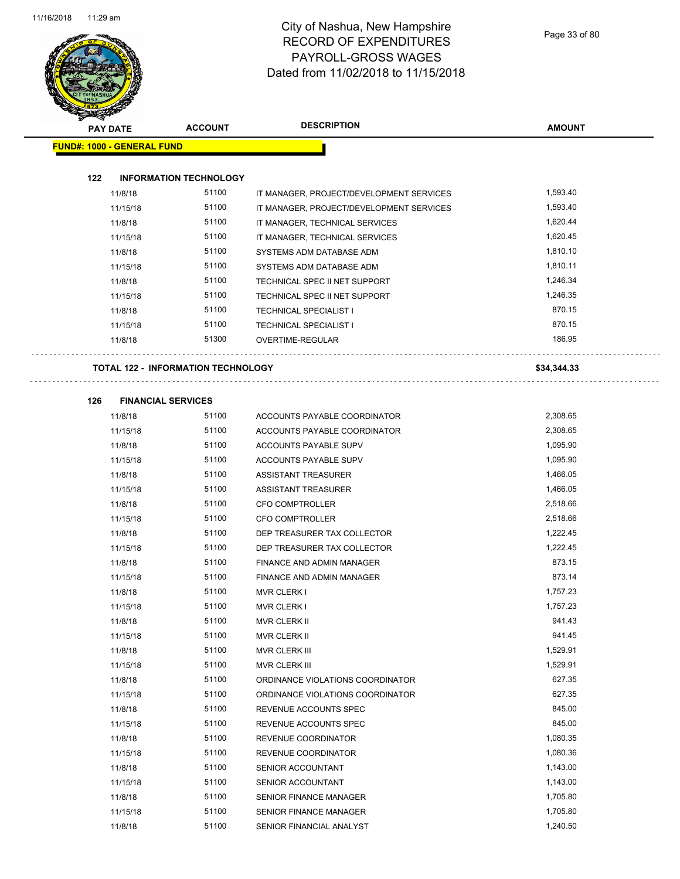# City of Nashua, New Hampshire
## RECORD OF EXPENDITURES
## PAYROLL-GROSS WAGES
## Dated from 11/02/2018 to 11/15/2018

| PAY DATE | ACCOUNT | DESCRIPTION | AMOUNT |
|---|---|---|---|

**FUND#: 1000 - GENERAL FUND**

### 122 INFORMATION TECHNOLOGY

| PAY DATE | ACCOUNT | DESCRIPTION | AMOUNT |
|---|---|---|---|
| 11/8/18 | 51100 | IT MANAGER, PROJECT/DEVELOPMENT SERVICES | 1,593.40 |
| 11/15/18 | 51100 | IT MANAGER, PROJECT/DEVELOPMENT SERVICES | 1,593.40 |
| 11/8/18 | 51100 | IT MANAGER, TECHNICAL SERVICES | 1,620.44 |
| 11/15/18 | 51100 | IT MANAGER, TECHNICAL SERVICES | 1,620.45 |
| 11/8/18 | 51100 | SYSTEMS ADM DATABASE ADM | 1,810.10 |
| 11/15/18 | 51100 | SYSTEMS ADM DATABASE ADM | 1,810.11 |
| 11/8/18 | 51100 | TECHNICAL SPEC II NET SUPPORT | 1,246.34 |
| 11/15/18 | 51100 | TECHNICAL SPEC II NET SUPPORT | 1,246.35 |
| 11/8/18 | 51100 | TECHNICAL SPECIALIST I | 870.15 |
| 11/15/18 | 51100 | TECHNICAL SPECIALIST I | 870.15 |
| 11/8/18 | 51300 | OVERTIME-REGULAR | 186.95 |

**TOTAL 122 - INFORMATION TECHNOLOGY** **$34,344.33**

### 126 FINANCIAL SERVICES

| PAY DATE | ACCOUNT | DESCRIPTION | AMOUNT |
|---|---|---|---|
| 11/8/18 | 51100 | ACCOUNTS PAYABLE COORDINATOR | 2,308.65 |
| 11/15/18 | 51100 | ACCOUNTS PAYABLE COORDINATOR | 2,308.65 |
| 11/8/18 | 51100 | ACCOUNTS PAYABLE SUPV | 1,095.90 |
| 11/15/18 | 51100 | ACCOUNTS PAYABLE SUPV | 1,095.90 |
| 11/8/18 | 51100 | ASSISTANT TREASURER | 1,466.05 |
| 11/15/18 | 51100 | ASSISTANT TREASURER | 1,466.05 |
| 11/8/18 | 51100 | CFO COMPTROLLER | 2,518.66 |
| 11/15/18 | 51100 | CFO COMPTROLLER | 2,518.66 |
| 11/8/18 | 51100 | DEP TREASURER TAX COLLECTOR | 1,222.45 |
| 11/15/18 | 51100 | DEP TREASURER TAX COLLECTOR | 1,222.45 |
| 11/8/18 | 51100 | FINANCE AND ADMIN MANAGER | 873.15 |
| 11/15/18 | 51100 | FINANCE AND ADMIN MANAGER | 873.14 |
| 11/8/18 | 51100 | MVR CLERK I | 1,757.23 |
| 11/15/18 | 51100 | MVR CLERK I | 1,757.23 |
| 11/8/18 | 51100 | MVR CLERK II | 941.43 |
| 11/15/18 | 51100 | MVR CLERK II | 941.45 |
| 11/8/18 | 51100 | MVR CLERK III | 1,529.91 |
| 11/15/18 | 51100 | MVR CLERK III | 1,529.91 |
| 11/8/18 | 51100 | ORDINANCE VIOLATIONS COORDINATOR | 627.35 |
| 11/15/18 | 51100 | ORDINANCE VIOLATIONS COORDINATOR | 627.35 |
| 11/8/18 | 51100 | REVENUE ACCOUNTS SPEC | 845.00 |
| 11/15/18 | 51100 | REVENUE ACCOUNTS SPEC | 845.00 |
| 11/8/18 | 51100 | REVENUE COORDINATOR | 1,080.35 |
| 11/15/18 | 51100 | REVENUE COORDINATOR | 1,080.36 |
| 11/8/18 | 51100 | SENIOR ACCOUNTANT | 1,143.00 |
| 11/15/18 | 51100 | SENIOR ACCOUNTANT | 1,143.00 |
| 11/8/18 | 51100 | SENIOR FINANCE MANAGER | 1,705.80 |
| 11/15/18 | 51100 | SENIOR FINANCE MANAGER | 1,705.80 |
| 11/8/18 | 51100 | SENIOR FINANCIAL ANALYST | 1,240.50 |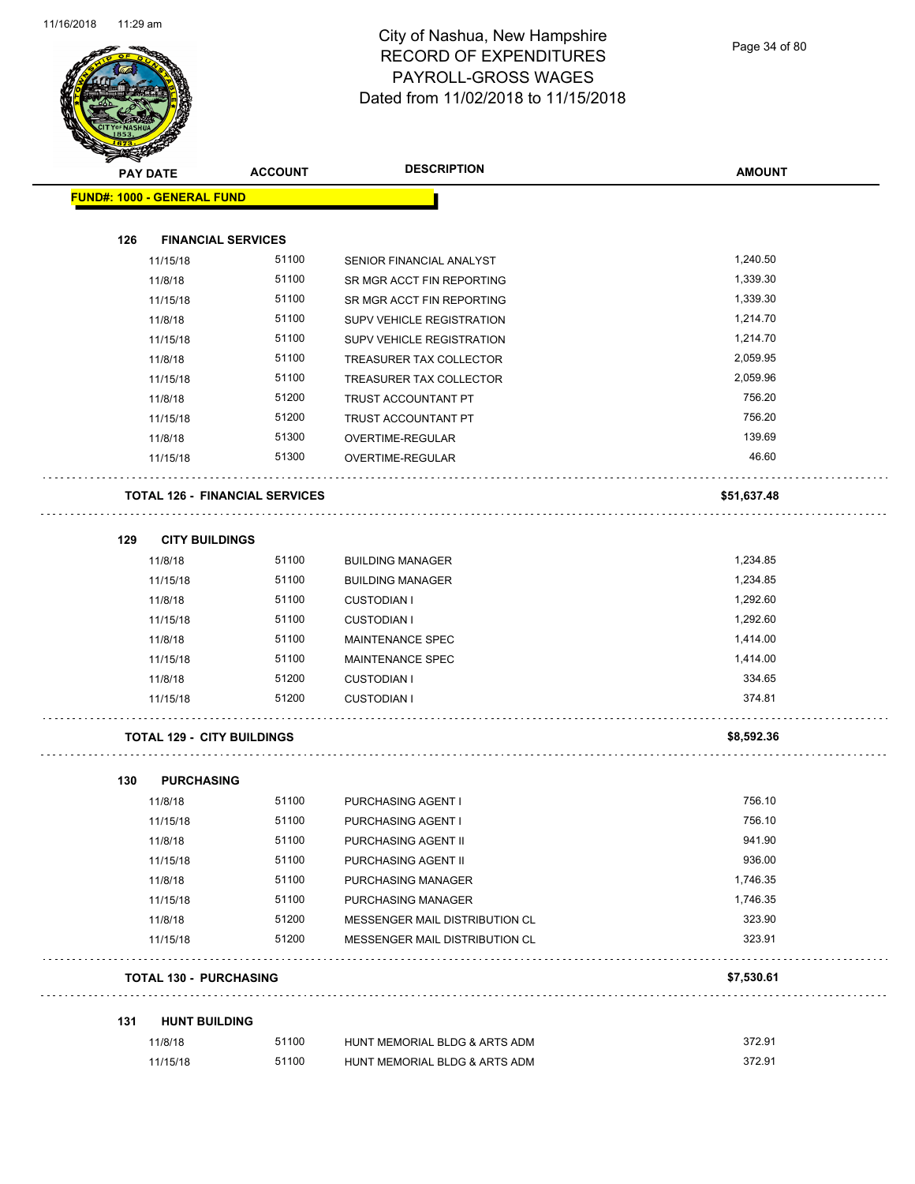# City of Nashua, New Hampshire
# RECORD OF EXPENDITURES
# PAYROLL-GROSS WAGES
# Dated from 11/02/2018 to 11/15/2018

| PAY DATE | ACCOUNT | DESCRIPTION | AMOUNT |
|---|---|---|---|
| **FUND#: 1000 - GENERAL FUND** | | | |
| **126 FINANCIAL SERVICES** | | | |
| 11/15/18 | 51100 | SENIOR FINANCIAL ANALYST | 1,240.50 |
| 11/8/18 | 51100 | SR MGR ACCT FIN REPORTING | 1,339.30 |
| 11/15/18 | 51100 | SR MGR ACCT FIN REPORTING | 1,339.30 |
| 11/8/18 | 51100 | SUPV VEHICLE REGISTRATION | 1,214.70 |
| 11/15/18 | 51100 | SUPV VEHICLE REGISTRATION | 1,214.70 |
| 11/8/18 | 51100 | TREASURER TAX COLLECTOR | 2,059.95 |
| 11/15/18 | 51100 | TREASURER TAX COLLECTOR | 2,059.96 |
| 11/8/18 | 51200 | TRUST ACCOUNTANT PT | 756.20 |
| 11/15/18 | 51200 | TRUST ACCOUNTANT PT | 756.20 |
| 11/8/18 | 51300 | OVERTIME-REGULAR | 139.69 |
| 11/15/18 | 51300 | OVERTIME-REGULAR | 46.60 |
| **TOTAL 126 - FINANCIAL SERVICES** | | | **$51,637.48** |
| **129 CITY BUILDINGS** | | | |
| 11/8/18 | 51100 | BUILDING MANAGER | 1,234.85 |
| 11/15/18 | 51100 | BUILDING MANAGER | 1,234.85 |
| 11/8/18 | 51100 | CUSTODIAN I | 1,292.60 |
| 11/15/18 | 51100 | CUSTODIAN I | 1,292.60 |
| 11/8/18 | 51100 | MAINTENANCE SPEC | 1,414.00 |
| 11/15/18 | 51100 | MAINTENANCE SPEC | 1,414.00 |
| 11/8/18 | 51200 | CUSTODIAN I | 334.65 |
| 11/15/18 | 51200 | CUSTODIAN I | 374.81 |
| **TOTAL 129 - CITY BUILDINGS** | | | **$8,592.36** |
| **130 PURCHASING** | | | |
| 11/8/18 | 51100 | PURCHASING AGENT I | 756.10 |
| 11/15/18 | 51100 | PURCHASING AGENT I | 756.10 |
| 11/8/18 | 51100 | PURCHASING AGENT II | 941.90 |
| 11/15/18 | 51100 | PURCHASING AGENT II | 936.00 |
| 11/8/18 | 51100 | PURCHASING MANAGER | 1,746.35 |
| 11/15/18 | 51100 | PURCHASING MANAGER | 1,746.35 |
| 11/8/18 | 51200 | MESSENGER MAIL DISTRIBUTION CL | 323.90 |
| 11/15/18 | 51200 | MESSENGER MAIL DISTRIBUTION CL | 323.91 |
| **TOTAL 130 - PURCHASING** | | | **$7,530.61** |
| **131 HUNT BUILDING** | | | |
| 11/8/18 | 51100 | HUNT MEMORIAL BLDG & ARTS ADM | 372.91 |
| 11/15/18 | 51100 | HUNT MEMORIAL BLDG & ARTS ADM | 372.91 |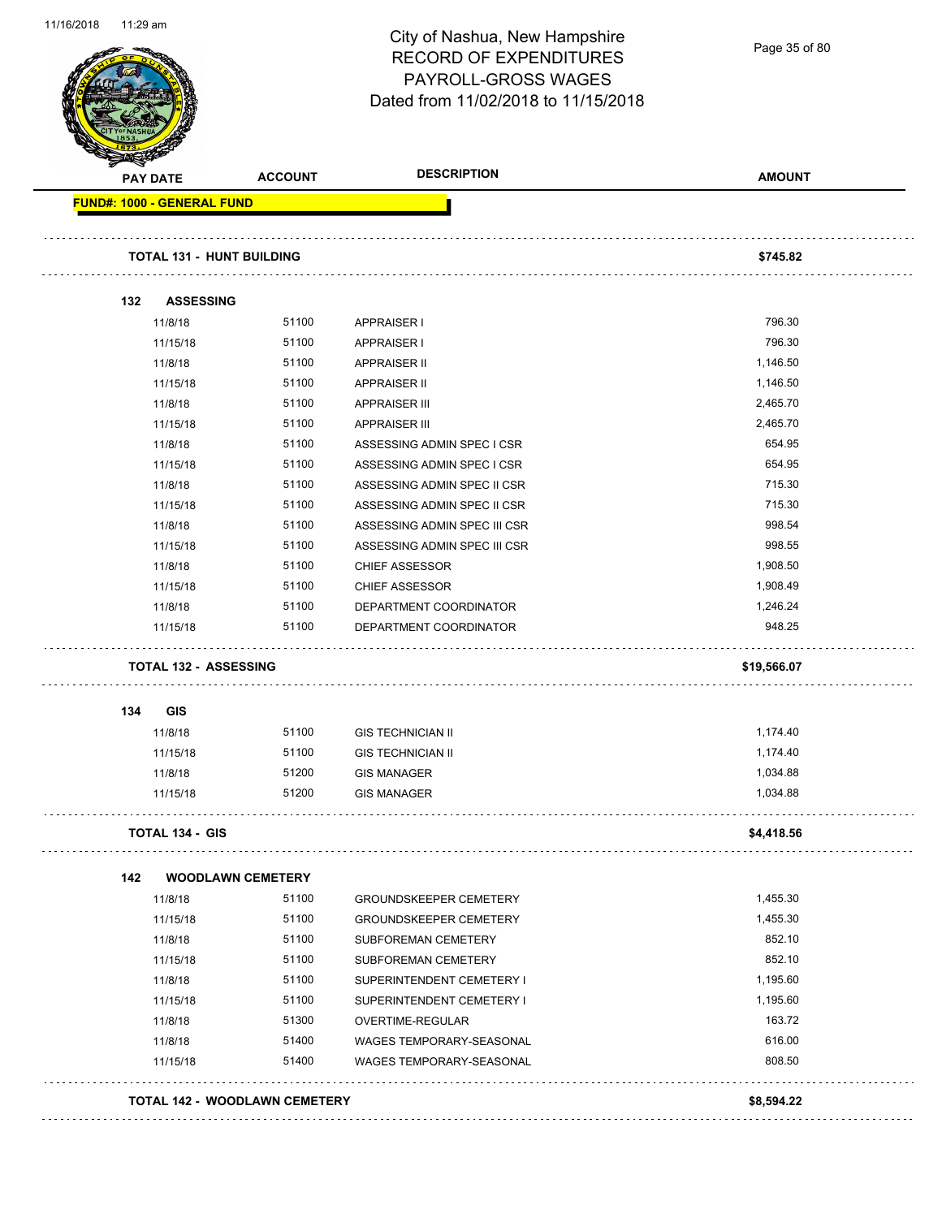# City of Nashua, New Hampshire
## RECORD OF EXPENDITURES
## PAYROLL-GROSS WAGES
## Dated from 11/02/2018 to 11/15/2018

| PAY DATE | ACCOUNT | DESCRIPTION | AMOUNT |
|---|---|---|---|
| **FUND#: 1000 - GENERAL FUND** | | | |
| **TOTAL 131 - HUNT BUILDING** | | | **$745.82** |
| **132 ASSESSING** | | | |
| 11/8/18 | 51100 | APPRAISER I | 796.30 |
| 11/15/18 | 51100 | APPRAISER I | 796.30 |
| 11/8/18 | 51100 | APPRAISER II | 1,146.50 |
| 11/15/18 | 51100 | APPRAISER II | 1,146.50 |
| 11/8/18 | 51100 | APPRAISER III | 2,465.70 |
| 11/15/18 | 51100 | APPRAISER III | 2,465.70 |
| 11/8/18 | 51100 | ASSESSING ADMIN SPEC I CSR | 654.95 |
| 11/15/18 | 51100 | ASSESSING ADMIN SPEC I CSR | 654.95 |
| 11/8/18 | 51100 | ASSESSING ADMIN SPEC II CSR | 715.30 |
| 11/15/18 | 51100 | ASSESSING ADMIN SPEC II CSR | 715.30 |
| 11/8/18 | 51100 | ASSESSING ADMIN SPEC III CSR | 998.54 |
| 11/15/18 | 51100 | ASSESSING ADMIN SPEC III CSR | 998.55 |
| 11/8/18 | 51100 | CHIEF ASSESSOR | 1,908.50 |
| 11/15/18 | 51100 | CHIEF ASSESSOR | 1,908.49 |
| 11/8/18 | 51100 | DEPARTMENT COORDINATOR | 1,246.24 |
| 11/15/18 | 51100 | DEPARTMENT COORDINATOR | 948.25 |
| **TOTAL 132 - ASSESSING** | | | **$19,566.07** |
| **134 GIS** | | | |
| 11/8/18 | 51100 | GIS TECHNICIAN II | 1,174.40 |
| 11/15/18 | 51100 | GIS TECHNICIAN II | 1,174.40 |
| 11/8/18 | 51200 | GIS MANAGER | 1,034.88 |
| 11/15/18 | 51200 | GIS MANAGER | 1,034.88 |
| **TOTAL 134 - GIS** | | | **$4,418.56** |
| **142 WOODLAWN CEMETERY** | | | |
| 11/8/18 | 51100 | GROUNDSKEEPER CEMETERY | 1,455.30 |
| 11/15/18 | 51100 | GROUNDSKEEPER CEMETERY | 1,455.30 |
| 11/8/18 | 51100 | SUBFOREMAN CEMETERY | 852.10 |
| 11/15/18 | 51100 | SUBFOREMAN CEMETERY | 852.10 |
| 11/8/18 | 51100 | SUPERINTENDENT CEMETERY I | 1,195.60 |
| 11/15/18 | 51100 | SUPERINTENDENT CEMETERY I | 1,195.60 |
| 11/8/18 | 51300 | OVERTIME-REGULAR | 163.72 |
| 11/8/18 | 51400 | WAGES TEMPORARY-SEASONAL | 616.00 |
| 11/15/18 | 51400 | WAGES TEMPORARY-SEASONAL | 808.50 |
| **TOTAL 142 - WOODLAWN CEMETERY** | | | **$8,594.22** |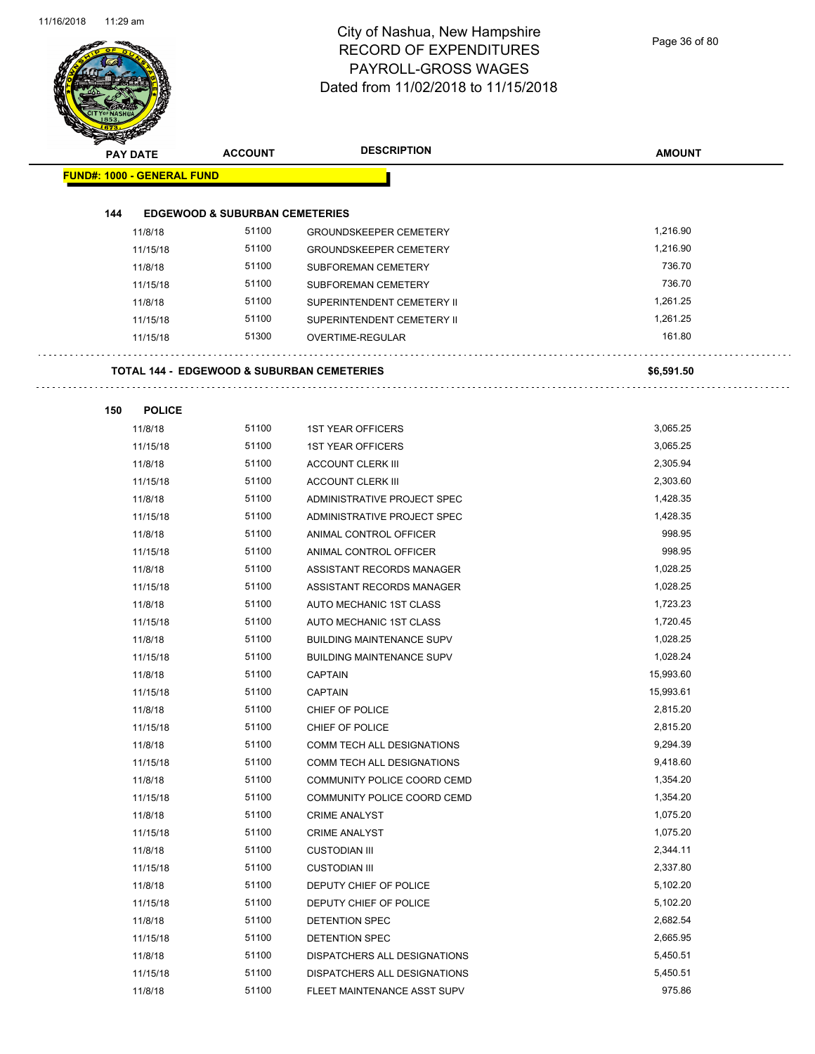# City of Nashua, New Hampshire
## RECORD OF EXPENDITURES
## PAYROLL-GROSS WAGES
## Dated from 11/02/2018 to 11/15/2018

| PAY DATE | ACCOUNT | DESCRIPTION | AMOUNT |
|---|---|---|---|
| **FUND#: 1000 - GENERAL FUND** | | | |
| **144 EDGEWOOD & SUBURBAN CEMETERIES** | | | |
| 11/8/18 | 51100 | GROUNDSKEEPER CEMETERY | 1,216.90 |
| 11/15/18 | 51100 | GROUNDSKEEPER CEMETERY | 1,216.90 |
| 11/8/18 | 51100 | SUBFOREMAN CEMETERY | 736.70 |
| 11/15/18 | 51100 | SUBFOREMAN CEMETERY | 736.70 |
| 11/8/18 | 51100 | SUPERINTENDENT CEMETERY II | 1,261.25 |
| 11/15/18 | 51100 | SUPERINTENDENT CEMETERY II | 1,261.25 |
| 11/15/18 | 51300 | OVERTIME-REGULAR | 161.80 |
| **TOTAL 144 - EDGEWOOD & SUBURBAN CEMETERIES** | | | **$6,591.50** |
| **150 POLICE** | | | |
| 11/8/18 | 51100 | 1ST YEAR OFFICERS | 3,065.25 |
| 11/15/18 | 51100 | 1ST YEAR OFFICERS | 3,065.25 |
| 11/8/18 | 51100 | ACCOUNT CLERK III | 2,305.94 |
| 11/15/18 | 51100 | ACCOUNT CLERK III | 2,303.60 |
| 11/8/18 | 51100 | ADMINISTRATIVE PROJECT SPEC | 1,428.35 |
| 11/15/18 | 51100 | ADMINISTRATIVE PROJECT SPEC | 1,428.35 |
| 11/8/18 | 51100 | ANIMAL CONTROL OFFICER | 998.95 |
| 11/15/18 | 51100 | ANIMAL CONTROL OFFICER | 998.95 |
| 11/8/18 | 51100 | ASSISTANT RECORDS MANAGER | 1,028.25 |
| 11/15/18 | 51100 | ASSISTANT RECORDS MANAGER | 1,028.25 |
| 11/8/18 | 51100 | AUTO MECHANIC 1ST CLASS | 1,723.23 |
| 11/15/18 | 51100 | AUTO MECHANIC 1ST CLASS | 1,720.45 |
| 11/8/18 | 51100 | BUILDING MAINTENANCE SUPV | 1,028.25 |
| 11/15/18 | 51100 | BUILDING MAINTENANCE SUPV | 1,028.24 |
| 11/8/18 | 51100 | CAPTAIN | 15,993.60 |
| 11/15/18 | 51100 | CAPTAIN | 15,993.61 |
| 11/8/18 | 51100 | CHIEF OF POLICE | 2,815.20 |
| 11/15/18 | 51100 | CHIEF OF POLICE | 2,815.20 |
| 11/8/18 | 51100 | COMM TECH ALL DESIGNATIONS | 9,294.39 |
| 11/15/18 | 51100 | COMM TECH ALL DESIGNATIONS | 9,418.60 |
| 11/8/18 | 51100 | COMMUNITY POLICE COORD CEMD | 1,354.20 |
| 11/15/18 | 51100 | COMMUNITY POLICE COORD CEMD | 1,354.20 |
| 11/8/18 | 51100 | CRIME ANALYST | 1,075.20 |
| 11/15/18 | 51100 | CRIME ANALYST | 1,075.20 |
| 11/8/18 | 51100 | CUSTODIAN III | 2,344.11 |
| 11/15/18 | 51100 | CUSTODIAN III | 2,337.80 |
| 11/8/18 | 51100 | DEPUTY CHIEF OF POLICE | 5,102.20 |
| 11/15/18 | 51100 | DEPUTY CHIEF OF POLICE | 5,102.20 |
| 11/8/18 | 51100 | DETENTION SPEC | 2,682.54 |
| 11/15/18 | 51100 | DETENTION SPEC | 2,665.95 |
| 11/8/18 | 51100 | DISPATCHERS ALL DESIGNATIONS | 5,450.51 |
| 11/15/18 | 51100 | DISPATCHERS ALL DESIGNATIONS | 5,450.51 |
| 11/8/18 | 51100 | FLEET MAINTENANCE ASST SUPV | 975.86 |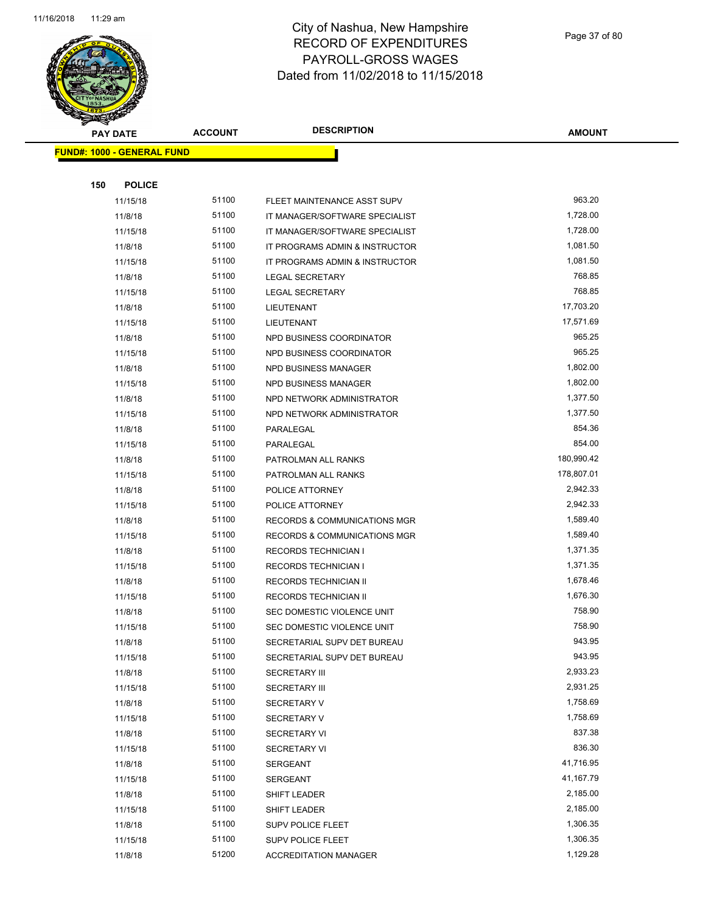# City of Nashua, New Hampshire
## RECORD OF EXPENDITURES
## PAYROLL-GROSS WAGES
## Dated from 11/02/2018 to 11/15/2018

**FUND#: 1000 - GENERAL FUND**

**150 POLICE**

| PAY DATE | ACCOUNT | DESCRIPTION | AMOUNT |
|---|---|---|---|
| 11/15/18 | 51100 | FLEET MAINTENANCE ASST SUPV | 963.20 |
| 11/8/18 | 51100 | IT MANAGER/SOFTWARE SPECIALIST | 1,728.00 |
| 11/15/18 | 51100 | IT MANAGER/SOFTWARE SPECIALIST | 1,728.00 |
| 11/8/18 | 51100 | IT PROGRAMS ADMIN & INSTRUCTOR | 1,081.50 |
| 11/15/18 | 51100 | IT PROGRAMS ADMIN & INSTRUCTOR | 1,081.50 |
| 11/8/18 | 51100 | LEGAL SECRETARY | 768.85 |
| 11/15/18 | 51100 | LEGAL SECRETARY | 768.85 |
| 11/8/18 | 51100 | LIEUTENANT | 17,703.20 |
| 11/15/18 | 51100 | LIEUTENANT | 17,571.69 |
| 11/8/18 | 51100 | NPD BUSINESS COORDINATOR | 965.25 |
| 11/15/18 | 51100 | NPD BUSINESS COORDINATOR | 965.25 |
| 11/8/18 | 51100 | NPD BUSINESS MANAGER | 1,802.00 |
| 11/15/18 | 51100 | NPD BUSINESS MANAGER | 1,802.00 |
| 11/8/18 | 51100 | NPD NETWORK ADMINISTRATOR | 1,377.50 |
| 11/15/18 | 51100 | NPD NETWORK ADMINISTRATOR | 1,377.50 |
| 11/8/18 | 51100 | PARALEGAL | 854.36 |
| 11/15/18 | 51100 | PARALEGAL | 854.00 |
| 11/8/18 | 51100 | PATROLMAN ALL RANKS | 180,990.42 |
| 11/15/18 | 51100 | PATROLMAN ALL RANKS | 178,807.01 |
| 11/8/18 | 51100 | POLICE ATTORNEY | 2,942.33 |
| 11/15/18 | 51100 | POLICE ATTORNEY | 2,942.33 |
| 11/8/18 | 51100 | RECORDS & COMMUNICATIONS MGR | 1,589.40 |
| 11/15/18 | 51100 | RECORDS & COMMUNICATIONS MGR | 1,589.40 |
| 11/8/18 | 51100 | RECORDS TECHNICIAN I | 1,371.35 |
| 11/15/18 | 51100 | RECORDS TECHNICIAN I | 1,371.35 |
| 11/8/18 | 51100 | RECORDS TECHNICIAN II | 1,678.46 |
| 11/15/18 | 51100 | RECORDS TECHNICIAN II | 1,676.30 |
| 11/8/18 | 51100 | SEC DOMESTIC VIOLENCE UNIT | 758.90 |
| 11/15/18 | 51100 | SEC DOMESTIC VIOLENCE UNIT | 758.90 |
| 11/8/18 | 51100 | SECRETARIAL SUPV DET BUREAU | 943.95 |
| 11/15/18 | 51100 | SECRETARIAL SUPV DET BUREAU | 943.95 |
| 11/8/18 | 51100 | SECRETARY III | 2,933.23 |
| 11/15/18 | 51100 | SECRETARY III | 2,931.25 |
| 11/8/18 | 51100 | SECRETARY V | 1,758.69 |
| 11/15/18 | 51100 | SECRETARY V | 1,758.69 |
| 11/8/18 | 51100 | SECRETARY VI | 837.38 |
| 11/15/18 | 51100 | SECRETARY VI | 836.30 |
| 11/8/18 | 51100 | SERGEANT | 41,716.95 |
| 11/15/18 | 51100 | SERGEANT | 41,167.79 |
| 11/8/18 | 51100 | SHIFT LEADER | 2,185.00 |
| 11/15/18 | 51100 | SHIFT LEADER | 2,185.00 |
| 11/8/18 | 51100 | SUPV POLICE FLEET | 1,306.35 |
| 11/15/18 | 51100 | SUPV POLICE FLEET | 1,306.35 |
| 11/8/18 | 51200 | ACCREDITATION MANAGER | 1,129.28 |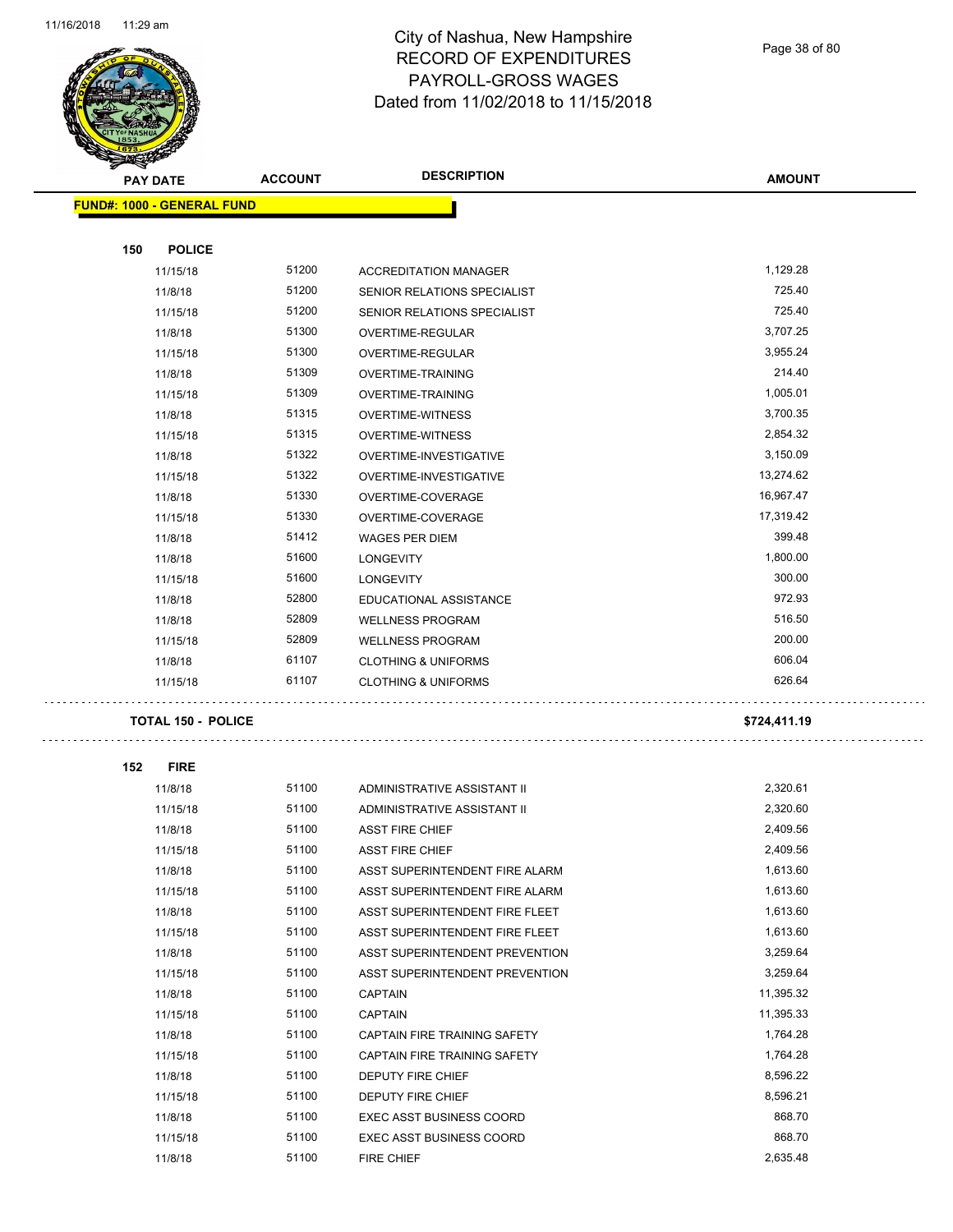# City of Nashua, New Hampshire
# RECORD OF EXPENDITURES
# PAYROLL-GROSS WAGES
# Dated from 11/02/2018 to 11/15/2018

| PAY DATE | ACCOUNT | DESCRIPTION | AMOUNT |
|---|---|---|---|
| **FUND#: 1000 - GENERAL FUND** | | | |
| **150 POLICE** | | | |
| 11/15/18 | 51200 | ACCREDITATION MANAGER | 1,129.28 |
| 11/8/18 | 51200 | SENIOR RELATIONS SPECIALIST | 725.40 |
| 11/15/18 | 51200 | SENIOR RELATIONS SPECIALIST | 725.40 |
| 11/8/18 | 51300 | OVERTIME-REGULAR | 3,707.25 |
| 11/15/18 | 51300 | OVERTIME-REGULAR | 3,955.24 |
| 11/8/18 | 51309 | OVERTIME-TRAINING | 214.40 |
| 11/15/18 | 51309 | OVERTIME-TRAINING | 1,005.01 |
| 11/8/18 | 51315 | OVERTIME-WITNESS | 3,700.35 |
| 11/15/18 | 51315 | OVERTIME-WITNESS | 2,854.32 |
| 11/8/18 | 51322 | OVERTIME-INVESTIGATIVE | 3,150.09 |
| 11/15/18 | 51322 | OVERTIME-INVESTIGATIVE | 13,274.62 |
| 11/8/18 | 51330 | OVERTIME-COVERAGE | 16,967.47 |
| 11/15/18 | 51330 | OVERTIME-COVERAGE | 17,319.42 |
| 11/8/18 | 51412 | WAGES PER DIEM | 399.48 |
| 11/8/18 | 51600 | LONGEVITY | 1,800.00 |
| 11/15/18 | 51600 | LONGEVITY | 300.00 |
| 11/8/18 | 52800 | EDUCATIONAL ASSISTANCE | 972.93 |
| 11/8/18 | 52809 | WELLNESS PROGRAM | 516.50 |
| 11/15/18 | 52809 | WELLNESS PROGRAM | 200.00 |
| 11/8/18 | 61107 | CLOTHING & UNIFORMS | 606.04 |
| 11/15/18 | 61107 | CLOTHING & UNIFORMS | 626.64 |
| **TOTAL 150 - POLICE** | | | **$724,411.19** |
| **152 FIRE** | | | |
| 11/8/18 | 51100 | ADMINISTRATIVE ASSISTANT II | 2,320.61 |
| 11/15/18 | 51100 | ADMINISTRATIVE ASSISTANT II | 2,320.60 |
| 11/8/18 | 51100 | ASST FIRE CHIEF | 2,409.56 |
| 11/15/18 | 51100 | ASST FIRE CHIEF | 2,409.56 |
| 11/8/18 | 51100 | ASST SUPERINTENDENT FIRE ALARM | 1,613.60 |
| 11/15/18 | 51100 | ASST SUPERINTENDENT FIRE ALARM | 1,613.60 |
| 11/8/18 | 51100 | ASST SUPERINTENDENT FIRE FLEET | 1,613.60 |
| 11/15/18 | 51100 | ASST SUPERINTENDENT FIRE FLEET | 1,613.60 |
| 11/8/18 | 51100 | ASST SUPERINTENDENT PREVENTION | 3,259.64 |
| 11/15/18 | 51100 | ASST SUPERINTENDENT PREVENTION | 3,259.64 |
| 11/8/18 | 51100 | CAPTAIN | 11,395.32 |
| 11/15/18 | 51100 | CAPTAIN | 11,395.33 |
| 11/8/18 | 51100 | CAPTAIN FIRE TRAINING SAFETY | 1,764.28 |
| 11/15/18 | 51100 | CAPTAIN FIRE TRAINING SAFETY | 1,764.28 |
| 11/8/18 | 51100 | DEPUTY FIRE CHIEF | 8,596.22 |
| 11/15/18 | 51100 | DEPUTY FIRE CHIEF | 8,596.21 |
| 11/8/18 | 51100 | EXEC ASST BUSINESS COORD | 868.70 |
| 11/15/18 | 51100 | EXEC ASST BUSINESS COORD | 868.70 |
| 11/8/18 | 51100 | FIRE CHIEF | 2,635.48 |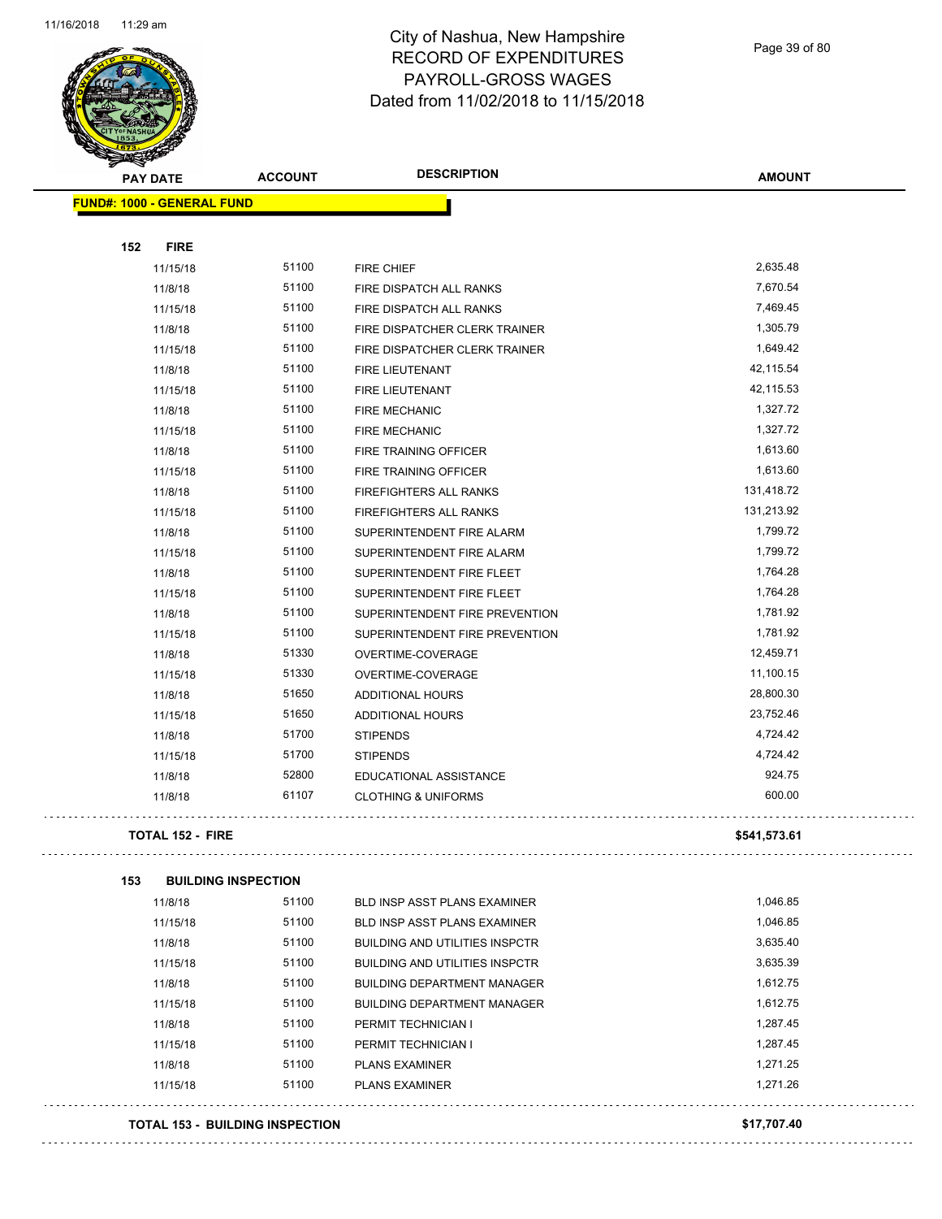# City of Nashua, New Hampshire
## RECORD OF EXPENDITURES
## PAYROLL-GROSS WAGES
## Dated from 11/02/2018 to 11/15/2018

| PAY DATE | ACCOUNT | DESCRIPTION | AMOUNT |
|---|---|---|---|
| **FUND#: 1000 - GENERAL FUND** | | | |
| **152 FIRE** | | | |
| 11/15/18 | 51100 | FIRE CHIEF | 2,635.48 |
| 11/8/18 | 51100 | FIRE DISPATCH ALL RANKS | 7,670.54 |
| 11/15/18 | 51100 | FIRE DISPATCH ALL RANKS | 7,469.45 |
| 11/8/18 | 51100 | FIRE DISPATCHER CLERK TRAINER | 1,305.79 |
| 11/15/18 | 51100 | FIRE DISPATCHER CLERK TRAINER | 1,649.42 |
| 11/8/18 | 51100 | FIRE LIEUTENANT | 42,115.54 |
| 11/15/18 | 51100 | FIRE LIEUTENANT | 42,115.53 |
| 11/8/18 | 51100 | FIRE MECHANIC | 1,327.72 |
| 11/15/18 | 51100 | FIRE MECHANIC | 1,327.72 |
| 11/8/18 | 51100 | FIRE TRAINING OFFICER | 1,613.60 |
| 11/15/18 | 51100 | FIRE TRAINING OFFICER | 1,613.60 |
| 11/8/18 | 51100 | FIREFIGHTERS ALL RANKS | 131,418.72 |
| 11/15/18 | 51100 | FIREFIGHTERS ALL RANKS | 131,213.92 |
| 11/8/18 | 51100 | SUPERINTENDENT FIRE ALARM | 1,799.72 |
| 11/15/18 | 51100 | SUPERINTENDENT FIRE ALARM | 1,799.72 |
| 11/8/18 | 51100 | SUPERINTENDENT FIRE FLEET | 1,764.28 |
| 11/15/18 | 51100 | SUPERINTENDENT FIRE FLEET | 1,764.28 |
| 11/8/18 | 51100 | SUPERINTENDENT FIRE PREVENTION | 1,781.92 |
| 11/15/18 | 51100 | SUPERINTENDENT FIRE PREVENTION | 1,781.92 |
| 11/8/18 | 51330 | OVERTIME-COVERAGE | 12,459.71 |
| 11/15/18 | 51330 | OVERTIME-COVERAGE | 11,100.15 |
| 11/8/18 | 51650 | ADDITIONAL HOURS | 28,800.30 |
| 11/15/18 | 51650 | ADDITIONAL HOURS | 23,752.46 |
| 11/8/18 | 51700 | STIPENDS | 4,724.42 |
| 11/15/18 | 51700 | STIPENDS | 4,724.42 |
| 11/8/18 | 52800 | EDUCATIONAL ASSISTANCE | 924.75 |
| 11/8/18 | 61107 | CLOTHING & UNIFORMS | 600.00 |
| **TOTAL 152 - FIRE** | | | **$541,573.61** |
| **153 BUILDING INSPECTION** | | | |
| 11/8/18 | 51100 | BLD INSP ASST PLANS EXAMINER | 1,046.85 |
| 11/15/18 | 51100 | BLD INSP ASST PLANS EXAMINER | 1,046.85 |
| 11/8/18 | 51100 | BUILDING AND UTILITIES INSPCTR | 3,635.40 |
| 11/15/18 | 51100 | BUILDING AND UTILITIES INSPCTR | 3,635.39 |
| 11/8/18 | 51100 | BUILDING DEPARTMENT MANAGER | 1,612.75 |
| 11/15/18 | 51100 | BUILDING DEPARTMENT MANAGER | 1,612.75 |
| 11/8/18 | 51100 | PERMIT TECHNICIAN I | 1,287.45 |
| 11/15/18 | 51100 | PERMIT TECHNICIAN I | 1,287.45 |
| 11/8/18 | 51100 | PLANS EXAMINER | 1,271.25 |
| 11/15/18 | 51100 | PLANS EXAMINER | 1,271.26 |
| **TOTAL 153 - BUILDING INSPECTION** | | | **$17,707.40** |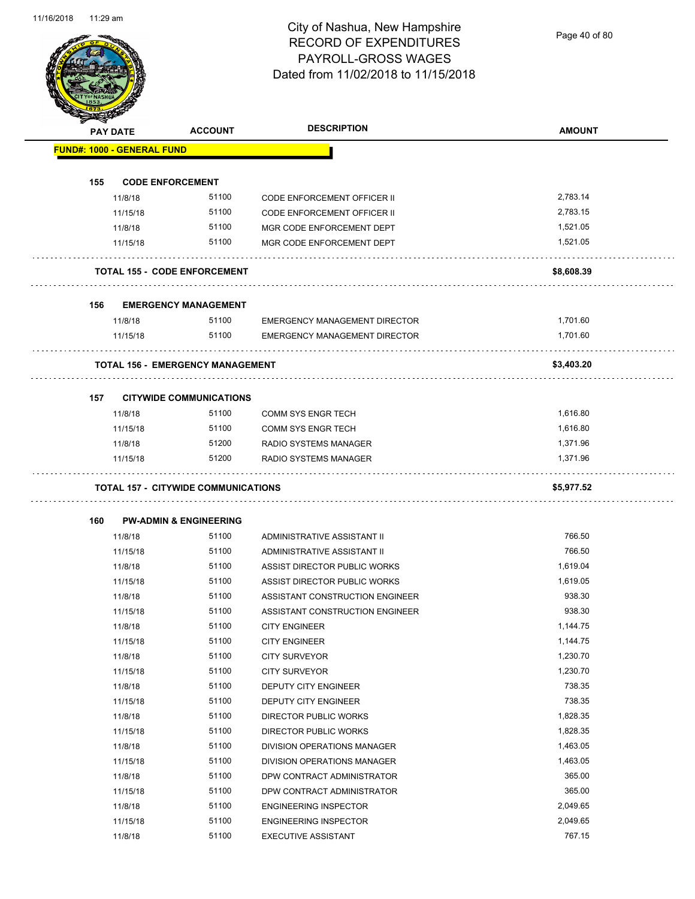# City of Nashua, New Hampshire
# RECORD OF EXPENDITURES
# PAYROLL-GROSS WAGES
# Dated from 11/02/2018 to 11/15/2018

| PAY DATE | ACCOUNT | DESCRIPTION | AMOUNT |
|---|---|---|---|
| **FUND#: 1000 - GENERAL FUND** | | | |
| **155 CODE ENFORCEMENT** | | | |
| 11/8/18 | 51100 | CODE ENFORCEMENT OFFICER II | 2,783.14 |
| 11/15/18 | 51100 | CODE ENFORCEMENT OFFICER II | 2,783.15 |
| 11/8/18 | 51100 | MGR CODE ENFORCEMENT DEPT | 1,521.05 |
| 11/15/18 | 51100 | MGR CODE ENFORCEMENT DEPT | 1,521.05 |
| **TOTAL 155 - CODE ENFORCEMENT** | | | **$8,608.39** |
| **156 EMERGENCY MANAGEMENT** | | | |
| 11/8/18 | 51100 | EMERGENCY MANAGEMENT DIRECTOR | 1,701.60 |
| 11/15/18 | 51100 | EMERGENCY MANAGEMENT DIRECTOR | 1,701.60 |
| **TOTAL 156 - EMERGENCY MANAGEMENT** | | | **$3,403.20** |
| **157 CITYWIDE COMMUNICATIONS** | | | |
| 11/8/18 | 51100 | COMM SYS ENGR TECH | 1,616.80 |
| 11/15/18 | 51100 | COMM SYS ENGR TECH | 1,616.80 |
| 11/8/18 | 51200 | RADIO SYSTEMS MANAGER | 1,371.96 |
| 11/15/18 | 51200 | RADIO SYSTEMS MANAGER | 1,371.96 |
| **TOTAL 157 - CITYWIDE COMMUNICATIONS** | | | **$5,977.52** |
| **160 PW-ADMIN & ENGINEERING** | | | |
| 11/8/18 | 51100 | ADMINISTRATIVE ASSISTANT II | 766.50 |
| 11/15/18 | 51100 | ADMINISTRATIVE ASSISTANT II | 766.50 |
| 11/8/18 | 51100 | ASSIST DIRECTOR PUBLIC WORKS | 1,619.04 |
| 11/15/18 | 51100 | ASSIST DIRECTOR PUBLIC WORKS | 1,619.05 |
| 11/8/18 | 51100 | ASSISTANT CONSTRUCTION ENGINEER | 938.30 |
| 11/15/18 | 51100 | ASSISTANT CONSTRUCTION ENGINEER | 938.30 |
| 11/8/18 | 51100 | CITY ENGINEER | 1,144.75 |
| 11/15/18 | 51100 | CITY ENGINEER | 1,144.75 |
| 11/8/18 | 51100 | CITY SURVEYOR | 1,230.70 |
| 11/15/18 | 51100 | CITY SURVEYOR | 1,230.70 |
| 11/8/18 | 51100 | DEPUTY CITY ENGINEER | 738.35 |
| 11/15/18 | 51100 | DEPUTY CITY ENGINEER | 738.35 |
| 11/8/18 | 51100 | DIRECTOR PUBLIC WORKS | 1,828.35 |
| 11/15/18 | 51100 | DIRECTOR PUBLIC WORKS | 1,828.35 |
| 11/8/18 | 51100 | DIVISION OPERATIONS MANAGER | 1,463.05 |
| 11/15/18 | 51100 | DIVISION OPERATIONS MANAGER | 1,463.05 |
| 11/8/18 | 51100 | DPW CONTRACT ADMINISTRATOR | 365.00 |
| 11/15/18 | 51100 | DPW CONTRACT ADMINISTRATOR | 365.00 |
| 11/8/18 | 51100 | ENGINEERING INSPECTOR | 2,049.65 |
| 11/15/18 | 51100 | ENGINEERING INSPECTOR | 2,049.65 |
| 11/8/18 | 51100 | EXECUTIVE ASSISTANT | 767.15 |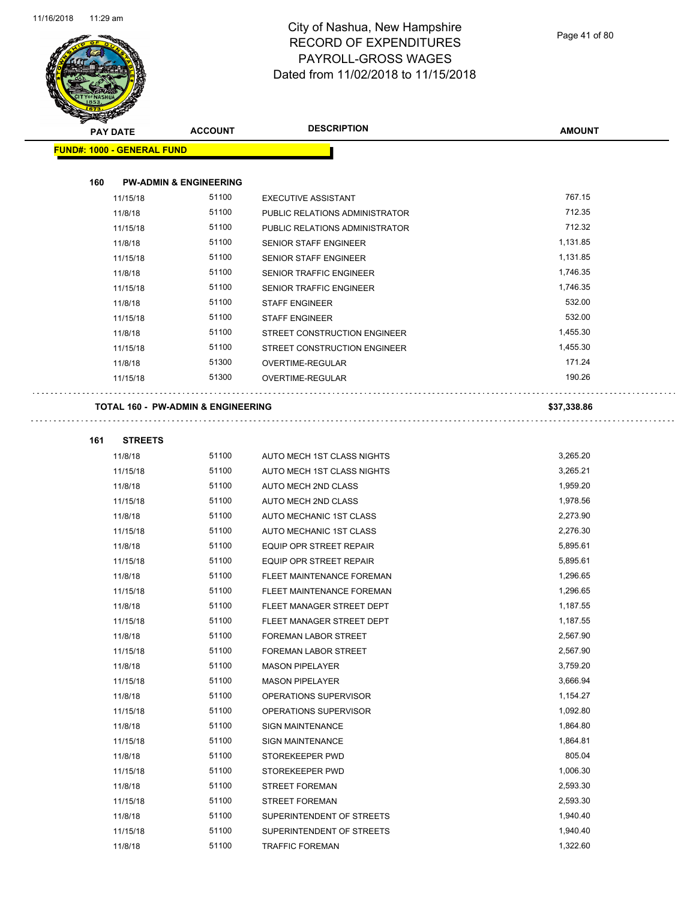# City of Nashua, New Hampshire
## RECORD OF EXPENDITURES
## PAYROLL-GROSS WAGES
## Dated from 11/02/2018 to 11/15/2018

| PAY DATE | ACCOUNT | DESCRIPTION | AMOUNT |
|---|---|---|---|
| **FUND#: 1000 - GENERAL FUND** | | | |
| **160 PW-ADMIN & ENGINEERING** | | | |
| 11/15/18 | 51100 | EXECUTIVE ASSISTANT | 767.15 |
| 11/8/18 | 51100 | PUBLIC RELATIONS ADMINISTRATOR | 712.35 |
| 11/15/18 | 51100 | PUBLIC RELATIONS ADMINISTRATOR | 712.32 |
| 11/8/18 | 51100 | SENIOR STAFF ENGINEER | 1,131.85 |
| 11/15/18 | 51100 | SENIOR STAFF ENGINEER | 1,131.85 |
| 11/8/18 | 51100 | SENIOR TRAFFIC ENGINEER | 1,746.35 |
| 11/15/18 | 51100 | SENIOR TRAFFIC ENGINEER | 1,746.35 |
| 11/8/18 | 51100 | STAFF ENGINEER | 532.00 |
| 11/15/18 | 51100 | STAFF ENGINEER | 532.00 |
| 11/8/18 | 51100 | STREET CONSTRUCTION ENGINEER | 1,455.30 |
| 11/15/18 | 51100 | STREET CONSTRUCTION ENGINEER | 1,455.30 |
| 11/8/18 | 51300 | OVERTIME-REGULAR | 171.24 |
| 11/15/18 | 51300 | OVERTIME-REGULAR | 190.26 |
| **TOTAL 160 - PW-ADMIN & ENGINEERING** | | | **$37,338.86** |
| **161 STREETS** | | | |
| 11/8/18 | 51100 | AUTO MECH 1ST CLASS NIGHTS | 3,265.20 |
| 11/15/18 | 51100 | AUTO MECH 1ST CLASS NIGHTS | 3,265.21 |
| 11/8/18 | 51100 | AUTO MECH 2ND CLASS | 1,959.20 |
| 11/15/18 | 51100 | AUTO MECH 2ND CLASS | 1,978.56 |
| 11/8/18 | 51100 | AUTO MECHANIC 1ST CLASS | 2,273.90 |
| 11/15/18 | 51100 | AUTO MECHANIC 1ST CLASS | 2,276.30 |
| 11/8/18 | 51100 | EQUIP OPR STREET REPAIR | 5,895.61 |
| 11/15/18 | 51100 | EQUIP OPR STREET REPAIR | 5,895.61 |
| 11/8/18 | 51100 | FLEET MAINTENANCE FOREMAN | 1,296.65 |
| 11/15/18 | 51100 | FLEET MAINTENANCE FOREMAN | 1,296.65 |
| 11/8/18 | 51100 | FLEET MANAGER STREET DEPT | 1,187.55 |
| 11/15/18 | 51100 | FLEET MANAGER STREET DEPT | 1,187.55 |
| 11/8/18 | 51100 | FOREMAN LABOR STREET | 2,567.90 |
| 11/15/18 | 51100 | FOREMAN LABOR STREET | 2,567.90 |
| 11/8/18 | 51100 | MASON PIPELAYER | 3,759.20 |
| 11/15/18 | 51100 | MASON PIPELAYER | 3,666.94 |
| 11/8/18 | 51100 | OPERATIONS SUPERVISOR | 1,154.27 |
| 11/15/18 | 51100 | OPERATIONS SUPERVISOR | 1,092.80 |
| 11/8/18 | 51100 | SIGN MAINTENANCE | 1,864.80 |
| 11/15/18 | 51100 | SIGN MAINTENANCE | 1,864.81 |
| 11/8/18 | 51100 | STOREKEEPER PWD | 805.04 |
| 11/15/18 | 51100 | STOREKEEPER PWD | 1,006.30 |
| 11/8/18 | 51100 | STREET FOREMAN | 2,593.30 |
| 11/15/18 | 51100 | STREET FOREMAN | 2,593.30 |
| 11/8/18 | 51100 | SUPERINTENDENT OF STREETS | 1,940.40 |
| 11/15/18 | 51100 | SUPERINTENDENT OF STREETS | 1,940.40 |
| 11/8/18 | 51100 | TRAFFIC FOREMAN | 1,322.60 |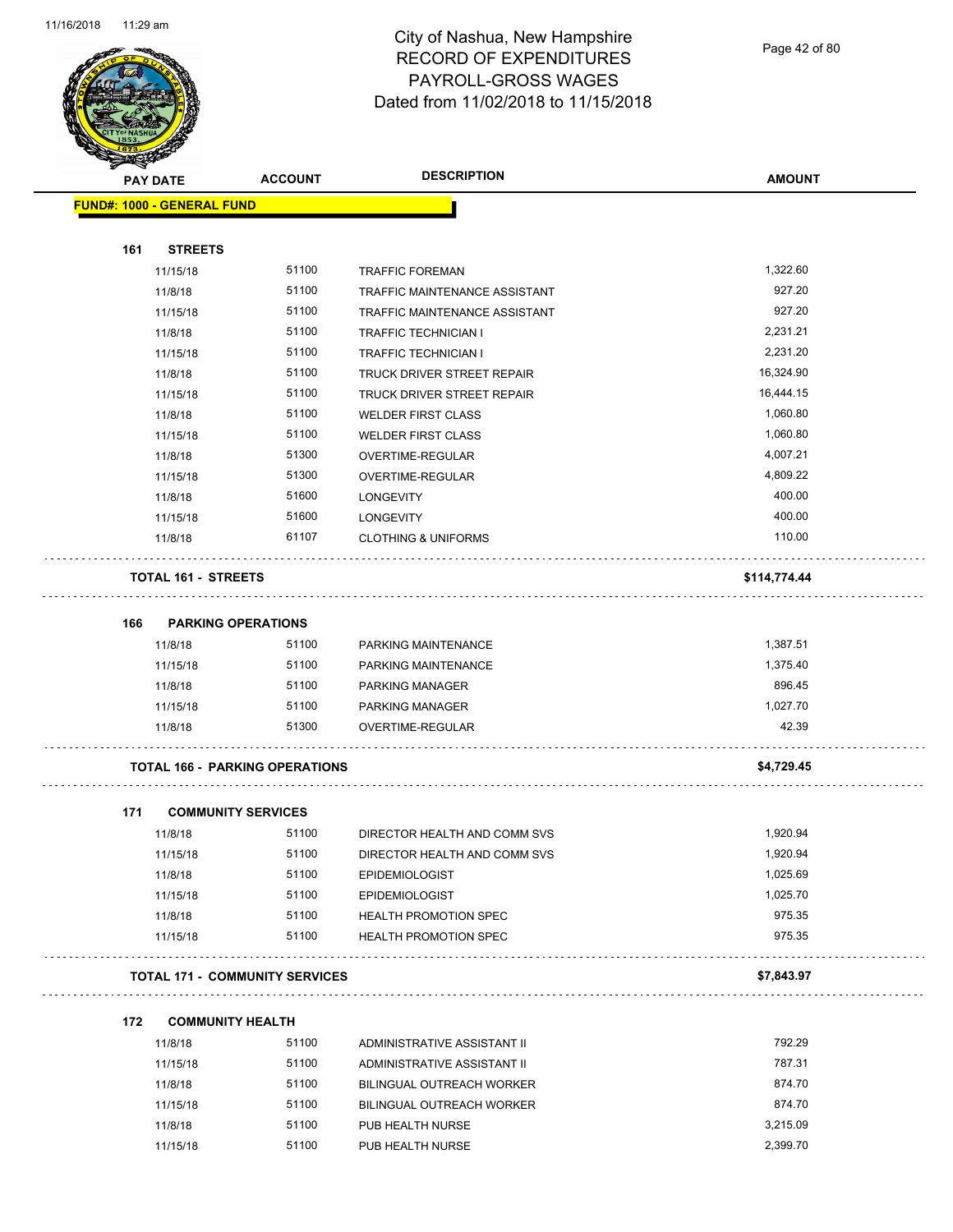# City of Nashua, New Hampshire
## RECORD OF EXPENDITURES
## PAYROLL-GROSS WAGES
## Dated from 11/02/2018 to 11/15/2018

| PAY DATE | ACCOUNT | DESCRIPTION | AMOUNT |
|---|---|---|---|
| **FUND#: 1000 - GENERAL FUND** | | | |
| **161 STREETS** | | | |
| 11/15/18 | 51100 | TRAFFIC FOREMAN | 1,322.60 |
| 11/8/18 | 51100 | TRAFFIC MAINTENANCE ASSISTANT | 927.20 |
| 11/15/18 | 51100 | TRAFFIC MAINTENANCE ASSISTANT | 927.20 |
| 11/8/18 | 51100 | TRAFFIC TECHNICIAN I | 2,231.21 |
| 11/15/18 | 51100 | TRAFFIC TECHNICIAN I | 2,231.20 |
| 11/8/18 | 51100 | TRUCK DRIVER STREET REPAIR | 16,324.90 |
| 11/15/18 | 51100 | TRUCK DRIVER STREET REPAIR | 16,444.15 |
| 11/8/18 | 51100 | WELDER FIRST CLASS | 1,060.80 |
| 11/15/18 | 51100 | WELDER FIRST CLASS | 1,060.80 |
| 11/8/18 | 51300 | OVERTIME-REGULAR | 4,007.21 |
| 11/15/18 | 51300 | OVERTIME-REGULAR | 4,809.22 |
| 11/8/18 | 51600 | LONGEVITY | 400.00 |
| 11/15/18 | 51600 | LONGEVITY | 400.00 |
| 11/8/18 | 61107 | CLOTHING & UNIFORMS | 110.00 |
| **TOTAL 161 - STREETS** | | | **$114,774.44** |
| **166 PARKING OPERATIONS** | | | |
| 11/8/18 | 51100 | PARKING MAINTENANCE | 1,387.51 |
| 11/15/18 | 51100 | PARKING MAINTENANCE | 1,375.40 |
| 11/8/18 | 51100 | PARKING MANAGER | 896.45 |
| 11/15/18 | 51100 | PARKING MANAGER | 1,027.70 |
| 11/8/18 | 51300 | OVERTIME-REGULAR | 42.39 |
| **TOTAL 166 - PARKING OPERATIONS** | | | **$4,729.45** |
| **171 COMMUNITY SERVICES** | | | |
| 11/8/18 | 51100 | DIRECTOR HEALTH AND COMM SVS | 1,920.94 |
| 11/15/18 | 51100 | DIRECTOR HEALTH AND COMM SVS | 1,920.94 |
| 11/8/18 | 51100 | EPIDEMIOLOGIST | 1,025.69 |
| 11/15/18 | 51100 | EPIDEMIOLOGIST | 1,025.70 |
| 11/8/18 | 51100 | HEALTH PROMOTION SPEC | 975.35 |
| 11/15/18 | 51100 | HEALTH PROMOTION SPEC | 975.35 |
| **TOTAL 171 - COMMUNITY SERVICES** | | | **$7,843.97** |
| **172 COMMUNITY HEALTH** | | | |
| 11/8/18 | 51100 | ADMINISTRATIVE ASSISTANT II | 792.29 |
| 11/15/18 | 51100 | ADMINISTRATIVE ASSISTANT II | 787.31 |
| 11/8/18 | 51100 | BILINGUAL OUTREACH WORKER | 874.70 |
| 11/15/18 | 51100 | BILINGUAL OUTREACH WORKER | 874.70 |
| 11/8/18 | 51100 | PUB HEALTH NURSE | 3,215.09 |
| 11/15/18 | 51100 | PUB HEALTH NURSE | 2,399.70 |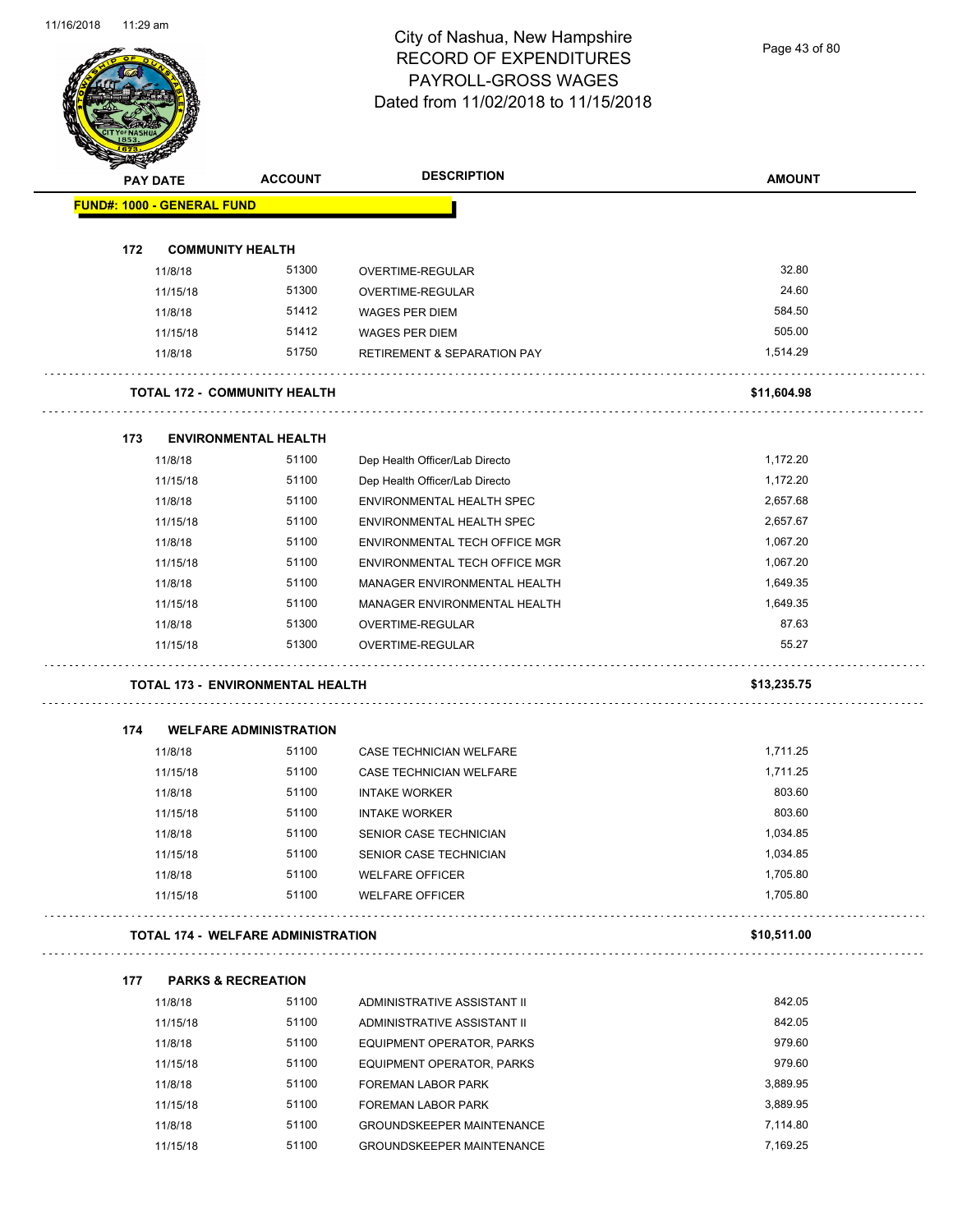# City of Nashua, New Hampshire
## RECORD OF EXPENDITURES
## PAYROLL-GROSS WAGES
## Dated from 11/02/2018 to 11/15/2018

| PAY DATE | ACCOUNT | DESCRIPTION | AMOUNT |
|---|---|---|---|
| **FUND#: 1000 - GENERAL FUND** | | | |
| **172 COMMUNITY HEALTH** | | | |
| 11/8/18 | 51300 | OVERTIME-REGULAR | 32.80 |
| 11/15/18 | 51300 | OVERTIME-REGULAR | 24.60 |
| 11/8/18 | 51412 | WAGES PER DIEM | 584.50 |
| 11/15/18 | 51412 | WAGES PER DIEM | 505.00 |
| 11/8/18 | 51750 | RETIREMENT & SEPARATION PAY | 1,514.29 |
| **TOTAL 172 - COMMUNITY HEALTH** | | | **$11,604.98** |
| **173 ENVIRONMENTAL HEALTH** | | | |
| 11/8/18 | 51100 | Dep Health Officer/Lab Directo | 1,172.20 |
| 11/15/18 | 51100 | Dep Health Officer/Lab Directo | 1,172.20 |
| 11/8/18 | 51100 | ENVIRONMENTAL HEALTH SPEC | 2,657.68 |
| 11/15/18 | 51100 | ENVIRONMENTAL HEALTH SPEC | 2,657.67 |
| 11/8/18 | 51100 | ENVIRONMENTAL TECH OFFICE MGR | 1,067.20 |
| 11/15/18 | 51100 | ENVIRONMENTAL TECH OFFICE MGR | 1,067.20 |
| 11/8/18 | 51100 | MANAGER ENVIRONMENTAL HEALTH | 1,649.35 |
| 11/15/18 | 51100 | MANAGER ENVIRONMENTAL HEALTH | 1,649.35 |
| 11/8/18 | 51300 | OVERTIME-REGULAR | 87.63 |
| 11/15/18 | 51300 | OVERTIME-REGULAR | 55.27 |
| **TOTAL 173 - ENVIRONMENTAL HEALTH** | | | **$13,235.75** |
| **174 WELFARE ADMINISTRATION** | | | |
| 11/8/18 | 51100 | CASE TECHNICIAN WELFARE | 1,711.25 |
| 11/15/18 | 51100 | CASE TECHNICIAN WELFARE | 1,711.25 |
| 11/8/18 | 51100 | INTAKE WORKER | 803.60 |
| 11/15/18 | 51100 | INTAKE WORKER | 803.60 |
| 11/8/18 | 51100 | SENIOR CASE TECHNICIAN | 1,034.85 |
| 11/15/18 | 51100 | SENIOR CASE TECHNICIAN | 1,034.85 |
| 11/8/18 | 51100 | WELFARE OFFICER | 1,705.80 |
| 11/15/18 | 51100 | WELFARE OFFICER | 1,705.80 |
| **TOTAL 174 - WELFARE ADMINISTRATION** | | | **$10,511.00** |
| **177 PARKS & RECREATION** | | | |
| 11/8/18 | 51100 | ADMINISTRATIVE ASSISTANT II | 842.05 |
| 11/15/18 | 51100 | ADMINISTRATIVE ASSISTANT II | 842.05 |
| 11/8/18 | 51100 | EQUIPMENT OPERATOR, PARKS | 979.60 |
| 11/15/18 | 51100 | EQUIPMENT OPERATOR, PARKS | 979.60 |
| 11/8/18 | 51100 | FOREMAN LABOR PARK | 3,889.95 |
| 11/15/18 | 51100 | FOREMAN LABOR PARK | 3,889.95 |
| 11/8/18 | 51100 | GROUNDSKEEPER MAINTENANCE | 7,114.80 |
| 11/15/18 | 51100 | GROUNDSKEEPER MAINTENANCE | 7,169.25 |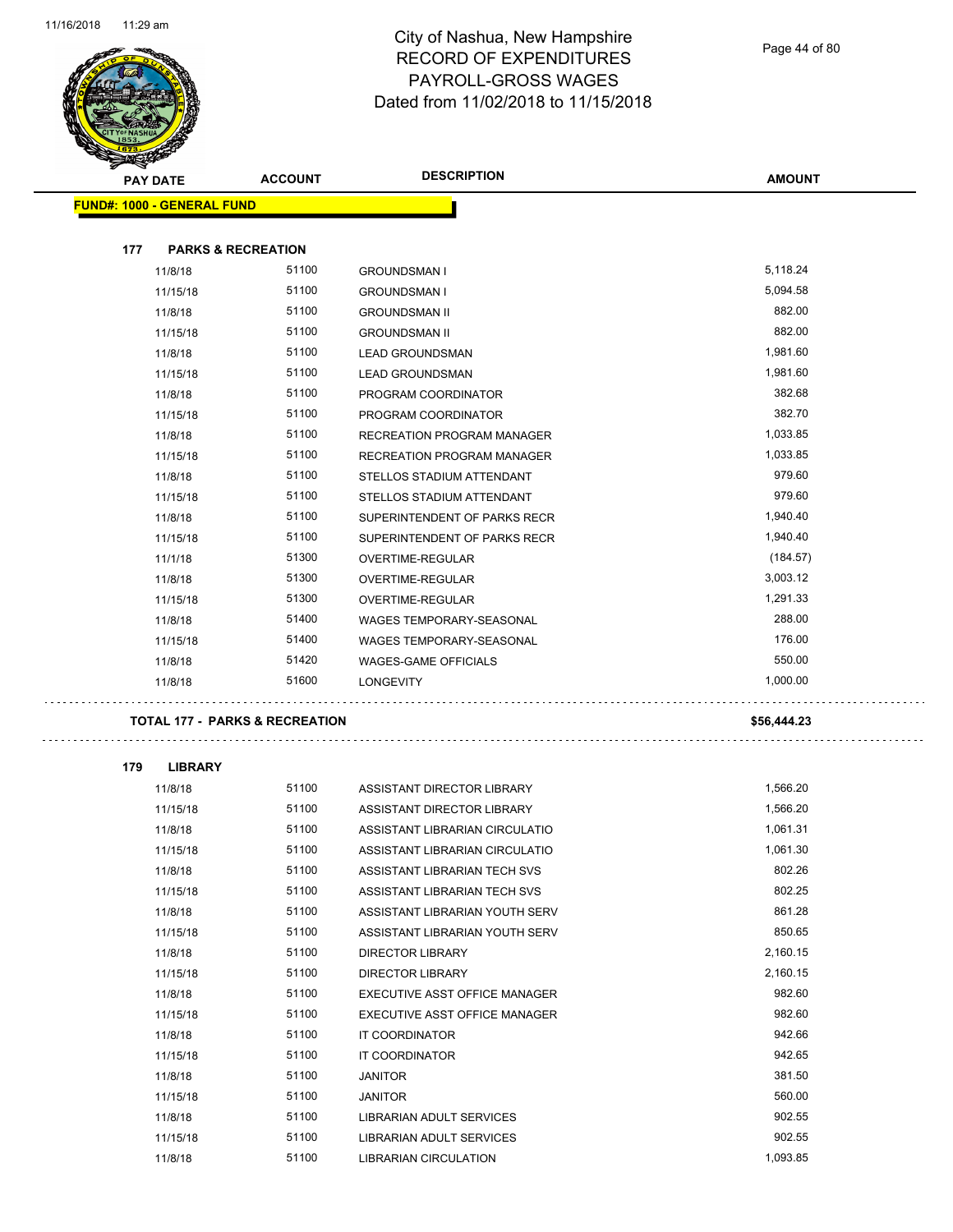# City of Nashua, New Hampshire
## RECORD OF EXPENDITURES
## PAYROLL-GROSS WAGES
## Dated from 11/02/2018 to 11/15/2018

| PAY DATE | ACCOUNT | DESCRIPTION | AMOUNT |
|---|---|---|---|

**FUND#: 1000 - GENERAL FUND**

**177 PARKS & RECREATION**

| PAY DATE | ACCOUNT | DESCRIPTION | AMOUNT |
|---|---|---|---|
| 11/8/18 | 51100 | GROUNDSMAN I | 5,118.24 |
| 11/15/18 | 51100 | GROUNDSMAN I | 5,094.58 |
| 11/8/18 | 51100 | GROUNDSMAN II | 882.00 |
| 11/15/18 | 51100 | GROUNDSMAN II | 882.00 |
| 11/8/18 | 51100 | LEAD GROUNDSMAN | 1,981.60 |
| 11/15/18 | 51100 | LEAD GROUNDSMAN | 1,981.60 |
| 11/8/18 | 51100 | PROGRAM COORDINATOR | 382.68 |
| 11/15/18 | 51100 | PROGRAM COORDINATOR | 382.70 |
| 11/8/18 | 51100 | RECREATION PROGRAM MANAGER | 1,033.85 |
| 11/15/18 | 51100 | RECREATION PROGRAM MANAGER | 1,033.85 |
| 11/8/18 | 51100 | STELLOS STADIUM ATTENDANT | 979.60 |
| 11/15/18 | 51100 | STELLOS STADIUM ATTENDANT | 979.60 |
| 11/8/18 | 51100 | SUPERINTENDENT OF PARKS RECR | 1,940.40 |
| 11/15/18 | 51100 | SUPERINTENDENT OF PARKS RECR | 1,940.40 |
| 11/1/18 | 51300 | OVERTIME-REGULAR | (184.57) |
| 11/8/18 | 51300 | OVERTIME-REGULAR | 3,003.12 |
| 11/15/18 | 51300 | OVERTIME-REGULAR | 1,291.33 |
| 11/8/18 | 51400 | WAGES TEMPORARY-SEASONAL | 288.00 |
| 11/15/18 | 51400 | WAGES TEMPORARY-SEASONAL | 176.00 |
| 11/8/18 | 51420 | WAGES-GAME OFFICIALS | 550.00 |
| 11/8/18 | 51600 | LONGEVITY | 1,000.00 |

**TOTAL 177 - PARKS & RECREATION** **$56,444.23**

**179 LIBRARY**

| PAY DATE | ACCOUNT | DESCRIPTION | AMOUNT |
|---|---|---|---|
| 11/8/18 | 51100 | ASSISTANT DIRECTOR LIBRARY | 1,566.20 |
| 11/15/18 | 51100 | ASSISTANT DIRECTOR LIBRARY | 1,566.20 |
| 11/8/18 | 51100 | ASSISTANT LIBRARIAN CIRCULATIO | 1,061.31 |
| 11/15/18 | 51100 | ASSISTANT LIBRARIAN CIRCULATIO | 1,061.30 |
| 11/8/18 | 51100 | ASSISTANT LIBRARIAN TECH SVS | 802.26 |
| 11/15/18 | 51100 | ASSISTANT LIBRARIAN TECH SVS | 802.25 |
| 11/8/18 | 51100 | ASSISTANT LIBRARIAN YOUTH SERV | 861.28 |
| 11/15/18 | 51100 | ASSISTANT LIBRARIAN YOUTH SERV | 850.65 |
| 11/8/18 | 51100 | DIRECTOR LIBRARY | 2,160.15 |
| 11/15/18 | 51100 | DIRECTOR LIBRARY | 2,160.15 |
| 11/8/18 | 51100 | EXECUTIVE ASST OFFICE MANAGER | 982.60 |
| 11/15/18 | 51100 | EXECUTIVE ASST OFFICE MANAGER | 982.60 |
| 11/8/18 | 51100 | IT COORDINATOR | 942.66 |
| 11/15/18 | 51100 | IT COORDINATOR | 942.65 |
| 11/8/18 | 51100 | JANITOR | 381.50 |
| 11/15/18 | 51100 | JANITOR | 560.00 |
| 11/8/18 | 51100 | LIBRARIAN ADULT SERVICES | 902.55 |
| 11/15/18 | 51100 | LIBRARIAN ADULT SERVICES | 902.55 |
| 11/8/18 | 51100 | LIBRARIAN CIRCULATION | 1,093.85 |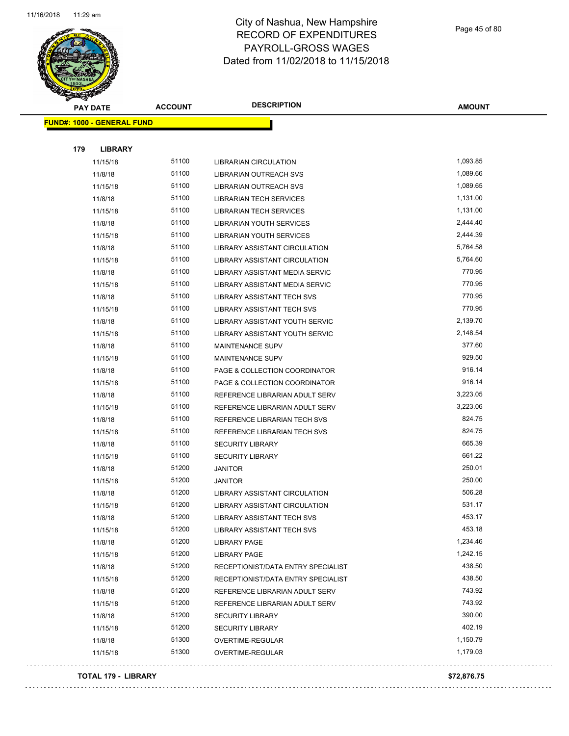# City of Nashua, New Hampshire
## RECORD OF EXPENDITURES
## PAYROLL-GROSS WAGES
## Dated from 11/02/2018 to 11/15/2018

| PAY DATE | ACCOUNT | DESCRIPTION | AMOUNT |
|---|---|---|---|
| **FUND#: 1000 - GENERAL FUND** | | | |
| **179 LIBRARY** | | | |
| 11/15/18 | 51100 | LIBRARIAN CIRCULATION | 1,093.85 |
| 11/8/18 | 51100 | LIBRARIAN OUTREACH SVS | 1,089.66 |
| 11/15/18 | 51100 | LIBRARIAN OUTREACH SVS | 1,089.65 |
| 11/8/18 | 51100 | LIBRARIAN TECH SERVICES | 1,131.00 |
| 11/15/18 | 51100 | LIBRARIAN TECH SERVICES | 1,131.00 |
| 11/8/18 | 51100 | LIBRARIAN YOUTH SERVICES | 2,444.40 |
| 11/15/18 | 51100 | LIBRARIAN YOUTH SERVICES | 2,444.39 |
| 11/8/18 | 51100 | LIBRARY ASSISTANT CIRCULATION | 5,764.58 |
| 11/15/18 | 51100 | LIBRARY ASSISTANT CIRCULATION | 5,764.60 |
| 11/8/18 | 51100 | LIBRARY ASSISTANT MEDIA SERVIC | 770.95 |
| 11/15/18 | 51100 | LIBRARY ASSISTANT MEDIA SERVIC | 770.95 |
| 11/8/18 | 51100 | LIBRARY ASSISTANT TECH SVS | 770.95 |
| 11/15/18 | 51100 | LIBRARY ASSISTANT TECH SVS | 770.95 |
| 11/8/18 | 51100 | LIBRARY ASSISTANT YOUTH SERVIC | 2,139.70 |
| 11/15/18 | 51100 | LIBRARY ASSISTANT YOUTH SERVIC | 2,148.54 |
| 11/8/18 | 51100 | MAINTENANCE SUPV | 377.60 |
| 11/15/18 | 51100 | MAINTENANCE SUPV | 929.50 |
| 11/8/18 | 51100 | PAGE & COLLECTION COORDINATOR | 916.14 |
| 11/15/18 | 51100 | PAGE & COLLECTION COORDINATOR | 916.14 |
| 11/8/18 | 51100 | REFERENCE LIBRARIAN ADULT SERV | 3,223.05 |
| 11/15/18 | 51100 | REFERENCE LIBRARIAN ADULT SERV | 3,223.06 |
| 11/8/18 | 51100 | REFERENCE LIBRARIAN TECH SVS | 824.75 |
| 11/15/18 | 51100 | REFERENCE LIBRARIAN TECH SVS | 824.75 |
| 11/8/18 | 51100 | SECURITY LIBRARY | 665.39 |
| 11/15/18 | 51100 | SECURITY LIBRARY | 661.22 |
| 11/8/18 | 51200 | JANITOR | 250.01 |
| 11/15/18 | 51200 | JANITOR | 250.00 |
| 11/8/18 | 51200 | LIBRARY ASSISTANT CIRCULATION | 506.28 |
| 11/15/18 | 51200 | LIBRARY ASSISTANT CIRCULATION | 531.17 |
| 11/8/18 | 51200 | LIBRARY ASSISTANT TECH SVS | 453.17 |
| 11/15/18 | 51200 | LIBRARY ASSISTANT TECH SVS | 453.18 |
| 11/8/18 | 51200 | LIBRARY PAGE | 1,234.46 |
| 11/15/18 | 51200 | LIBRARY PAGE | 1,242.15 |
| 11/8/18 | 51200 | RECEPTIONIST/DATA ENTRY SPECIALIST | 438.50 |
| 11/15/18 | 51200 | RECEPTIONIST/DATA ENTRY SPECIALIST | 438.50 |
| 11/8/18 | 51200 | REFERENCE LIBRARIAN ADULT SERV | 743.92 |
| 11/15/18 | 51200 | REFERENCE LIBRARIAN ADULT SERV | 743.92 |
| 11/8/18 | 51200 | SECURITY LIBRARY | 390.00 |
| 11/15/18 | 51200 | SECURITY LIBRARY | 402.19 |
| 11/8/18 | 51300 | OVERTIME-REGULAR | 1,150.79 |
| 11/15/18 | 51300 | OVERTIME-REGULAR | 1,179.03 |
| **TOTAL 179 - LIBRARY** | | | **$72,876.75** |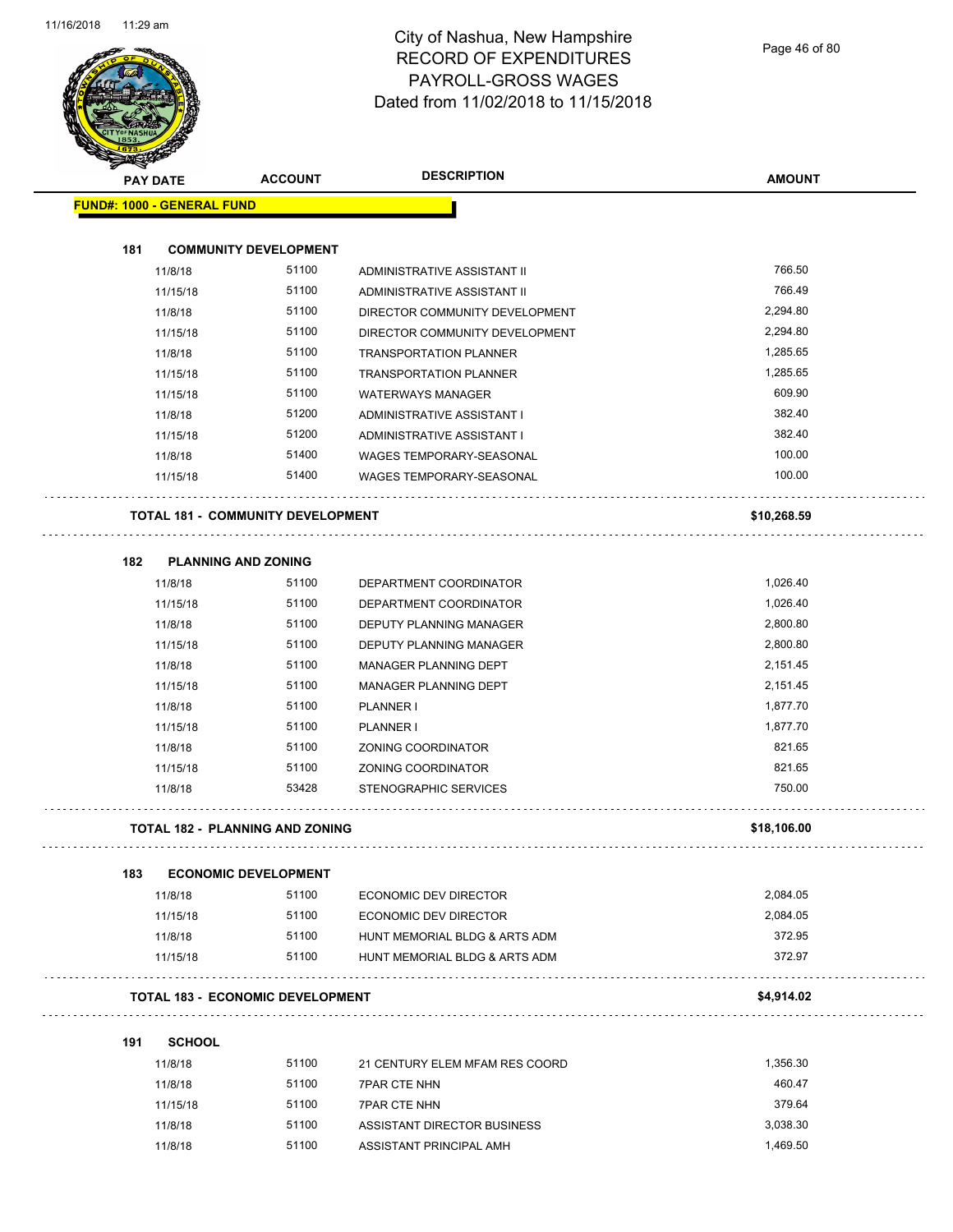# City of Nashua, New Hampshire
## RECORD OF EXPENDITURES
## PAYROLL-GROSS WAGES
### Dated from 11/02/2018 to 11/15/2018

11/16/2018 11:29 am

| PAY DATE | ACCOUNT | DESCRIPTION | AMOUNT |
|---|---|---|---|
| **FUND#: 1000 - GENERAL FUND** | | | |
| **181 COMMUNITY DEVELOPMENT** | | | |
| 11/8/18 | 51100 | ADMINISTRATIVE ASSISTANT II | 766.50 |
| 11/15/18 | 51100 | ADMINISTRATIVE ASSISTANT II | 766.49 |
| 11/8/18 | 51100 | DIRECTOR COMMUNITY DEVELOPMENT | 2,294.80 |
| 11/15/18 | 51100 | DIRECTOR COMMUNITY DEVELOPMENT | 2,294.80 |
| 11/8/18 | 51100 | TRANSPORTATION PLANNER | 1,285.65 |
| 11/15/18 | 51100 | TRANSPORTATION PLANNER | 1,285.65 |
| 11/15/18 | 51100 | WATERWAYS MANAGER | 609.90 |
| 11/8/18 | 51200 | ADMINISTRATIVE ASSISTANT I | 382.40 |
| 11/15/18 | 51200 | ADMINISTRATIVE ASSISTANT I | 382.40 |
| 11/8/18 | 51400 | WAGES TEMPORARY-SEASONAL | 100.00 |
| 11/15/18 | 51400 | WAGES TEMPORARY-SEASONAL | 100.00 |
| **TOTAL 181 - COMMUNITY DEVELOPMENT** | | | **$10,268.59** |
| **182 PLANNING AND ZONING** | | | |
| 11/8/18 | 51100 | DEPARTMENT COORDINATOR | 1,026.40 |
| 11/15/18 | 51100 | DEPARTMENT COORDINATOR | 1,026.40 |
| 11/8/18 | 51100 | DEPUTY PLANNING MANAGER | 2,800.80 |
| 11/15/18 | 51100 | DEPUTY PLANNING MANAGER | 2,800.80 |
| 11/8/18 | 51100 | MANAGER PLANNING DEPT | 2,151.45 |
| 11/15/18 | 51100 | MANAGER PLANNING DEPT | 2,151.45 |
| 11/8/18 | 51100 | PLANNER I | 1,877.70 |
| 11/15/18 | 51100 | PLANNER I | 1,877.70 |
| 11/8/18 | 51100 | ZONING COORDINATOR | 821.65 |
| 11/15/18 | 51100 | ZONING COORDINATOR | 821.65 |
| 11/8/18 | 53428 | STENOGRAPHIC SERVICES | 750.00 |
| **TOTAL 182 - PLANNING AND ZONING** | | | **$18,106.00** |
| **183 ECONOMIC DEVELOPMENT** | | | |
| 11/8/18 | 51100 | ECONOMIC DEV DIRECTOR | 2,084.05 |
| 11/15/18 | 51100 | ECONOMIC DEV DIRECTOR | 2,084.05 |
| 11/8/18 | 51100 | HUNT MEMORIAL BLDG & ARTS ADM | 372.95 |
| 11/15/18 | 51100 | HUNT MEMORIAL BLDG & ARTS ADM | 372.97 |
| **TOTAL 183 - ECONOMIC DEVELOPMENT** | | | **$4,914.02** |
| **191 SCHOOL** | | | |
| 11/8/18 | 51100 | 21 CENTURY ELEM MFAM RES COORD | 1,356.30 |
| 11/8/18 | 51100 | 7PAR CTE NHN | 460.47 |
| 11/15/18 | 51100 | 7PAR CTE NHN | 379.64 |
| 11/8/18 | 51100 | ASSISTANT DIRECTOR BUSINESS | 3,038.30 |
| 11/8/18 | 51100 | ASSISTANT PRINCIPAL AMH | 1,469.50 |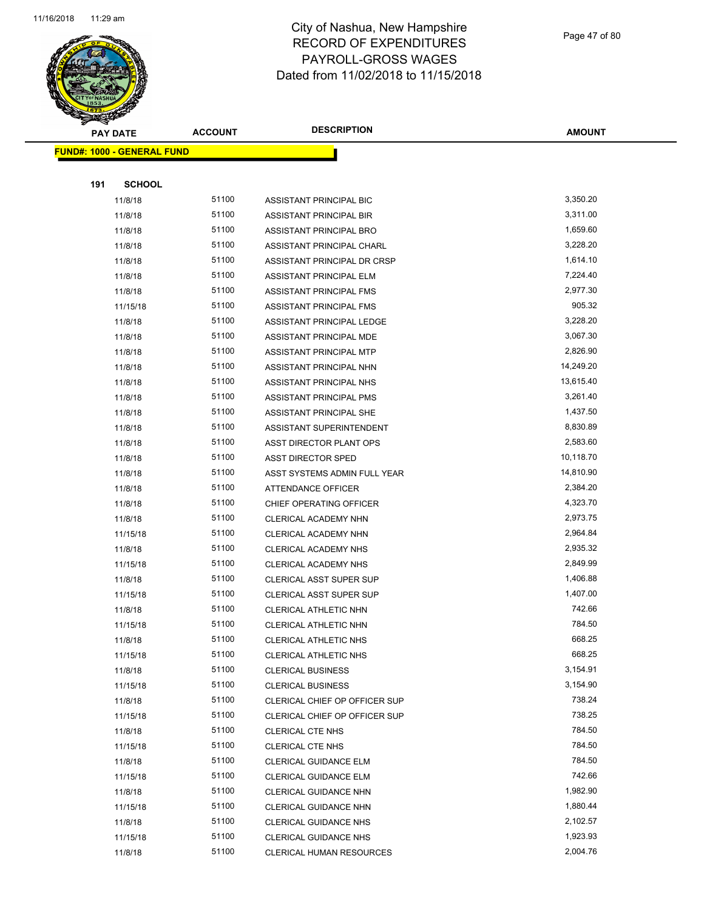# City of Nashua, New Hampshire
# RECORD OF EXPENDITURES
# PAYROLL-GROSS WAGES
# Dated from 11/02/2018 to 11/15/2018

| PAY DATE | ACCOUNT | DESCRIPTION | AMOUNT |
|---|---|---|---|
| **FUND#: 1000 - GENERAL FUND** | | | |
| **191 SCHOOL** | | | |
| 11/8/18 | 51100 | ASSISTANT PRINCIPAL BIC | 3,350.20 |
| 11/8/18 | 51100 | ASSISTANT PRINCIPAL BIR | 3,311.00 |
| 11/8/18 | 51100 | ASSISTANT PRINCIPAL BRO | 1,659.60 |
| 11/8/18 | 51100 | ASSISTANT PRINCIPAL CHARL | 3,228.20 |
| 11/8/18 | 51100 | ASSISTANT PRINCIPAL DR CRSP | 1,614.10 |
| 11/8/18 | 51100 | ASSISTANT PRINCIPAL ELM | 7,224.40 |
| 11/8/18 | 51100 | ASSISTANT PRINCIPAL FMS | 2,977.30 |
| 11/15/18 | 51100 | ASSISTANT PRINCIPAL FMS | 905.32 |
| 11/8/18 | 51100 | ASSISTANT PRINCIPAL LEDGE | 3,228.20 |
| 11/8/18 | 51100 | ASSISTANT PRINCIPAL MDE | 3,067.30 |
| 11/8/18 | 51100 | ASSISTANT PRINCIPAL MTP | 2,826.90 |
| 11/8/18 | 51100 | ASSISTANT PRINCIPAL NHN | 14,249.20 |
| 11/8/18 | 51100 | ASSISTANT PRINCIPAL NHS | 13,615.40 |
| 11/8/18 | 51100 | ASSISTANT PRINCIPAL PMS | 3,261.40 |
| 11/8/18 | 51100 | ASSISTANT PRINCIPAL SHE | 1,437.50 |
| 11/8/18 | 51100 | ASSISTANT SUPERINTENDENT | 8,830.89 |
| 11/8/18 | 51100 | ASST DIRECTOR PLANT OPS | 2,583.60 |
| 11/8/18 | 51100 | ASST DIRECTOR SPED | 10,118.70 |
| 11/8/18 | 51100 | ASST SYSTEMS ADMIN FULL YEAR | 14,810.90 |
| 11/8/18 | 51100 | ATTENDANCE OFFICER | 2,384.20 |
| 11/8/18 | 51100 | CHIEF OPERATING OFFICER | 4,323.70 |
| 11/8/18 | 51100 | CLERICAL ACADEMY NHN | 2,973.75 |
| 11/15/18 | 51100 | CLERICAL ACADEMY NHN | 2,964.84 |
| 11/8/18 | 51100 | CLERICAL ACADEMY NHS | 2,935.32 |
| 11/15/18 | 51100 | CLERICAL ACADEMY NHS | 2,849.99 |
| 11/8/18 | 51100 | CLERICAL ASST SUPER SUP | 1,406.88 |
| 11/15/18 | 51100 | CLERICAL ASST SUPER SUP | 1,407.00 |
| 11/8/18 | 51100 | CLERICAL ATHLETIC NHN | 742.66 |
| 11/15/18 | 51100 | CLERICAL ATHLETIC NHN | 784.50 |
| 11/8/18 | 51100 | CLERICAL ATHLETIC NHS | 668.25 |
| 11/15/18 | 51100 | CLERICAL ATHLETIC NHS | 668.25 |
| 11/8/18 | 51100 | CLERICAL BUSINESS | 3,154.91 |
| 11/15/18 | 51100 | CLERICAL BUSINESS | 3,154.90 |
| 11/8/18 | 51100 | CLERICAL CHIEF OP OFFICER SUP | 738.24 |
| 11/15/18 | 51100 | CLERICAL CHIEF OP OFFICER SUP | 738.25 |
| 11/8/18 | 51100 | CLERICAL CTE NHS | 784.50 |
| 11/15/18 | 51100 | CLERICAL CTE NHS | 784.50 |
| 11/8/18 | 51100 | CLERICAL GUIDANCE ELM | 784.50 |
| 11/15/18 | 51100 | CLERICAL GUIDANCE ELM | 742.66 |
| 11/8/18 | 51100 | CLERICAL GUIDANCE NHN | 1,982.90 |
| 11/15/18 | 51100 | CLERICAL GUIDANCE NHN | 1,880.44 |
| 11/8/18 | 51100 | CLERICAL GUIDANCE NHS | 2,102.57 |
| 11/15/18 | 51100 | CLERICAL GUIDANCE NHS | 1,923.93 |
| 11/8/18 | 51100 | CLERICAL HUMAN RESOURCES | 2,004.76 |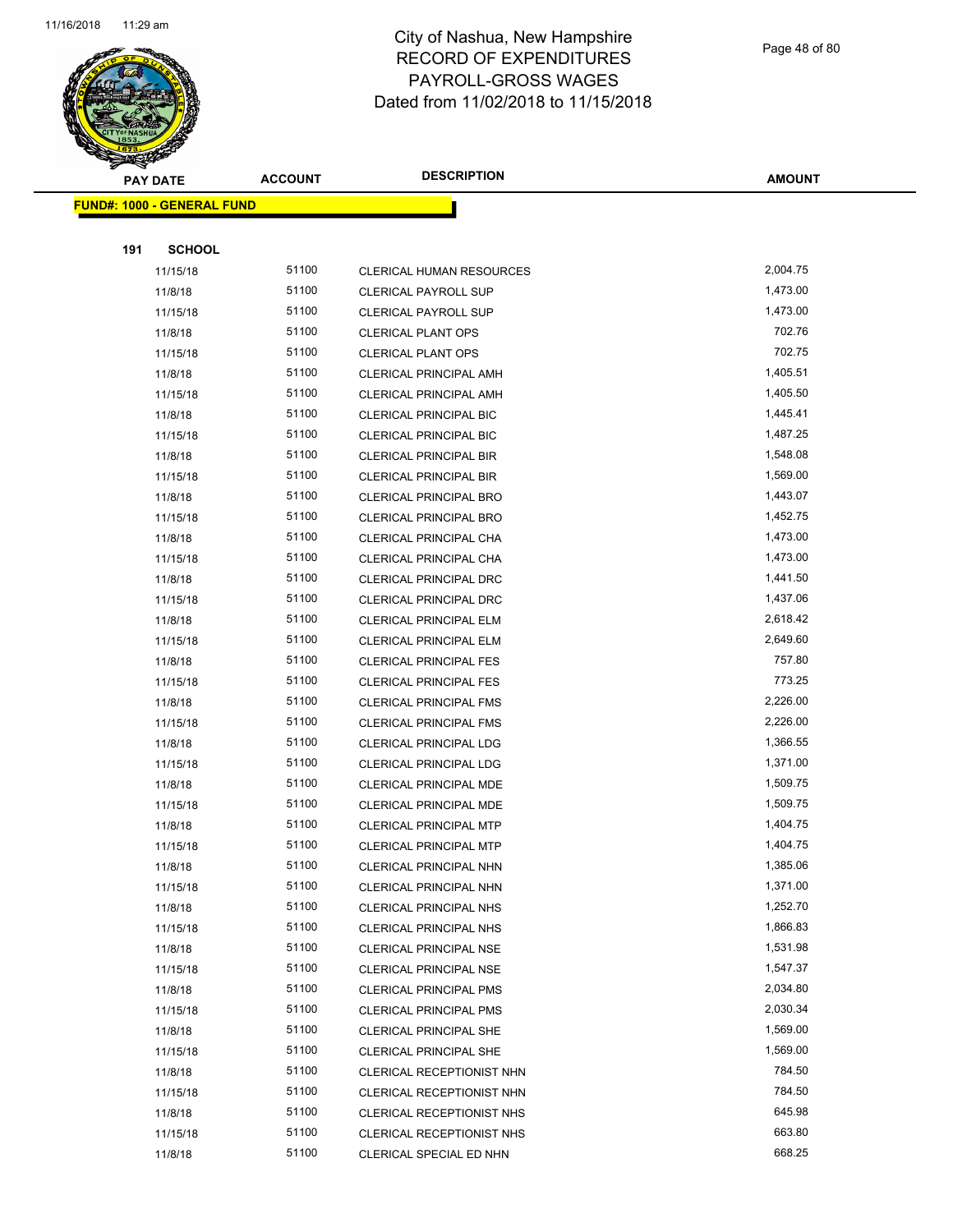# City of Nashua, New Hampshire
# RECORD OF EXPENDITURES
# PAYROLL-GROSS WAGES
# Dated from 11/02/2018 to 11/15/2018

| PAY DATE | ACCOUNT | DESCRIPTION | AMOUNT |
|---|---|---|---|

**FUND#: 1000 - GENERAL FUND**

**191 SCHOOL**

| PAY DATE | ACCOUNT | DESCRIPTION | AMOUNT |
|---|---|---|---|
| 11/15/18 | 51100 | CLERICAL HUMAN RESOURCES | 2,004.75 |
| 11/8/18 | 51100 | CLERICAL PAYROLL SUP | 1,473.00 |
| 11/15/18 | 51100 | CLERICAL PAYROLL SUP | 1,473.00 |
| 11/8/18 | 51100 | CLERICAL PLANT OPS | 702.76 |
| 11/15/18 | 51100 | CLERICAL PLANT OPS | 702.75 |
| 11/8/18 | 51100 | CLERICAL PRINCIPAL AMH | 1,405.51 |
| 11/15/18 | 51100 | CLERICAL PRINCIPAL AMH | 1,405.50 |
| 11/8/18 | 51100 | CLERICAL PRINCIPAL BIC | 1,445.41 |
| 11/15/18 | 51100 | CLERICAL PRINCIPAL BIC | 1,487.25 |
| 11/8/18 | 51100 | CLERICAL PRINCIPAL BIR | 1,548.08 |
| 11/15/18 | 51100 | CLERICAL PRINCIPAL BIR | 1,569.00 |
| 11/8/18 | 51100 | CLERICAL PRINCIPAL BRO | 1,443.07 |
| 11/15/18 | 51100 | CLERICAL PRINCIPAL BRO | 1,452.75 |
| 11/8/18 | 51100 | CLERICAL PRINCIPAL CHA | 1,473.00 |
| 11/15/18 | 51100 | CLERICAL PRINCIPAL CHA | 1,473.00 |
| 11/8/18 | 51100 | CLERICAL PRINCIPAL DRC | 1,441.50 |
| 11/15/18 | 51100 | CLERICAL PRINCIPAL DRC | 1,437.06 |
| 11/8/18 | 51100 | CLERICAL PRINCIPAL ELM | 2,618.42 |
| 11/15/18 | 51100 | CLERICAL PRINCIPAL ELM | 2,649.60 |
| 11/8/18 | 51100 | CLERICAL PRINCIPAL FES | 757.80 |
| 11/15/18 | 51100 | CLERICAL PRINCIPAL FES | 773.25 |
| 11/8/18 | 51100 | CLERICAL PRINCIPAL FMS | 2,226.00 |
| 11/15/18 | 51100 | CLERICAL PRINCIPAL FMS | 2,226.00 |
| 11/8/18 | 51100 | CLERICAL PRINCIPAL LDG | 1,366.55 |
| 11/15/18 | 51100 | CLERICAL PRINCIPAL LDG | 1,371.00 |
| 11/8/18 | 51100 | CLERICAL PRINCIPAL MDE | 1,509.75 |
| 11/15/18 | 51100 | CLERICAL PRINCIPAL MDE | 1,509.75 |
| 11/8/18 | 51100 | CLERICAL PRINCIPAL MTP | 1,404.75 |
| 11/15/18 | 51100 | CLERICAL PRINCIPAL MTP | 1,404.75 |
| 11/8/18 | 51100 | CLERICAL PRINCIPAL NHN | 1,385.06 |
| 11/15/18 | 51100 | CLERICAL PRINCIPAL NHN | 1,371.00 |
| 11/8/18 | 51100 | CLERICAL PRINCIPAL NHS | 1,252.70 |
| 11/15/18 | 51100 | CLERICAL PRINCIPAL NHS | 1,866.83 |
| 11/8/18 | 51100 | CLERICAL PRINCIPAL NSE | 1,531.98 |
| 11/15/18 | 51100 | CLERICAL PRINCIPAL NSE | 1,547.37 |
| 11/8/18 | 51100 | CLERICAL PRINCIPAL PMS | 2,034.80 |
| 11/15/18 | 51100 | CLERICAL PRINCIPAL PMS | 2,030.34 |
| 11/8/18 | 51100 | CLERICAL PRINCIPAL SHE | 1,569.00 |
| 11/15/18 | 51100 | CLERICAL PRINCIPAL SHE | 1,569.00 |
| 11/8/18 | 51100 | CLERICAL RECEPTIONIST NHN | 784.50 |
| 11/15/18 | 51100 | CLERICAL RECEPTIONIST NHN | 784.50 |
| 11/8/18 | 51100 | CLERICAL RECEPTIONIST NHS | 645.98 |
| 11/15/18 | 51100 | CLERICAL RECEPTIONIST NHS | 663.80 |
| 11/8/18 | 51100 | CLERICAL SPECIAL ED NHN | 668.25 |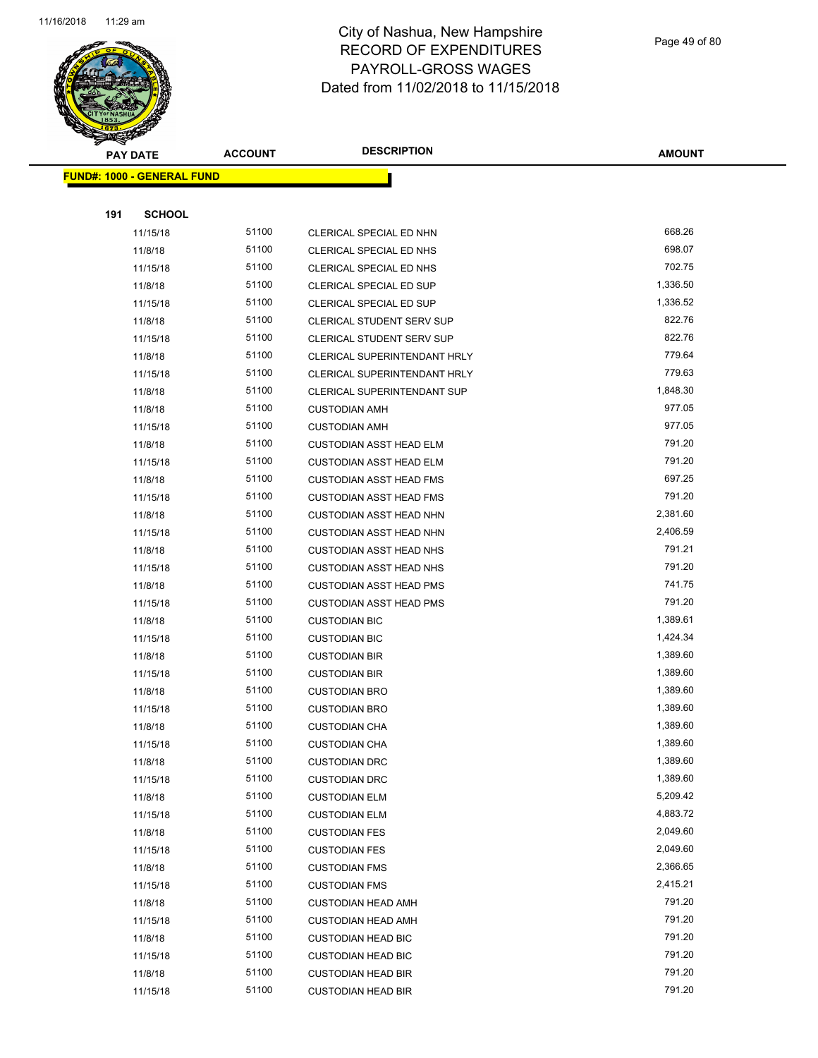# City of Nashua, New Hampshire
## RECORD OF EXPENDITURES
## PAYROLL-GROSS WAGES
## Dated from 11/02/2018 to 11/15/2018

**FUND#: 1000 - GENERAL FUND**

**191 SCHOOL**

| PAY DATE | ACCOUNT | DESCRIPTION | AMOUNT |
|---|---|---|---|
| 11/15/18 | 51100 | CLERICAL SPECIAL ED NHN | 668.26 |
| 11/8/18 | 51100 | CLERICAL SPECIAL ED NHS | 698.07 |
| 11/15/18 | 51100 | CLERICAL SPECIAL ED NHS | 702.75 |
| 11/8/18 | 51100 | CLERICAL SPECIAL ED SUP | 1,336.50 |
| 11/15/18 | 51100 | CLERICAL SPECIAL ED SUP | 1,336.52 |
| 11/8/18 | 51100 | CLERICAL STUDENT SERV SUP | 822.76 |
| 11/15/18 | 51100 | CLERICAL STUDENT SERV SUP | 822.76 |
| 11/8/18 | 51100 | CLERICAL SUPERINTENDANT HRLY | 779.64 |
| 11/15/18 | 51100 | CLERICAL SUPERINTENDANT HRLY | 779.63 |
| 11/8/18 | 51100 | CLERICAL SUPERINTENDANT SUP | 1,848.30 |
| 11/8/18 | 51100 | CUSTODIAN AMH | 977.05 |
| 11/15/18 | 51100 | CUSTODIAN AMH | 977.05 |
| 11/8/18 | 51100 | CUSTODIAN ASST HEAD ELM | 791.20 |
| 11/15/18 | 51100 | CUSTODIAN ASST HEAD ELM | 791.20 |
| 11/8/18 | 51100 | CUSTODIAN ASST HEAD FMS | 697.25 |
| 11/15/18 | 51100 | CUSTODIAN ASST HEAD FMS | 791.20 |
| 11/8/18 | 51100 | CUSTODIAN ASST HEAD NHN | 2,381.60 |
| 11/15/18 | 51100 | CUSTODIAN ASST HEAD NHN | 2,406.59 |
| 11/8/18 | 51100 | CUSTODIAN ASST HEAD NHS | 791.21 |
| 11/15/18 | 51100 | CUSTODIAN ASST HEAD NHS | 791.20 |
| 11/8/18 | 51100 | CUSTODIAN ASST HEAD PMS | 741.75 |
| 11/15/18 | 51100 | CUSTODIAN ASST HEAD PMS | 791.20 |
| 11/8/18 | 51100 | CUSTODIAN BIC | 1,389.61 |
| 11/15/18 | 51100 | CUSTODIAN BIC | 1,424.34 |
| 11/8/18 | 51100 | CUSTODIAN BIR | 1,389.60 |
| 11/15/18 | 51100 | CUSTODIAN BIR | 1,389.60 |
| 11/8/18 | 51100 | CUSTODIAN BRO | 1,389.60 |
| 11/15/18 | 51100 | CUSTODIAN BRO | 1,389.60 |
| 11/8/18 | 51100 | CUSTODIAN CHA | 1,389.60 |
| 11/15/18 | 51100 | CUSTODIAN CHA | 1,389.60 |
| 11/8/18 | 51100 | CUSTODIAN DRC | 1,389.60 |
| 11/15/18 | 51100 | CUSTODIAN DRC | 1,389.60 |
| 11/8/18 | 51100 | CUSTODIAN ELM | 5,209.42 |
| 11/15/18 | 51100 | CUSTODIAN ELM | 4,883.72 |
| 11/8/18 | 51100 | CUSTODIAN FES | 2,049.60 |
| 11/15/18 | 51100 | CUSTODIAN FES | 2,049.60 |
| 11/8/18 | 51100 | CUSTODIAN FMS | 2,366.65 |
| 11/15/18 | 51100 | CUSTODIAN FMS | 2,415.21 |
| 11/8/18 | 51100 | CUSTODIAN HEAD AMH | 791.20 |
| 11/15/18 | 51100 | CUSTODIAN HEAD AMH | 791.20 |
| 11/8/18 | 51100 | CUSTODIAN HEAD BIC | 791.20 |
| 11/15/18 | 51100 | CUSTODIAN HEAD BIC | 791.20 |
| 11/8/18 | 51100 | CUSTODIAN HEAD BIR | 791.20 |
| 11/15/18 | 51100 | CUSTODIAN HEAD BIR | 791.20 |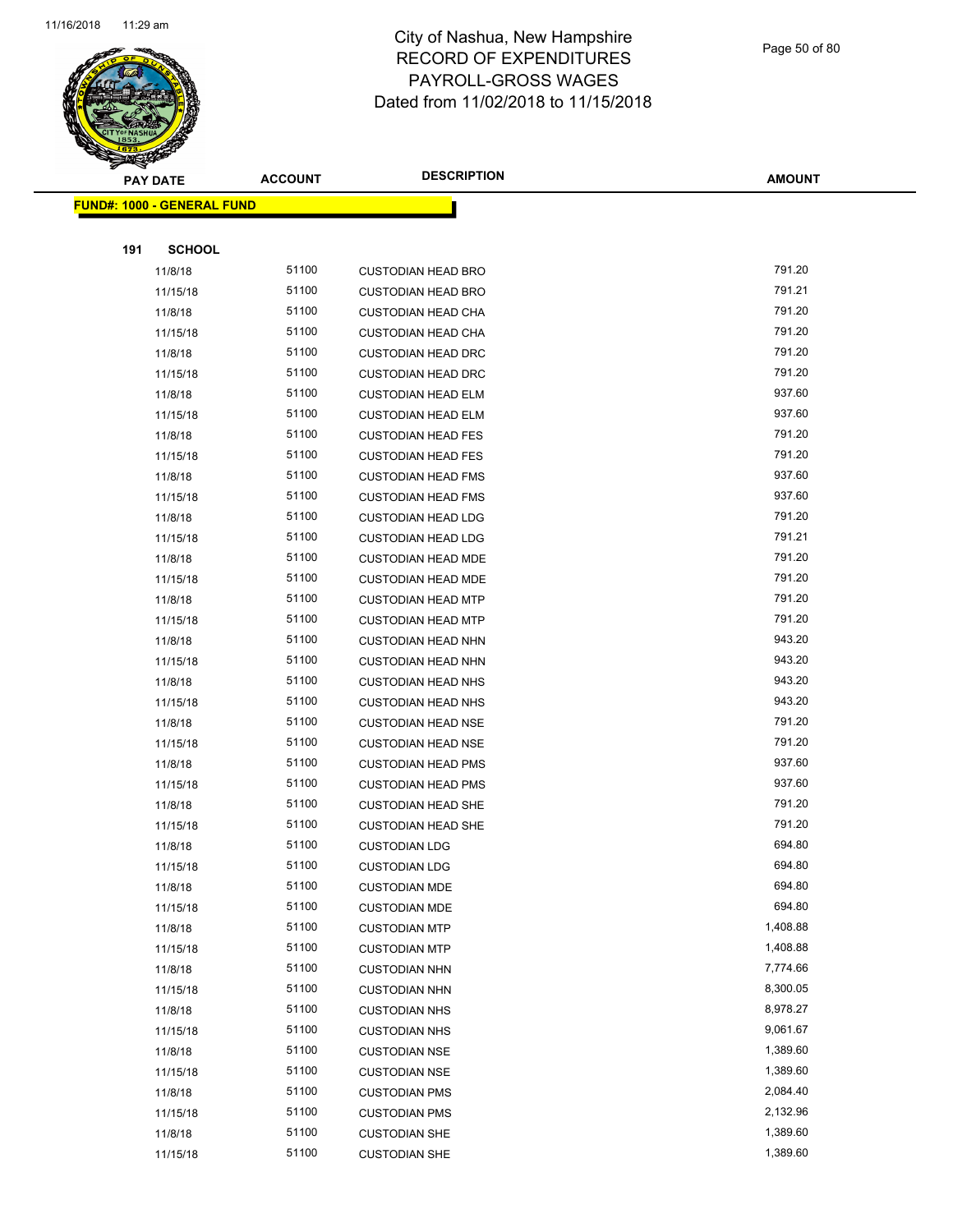# City of Nashua, New Hampshire
## RECORD OF EXPENDITURES
## PAYROLL-GROSS WAGES
## Dated from 11/02/2018 to 11/15/2018

| PAY DATE | ACCOUNT | DESCRIPTION | AMOUNT |
|---|---|---|---|
| **FUND#: 1000 - GENERAL FUND** | | | |
| **191 SCHOOL** | | | |
| 11/8/18 | 51100 | CUSTODIAN HEAD BRO | 791.20 |
| 11/15/18 | 51100 | CUSTODIAN HEAD BRO | 791.21 |
| 11/8/18 | 51100 | CUSTODIAN HEAD CHA | 791.20 |
| 11/15/18 | 51100 | CUSTODIAN HEAD CHA | 791.20 |
| 11/8/18 | 51100 | CUSTODIAN HEAD DRC | 791.20 |
| 11/15/18 | 51100 | CUSTODIAN HEAD DRC | 791.20 |
| 11/8/18 | 51100 | CUSTODIAN HEAD ELM | 937.60 |
| 11/15/18 | 51100 | CUSTODIAN HEAD ELM | 937.60 |
| 11/8/18 | 51100 | CUSTODIAN HEAD FES | 791.20 |
| 11/15/18 | 51100 | CUSTODIAN HEAD FES | 791.20 |
| 11/8/18 | 51100 | CUSTODIAN HEAD FMS | 937.60 |
| 11/15/18 | 51100 | CUSTODIAN HEAD FMS | 937.60 |
| 11/8/18 | 51100 | CUSTODIAN HEAD LDG | 791.20 |
| 11/15/18 | 51100 | CUSTODIAN HEAD LDG | 791.21 |
| 11/8/18 | 51100 | CUSTODIAN HEAD MDE | 791.20 |
| 11/15/18 | 51100 | CUSTODIAN HEAD MDE | 791.20 |
| 11/8/18 | 51100 | CUSTODIAN HEAD MTP | 791.20 |
| 11/15/18 | 51100 | CUSTODIAN HEAD MTP | 791.20 |
| 11/8/18 | 51100 | CUSTODIAN HEAD NHN | 943.20 |
| 11/15/18 | 51100 | CUSTODIAN HEAD NHN | 943.20 |
| 11/8/18 | 51100 | CUSTODIAN HEAD NHS | 943.20 |
| 11/15/18 | 51100 | CUSTODIAN HEAD NHS | 943.20 |
| 11/8/18 | 51100 | CUSTODIAN HEAD NSE | 791.20 |
| 11/15/18 | 51100 | CUSTODIAN HEAD NSE | 791.20 |
| 11/8/18 | 51100 | CUSTODIAN HEAD PMS | 937.60 |
| 11/15/18 | 51100 | CUSTODIAN HEAD PMS | 937.60 |
| 11/8/18 | 51100 | CUSTODIAN HEAD SHE | 791.20 |
| 11/15/18 | 51100 | CUSTODIAN HEAD SHE | 791.20 |
| 11/8/18 | 51100 | CUSTODIAN LDG | 694.80 |
| 11/15/18 | 51100 | CUSTODIAN LDG | 694.80 |
| 11/8/18 | 51100 | CUSTODIAN MDE | 694.80 |
| 11/15/18 | 51100 | CUSTODIAN MDE | 694.80 |
| 11/8/18 | 51100 | CUSTODIAN MTP | 1,408.88 |
| 11/15/18 | 51100 | CUSTODIAN MTP | 1,408.88 |
| 11/8/18 | 51100 | CUSTODIAN NHN | 7,774.66 |
| 11/15/18 | 51100 | CUSTODIAN NHN | 8,300.05 |
| 11/8/18 | 51100 | CUSTODIAN NHS | 8,978.27 |
| 11/15/18 | 51100 | CUSTODIAN NHS | 9,061.67 |
| 11/8/18 | 51100 | CUSTODIAN NSE | 1,389.60 |
| 11/15/18 | 51100 | CUSTODIAN NSE | 1,389.60 |
| 11/8/18 | 51100 | CUSTODIAN PMS | 2,084.40 |
| 11/15/18 | 51100 | CUSTODIAN PMS | 2,132.96 |
| 11/8/18 | 51100 | CUSTODIAN SHE | 1,389.60 |
| 11/15/18 | 51100 | CUSTODIAN SHE | 1,389.60 |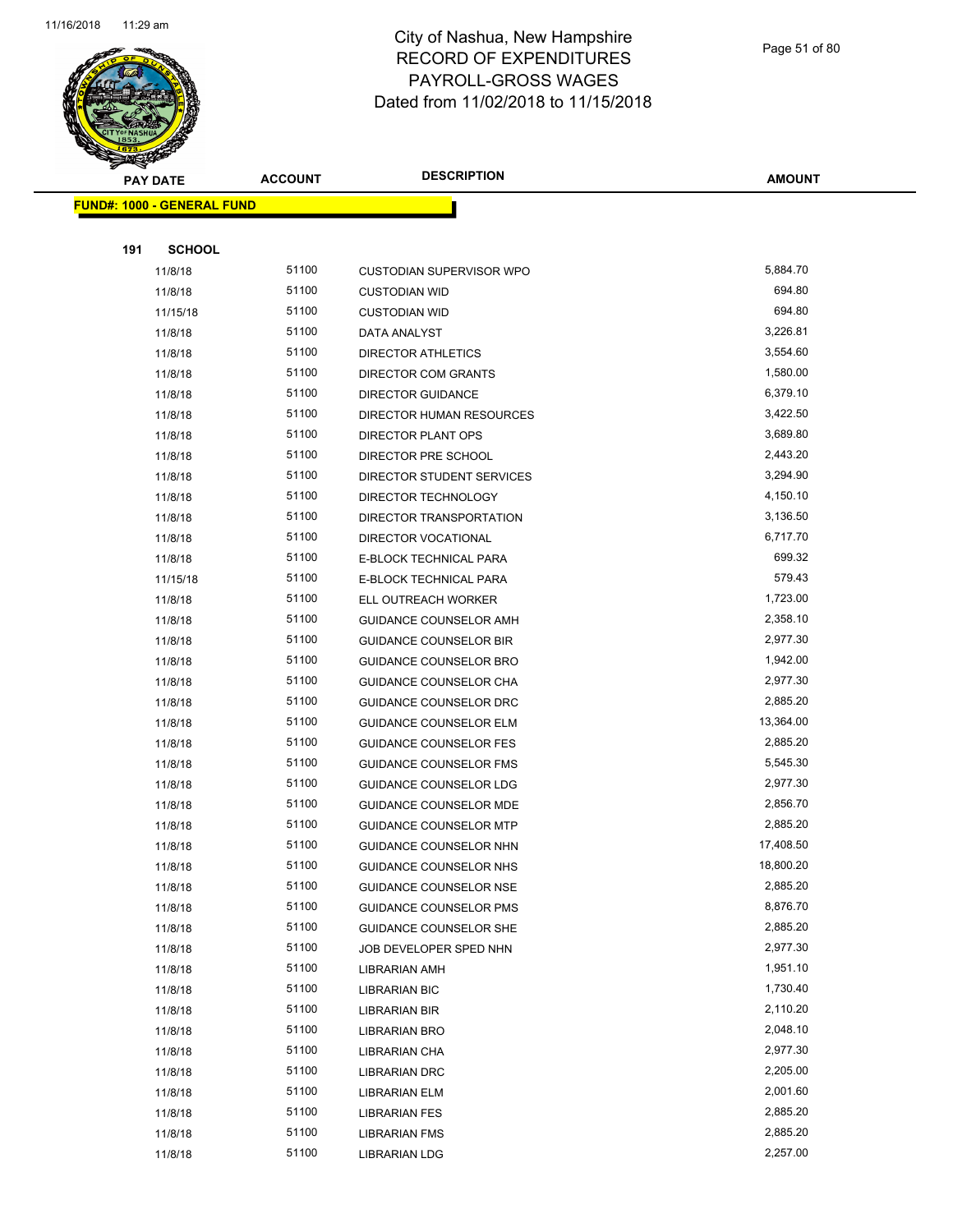# City of Nashua, New Hampshire
# RECORD OF EXPENDITURES
# PAYROLL-GROSS WAGES
# Dated from 11/02/2018 to 11/15/2018

| PAY DATE | ACCOUNT | DESCRIPTION | AMOUNT |
|---|---|---|---|
| **FUND#: 1000 - GENERAL FUND** | | | |
| **191 SCHOOL** | | | |
| 11/8/18 | 51100 | CUSTODIAN SUPERVISOR WPO | 5,884.70 |
| 11/8/18 | 51100 | CUSTODIAN WID | 694.80 |
| 11/15/18 | 51100 | CUSTODIAN WID | 694.80 |
| 11/8/18 | 51100 | DATA ANALYST | 3,226.81 |
| 11/8/18 | 51100 | DIRECTOR ATHLETICS | 3,554.60 |
| 11/8/18 | 51100 | DIRECTOR COM GRANTS | 1,580.00 |
| 11/8/18 | 51100 | DIRECTOR GUIDANCE | 6,379.10 |
| 11/8/18 | 51100 | DIRECTOR HUMAN RESOURCES | 3,422.50 |
| 11/8/18 | 51100 | DIRECTOR PLANT OPS | 3,689.80 |
| 11/8/18 | 51100 | DIRECTOR PRE SCHOOL | 2,443.20 |
| 11/8/18 | 51100 | DIRECTOR STUDENT SERVICES | 3,294.90 |
| 11/8/18 | 51100 | DIRECTOR TECHNOLOGY | 4,150.10 |
| 11/8/18 | 51100 | DIRECTOR TRANSPORTATION | 3,136.50 |
| 11/8/18 | 51100 | DIRECTOR VOCATIONAL | 6,717.70 |
| 11/8/18 | 51100 | E-BLOCK TECHNICAL PARA | 699.32 |
| 11/15/18 | 51100 | E-BLOCK TECHNICAL PARA | 579.43 |
| 11/8/18 | 51100 | ELL OUTREACH WORKER | 1,723.00 |
| 11/8/18 | 51100 | GUIDANCE COUNSELOR AMH | 2,358.10 |
| 11/8/18 | 51100 | GUIDANCE COUNSELOR BIR | 2,977.30 |
| 11/8/18 | 51100 | GUIDANCE COUNSELOR BRO | 1,942.00 |
| 11/8/18 | 51100 | GUIDANCE COUNSELOR CHA | 2,977.30 |
| 11/8/18 | 51100 | GUIDANCE COUNSELOR DRC | 2,885.20 |
| 11/8/18 | 51100 | GUIDANCE COUNSELOR ELM | 13,364.00 |
| 11/8/18 | 51100 | GUIDANCE COUNSELOR FES | 2,885.20 |
| 11/8/18 | 51100 | GUIDANCE COUNSELOR FMS | 5,545.30 |
| 11/8/18 | 51100 | GUIDANCE COUNSELOR LDG | 2,977.30 |
| 11/8/18 | 51100 | GUIDANCE COUNSELOR MDE | 2,856.70 |
| 11/8/18 | 51100 | GUIDANCE COUNSELOR MTP | 2,885.20 |
| 11/8/18 | 51100 | GUIDANCE COUNSELOR NHN | 17,408.50 |
| 11/8/18 | 51100 | GUIDANCE COUNSELOR NHS | 18,800.20 |
| 11/8/18 | 51100 | GUIDANCE COUNSELOR NSE | 2,885.20 |
| 11/8/18 | 51100 | GUIDANCE COUNSELOR PMS | 8,876.70 |
| 11/8/18 | 51100 | GUIDANCE COUNSELOR SHE | 2,885.20 |
| 11/8/18 | 51100 | JOB DEVELOPER SPED NHN | 2,977.30 |
| 11/8/18 | 51100 | LIBRARIAN AMH | 1,951.10 |
| 11/8/18 | 51100 | LIBRARIAN BIC | 1,730.40 |
| 11/8/18 | 51100 | LIBRARIAN BIR | 2,110.20 |
| 11/8/18 | 51100 | LIBRARIAN BRO | 2,048.10 |
| 11/8/18 | 51100 | LIBRARIAN CHA | 2,977.30 |
| 11/8/18 | 51100 | LIBRARIAN DRC | 2,205.00 |
| 11/8/18 | 51100 | LIBRARIAN ELM | 2,001.60 |
| 11/8/18 | 51100 | LIBRARIAN FES | 2,885.20 |
| 11/8/18 | 51100 | LIBRARIAN FMS | 2,885.20 |
| 11/8/18 | 51100 | LIBRARIAN LDG | 2,257.00 |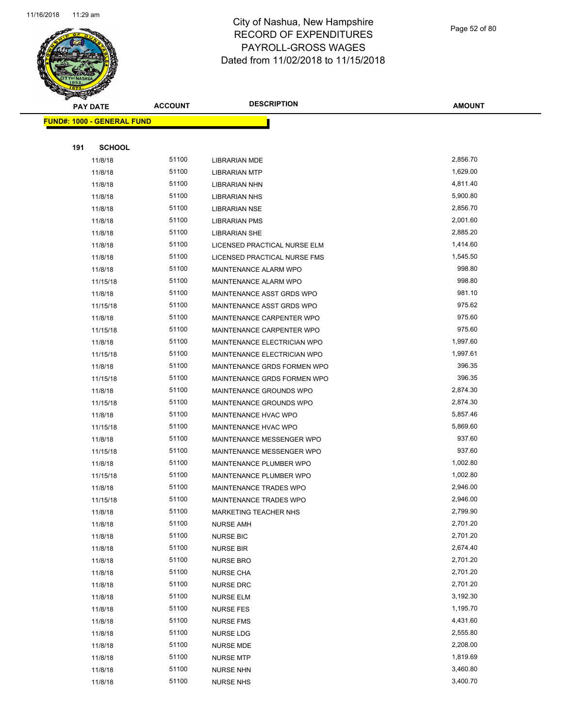# City of Nashua, New Hampshire
## RECORD OF EXPENDITURES
## PAYROLL-GROSS WAGES
## Dated from 11/02/2018 to 11/15/2018

| PAY DATE | ACCOUNT | DESCRIPTION | AMOUNT |
|---|---|---|---|
| **FUND#: 1000 - GENERAL FUND** | | | |
| **191 SCHOOL** | | | |
| 11/8/18 | 51100 | LIBRARIAN MDE | 2,856.70 |
| 11/8/18 | 51100 | LIBRARIAN MTP | 1,629.00 |
| 11/8/18 | 51100 | LIBRARIAN NHN | 4,811.40 |
| 11/8/18 | 51100 | LIBRARIAN NHS | 5,900.80 |
| 11/8/18 | 51100 | LIBRARIAN NSE | 2,856.70 |
| 11/8/18 | 51100 | LIBRARIAN PMS | 2,001.60 |
| 11/8/18 | 51100 | LIBRARIAN SHE | 2,885.20 |
| 11/8/18 | 51100 | LICENSED PRACTICAL NURSE ELM | 1,414.60 |
| 11/8/18 | 51100 | LICENSED PRACTICAL NURSE FMS | 1,545.50 |
| 11/8/18 | 51100 | MAINTENANCE ALARM WPO | 998.80 |
| 11/15/18 | 51100 | MAINTENANCE ALARM WPO | 998.80 |
| 11/8/18 | 51100 | MAINTENANCE ASST GRDS WPO | 981.10 |
| 11/15/18 | 51100 | MAINTENANCE ASST GRDS WPO | 975.62 |
| 11/8/18 | 51100 | MAINTENANCE CARPENTER WPO | 975.60 |
| 11/15/18 | 51100 | MAINTENANCE CARPENTER WPO | 975.60 |
| 11/8/18 | 51100 | MAINTENANCE ELECTRICIAN WPO | 1,997.60 |
| 11/15/18 | 51100 | MAINTENANCE ELECTRICIAN WPO | 1,997.61 |
| 11/8/18 | 51100 | MAINTENANCE GRDS FORMEN WPO | 396.35 |
| 11/15/18 | 51100 | MAINTENANCE GRDS FORMEN WPO | 396.35 |
| 11/8/18 | 51100 | MAINTENANCE GROUNDS WPO | 2,874.30 |
| 11/15/18 | 51100 | MAINTENANCE GROUNDS WPO | 2,874.30 |
| 11/8/18 | 51100 | MAINTENANCE HVAC WPO | 5,857.46 |
| 11/15/18 | 51100 | MAINTENANCE HVAC WPO | 5,869.60 |
| 11/8/18 | 51100 | MAINTENANCE MESSENGER WPO | 937.60 |
| 11/15/18 | 51100 | MAINTENANCE MESSENGER WPO | 937.60 |
| 11/8/18 | 51100 | MAINTENANCE PLUMBER WPO | 1,002.80 |
| 11/15/18 | 51100 | MAINTENANCE PLUMBER WPO | 1,002.80 |
| 11/8/18 | 51100 | MAINTENANCE TRADES WPO | 2,946.00 |
| 11/15/18 | 51100 | MAINTENANCE TRADES WPO | 2,946.00 |
| 11/8/18 | 51100 | MARKETING TEACHER NHS | 2,799.90 |
| 11/8/18 | 51100 | NURSE AMH | 2,701.20 |
| 11/8/18 | 51100 | NURSE BIC | 2,701.20 |
| 11/8/18 | 51100 | NURSE BIR | 2,674.40 |
| 11/8/18 | 51100 | NURSE BRO | 2,701.20 |
| 11/8/18 | 51100 | NURSE CHA | 2,701.20 |
| 11/8/18 | 51100 | NURSE DRC | 2,701.20 |
| 11/8/18 | 51100 | NURSE ELM | 3,192.30 |
| 11/8/18 | 51100 | NURSE FES | 1,195.70 |
| 11/8/18 | 51100 | NURSE FMS | 4,431.60 |
| 11/8/18 | 51100 | NURSE LDG | 2,555.80 |
| 11/8/18 | 51100 | NURSE MDE | 2,208.00 |
| 11/8/18 | 51100 | NURSE MTP | 1,819.69 |
| 11/8/18 | 51100 | NURSE NHN | 3,460.80 |
| 11/8/18 | 51100 | NURSE NHS | 3,400.70 |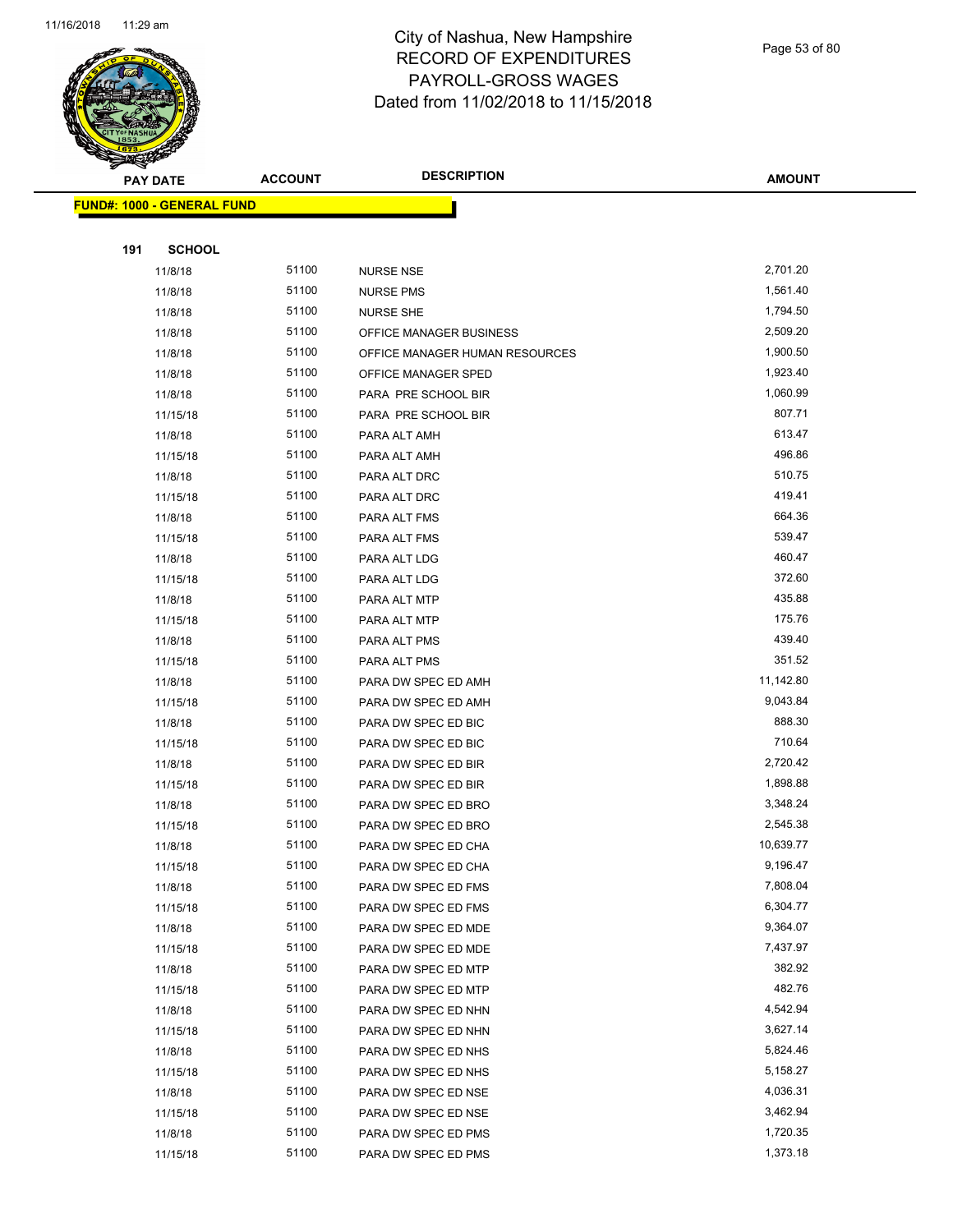# City of Nashua, New Hampshire
## RECORD OF EXPENDITURES
## PAYROLL-GROSS WAGES
## Dated from 11/02/2018 to 11/15/2018

| PAY DATE | ACCOUNT | DESCRIPTION | AMOUNT |
|---|---|---|---|

**FUND#: 1000 - GENERAL FUND**

**191 SCHOOL**

| PAY DATE | ACCOUNT | DESCRIPTION | AMOUNT |
|---|---|---|---|
| 11/8/18 | 51100 | NURSE NSE | 2,701.20 |
| 11/8/18 | 51100 | NURSE PMS | 1,561.40 |
| 11/8/18 | 51100 | NURSE SHE | 1,794.50 |
| 11/8/18 | 51100 | OFFICE MANAGER BUSINESS | 2,509.20 |
| 11/8/18 | 51100 | OFFICE MANAGER HUMAN RESOURCES | 1,900.50 |
| 11/8/18 | 51100 | OFFICE MANAGER SPED | 1,923.40 |
| 11/8/18 | 51100 | PARA PRE SCHOOL BIR | 1,060.99 |
| 11/15/18 | 51100 | PARA PRE SCHOOL BIR | 807.71 |
| 11/8/18 | 51100 | PARA ALT AMH | 613.47 |
| 11/15/18 | 51100 | PARA ALT AMH | 496.86 |
| 11/8/18 | 51100 | PARA ALT DRC | 510.75 |
| 11/15/18 | 51100 | PARA ALT DRC | 419.41 |
| 11/8/18 | 51100 | PARA ALT FMS | 664.36 |
| 11/15/18 | 51100 | PARA ALT FMS | 539.47 |
| 11/8/18 | 51100 | PARA ALT LDG | 460.47 |
| 11/15/18 | 51100 | PARA ALT LDG | 372.60 |
| 11/8/18 | 51100 | PARA ALT MTP | 435.88 |
| 11/15/18 | 51100 | PARA ALT MTP | 175.76 |
| 11/8/18 | 51100 | PARA ALT PMS | 439.40 |
| 11/15/18 | 51100 | PARA ALT PMS | 351.52 |
| 11/8/18 | 51100 | PARA DW SPEC ED AMH | 11,142.80 |
| 11/15/18 | 51100 | PARA DW SPEC ED AMH | 9,043.84 |
| 11/8/18 | 51100 | PARA DW SPEC ED BIC | 888.30 |
| 11/15/18 | 51100 | PARA DW SPEC ED BIC | 710.64 |
| 11/8/18 | 51100 | PARA DW SPEC ED BIR | 2,720.42 |
| 11/15/18 | 51100 | PARA DW SPEC ED BIR | 1,898.88 |
| 11/8/18 | 51100 | PARA DW SPEC ED BRO | 3,348.24 |
| 11/15/18 | 51100 | PARA DW SPEC ED BRO | 2,545.38 |
| 11/8/18 | 51100 | PARA DW SPEC ED CHA | 10,639.77 |
| 11/15/18 | 51100 | PARA DW SPEC ED CHA | 9,196.47 |
| 11/8/18 | 51100 | PARA DW SPEC ED FMS | 7,808.04 |
| 11/15/18 | 51100 | PARA DW SPEC ED FMS | 6,304.77 |
| 11/8/18 | 51100 | PARA DW SPEC ED MDE | 9,364.07 |
| 11/15/18 | 51100 | PARA DW SPEC ED MDE | 7,437.97 |
| 11/8/18 | 51100 | PARA DW SPEC ED MTP | 382.92 |
| 11/15/18 | 51100 | PARA DW SPEC ED MTP | 482.76 |
| 11/8/18 | 51100 | PARA DW SPEC ED NHN | 4,542.94 |
| 11/15/18 | 51100 | PARA DW SPEC ED NHN | 3,627.14 |
| 11/8/18 | 51100 | PARA DW SPEC ED NHS | 5,824.46 |
| 11/15/18 | 51100 | PARA DW SPEC ED NHS | 5,158.27 |
| 11/8/18 | 51100 | PARA DW SPEC ED NSE | 4,036.31 |
| 11/15/18 | 51100 | PARA DW SPEC ED NSE | 3,462.94 |
| 11/8/18 | 51100 | PARA DW SPEC ED PMS | 1,720.35 |
| 11/15/18 | 51100 | PARA DW SPEC ED PMS | 1,373.18 |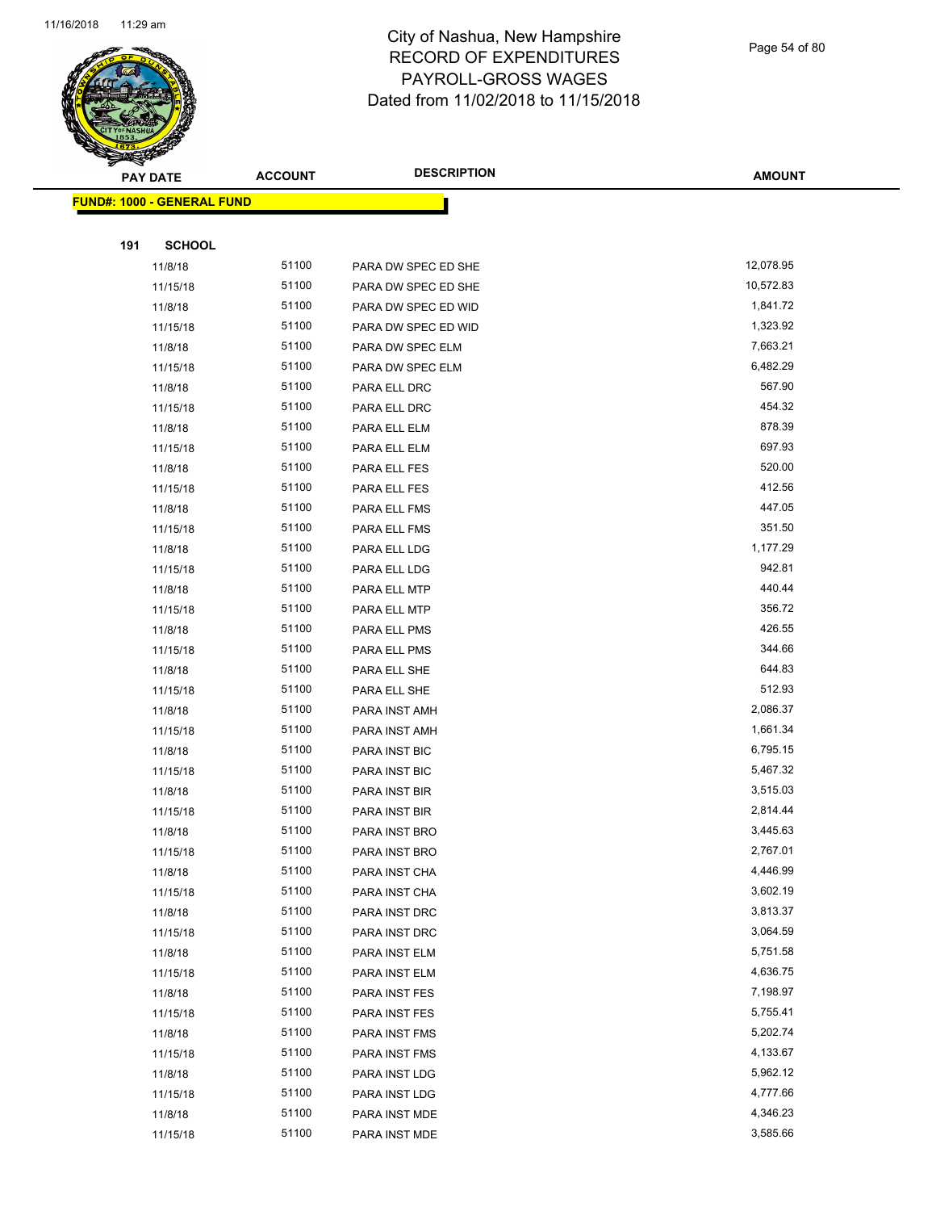# City of Nashua, New Hampshire
## RECORD OF EXPENDITURES
## PAYROLL-GROSS WAGES
## Dated from 11/02/2018 to 11/15/2018

| PAY DATE | ACCOUNT | DESCRIPTION | AMOUNT |
|---|---|---|---|

**FUND#: 1000 - GENERAL FUND**

**191 SCHOOL**

| PAY DATE | ACCOUNT | DESCRIPTION | AMOUNT |
|---|---|---|---|
| 11/8/18 | 51100 | PARA DW SPEC ED SHE | 12,078.95 |
| 11/15/18 | 51100 | PARA DW SPEC ED SHE | 10,572.83 |
| 11/8/18 | 51100 | PARA DW SPEC ED WID | 1,841.72 |
| 11/15/18 | 51100 | PARA DW SPEC ED WID | 1,323.92 |
| 11/8/18 | 51100 | PARA DW SPEC ELM | 7,663.21 |
| 11/15/18 | 51100 | PARA DW SPEC ELM | 6,482.29 |
| 11/8/18 | 51100 | PARA ELL DRC | 567.90 |
| 11/15/18 | 51100 | PARA ELL DRC | 454.32 |
| 11/8/18 | 51100 | PARA ELL ELM | 878.39 |
| 11/15/18 | 51100 | PARA ELL ELM | 697.93 |
| 11/8/18 | 51100 | PARA ELL FES | 520.00 |
| 11/15/18 | 51100 | PARA ELL FES | 412.56 |
| 11/8/18 | 51100 | PARA ELL FMS | 447.05 |
| 11/15/18 | 51100 | PARA ELL FMS | 351.50 |
| 11/8/18 | 51100 | PARA ELL LDG | 1,177.29 |
| 11/15/18 | 51100 | PARA ELL LDG | 942.81 |
| 11/8/18 | 51100 | PARA ELL MTP | 440.44 |
| 11/15/18 | 51100 | PARA ELL MTP | 356.72 |
| 11/8/18 | 51100 | PARA ELL PMS | 426.55 |
| 11/15/18 | 51100 | PARA ELL PMS | 344.66 |
| 11/8/18 | 51100 | PARA ELL SHE | 644.83 |
| 11/15/18 | 51100 | PARA ELL SHE | 512.93 |
| 11/8/18 | 51100 | PARA INST AMH | 2,086.37 |
| 11/15/18 | 51100 | PARA INST AMH | 1,661.34 |
| 11/8/18 | 51100 | PARA INST BIC | 6,795.15 |
| 11/15/18 | 51100 | PARA INST BIC | 5,467.32 |
| 11/8/18 | 51100 | PARA INST BIR | 3,515.03 |
| 11/15/18 | 51100 | PARA INST BIR | 2,814.44 |
| 11/8/18 | 51100 | PARA INST BRO | 3,445.63 |
| 11/15/18 | 51100 | PARA INST BRO | 2,767.01 |
| 11/8/18 | 51100 | PARA INST CHA | 4,446.99 |
| 11/15/18 | 51100 | PARA INST CHA | 3,602.19 |
| 11/8/18 | 51100 | PARA INST DRC | 3,813.37 |
| 11/15/18 | 51100 | PARA INST DRC | 3,064.59 |
| 11/8/18 | 51100 | PARA INST ELM | 5,751.58 |
| 11/15/18 | 51100 | PARA INST ELM | 4,636.75 |
| 11/8/18 | 51100 | PARA INST FES | 7,198.97 |
| 11/15/18 | 51100 | PARA INST FES | 5,755.41 |
| 11/8/18 | 51100 | PARA INST FMS | 5,202.74 |
| 11/15/18 | 51100 | PARA INST FMS | 4,133.67 |
| 11/8/18 | 51100 | PARA INST LDG | 5,962.12 |
| 11/15/18 | 51100 | PARA INST LDG | 4,777.66 |
| 11/8/18 | 51100 | PARA INST MDE | 4,346.23 |
| 11/15/18 | 51100 | PARA INST MDE | 3,585.66 |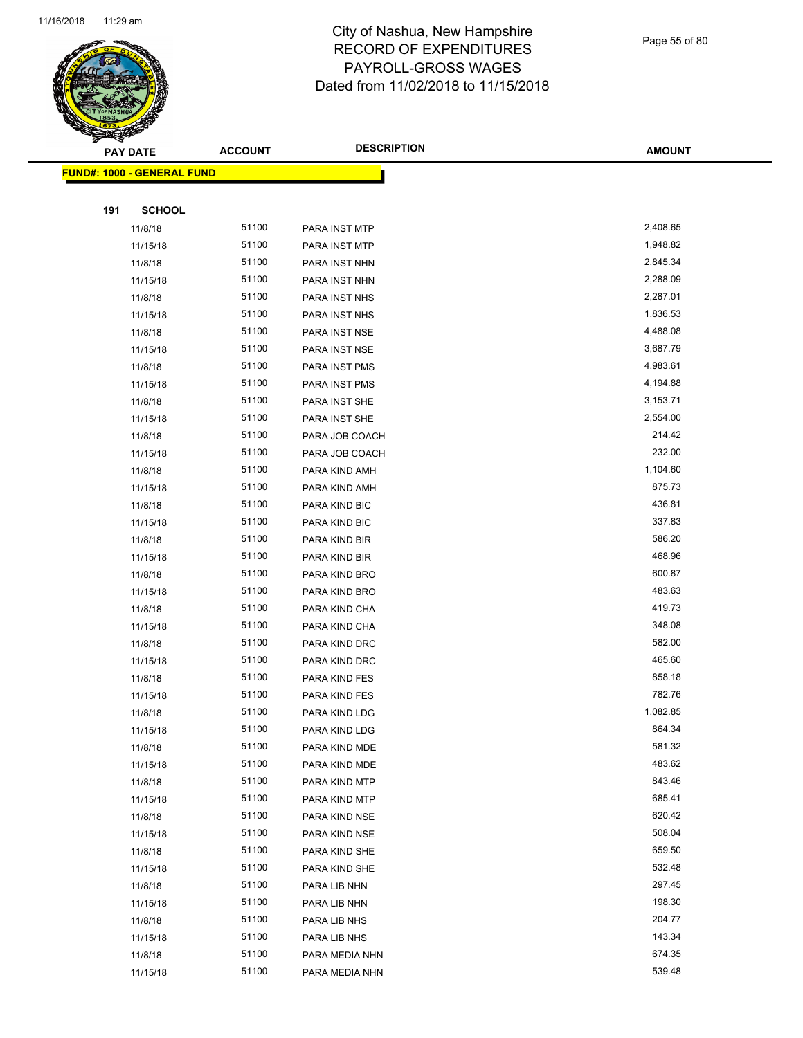# City of Nashua, New Hampshire
## RECORD OF EXPENDITURES
## PAYROLL-GROSS WAGES
## Dated from 11/02/2018 to 11/15/2018

| PAY DATE | ACCOUNT | DESCRIPTION | AMOUNT |
|---|---|---|---|

**FUND#: 1000 - GENERAL FUND**

**191 SCHOOL**

| PAY DATE | ACCOUNT | DESCRIPTION | AMOUNT |
|---|---|---|---|
| 11/8/18 | 51100 | PARA INST MTP | 2,408.65 |
| 11/15/18 | 51100 | PARA INST MTP | 1,948.82 |
| 11/8/18 | 51100 | PARA INST NHN | 2,845.34 |
| 11/15/18 | 51100 | PARA INST NHN | 2,288.09 |
| 11/8/18 | 51100 | PARA INST NHS | 2,287.01 |
| 11/15/18 | 51100 | PARA INST NHS | 1,836.53 |
| 11/8/18 | 51100 | PARA INST NSE | 4,488.08 |
| 11/15/18 | 51100 | PARA INST NSE | 3,687.79 |
| 11/8/18 | 51100 | PARA INST PMS | 4,983.61 |
| 11/15/18 | 51100 | PARA INST PMS | 4,194.88 |
| 11/8/18 | 51100 | PARA INST SHE | 3,153.71 |
| 11/15/18 | 51100 | PARA INST SHE | 2,554.00 |
| 11/8/18 | 51100 | PARA JOB COACH | 214.42 |
| 11/15/18 | 51100 | PARA JOB COACH | 232.00 |
| 11/8/18 | 51100 | PARA KIND AMH | 1,104.60 |
| 11/15/18 | 51100 | PARA KIND AMH | 875.73 |
| 11/8/18 | 51100 | PARA KIND BIC | 436.81 |
| 11/15/18 | 51100 | PARA KIND BIC | 337.83 |
| 11/8/18 | 51100 | PARA KIND BIR | 586.20 |
| 11/15/18 | 51100 | PARA KIND BIR | 468.96 |
| 11/8/18 | 51100 | PARA KIND BRO | 600.87 |
| 11/15/18 | 51100 | PARA KIND BRO | 483.63 |
| 11/8/18 | 51100 | PARA KIND CHA | 419.73 |
| 11/15/18 | 51100 | PARA KIND CHA | 348.08 |
| 11/8/18 | 51100 | PARA KIND DRC | 582.00 |
| 11/15/18 | 51100 | PARA KIND DRC | 465.60 |
| 11/8/18 | 51100 | PARA KIND FES | 858.18 |
| 11/15/18 | 51100 | PARA KIND FES | 782.76 |
| 11/8/18 | 51100 | PARA KIND LDG | 1,082.85 |
| 11/15/18 | 51100 | PARA KIND LDG | 864.34 |
| 11/8/18 | 51100 | PARA KIND MDE | 581.32 |
| 11/15/18 | 51100 | PARA KIND MDE | 483.62 |
| 11/8/18 | 51100 | PARA KIND MTP | 843.46 |
| 11/15/18 | 51100 | PARA KIND MTP | 685.41 |
| 11/8/18 | 51100 | PARA KIND NSE | 620.42 |
| 11/15/18 | 51100 | PARA KIND NSE | 508.04 |
| 11/8/18 | 51100 | PARA KIND SHE | 659.50 |
| 11/15/18 | 51100 | PARA KIND SHE | 532.48 |
| 11/8/18 | 51100 | PARA LIB NHN | 297.45 |
| 11/15/18 | 51100 | PARA LIB NHN | 198.30 |
| 11/8/18 | 51100 | PARA LIB NHS | 204.77 |
| 11/15/18 | 51100 | PARA LIB NHS | 143.34 |
| 11/8/18 | 51100 | PARA MEDIA NHN | 674.35 |
| 11/15/18 | 51100 | PARA MEDIA NHN | 539.48 |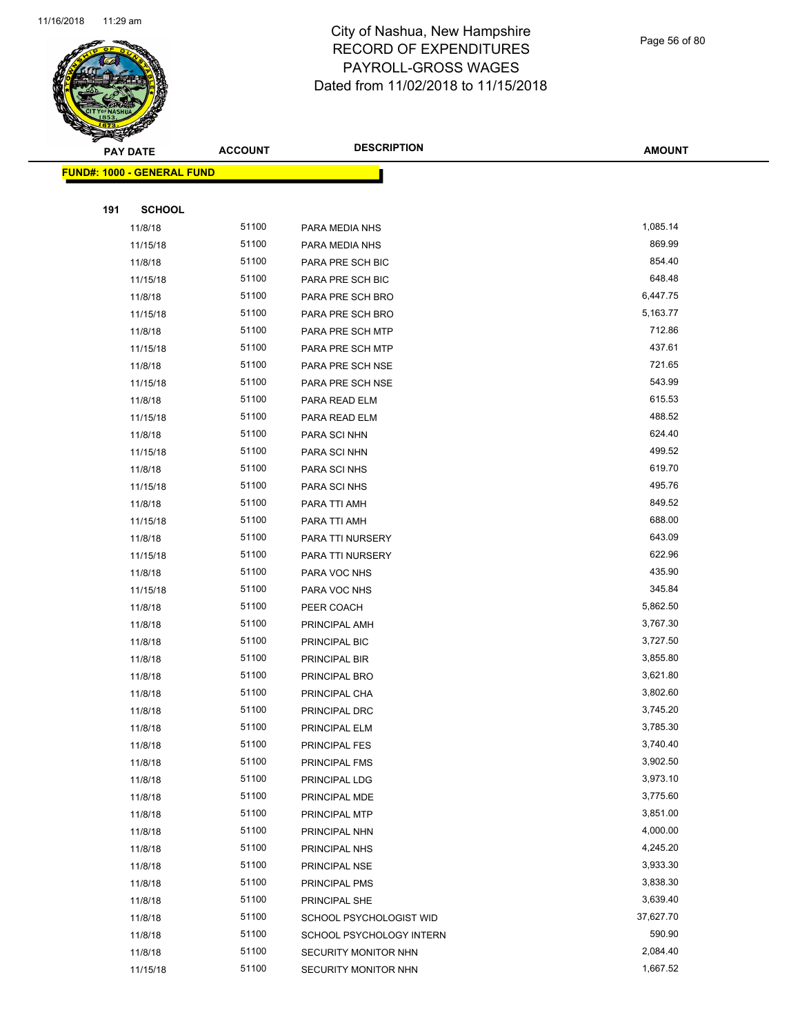# City of Nashua, New Hampshire
# RECORD OF EXPENDITURES
# PAYROLL-GROSS WAGES
# Dated from 11/02/2018 to 11/15/2018

| PAY DATE | ACCOUNT | DESCRIPTION | AMOUNT |
|---|---|---|---|

**FUND#: 1000 - GENERAL FUND**

**191 SCHOOL**

| PAY DATE | ACCOUNT | DESCRIPTION | AMOUNT |
|---|---|---|---|
| 11/8/18 | 51100 | PARA MEDIA NHS | 1,085.14 |
| 11/15/18 | 51100 | PARA MEDIA NHS | 869.99 |
| 11/8/18 | 51100 | PARA PRE SCH BIC | 854.40 |
| 11/15/18 | 51100 | PARA PRE SCH BIC | 648.48 |
| 11/8/18 | 51100 | PARA PRE SCH BRO | 6,447.75 |
| 11/15/18 | 51100 | PARA PRE SCH BRO | 5,163.77 |
| 11/8/18 | 51100 | PARA PRE SCH MTP | 712.86 |
| 11/15/18 | 51100 | PARA PRE SCH MTP | 437.61 |
| 11/8/18 | 51100 | PARA PRE SCH NSE | 721.65 |
| 11/15/18 | 51100 | PARA PRE SCH NSE | 543.99 |
| 11/8/18 | 51100 | PARA READ ELM | 615.53 |
| 11/15/18 | 51100 | PARA READ ELM | 488.52 |
| 11/8/18 | 51100 | PARA SCI NHN | 624.40 |
| 11/15/18 | 51100 | PARA SCI NHN | 499.52 |
| 11/8/18 | 51100 | PARA SCI NHS | 619.70 |
| 11/15/18 | 51100 | PARA SCI NHS | 495.76 |
| 11/8/18 | 51100 | PARA TTI AMH | 849.52 |
| 11/15/18 | 51100 | PARA TTI AMH | 688.00 |
| 11/8/18 | 51100 | PARA TTI NURSERY | 643.09 |
| 11/15/18 | 51100 | PARA TTI NURSERY | 622.96 |
| 11/8/18 | 51100 | PARA VOC NHS | 435.90 |
| 11/15/18 | 51100 | PARA VOC NHS | 345.84 |
| 11/8/18 | 51100 | PEER COACH | 5,862.50 |
| 11/8/18 | 51100 | PRINCIPAL AMH | 3,767.30 |
| 11/8/18 | 51100 | PRINCIPAL BIC | 3,727.50 |
| 11/8/18 | 51100 | PRINCIPAL BIR | 3,855.80 |
| 11/8/18 | 51100 | PRINCIPAL BRO | 3,621.80 |
| 11/8/18 | 51100 | PRINCIPAL CHA | 3,802.60 |
| 11/8/18 | 51100 | PRINCIPAL DRC | 3,745.20 |
| 11/8/18 | 51100 | PRINCIPAL ELM | 3,785.30 |
| 11/8/18 | 51100 | PRINCIPAL FES | 3,740.40 |
| 11/8/18 | 51100 | PRINCIPAL FMS | 3,902.50 |
| 11/8/18 | 51100 | PRINCIPAL LDG | 3,973.10 |
| 11/8/18 | 51100 | PRINCIPAL MDE | 3,775.60 |
| 11/8/18 | 51100 | PRINCIPAL MTP | 3,851.00 |
| 11/8/18 | 51100 | PRINCIPAL NHN | 4,000.00 |
| 11/8/18 | 51100 | PRINCIPAL NHS | 4,245.20 |
| 11/8/18 | 51100 | PRINCIPAL NSE | 3,933.30 |
| 11/8/18 | 51100 | PRINCIPAL PMS | 3,838.30 |
| 11/8/18 | 51100 | PRINCIPAL SHE | 3,639.40 |
| 11/8/18 | 51100 | SCHOOL PSYCHOLOGIST WID | 37,627.70 |
| 11/8/18 | 51100 | SCHOOL PSYCHOLOGY INTERN | 590.90 |
| 11/8/18 | 51100 | SECURITY MONITOR NHN | 2,084.40 |
| 11/15/18 | 51100 | SECURITY MONITOR NHN | 1,667.52 |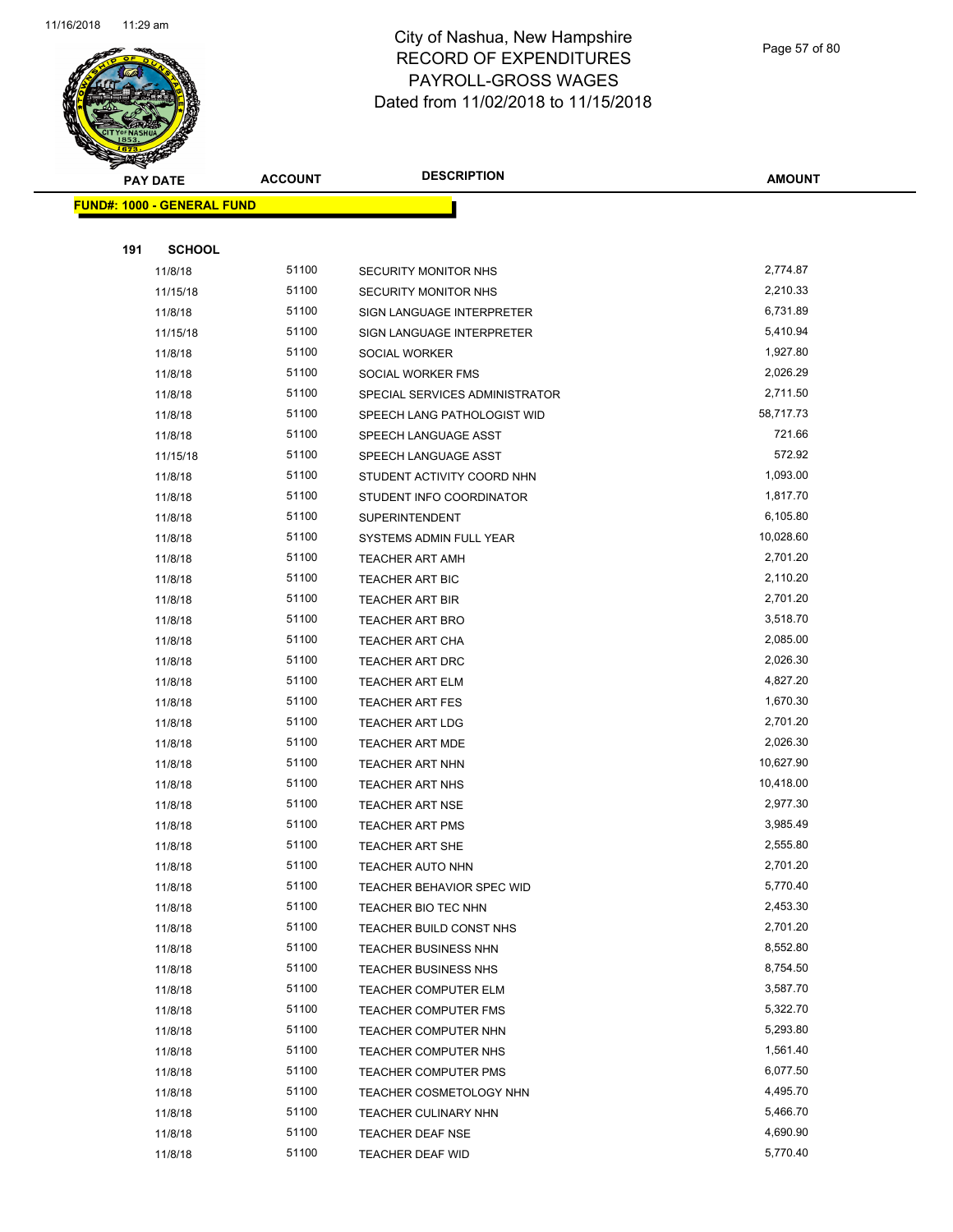# City of Nashua, New Hampshire
# RECORD OF EXPENDITURES
# PAYROLL-GROSS WAGES
# Dated from 11/02/2018 to 11/15/2018

| PAY DATE | ACCOUNT | DESCRIPTION | AMOUNT |
|---|---|---|---|

**FUND#: 1000 - GENERAL FUND**

**191 SCHOOL**

| PAY DATE | ACCOUNT | DESCRIPTION | AMOUNT |
|---|---|---|---|
| 11/8/18 | 51100 | SECURITY MONITOR NHS | 2,774.87 |
| 11/15/18 | 51100 | SECURITY MONITOR NHS | 2,210.33 |
| 11/8/18 | 51100 | SIGN LANGUAGE INTERPRETER | 6,731.89 |
| 11/15/18 | 51100 | SIGN LANGUAGE INTERPRETER | 5,410.94 |
| 11/8/18 | 51100 | SOCIAL WORKER | 1,927.80 |
| 11/8/18 | 51100 | SOCIAL WORKER FMS | 2,026.29 |
| 11/8/18 | 51100 | SPECIAL SERVICES ADMINISTRATOR | 2,711.50 |
| 11/8/18 | 51100 | SPEECH LANG PATHOLOGIST WID | 58,717.73 |
| 11/8/18 | 51100 | SPEECH LANGUAGE ASST | 721.66 |
| 11/15/18 | 51100 | SPEECH LANGUAGE ASST | 572.92 |
| 11/8/18 | 51100 | STUDENT ACTIVITY COORD NHN | 1,093.00 |
| 11/8/18 | 51100 | STUDENT INFO COORDINATOR | 1,817.70 |
| 11/8/18 | 51100 | SUPERINTENDENT | 6,105.80 |
| 11/8/18 | 51100 | SYSTEMS ADMIN FULL YEAR | 10,028.60 |
| 11/8/18 | 51100 | TEACHER ART AMH | 2,701.20 |
| 11/8/18 | 51100 | TEACHER ART BIC | 2,110.20 |
| 11/8/18 | 51100 | TEACHER ART BIR | 2,701.20 |
| 11/8/18 | 51100 | TEACHER ART BRO | 3,518.70 |
| 11/8/18 | 51100 | TEACHER ART CHA | 2,085.00 |
| 11/8/18 | 51100 | TEACHER ART DRC | 2,026.30 |
| 11/8/18 | 51100 | TEACHER ART ELM | 4,827.20 |
| 11/8/18 | 51100 | TEACHER ART FES | 1,670.30 |
| 11/8/18 | 51100 | TEACHER ART LDG | 2,701.20 |
| 11/8/18 | 51100 | TEACHER ART MDE | 2,026.30 |
| 11/8/18 | 51100 | TEACHER ART NHN | 10,627.90 |
| 11/8/18 | 51100 | TEACHER ART NHS | 10,418.00 |
| 11/8/18 | 51100 | TEACHER ART NSE | 2,977.30 |
| 11/8/18 | 51100 | TEACHER ART PMS | 3,985.49 |
| 11/8/18 | 51100 | TEACHER ART SHE | 2,555.80 |
| 11/8/18 | 51100 | TEACHER AUTO NHN | 2,701.20 |
| 11/8/18 | 51100 | TEACHER BEHAVIOR SPEC WID | 5,770.40 |
| 11/8/18 | 51100 | TEACHER BIO TEC NHN | 2,453.30 |
| 11/8/18 | 51100 | TEACHER BUILD CONST NHS | 2,701.20 |
| 11/8/18 | 51100 | TEACHER BUSINESS NHN | 8,552.80 |
| 11/8/18 | 51100 | TEACHER BUSINESS NHS | 8,754.50 |
| 11/8/18 | 51100 | TEACHER COMPUTER ELM | 3,587.70 |
| 11/8/18 | 51100 | TEACHER COMPUTER FMS | 5,322.70 |
| 11/8/18 | 51100 | TEACHER COMPUTER NHN | 5,293.80 |
| 11/8/18 | 51100 | TEACHER COMPUTER NHS | 1,561.40 |
| 11/8/18 | 51100 | TEACHER COMPUTER PMS | 6,077.50 |
| 11/8/18 | 51100 | TEACHER COSMETOLOGY NHN | 4,495.70 |
| 11/8/18 | 51100 | TEACHER CULINARY NHN | 5,466.70 |
| 11/8/18 | 51100 | TEACHER DEAF NSE | 4,690.90 |
| 11/8/18 | 51100 | TEACHER DEAF WID | 5,770.40 |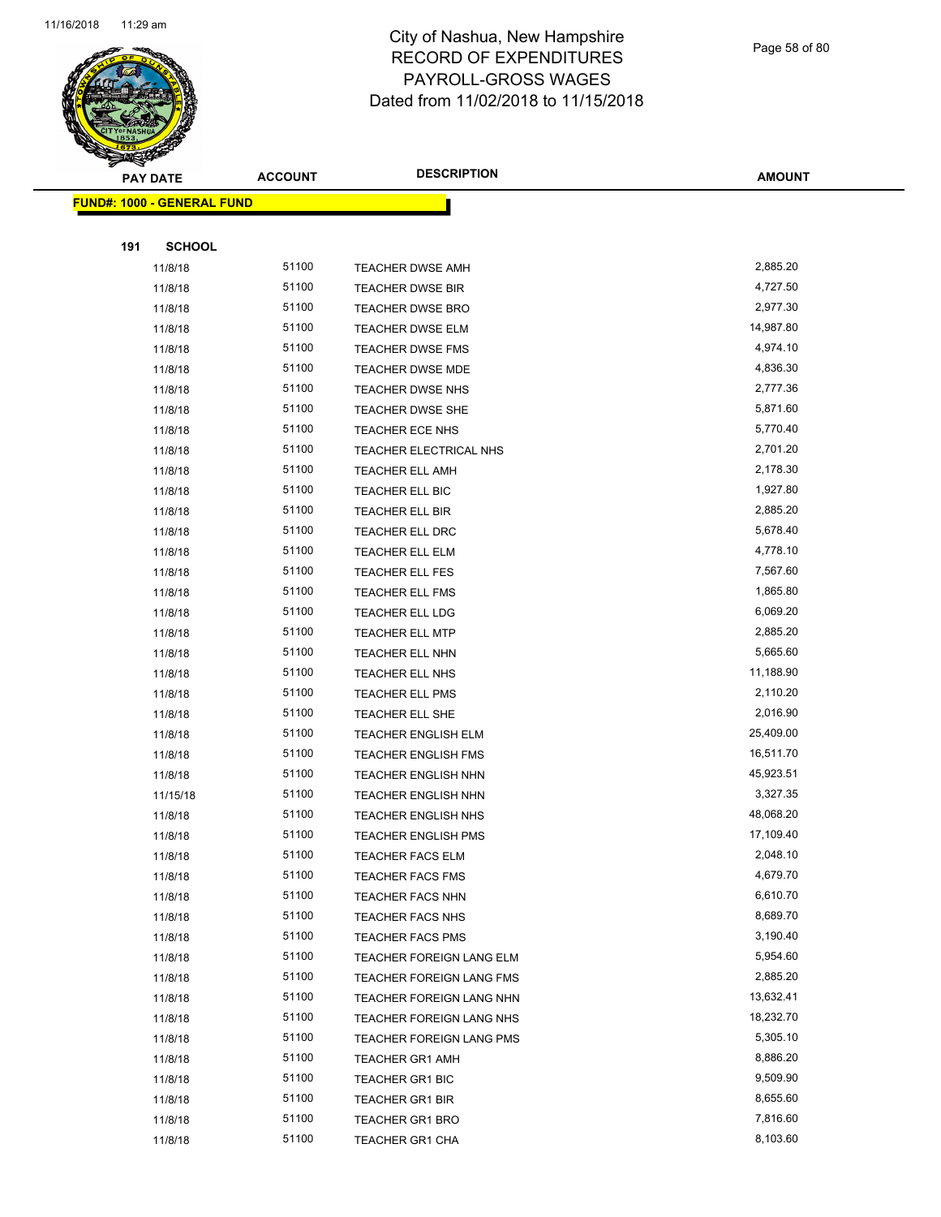# City of Nashua, New Hampshire
# RECORD OF EXPENDITURES
# PAYROLL-GROSS WAGES
# Dated from 11/02/2018 to 11/15/2018

| PAY DATE | ACCOUNT | DESCRIPTION | AMOUNT |
|---|---|---|---|

**FUND#: 1000 - GENERAL FUND**

**191 SCHOOL**

| PAY DATE | ACCOUNT | DESCRIPTION | AMOUNT |
|---|---|---|---|
| 11/8/18 | 51100 | TEACHER DWSE AMH | 2,885.20 |
| 11/8/18 | 51100 | TEACHER DWSE BIR | 4,727.50 |
| 11/8/18 | 51100 | TEACHER DWSE BRO | 2,977.30 |
| 11/8/18 | 51100 | TEACHER DWSE ELM | 14,987.80 |
| 11/8/18 | 51100 | TEACHER DWSE FMS | 4,974.10 |
| 11/8/18 | 51100 | TEACHER DWSE MDE | 4,836.30 |
| 11/8/18 | 51100 | TEACHER DWSE NHS | 2,777.36 |
| 11/8/18 | 51100 | TEACHER DWSE SHE | 5,871.60 |
| 11/8/18 | 51100 | TEACHER ECE NHS | 5,770.40 |
| 11/8/18 | 51100 | TEACHER ELECTRICAL NHS | 2,701.20 |
| 11/8/18 | 51100 | TEACHER ELL AMH | 2,178.30 |
| 11/8/18 | 51100 | TEACHER ELL BIC | 1,927.80 |
| 11/8/18 | 51100 | TEACHER ELL BIR | 2,885.20 |
| 11/8/18 | 51100 | TEACHER ELL DRC | 5,678.40 |
| 11/8/18 | 51100 | TEACHER ELL ELM | 4,778.10 |
| 11/8/18 | 51100 | TEACHER ELL FES | 7,567.60 |
| 11/8/18 | 51100 | TEACHER ELL FMS | 1,865.80 |
| 11/8/18 | 51100 | TEACHER ELL LDG | 6,069.20 |
| 11/8/18 | 51100 | TEACHER ELL MTP | 2,885.20 |
| 11/8/18 | 51100 | TEACHER ELL NHN | 5,665.60 |
| 11/8/18 | 51100 | TEACHER ELL NHS | 11,188.90 |
| 11/8/18 | 51100 | TEACHER ELL PMS | 2,110.20 |
| 11/8/18 | 51100 | TEACHER ELL SHE | 2,016.90 |
| 11/8/18 | 51100 | TEACHER ENGLISH ELM | 25,409.00 |
| 11/8/18 | 51100 | TEACHER ENGLISH FMS | 16,511.70 |
| 11/8/18 | 51100 | TEACHER ENGLISH NHN | 45,923.51 |
| 11/15/18 | 51100 | TEACHER ENGLISH NHN | 3,327.35 |
| 11/8/18 | 51100 | TEACHER ENGLISH NHS | 48,068.20 |
| 11/8/18 | 51100 | TEACHER ENGLISH PMS | 17,109.40 |
| 11/8/18 | 51100 | TEACHER FACS ELM | 2,048.10 |
| 11/8/18 | 51100 | TEACHER FACS FMS | 4,679.70 |
| 11/8/18 | 51100 | TEACHER FACS NHN | 6,610.70 |
| 11/8/18 | 51100 | TEACHER FACS NHS | 8,689.70 |
| 11/8/18 | 51100 | TEACHER FACS PMS | 3,190.40 |
| 11/8/18 | 51100 | TEACHER FOREIGN LANG ELM | 5,954.60 |
| 11/8/18 | 51100 | TEACHER FOREIGN LANG FMS | 2,885.20 |
| 11/8/18 | 51100 | TEACHER FOREIGN LANG NHN | 13,632.41 |
| 11/8/18 | 51100 | TEACHER FOREIGN LANG NHS | 18,232.70 |
| 11/8/18 | 51100 | TEACHER FOREIGN LANG PMS | 5,305.10 |
| 11/8/18 | 51100 | TEACHER GR1 AMH | 8,886.20 |
| 11/8/18 | 51100 | TEACHER GR1 BIC | 9,509.90 |
| 11/8/18 | 51100 | TEACHER GR1 BIR | 8,655.60 |
| 11/8/18 | 51100 | TEACHER GR1 BRO | 7,816.60 |
| 11/8/18 | 51100 | TEACHER GR1 CHA | 8,103.60 |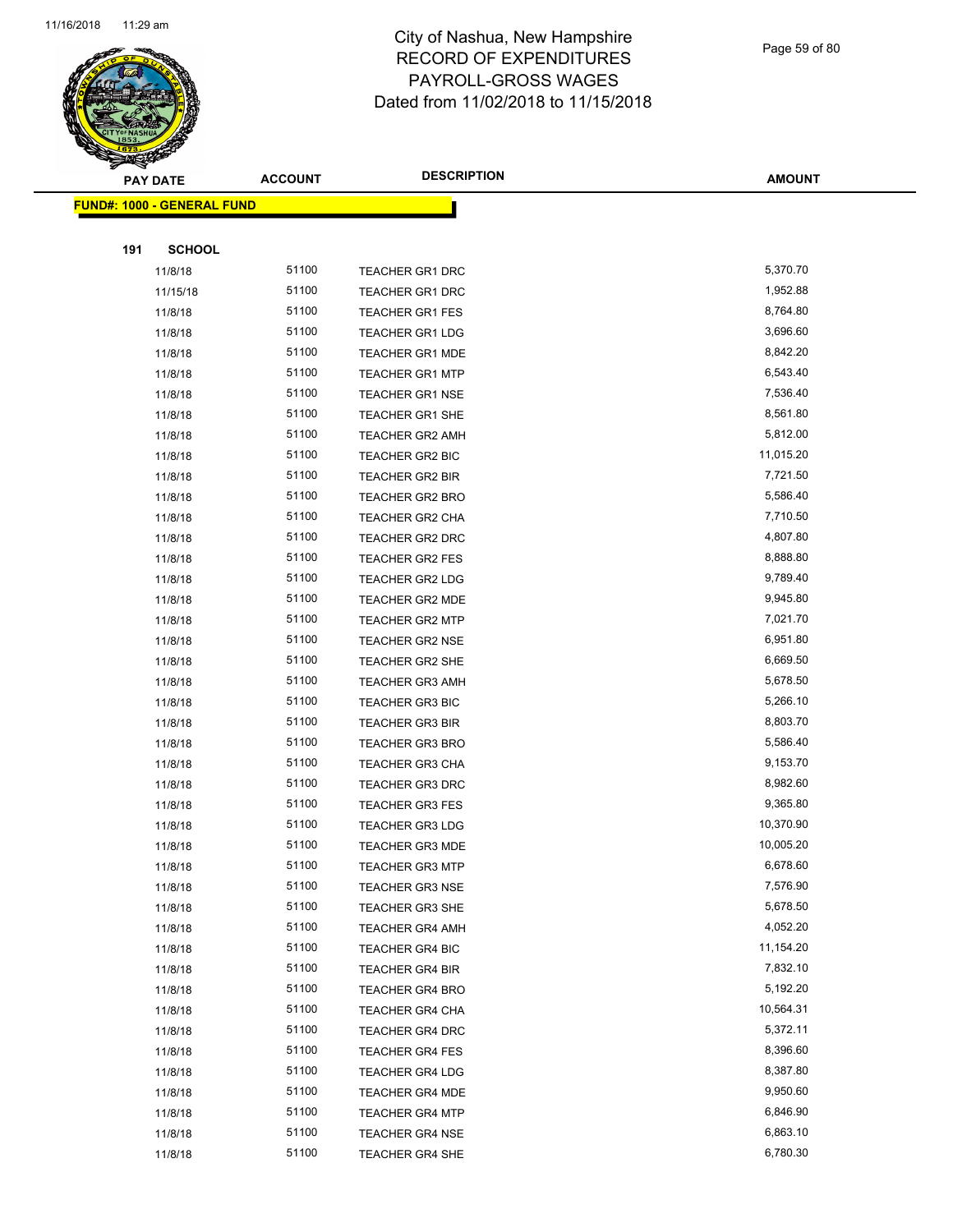# City of Nashua, New Hampshire
## RECORD OF EXPENDITURES
## PAYROLL-GROSS WAGES
## Dated from 11/02/2018 to 11/15/2018

| PAY DATE | ACCOUNT | DESCRIPTION | AMOUNT |
|---|---|---|---|

**FUND#: 1000 - GENERAL FUND**

**191 SCHOOL**

| PAY DATE | ACCOUNT | DESCRIPTION | AMOUNT |
|---|---|---|---|
| 11/8/18 | 51100 | TEACHER GR1 DRC | 5,370.70 |
| 11/15/18 | 51100 | TEACHER GR1 DRC | 1,952.88 |
| 11/8/18 | 51100 | TEACHER GR1 FES | 8,764.80 |
| 11/8/18 | 51100 | TEACHER GR1 LDG | 3,696.60 |
| 11/8/18 | 51100 | TEACHER GR1 MDE | 8,842.20 |
| 11/8/18 | 51100 | TEACHER GR1 MTP | 6,543.40 |
| 11/8/18 | 51100 | TEACHER GR1 NSE | 7,536.40 |
| 11/8/18 | 51100 | TEACHER GR1 SHE | 8,561.80 |
| 11/8/18 | 51100 | TEACHER GR2 AMH | 5,812.00 |
| 11/8/18 | 51100 | TEACHER GR2 BIC | 11,015.20 |
| 11/8/18 | 51100 | TEACHER GR2 BIR | 7,721.50 |
| 11/8/18 | 51100 | TEACHER GR2 BRO | 5,586.40 |
| 11/8/18 | 51100 | TEACHER GR2 CHA | 7,710.50 |
| 11/8/18 | 51100 | TEACHER GR2 DRC | 4,807.80 |
| 11/8/18 | 51100 | TEACHER GR2 FES | 8,888.80 |
| 11/8/18 | 51100 | TEACHER GR2 LDG | 9,789.40 |
| 11/8/18 | 51100 | TEACHER GR2 MDE | 9,945.80 |
| 11/8/18 | 51100 | TEACHER GR2 MTP | 7,021.70 |
| 11/8/18 | 51100 | TEACHER GR2 NSE | 6,951.80 |
| 11/8/18 | 51100 | TEACHER GR2 SHE | 6,669.50 |
| 11/8/18 | 51100 | TEACHER GR3 AMH | 5,678.50 |
| 11/8/18 | 51100 | TEACHER GR3 BIC | 5,266.10 |
| 11/8/18 | 51100 | TEACHER GR3 BIR | 8,803.70 |
| 11/8/18 | 51100 | TEACHER GR3 BRO | 5,586.40 |
| 11/8/18 | 51100 | TEACHER GR3 CHA | 9,153.70 |
| 11/8/18 | 51100 | TEACHER GR3 DRC | 8,982.60 |
| 11/8/18 | 51100 | TEACHER GR3 FES | 9,365.80 |
| 11/8/18 | 51100 | TEACHER GR3 LDG | 10,370.90 |
| 11/8/18 | 51100 | TEACHER GR3 MDE | 10,005.20 |
| 11/8/18 | 51100 | TEACHER GR3 MTP | 6,678.60 |
| 11/8/18 | 51100 | TEACHER GR3 NSE | 7,576.90 |
| 11/8/18 | 51100 | TEACHER GR3 SHE | 5,678.50 |
| 11/8/18 | 51100 | TEACHER GR4 AMH | 4,052.20 |
| 11/8/18 | 51100 | TEACHER GR4 BIC | 11,154.20 |
| 11/8/18 | 51100 | TEACHER GR4 BIR | 7,832.10 |
| 11/8/18 | 51100 | TEACHER GR4 BRO | 5,192.20 |
| 11/8/18 | 51100 | TEACHER GR4 CHA | 10,564.31 |
| 11/8/18 | 51100 | TEACHER GR4 DRC | 5,372.11 |
| 11/8/18 | 51100 | TEACHER GR4 FES | 8,396.60 |
| 11/8/18 | 51100 | TEACHER GR4 LDG | 8,387.80 |
| 11/8/18 | 51100 | TEACHER GR4 MDE | 9,950.60 |
| 11/8/18 | 51100 | TEACHER GR4 MTP | 6,846.90 |
| 11/8/18 | 51100 | TEACHER GR4 NSE | 6,863.10 |
| 11/8/18 | 51100 | TEACHER GR4 SHE | 6,780.30 |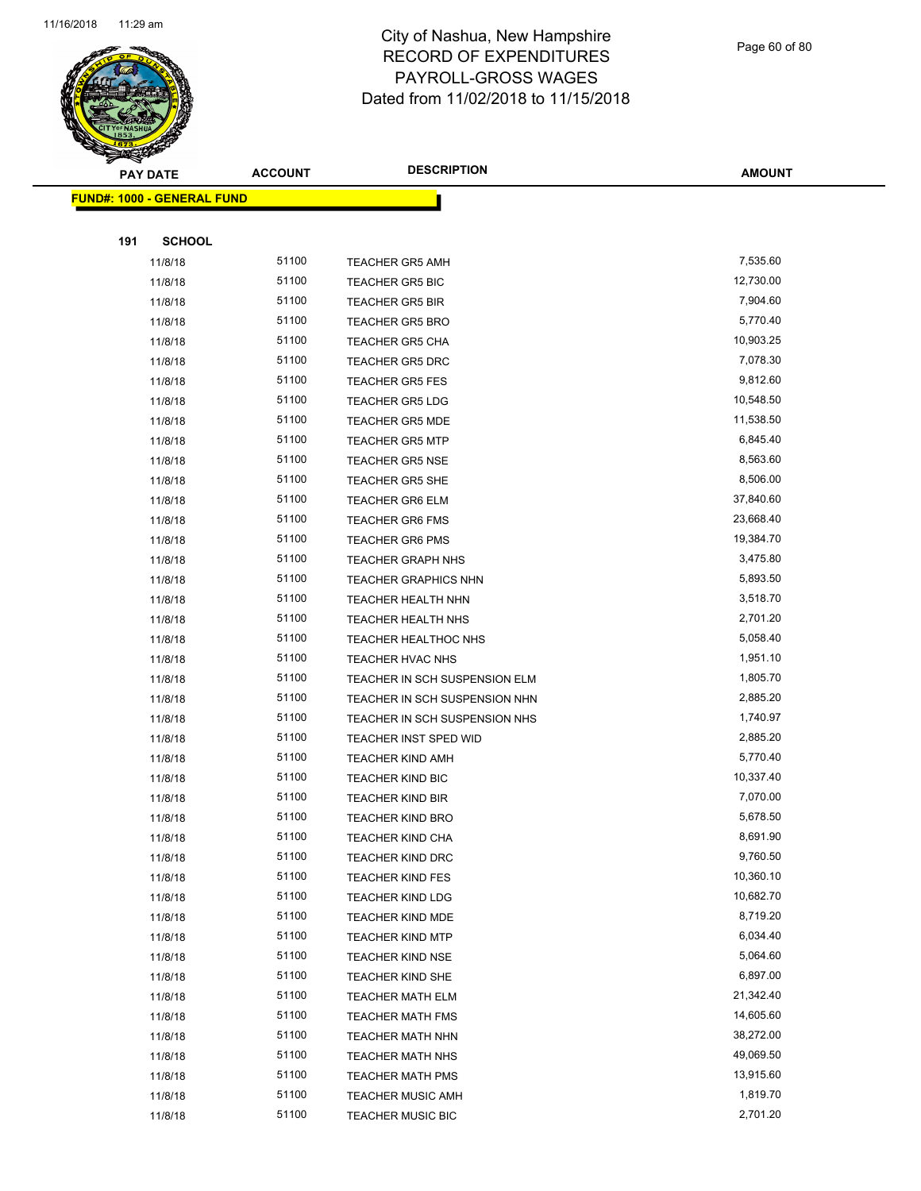# City of Nashua, New Hampshire
## RECORD OF EXPENDITURES
## PAYROLL-GROSS WAGES
## Dated from 11/02/2018 to 11/15/2018

| PAY DATE | ACCOUNT | DESCRIPTION | AMOUNT |
|---|---|---|---|
| **FUND#: 1000 - GENERAL FUND** | | | |
| **191 SCHOOL** | | | |
| 11/8/18 | 51100 | TEACHER GR5 AMH | 7,535.60 |
| 11/8/18 | 51100 | TEACHER GR5 BIC | 12,730.00 |
| 11/8/18 | 51100 | TEACHER GR5 BIR | 7,904.60 |
| 11/8/18 | 51100 | TEACHER GR5 BRO | 5,770.40 |
| 11/8/18 | 51100 | TEACHER GR5 CHA | 10,903.25 |
| 11/8/18 | 51100 | TEACHER GR5 DRC | 7,078.30 |
| 11/8/18 | 51100 | TEACHER GR5 FES | 9,812.60 |
| 11/8/18 | 51100 | TEACHER GR5 LDG | 10,548.50 |
| 11/8/18 | 51100 | TEACHER GR5 MDE | 11,538.50 |
| 11/8/18 | 51100 | TEACHER GR5 MTP | 6,845.40 |
| 11/8/18 | 51100 | TEACHER GR5 NSE | 8,563.60 |
| 11/8/18 | 51100 | TEACHER GR5 SHE | 8,506.00 |
| 11/8/18 | 51100 | TEACHER GR6 ELM | 37,840.60 |
| 11/8/18 | 51100 | TEACHER GR6 FMS | 23,668.40 |
| 11/8/18 | 51100 | TEACHER GR6 PMS | 19,384.70 |
| 11/8/18 | 51100 | TEACHER GRAPH NHS | 3,475.80 |
| 11/8/18 | 51100 | TEACHER GRAPHICS NHN | 5,893.50 |
| 11/8/18 | 51100 | TEACHER HEALTH NHN | 3,518.70 |
| 11/8/18 | 51100 | TEACHER HEALTH NHS | 2,701.20 |
| 11/8/18 | 51100 | TEACHER HEALTHOC NHS | 5,058.40 |
| 11/8/18 | 51100 | TEACHER HVAC NHS | 1,951.10 |
| 11/8/18 | 51100 | TEACHER IN SCH SUSPENSION ELM | 1,805.70 |
| 11/8/18 | 51100 | TEACHER IN SCH SUSPENSION NHN | 2,885.20 |
| 11/8/18 | 51100 | TEACHER IN SCH SUSPENSION NHS | 1,740.97 |
| 11/8/18 | 51100 | TEACHER INST SPED WID | 2,885.20 |
| 11/8/18 | 51100 | TEACHER KIND AMH | 5,770.40 |
| 11/8/18 | 51100 | TEACHER KIND BIC | 10,337.40 |
| 11/8/18 | 51100 | TEACHER KIND BIR | 7,070.00 |
| 11/8/18 | 51100 | TEACHER KIND BRO | 5,678.50 |
| 11/8/18 | 51100 | TEACHER KIND CHA | 8,691.90 |
| 11/8/18 | 51100 | TEACHER KIND DRC | 9,760.50 |
| 11/8/18 | 51100 | TEACHER KIND FES | 10,360.10 |
| 11/8/18 | 51100 | TEACHER KIND LDG | 10,682.70 |
| 11/8/18 | 51100 | TEACHER KIND MDE | 8,719.20 |
| 11/8/18 | 51100 | TEACHER KIND MTP | 6,034.40 |
| 11/8/18 | 51100 | TEACHER KIND NSE | 5,064.60 |
| 11/8/18 | 51100 | TEACHER KIND SHE | 6,897.00 |
| 11/8/18 | 51100 | TEACHER MATH ELM | 21,342.40 |
| 11/8/18 | 51100 | TEACHER MATH FMS | 14,605.60 |
| 11/8/18 | 51100 | TEACHER MATH NHN | 38,272.00 |
| 11/8/18 | 51100 | TEACHER MATH NHS | 49,069.50 |
| 11/8/18 | 51100 | TEACHER MATH PMS | 13,915.60 |
| 11/8/18 | 51100 | TEACHER MUSIC AMH | 1,819.70 |
| 11/8/18 | 51100 | TEACHER MUSIC BIC | 2,701.20 |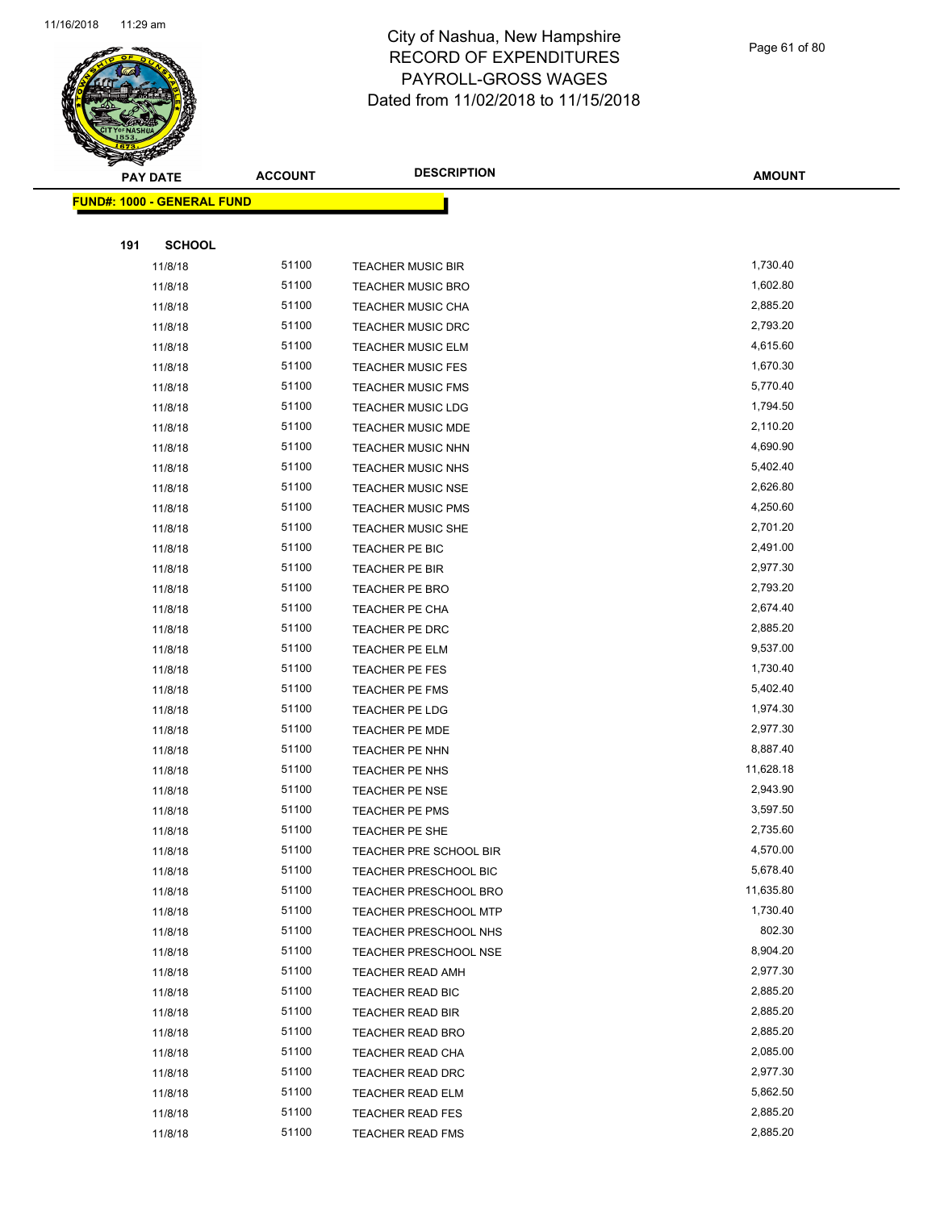# City of Nashua, New Hampshire
# RECORD OF EXPENDITURES
# PAYROLL-GROSS WAGES
# Dated from 11/02/2018 to 11/15/2018

**FUND#: 1000 - GENERAL FUND**

**191 SCHOOL**

| PAY DATE | ACCOUNT | DESCRIPTION | AMOUNT |
|---|---|---|---|
| 11/8/18 | 51100 | TEACHER MUSIC BIR | 1,730.40 |
| 11/8/18 | 51100 | TEACHER MUSIC BRO | 1,602.80 |
| 11/8/18 | 51100 | TEACHER MUSIC CHA | 2,885.20 |
| 11/8/18 | 51100 | TEACHER MUSIC DRC | 2,793.20 |
| 11/8/18 | 51100 | TEACHER MUSIC ELM | 4,615.60 |
| 11/8/18 | 51100 | TEACHER MUSIC FES | 1,670.30 |
| 11/8/18 | 51100 | TEACHER MUSIC FMS | 5,770.40 |
| 11/8/18 | 51100 | TEACHER MUSIC LDG | 1,794.50 |
| 11/8/18 | 51100 | TEACHER MUSIC MDE | 2,110.20 |
| 11/8/18 | 51100 | TEACHER MUSIC NHN | 4,690.90 |
| 11/8/18 | 51100 | TEACHER MUSIC NHS | 5,402.40 |
| 11/8/18 | 51100 | TEACHER MUSIC NSE | 2,626.80 |
| 11/8/18 | 51100 | TEACHER MUSIC PMS | 4,250.60 |
| 11/8/18 | 51100 | TEACHER MUSIC SHE | 2,701.20 |
| 11/8/18 | 51100 | TEACHER PE BIC | 2,491.00 |
| 11/8/18 | 51100 | TEACHER PE BIR | 2,977.30 |
| 11/8/18 | 51100 | TEACHER PE BRO | 2,793.20 |
| 11/8/18 | 51100 | TEACHER PE CHA | 2,674.40 |
| 11/8/18 | 51100 | TEACHER PE DRC | 2,885.20 |
| 11/8/18 | 51100 | TEACHER PE ELM | 9,537.00 |
| 11/8/18 | 51100 | TEACHER PE FES | 1,730.40 |
| 11/8/18 | 51100 | TEACHER PE FMS | 5,402.40 |
| 11/8/18 | 51100 | TEACHER PE LDG | 1,974.30 |
| 11/8/18 | 51100 | TEACHER PE MDE | 2,977.30 |
| 11/8/18 | 51100 | TEACHER PE NHN | 8,887.40 |
| 11/8/18 | 51100 | TEACHER PE NHS | 11,628.18 |
| 11/8/18 | 51100 | TEACHER PE NSE | 2,943.90 |
| 11/8/18 | 51100 | TEACHER PE PMS | 3,597.50 |
| 11/8/18 | 51100 | TEACHER PE SHE | 2,735.60 |
| 11/8/18 | 51100 | TEACHER PRE SCHOOL BIR | 4,570.00 |
| 11/8/18 | 51100 | TEACHER PRESCHOOL BIC | 5,678.40 |
| 11/8/18 | 51100 | TEACHER PRESCHOOL BRO | 11,635.80 |
| 11/8/18 | 51100 | TEACHER PRESCHOOL MTP | 1,730.40 |
| 11/8/18 | 51100 | TEACHER PRESCHOOL NHS | 802.30 |
| 11/8/18 | 51100 | TEACHER PRESCHOOL NSE | 8,904.20 |
| 11/8/18 | 51100 | TEACHER READ AMH | 2,977.30 |
| 11/8/18 | 51100 | TEACHER READ BIC | 2,885.20 |
| 11/8/18 | 51100 | TEACHER READ BIR | 2,885.20 |
| 11/8/18 | 51100 | TEACHER READ BRO | 2,885.20 |
| 11/8/18 | 51100 | TEACHER READ CHA | 2,085.00 |
| 11/8/18 | 51100 | TEACHER READ DRC | 2,977.30 |
| 11/8/18 | 51100 | TEACHER READ ELM | 5,862.50 |
| 11/8/18 | 51100 | TEACHER READ FES | 2,885.20 |
| 11/8/18 | 51100 | TEACHER READ FMS | 2,885.20 |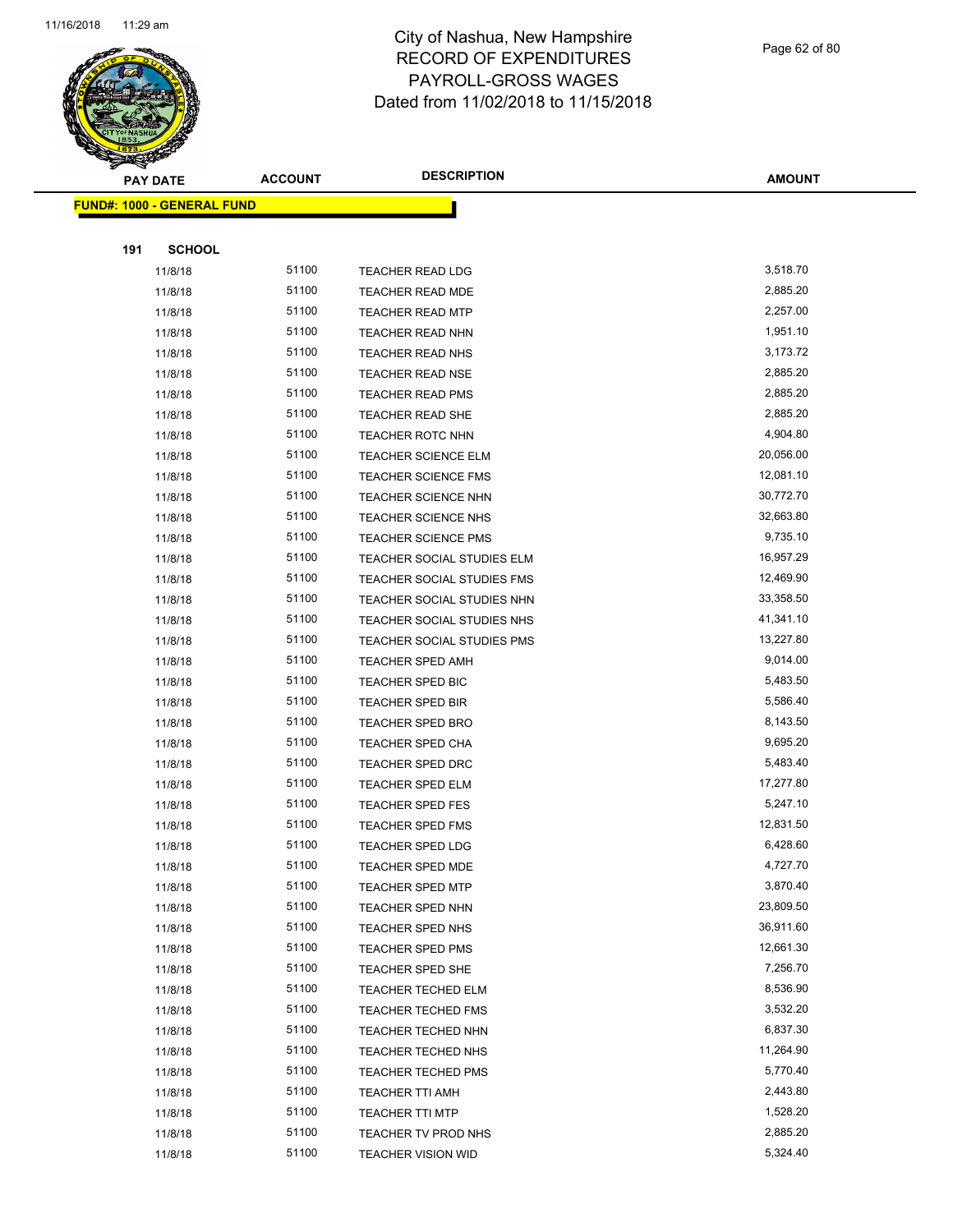# City of Nashua, New Hampshire
# RECORD OF EXPENDITURES
# PAYROLL-GROSS WAGES
# Dated from 11/02/2018 to 11/15/2018

11/16/2018 11:29 am

**FUND#: 1000 - GENERAL FUND**

**191 SCHOOL**

| PAY DATE | ACCOUNT | DESCRIPTION | AMOUNT |
|---|---|---|---|
| 11/8/18 | 51100 | TEACHER READ LDG | 3,518.70 |
| 11/8/18 | 51100 | TEACHER READ MDE | 2,885.20 |
| 11/8/18 | 51100 | TEACHER READ MTP | 2,257.00 |
| 11/8/18 | 51100 | TEACHER READ NHN | 1,951.10 |
| 11/8/18 | 51100 | TEACHER READ NHS | 3,173.72 |
| 11/8/18 | 51100 | TEACHER READ NSE | 2,885.20 |
| 11/8/18 | 51100 | TEACHER READ PMS | 2,885.20 |
| 11/8/18 | 51100 | TEACHER READ SHE | 2,885.20 |
| 11/8/18 | 51100 | TEACHER ROTC NHN | 4,904.80 |
| 11/8/18 | 51100 | TEACHER SCIENCE ELM | 20,056.00 |
| 11/8/18 | 51100 | TEACHER SCIENCE FMS | 12,081.10 |
| 11/8/18 | 51100 | TEACHER SCIENCE NHN | 30,772.70 |
| 11/8/18 | 51100 | TEACHER SCIENCE NHS | 32,663.80 |
| 11/8/18 | 51100 | TEACHER SCIENCE PMS | 9,735.10 |
| 11/8/18 | 51100 | TEACHER SOCIAL STUDIES ELM | 16,957.29 |
| 11/8/18 | 51100 | TEACHER SOCIAL STUDIES FMS | 12,469.90 |
| 11/8/18 | 51100 | TEACHER SOCIAL STUDIES NHN | 33,358.50 |
| 11/8/18 | 51100 | TEACHER SOCIAL STUDIES NHS | 41,341.10 |
| 11/8/18 | 51100 | TEACHER SOCIAL STUDIES PMS | 13,227.80 |
| 11/8/18 | 51100 | TEACHER SPED AMH | 9,014.00 |
| 11/8/18 | 51100 | TEACHER SPED BIC | 5,483.50 |
| 11/8/18 | 51100 | TEACHER SPED BIR | 5,586.40 |
| 11/8/18 | 51100 | TEACHER SPED BRO | 8,143.50 |
| 11/8/18 | 51100 | TEACHER SPED CHA | 9,695.20 |
| 11/8/18 | 51100 | TEACHER SPED DRC | 5,483.40 |
| 11/8/18 | 51100 | TEACHER SPED ELM | 17,277.80 |
| 11/8/18 | 51100 | TEACHER SPED FES | 5,247.10 |
| 11/8/18 | 51100 | TEACHER SPED FMS | 12,831.50 |
| 11/8/18 | 51100 | TEACHER SPED LDG | 6,428.60 |
| 11/8/18 | 51100 | TEACHER SPED MDE | 4,727.70 |
| 11/8/18 | 51100 | TEACHER SPED MTP | 3,870.40 |
| 11/8/18 | 51100 | TEACHER SPED NHN | 23,809.50 |
| 11/8/18 | 51100 | TEACHER SPED NHS | 36,911.60 |
| 11/8/18 | 51100 | TEACHER SPED PMS | 12,661.30 |
| 11/8/18 | 51100 | TEACHER SPED SHE | 7,256.70 |
| 11/8/18 | 51100 | TEACHER TECHED ELM | 8,536.90 |
| 11/8/18 | 51100 | TEACHER TECHED FMS | 3,532.20 |
| 11/8/18 | 51100 | TEACHER TECHED NHN | 6,837.30 |
| 11/8/18 | 51100 | TEACHER TECHED NHS | 11,264.90 |
| 11/8/18 | 51100 | TEACHER TECHED PMS | 5,770.40 |
| 11/8/18 | 51100 | TEACHER TTI AMH | 2,443.80 |
| 11/8/18 | 51100 | TEACHER TTI MTP | 1,528.20 |
| 11/8/18 | 51100 | TEACHER TV PROD NHS | 2,885.20 |
| 11/8/18 | 51100 | TEACHER VISION WID | 5,324.40 |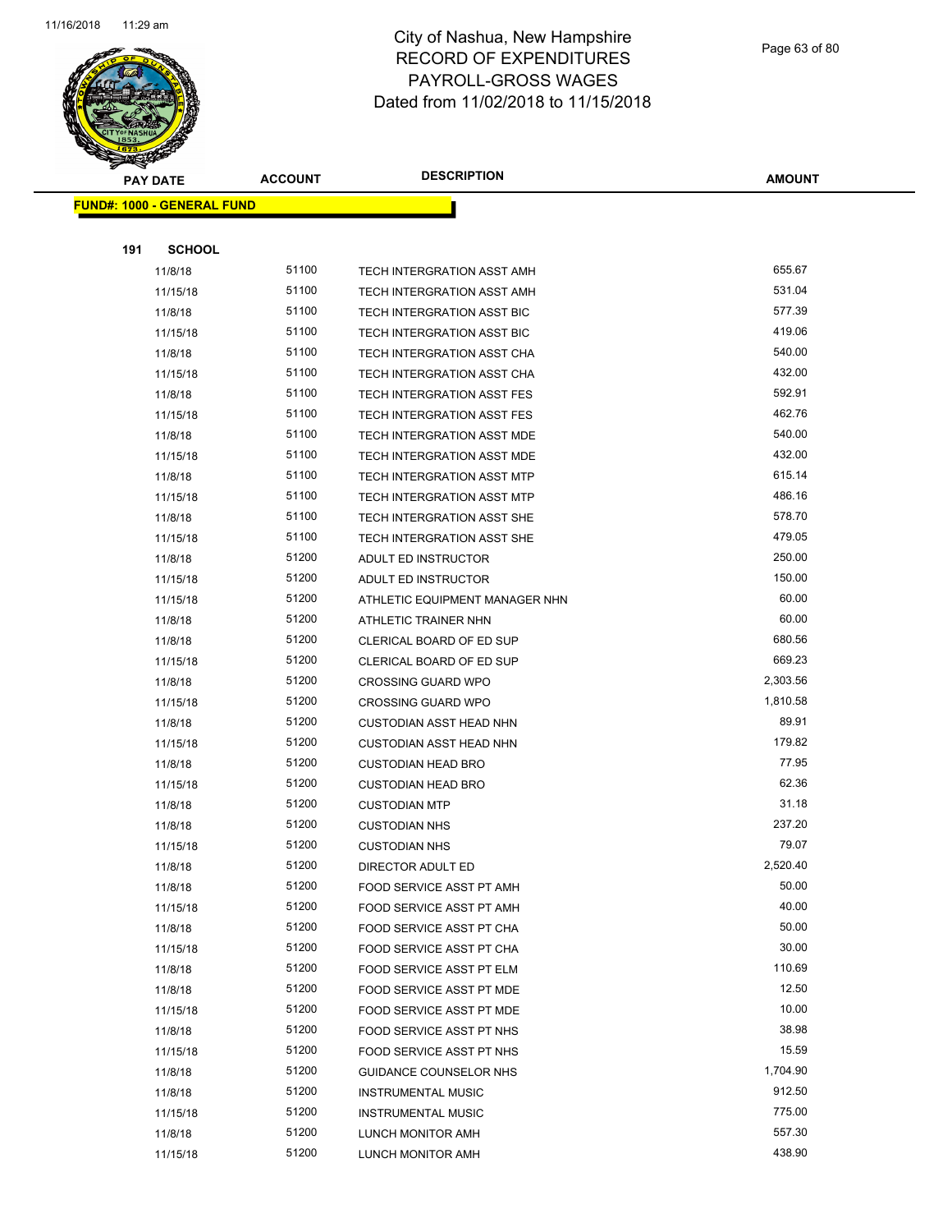# City of Nashua, New Hampshire
## RECORD OF EXPENDITURES
## PAYROLL-GROSS WAGES
## Dated from 11/02/2018 to 11/15/2018

| PAY DATE | ACCOUNT | DESCRIPTION | AMOUNT |
|---|---|---|---|
| **FUND#: 1000 - GENERAL FUND** | | | |
| **191 SCHOOL** | | | |
| 11/8/18 | 51100 | TECH INTERGRATION ASST AMH | 655.67 |
| 11/15/18 | 51100 | TECH INTERGRATION ASST AMH | 531.04 |
| 11/8/18 | 51100 | TECH INTERGRATION ASST BIC | 577.39 |
| 11/15/18 | 51100 | TECH INTERGRATION ASST BIC | 419.06 |
| 11/8/18 | 51100 | TECH INTERGRATION ASST CHA | 540.00 |
| 11/15/18 | 51100 | TECH INTERGRATION ASST CHA | 432.00 |
| 11/8/18 | 51100 | TECH INTERGRATION ASST FES | 592.91 |
| 11/15/18 | 51100 | TECH INTERGRATION ASST FES | 462.76 |
| 11/8/18 | 51100 | TECH INTERGRATION ASST MDE | 540.00 |
| 11/15/18 | 51100 | TECH INTERGRATION ASST MDE | 432.00 |
| 11/8/18 | 51100 | TECH INTERGRATION ASST MTP | 615.14 |
| 11/15/18 | 51100 | TECH INTERGRATION ASST MTP | 486.16 |
| 11/8/18 | 51100 | TECH INTERGRATION ASST SHE | 578.70 |
| 11/15/18 | 51100 | TECH INTERGRATION ASST SHE | 479.05 |
| 11/8/18 | 51200 | ADULT ED INSTRUCTOR | 250.00 |
| 11/15/18 | 51200 | ADULT ED INSTRUCTOR | 150.00 |
| 11/15/18 | 51200 | ATHLETIC EQUIPMENT MANAGER NHN | 60.00 |
| 11/8/18 | 51200 | ATHLETIC TRAINER NHN | 60.00 |
| 11/8/18 | 51200 | CLERICAL BOARD OF ED SUP | 680.56 |
| 11/15/18 | 51200 | CLERICAL BOARD OF ED SUP | 669.23 |
| 11/8/18 | 51200 | CROSSING GUARD WPO | 2,303.56 |
| 11/15/18 | 51200 | CROSSING GUARD WPO | 1,810.58 |
| 11/8/18 | 51200 | CUSTODIAN ASST HEAD NHN | 89.91 |
| 11/15/18 | 51200 | CUSTODIAN ASST HEAD NHN | 179.82 |
| 11/8/18 | 51200 | CUSTODIAN HEAD BRO | 77.95 |
| 11/15/18 | 51200 | CUSTODIAN HEAD BRO | 62.36 |
| 11/8/18 | 51200 | CUSTODIAN MTP | 31.18 |
| 11/8/18 | 51200 | CUSTODIAN NHS | 237.20 |
| 11/15/18 | 51200 | CUSTODIAN NHS | 79.07 |
| 11/8/18 | 51200 | DIRECTOR ADULT ED | 2,520.40 |
| 11/8/18 | 51200 | FOOD SERVICE ASST PT AMH | 50.00 |
| 11/15/18 | 51200 | FOOD SERVICE ASST PT AMH | 40.00 |
| 11/8/18 | 51200 | FOOD SERVICE ASST PT CHA | 50.00 |
| 11/15/18 | 51200 | FOOD SERVICE ASST PT CHA | 30.00 |
| 11/8/18 | 51200 | FOOD SERVICE ASST PT ELM | 110.69 |
| 11/8/18 | 51200 | FOOD SERVICE ASST PT MDE | 12.50 |
| 11/15/18 | 51200 | FOOD SERVICE ASST PT MDE | 10.00 |
| 11/8/18 | 51200 | FOOD SERVICE ASST PT NHS | 38.98 |
| 11/15/18 | 51200 | FOOD SERVICE ASST PT NHS | 15.59 |
| 11/8/18 | 51200 | GUIDANCE COUNSELOR NHS | 1,704.90 |
| 11/8/18 | 51200 | INSTRUMENTAL MUSIC | 912.50 |
| 11/15/18 | 51200 | INSTRUMENTAL MUSIC | 775.00 |
| 11/8/18 | 51200 | LUNCH MONITOR AMH | 557.30 |
| 11/15/18 | 51200 | LUNCH MONITOR AMH | 438.90 |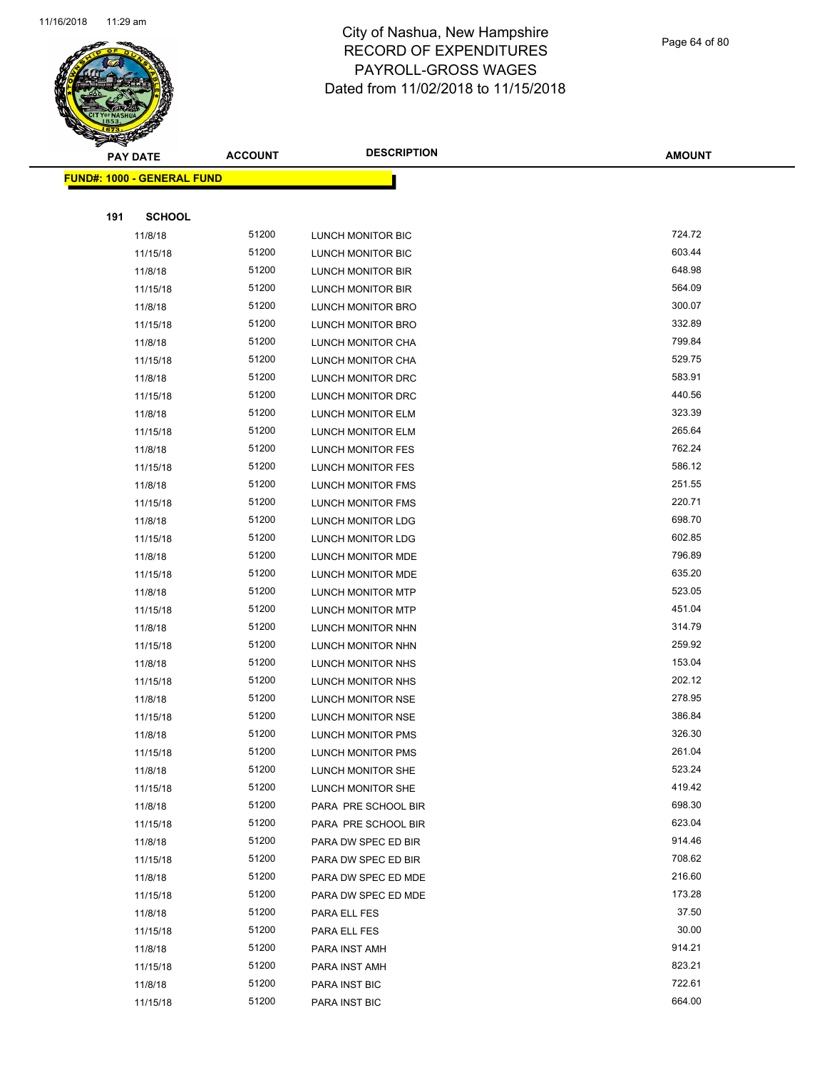# City of Nashua, New Hampshire
## RECORD OF EXPENDITURES
## PAYROLL-GROSS WAGES
## Dated from 11/02/2018 to 11/15/2018

**FUND#: 1000 - GENERAL FUND**

**191 SCHOOL**

| PAY DATE | ACCOUNT | DESCRIPTION | AMOUNT |
|---|---|---|---|
| 11/8/18 | 51200 | LUNCH MONITOR BIC | 724.72 |
| 11/15/18 | 51200 | LUNCH MONITOR BIC | 603.44 |
| 11/8/18 | 51200 | LUNCH MONITOR BIR | 648.98 |
| 11/15/18 | 51200 | LUNCH MONITOR BIR | 564.09 |
| 11/8/18 | 51200 | LUNCH MONITOR BRO | 300.07 |
| 11/15/18 | 51200 | LUNCH MONITOR BRO | 332.89 |
| 11/8/18 | 51200 | LUNCH MONITOR CHA | 799.84 |
| 11/15/18 | 51200 | LUNCH MONITOR CHA | 529.75 |
| 11/8/18 | 51200 | LUNCH MONITOR DRC | 583.91 |
| 11/15/18 | 51200 | LUNCH MONITOR DRC | 440.56 |
| 11/8/18 | 51200 | LUNCH MONITOR ELM | 323.39 |
| 11/15/18 | 51200 | LUNCH MONITOR ELM | 265.64 |
| 11/8/18 | 51200 | LUNCH MONITOR FES | 762.24 |
| 11/15/18 | 51200 | LUNCH MONITOR FES | 586.12 |
| 11/8/18 | 51200 | LUNCH MONITOR FMS | 251.55 |
| 11/15/18 | 51200 | LUNCH MONITOR FMS | 220.71 |
| 11/8/18 | 51200 | LUNCH MONITOR LDG | 698.70 |
| 11/15/18 | 51200 | LUNCH MONITOR LDG | 602.85 |
| 11/8/18 | 51200 | LUNCH MONITOR MDE | 796.89 |
| 11/15/18 | 51200 | LUNCH MONITOR MDE | 635.20 |
| 11/8/18 | 51200 | LUNCH MONITOR MTP | 523.05 |
| 11/15/18 | 51200 | LUNCH MONITOR MTP | 451.04 |
| 11/8/18 | 51200 | LUNCH MONITOR NHN | 314.79 |
| 11/15/18 | 51200 | LUNCH MONITOR NHN | 259.92 |
| 11/8/18 | 51200 | LUNCH MONITOR NHS | 153.04 |
| 11/15/18 | 51200 | LUNCH MONITOR NHS | 202.12 |
| 11/8/18 | 51200 | LUNCH MONITOR NSE | 278.95 |
| 11/15/18 | 51200 | LUNCH MONITOR NSE | 386.84 |
| 11/8/18 | 51200 | LUNCH MONITOR PMS | 326.30 |
| 11/15/18 | 51200 | LUNCH MONITOR PMS | 261.04 |
| 11/8/18 | 51200 | LUNCH MONITOR SHE | 523.24 |
| 11/15/18 | 51200 | LUNCH MONITOR SHE | 419.42 |
| 11/8/18 | 51200 | PARA PRE SCHOOL BIR | 698.30 |
| 11/15/18 | 51200 | PARA PRE SCHOOL BIR | 623.04 |
| 11/8/18 | 51200 | PARA DW SPEC ED BIR | 914.46 |
| 11/15/18 | 51200 | PARA DW SPEC ED BIR | 708.62 |
| 11/8/18 | 51200 | PARA DW SPEC ED MDE | 216.60 |
| 11/15/18 | 51200 | PARA DW SPEC ED MDE | 173.28 |
| 11/8/18 | 51200 | PARA ELL FES | 37.50 |
| 11/15/18 | 51200 | PARA ELL FES | 30.00 |
| 11/8/18 | 51200 | PARA INST AMH | 914.21 |
| 11/15/18 | 51200 | PARA INST AMH | 823.21 |
| 11/8/18 | 51200 | PARA INST BIC | 722.61 |
| 11/15/18 | 51200 | PARA INST BIC | 664.00 |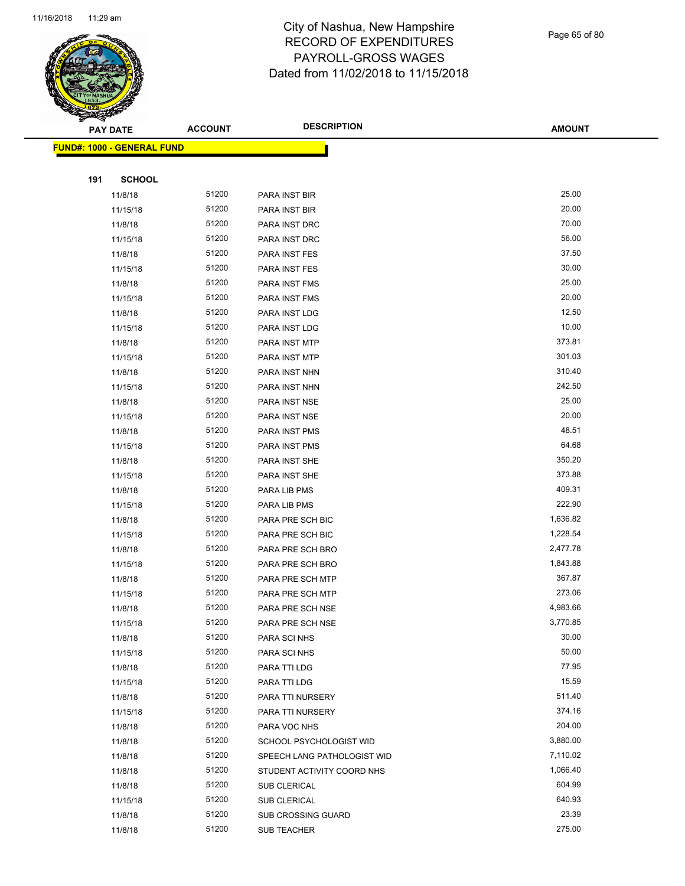# City of Nashua, New Hampshire
## RECORD OF EXPENDITURES
## PAYROLL-GROSS WAGES
## Dated from 11/02/2018 to 11/15/2018

| PAY DATE | ACCOUNT | DESCRIPTION | AMOUNT |
|---|---|---|---|
| **FUND#: 1000 - GENERAL FUND** | | | |
| **191 SCHOOL** | | | |
| 11/8/18 | 51200 | PARA INST BIR | 25.00 |
| 11/15/18 | 51200 | PARA INST BIR | 20.00 |
| 11/8/18 | 51200 | PARA INST DRC | 70.00 |
| 11/15/18 | 51200 | PARA INST DRC | 56.00 |
| 11/8/18 | 51200 | PARA INST FES | 37.50 |
| 11/15/18 | 51200 | PARA INST FES | 30.00 |
| 11/8/18 | 51200 | PARA INST FMS | 25.00 |
| 11/15/18 | 51200 | PARA INST FMS | 20.00 |
| 11/8/18 | 51200 | PARA INST LDG | 12.50 |
| 11/15/18 | 51200 | PARA INST LDG | 10.00 |
| 11/8/18 | 51200 | PARA INST MTP | 373.81 |
| 11/15/18 | 51200 | PARA INST MTP | 301.03 |
| 11/8/18 | 51200 | PARA INST NHN | 310.40 |
| 11/15/18 | 51200 | PARA INST NHN | 242.50 |
| 11/8/18 | 51200 | PARA INST NSE | 25.00 |
| 11/15/18 | 51200 | PARA INST NSE | 20.00 |
| 11/8/18 | 51200 | PARA INST PMS | 48.51 |
| 11/15/18 | 51200 | PARA INST PMS | 64.68 |
| 11/8/18 | 51200 | PARA INST SHE | 350.20 |
| 11/15/18 | 51200 | PARA INST SHE | 373.88 |
| 11/8/18 | 51200 | PARA LIB PMS | 409.31 |
| 11/15/18 | 51200 | PARA LIB PMS | 222.90 |
| 11/8/18 | 51200 | PARA PRE SCH BIC | 1,636.82 |
| 11/15/18 | 51200 | PARA PRE SCH BIC | 1,228.54 |
| 11/8/18 | 51200 | PARA PRE SCH BRO | 2,477.78 |
| 11/15/18 | 51200 | PARA PRE SCH BRO | 1,843.88 |
| 11/8/18 | 51200 | PARA PRE SCH MTP | 367.87 |
| 11/15/18 | 51200 | PARA PRE SCH MTP | 273.06 |
| 11/8/18 | 51200 | PARA PRE SCH NSE | 4,983.66 |
| 11/15/18 | 51200 | PARA PRE SCH NSE | 3,770.85 |
| 11/8/18 | 51200 | PARA SCI NHS | 30.00 |
| 11/15/18 | 51200 | PARA SCI NHS | 50.00 |
| 11/8/18 | 51200 | PARA TTI LDG | 77.95 |
| 11/15/18 | 51200 | PARA TTI LDG | 15.59 |
| 11/8/18 | 51200 | PARA TTI NURSERY | 511.40 |
| 11/15/18 | 51200 | PARA TTI NURSERY | 374.16 |
| 11/8/18 | 51200 | PARA VOC NHS | 204.00 |
| 11/8/18 | 51200 | SCHOOL PSYCHOLOGIST WID | 3,880.00 |
| 11/8/18 | 51200 | SPEECH LANG PATHOLOGIST WID | 7,110.02 |
| 11/8/18 | 51200 | STUDENT ACTIVITY COORD NHS | 1,066.40 |
| 11/8/18 | 51200 | SUB CLERICAL | 604.99 |
| 11/15/18 | 51200 | SUB CLERICAL | 640.93 |
| 11/8/18 | 51200 | SUB CROSSING GUARD | 23.39 |
| 11/8/18 | 51200 | SUB TEACHER | 275.00 |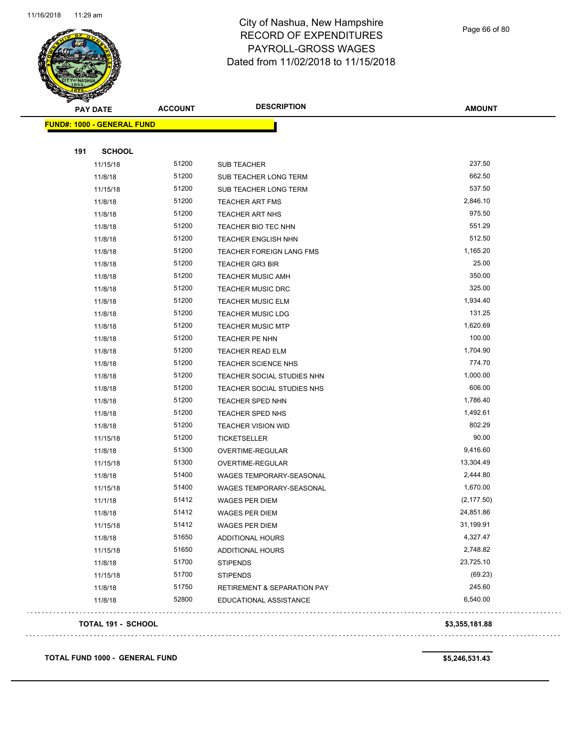# City of Nashua, New Hampshire
## RECORD OF EXPENDITURES
## PAYROLL-GROSS WAGES
## Dated from 11/02/2018 to 11/15/2018

| PAY DATE | ACCOUNT | DESCRIPTION | AMOUNT |
|---|---|---|---|
| **FUND#: 1000 - GENERAL FUND** | | | |
| **191 SCHOOL** | | | |
| 11/15/18 | 51200 | SUB TEACHER | 237.50 |
| 11/8/18 | 51200 | SUB TEACHER LONG TERM | 662.50 |
| 11/15/18 | 51200 | SUB TEACHER LONG TERM | 537.50 |
| 11/8/18 | 51200 | TEACHER ART FMS | 2,846.10 |
| 11/8/18 | 51200 | TEACHER ART NHS | 975.50 |
| 11/8/18 | 51200 | TEACHER BIO TEC NHN | 551.29 |
| 11/8/18 | 51200 | TEACHER ENGLISH NHN | 512.50 |
| 11/8/18 | 51200 | TEACHER FOREIGN LANG FMS | 1,165.20 |
| 11/8/18 | 51200 | TEACHER GR3 BIR | 25.00 |
| 11/8/18 | 51200 | TEACHER MUSIC AMH | 350.00 |
| 11/8/18 | 51200 | TEACHER MUSIC DRC | 325.00 |
| 11/8/18 | 51200 | TEACHER MUSIC ELM | 1,934.40 |
| 11/8/18 | 51200 | TEACHER MUSIC LDG | 131.25 |
| 11/8/18 | 51200 | TEACHER MUSIC MTP | 1,620.69 |
| 11/8/18 | 51200 | TEACHER PE NHN | 100.00 |
| 11/8/18 | 51200 | TEACHER READ ELM | 1,704.90 |
| 11/8/18 | 51200 | TEACHER SCIENCE NHS | 774.70 |
| 11/8/18 | 51200 | TEACHER SOCIAL STUDIES NHN | 1,000.00 |
| 11/8/18 | 51200 | TEACHER SOCIAL STUDIES NHS | 606.00 |
| 11/8/18 | 51200 | TEACHER SPED NHN | 1,786.40 |
| 11/8/18 | 51200 | TEACHER SPED NHS | 1,492.61 |
| 11/8/18 | 51200 | TEACHER VISION WID | 802.29 |
| 11/15/18 | 51200 | TICKETSELLER | 90.00 |
| 11/8/18 | 51300 | OVERTIME-REGULAR | 9,416.60 |
| 11/15/18 | 51300 | OVERTIME-REGULAR | 13,304.49 |
| 11/8/18 | 51400 | WAGES TEMPORARY-SEASONAL | 2,444.80 |
| 11/15/18 | 51400 | WAGES TEMPORARY-SEASONAL | 1,670.00 |
| 11/1/18 | 51412 | WAGES PER DIEM | (2,177.50) |
| 11/8/18 | 51412 | WAGES PER DIEM | 24,851.86 |
| 11/15/18 | 51412 | WAGES PER DIEM | 31,199.91 |
| 11/8/18 | 51650 | ADDITIONAL HOURS | 4,327.47 |
| 11/15/18 | 51650 | ADDITIONAL HOURS | 2,748.82 |
| 11/8/18 | 51700 | STIPENDS | 23,725.10 |
| 11/15/18 | 51700 | STIPENDS | (69.23) |
| 11/8/18 | 51750 | RETIREMENT & SEPARATION PAY | 245.60 |
| 11/8/18 | 52800 | EDUCATIONAL ASSISTANCE | 6,540.00 |
| **TOTAL 191 - SCHOOL** | | | **$3,355,181.88** |
| **TOTAL FUND 1000 - GENERAL FUND** | | | **$5,246,531.43** |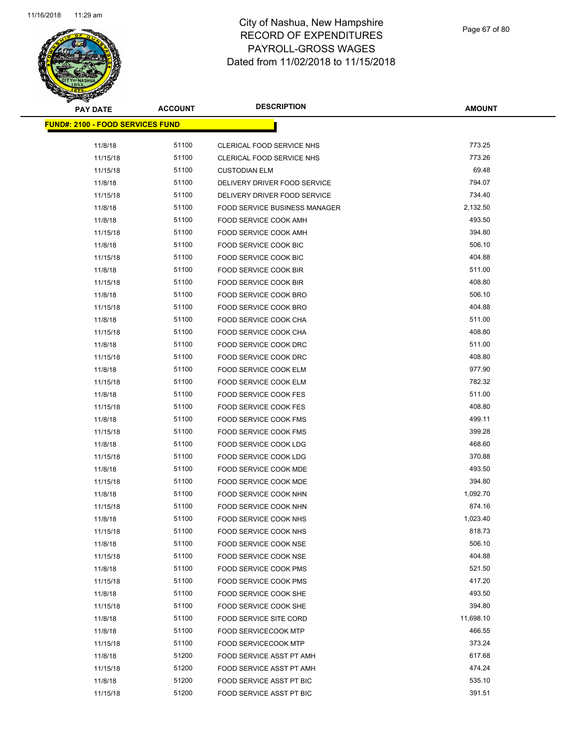# City of Nashua, New Hampshire
# RECORD OF EXPENDITURES
# PAYROLL-GROSS WAGES
# Dated from 11/02/2018 to 11/15/2018

**FUND#: 2100 - FOOD SERVICES FUND**

| PAY DATE | ACCOUNT | DESCRIPTION | AMOUNT |
|---|---|---|---|
| 11/8/18 | 51100 | CLERICAL FOOD SERVICE NHS | 773.25 |
| 11/15/18 | 51100 | CLERICAL FOOD SERVICE NHS | 773.26 |
| 11/15/18 | 51100 | CUSTODIAN ELM | 69.48 |
| 11/8/18 | 51100 | DELIVERY DRIVER FOOD SERVICE | 794.07 |
| 11/15/18 | 51100 | DELIVERY DRIVER FOOD SERVICE | 734.40 |
| 11/8/18 | 51100 | FOOD SERVICE BUSINESS MANAGER | 2,132.50 |
| 11/8/18 | 51100 | FOOD SERVICE COOK AMH | 493.50 |
| 11/15/18 | 51100 | FOOD SERVICE COOK AMH | 394.80 |
| 11/8/18 | 51100 | FOOD SERVICE COOK BIC | 506.10 |
| 11/15/18 | 51100 | FOOD SERVICE COOK BIC | 404.88 |
| 11/8/18 | 51100 | FOOD SERVICE COOK BIR | 511.00 |
| 11/15/18 | 51100 | FOOD SERVICE COOK BIR | 408.80 |
| 11/8/18 | 51100 | FOOD SERVICE COOK BRO | 506.10 |
| 11/15/18 | 51100 | FOOD SERVICE COOK BRO | 404.88 |
| 11/8/18 | 51100 | FOOD SERVICE COOK CHA | 511.00 |
| 11/15/18 | 51100 | FOOD SERVICE COOK CHA | 408.80 |
| 11/8/18 | 51100 | FOOD SERVICE COOK DRC | 511.00 |
| 11/15/18 | 51100 | FOOD SERVICE COOK DRC | 408.80 |
| 11/8/18 | 51100 | FOOD SERVICE COOK ELM | 977.90 |
| 11/15/18 | 51100 | FOOD SERVICE COOK ELM | 782.32 |
| 11/8/18 | 51100 | FOOD SERVICE COOK FES | 511.00 |
| 11/15/18 | 51100 | FOOD SERVICE COOK FES | 408.80 |
| 11/8/18 | 51100 | FOOD SERVICE COOK FMS | 499.11 |
| 11/15/18 | 51100 | FOOD SERVICE COOK FMS | 399.28 |
| 11/8/18 | 51100 | FOOD SERVICE COOK LDG | 468.60 |
| 11/15/18 | 51100 | FOOD SERVICE COOK LDG | 370.88 |
| 11/8/18 | 51100 | FOOD SERVICE COOK MDE | 493.50 |
| 11/15/18 | 51100 | FOOD SERVICE COOK MDE | 394.80 |
| 11/8/18 | 51100 | FOOD SERVICE COOK NHN | 1,092.70 |
| 11/15/18 | 51100 | FOOD SERVICE COOK NHN | 874.16 |
| 11/8/18 | 51100 | FOOD SERVICE COOK NHS | 1,023.40 |
| 11/15/18 | 51100 | FOOD SERVICE COOK NHS | 818.73 |
| 11/8/18 | 51100 | FOOD SERVICE COOK NSE | 506.10 |
| 11/15/18 | 51100 | FOOD SERVICE COOK NSE | 404.88 |
| 11/8/18 | 51100 | FOOD SERVICE COOK PMS | 521.50 |
| 11/15/18 | 51100 | FOOD SERVICE COOK PMS | 417.20 |
| 11/8/18 | 51100 | FOOD SERVICE COOK SHE | 493.50 |
| 11/15/18 | 51100 | FOOD SERVICE COOK SHE | 394.80 |
| 11/8/18 | 51100 | FOOD SERVICE SITE CORD | 11,698.10 |
| 11/8/18 | 51100 | FOOD SERVICECOOK MTP | 466.55 |
| 11/15/18 | 51100 | FOOD SERVICECOOK MTP | 373.24 |
| 11/8/18 | 51200 | FOOD SERVICE ASST PT AMH | 617.68 |
| 11/15/18 | 51200 | FOOD SERVICE ASST PT AMH | 474.24 |
| 11/8/18 | 51200 | FOOD SERVICE ASST PT BIC | 535.10 |
| 11/15/18 | 51200 | FOOD SERVICE ASST PT BIC | 391.51 |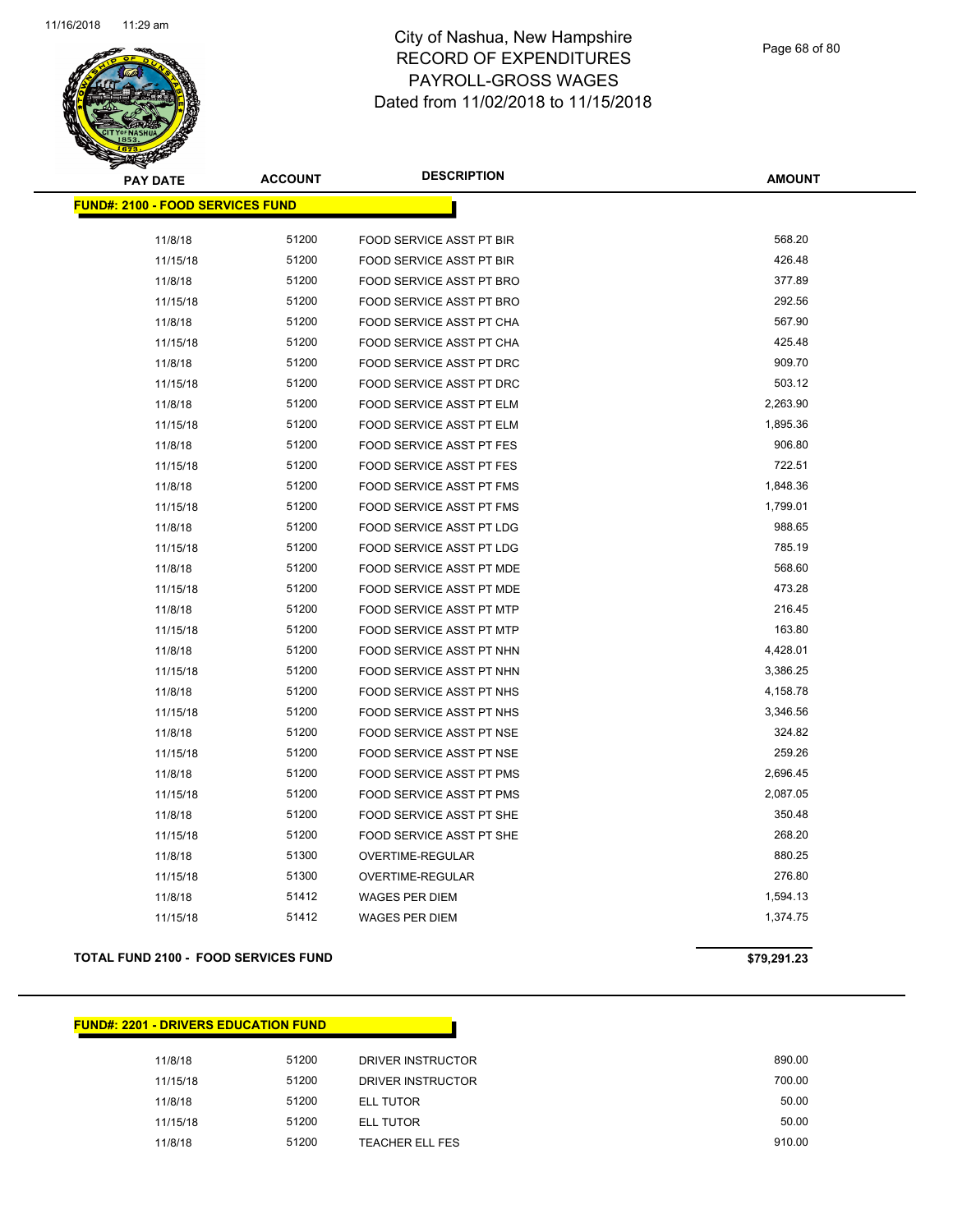# City of Nashua, New Hampshire
## RECORD OF EXPENDITURES
## PAYROLL-GROSS WAGES
### Dated from 11/02/2018 to 11/15/2018

**FUND#: 2100 - FOOD SERVICES FUND**

| PAY DATE | ACCOUNT | DESCRIPTION | AMOUNT |
|---|---|---|---|
| 11/8/18 | 51200 | FOOD SERVICE ASST PT BIR | 568.20 |
| 11/15/18 | 51200 | FOOD SERVICE ASST PT BIR | 426.48 |
| 11/8/18 | 51200 | FOOD SERVICE ASST PT BRO | 377.89 |
| 11/15/18 | 51200 | FOOD SERVICE ASST PT BRO | 292.56 |
| 11/8/18 | 51200 | FOOD SERVICE ASST PT CHA | 567.90 |
| 11/15/18 | 51200 | FOOD SERVICE ASST PT CHA | 425.48 |
| 11/8/18 | 51200 | FOOD SERVICE ASST PT DRC | 909.70 |
| 11/15/18 | 51200 | FOOD SERVICE ASST PT DRC | 503.12 |
| 11/8/18 | 51200 | FOOD SERVICE ASST PT ELM | 2,263.90 |
| 11/15/18 | 51200 | FOOD SERVICE ASST PT ELM | 1,895.36 |
| 11/8/18 | 51200 | FOOD SERVICE ASST PT FES | 906.80 |
| 11/15/18 | 51200 | FOOD SERVICE ASST PT FES | 722.51 |
| 11/8/18 | 51200 | FOOD SERVICE ASST PT FMS | 1,848.36 |
| 11/15/18 | 51200 | FOOD SERVICE ASST PT FMS | 1,799.01 |
| 11/8/18 | 51200 | FOOD SERVICE ASST PT LDG | 988.65 |
| 11/15/18 | 51200 | FOOD SERVICE ASST PT LDG | 785.19 |
| 11/8/18 | 51200 | FOOD SERVICE ASST PT MDE | 568.60 |
| 11/15/18 | 51200 | FOOD SERVICE ASST PT MDE | 473.28 |
| 11/8/18 | 51200 | FOOD SERVICE ASST PT MTP | 216.45 |
| 11/15/18 | 51200 | FOOD SERVICE ASST PT MTP | 163.80 |
| 11/8/18 | 51200 | FOOD SERVICE ASST PT NHN | 4,428.01 |
| 11/15/18 | 51200 | FOOD SERVICE ASST PT NHN | 3,386.25 |
| 11/8/18 | 51200 | FOOD SERVICE ASST PT NHS | 4,158.78 |
| 11/15/18 | 51200 | FOOD SERVICE ASST PT NHS | 3,346.56 |
| 11/8/18 | 51200 | FOOD SERVICE ASST PT NSE | 324.82 |
| 11/15/18 | 51200 | FOOD SERVICE ASST PT NSE | 259.26 |
| 11/8/18 | 51200 | FOOD SERVICE ASST PT PMS | 2,696.45 |
| 11/15/18 | 51200 | FOOD SERVICE ASST PT PMS | 2,087.05 |
| 11/8/18 | 51200 | FOOD SERVICE ASST PT SHE | 350.48 |
| 11/15/18 | 51200 | FOOD SERVICE ASST PT SHE | 268.20 |
| 11/8/18 | 51300 | OVERTIME-REGULAR | 880.25 |
| 11/15/18 | 51300 | OVERTIME-REGULAR | 276.80 |
| 11/8/18 | 51412 | WAGES PER DIEM | 1,594.13 |
| 11/15/18 | 51412 | WAGES PER DIEM | 1,374.75 |

**TOTAL FUND 2100 - FOOD SERVICES FUND** **$79,291.23**

**FUND#: 2201 - DRIVERS EDUCATION FUND**

| PAY DATE | ACCOUNT | DESCRIPTION | AMOUNT |
|---|---|---|---|
| 11/8/18 | 51200 | DRIVER INSTRUCTOR | 890.00 |
| 11/15/18 | 51200 | DRIVER INSTRUCTOR | 700.00 |
| 11/8/18 | 51200 | ELL TUTOR | 50.00 |
| 11/15/18 | 51200 | ELL TUTOR | 50.00 |
| 11/8/18 | 51200 | TEACHER ELL FES | 910.00 |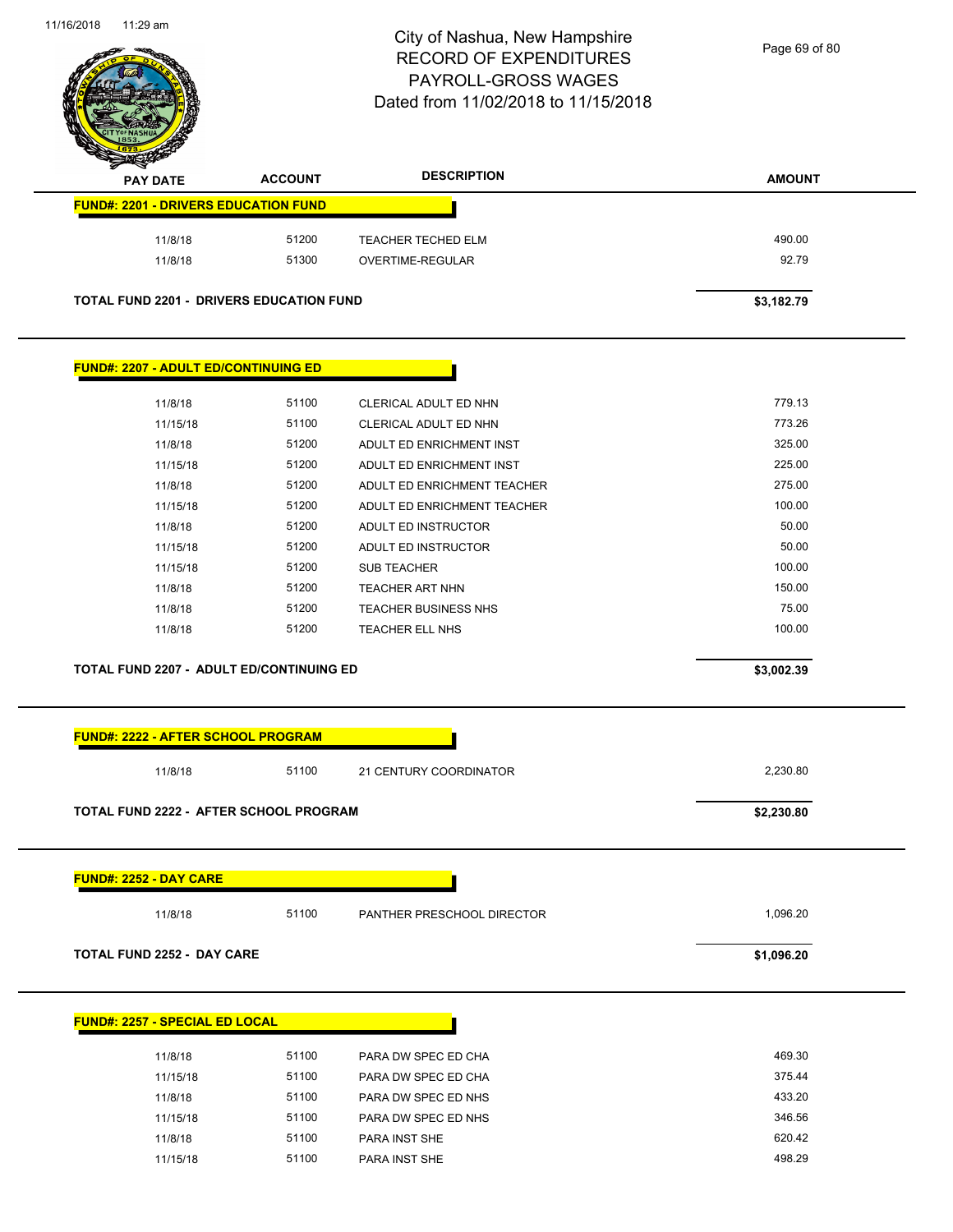# City of Nashua, New Hampshire
# RECORD OF EXPENDITURES
# PAYROLL-GROSS WAGES
# Dated from 11/02/2018 to 11/15/2018

| PAY DATE | ACCOUNT | DESCRIPTION | AMOUNT |
|---|---|---|---|
| **FUND#: 2201 - DRIVERS EDUCATION FUND** | | | |
| 11/8/18 | 51200 | TEACHER TECHED ELM | 490.00 |
| 11/8/18 | 51300 | OVERTIME-REGULAR | 92.79 |
| **TOTAL FUND 2201 - DRIVERS EDUCATION FUND** | | | **$3,182.79** |
| **FUND#: 2207 - ADULT ED/CONTINUING ED** | | | |
| 11/8/18 | 51100 | CLERICAL ADULT ED NHN | 779.13 |
| 11/15/18 | 51100 | CLERICAL ADULT ED NHN | 773.26 |
| 11/8/18 | 51200 | ADULT ED ENRICHMENT INST | 325.00 |
| 11/15/18 | 51200 | ADULT ED ENRICHMENT INST | 225.00 |
| 11/8/18 | 51200 | ADULT ED ENRICHMENT TEACHER | 275.00 |
| 11/15/18 | 51200 | ADULT ED ENRICHMENT TEACHER | 100.00 |
| 11/8/18 | 51200 | ADULT ED INSTRUCTOR | 50.00 |
| 11/15/18 | 51200 | ADULT ED INSTRUCTOR | 50.00 |
| 11/15/18 | 51200 | SUB TEACHER | 100.00 |
| 11/8/18 | 51200 | TEACHER ART NHN | 150.00 |
| 11/8/18 | 51200 | TEACHER BUSINESS NHS | 75.00 |
| 11/8/18 | 51200 | TEACHER ELL NHS | 100.00 |
| **TOTAL FUND 2207 - ADULT ED/CONTINUING ED** | | | **$3,002.39** |
| **FUND#: 2222 - AFTER SCHOOL PROGRAM** | | | |
| 11/8/18 | 51100 | 21 CENTURY COORDINATOR | 2,230.80 |
| **TOTAL FUND 2222 - AFTER SCHOOL PROGRAM** | | | **$2,230.80** |
| **FUND#: 2252 - DAY CARE** | | | |
| 11/8/18 | 51100 | PANTHER PRESCHOOL DIRECTOR | 1,096.20 |
| **TOTAL FUND 2252 - DAY CARE** | | | **$1,096.20** |
| **FUND#: 2257 - SPECIAL ED LOCAL** | | | |
| 11/8/18 | 51100 | PARA DW SPEC ED CHA | 469.30 |
| 11/15/18 | 51100 | PARA DW SPEC ED CHA | 375.44 |
| 11/8/18 | 51100 | PARA DW SPEC ED NHS | 433.20 |
| 11/15/18 | 51100 | PARA DW SPEC ED NHS | 346.56 |
| 11/8/18 | 51100 | PARA INST SHE | 620.42 |
| 11/15/18 | 51100 | PARA INST SHE | 498.29 |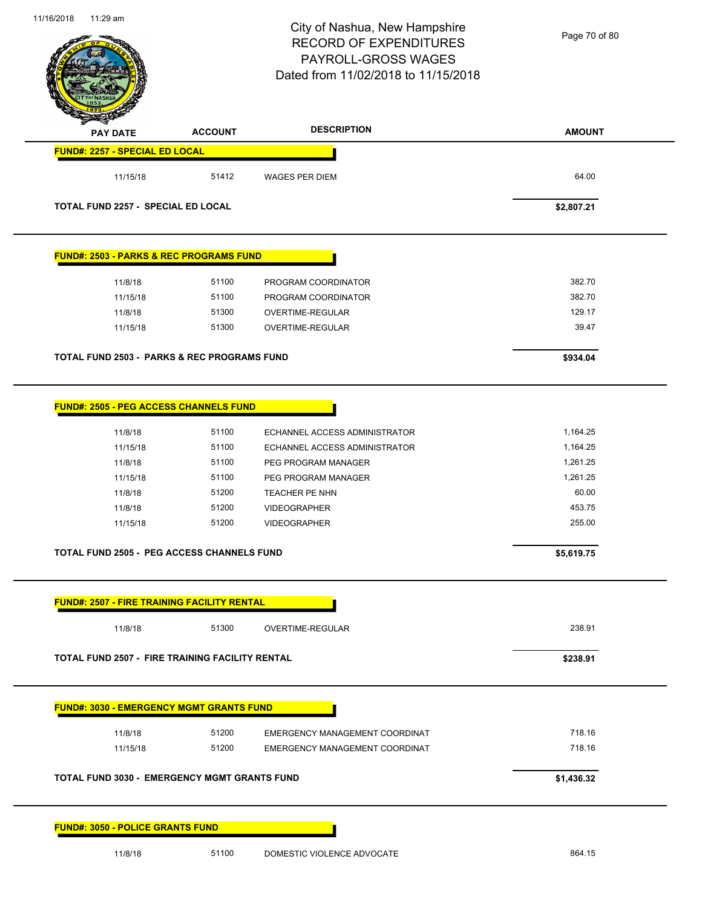# City of Nashua, New Hampshire
## RECORD OF EXPENDITURES
## PAYROLL-GROSS WAGES
## Dated from 11/02/2018 to 11/15/2018

| PAY DATE | ACCOUNT | DESCRIPTION | AMOUNT |
|---|---|---|---|
| **FUND#: 2257 - SPECIAL ED LOCAL** | | | |
| 11/15/18 | 51412 | WAGES PER DIEM | 64.00 |
| **TOTAL FUND 2257 - SPECIAL ED LOCAL** | | | **$2,807.21** |
| **FUND#: 2503 - PARKS & REC PROGRAMS FUND** | | | |
| 11/8/18 | 51100 | PROGRAM COORDINATOR | 382.70 |
| 11/15/18 | 51100 | PROGRAM COORDINATOR | 382.70 |
| 11/8/18 | 51300 | OVERTIME-REGULAR | 129.17 |
| 11/15/18 | 51300 | OVERTIME-REGULAR | 39.47 |
| **TOTAL FUND 2503 - PARKS & REC PROGRAMS FUND** | | | **$934.04** |
| **FUND#: 2505 - PEG ACCESS CHANNELS FUND** | | | |
| 11/8/18 | 51100 | ECHANNEL ACCESS ADMINISTRATOR | 1,164.25 |
| 11/15/18 | 51100 | ECHANNEL ACCESS ADMINISTRATOR | 1,164.25 |
| 11/8/18 | 51100 | PEG PROGRAM MANAGER | 1,261.25 |
| 11/15/18 | 51100 | PEG PROGRAM MANAGER | 1,261.25 |
| 11/8/18 | 51200 | TEACHER PE NHN | 60.00 |
| 11/8/18 | 51200 | VIDEOGRAPHER | 453.75 |
| 11/15/18 | 51200 | VIDEOGRAPHER | 255.00 |
| **TOTAL FUND 2505 - PEG ACCESS CHANNELS FUND** | | | **$5,619.75** |
| **FUND#: 2507 - FIRE TRAINING FACILITY RENTAL** | | | |
| 11/8/18 | 51300 | OVERTIME-REGULAR | 238.91 |
| **TOTAL FUND 2507 - FIRE TRAINING FACILITY RENTAL** | | | **$238.91** |
| **FUND#: 3030 - EMERGENCY MGMT GRANTS FUND** | | | |
| 11/8/18 | 51200 | EMERGENCY MANAGEMENT COORDINAT | 718.16 |
| 11/15/18 | 51200 | EMERGENCY MANAGEMENT COORDINAT | 718.16 |
| **TOTAL FUND 3030 - EMERGENCY MGMT GRANTS FUND** | | | **$1,436.32** |
| **FUND#: 3050 - POLICE GRANTS FUND** | | | |
| 11/8/18 | 51100 | DOMESTIC VIOLENCE ADVOCATE | 864.15 |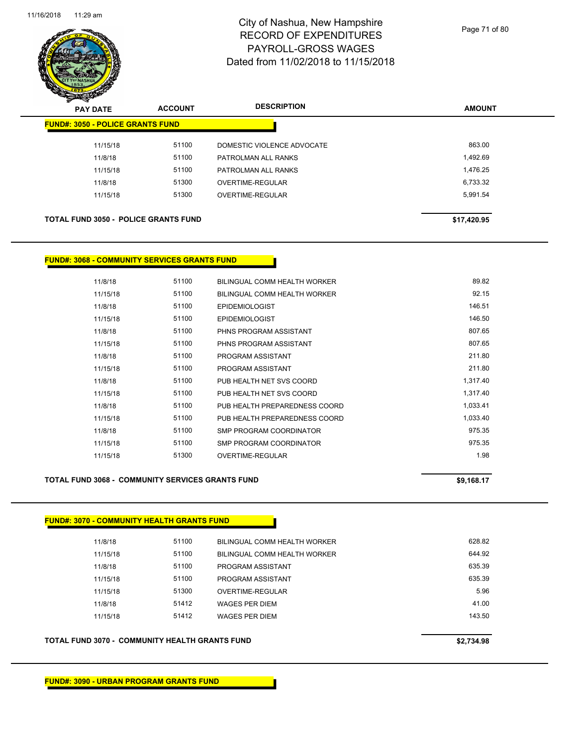# City of Nashua, New Hampshire
# RECORD OF EXPENDITURES
# PAYROLL-GROSS WAGES
# Dated from 11/02/2018 to 11/15/2018

| PAY DATE | ACCOUNT | DESCRIPTION | AMOUNT |
|---|---|---|---|

**FUND#: 3050 - POLICE GRANTS FUND**

| PAY DATE | ACCOUNT | DESCRIPTION | AMOUNT |
|---|---|---|---|
| 11/15/18 | 51100 | DOMESTIC VIOLENCE ADVOCATE | 863.00 |
| 11/8/18 | 51100 | PATROLMAN ALL RANKS | 1,492.69 |
| 11/15/18 | 51100 | PATROLMAN ALL RANKS | 1,476.25 |
| 11/8/18 | 51300 | OVERTIME-REGULAR | 6,733.32 |
| 11/15/18 | 51300 | OVERTIME-REGULAR | 5,991.54 |

**TOTAL FUND 3050 - POLICE GRANTS FUND** **$17,420.95**

**FUND#: 3068 - COMMUNITY SERVICES GRANTS FUND**

| PAY DATE | ACCOUNT | DESCRIPTION | AMOUNT |
|---|---|---|---|
| 11/8/18 | 51100 | BILINGUAL COMM HEALTH WORKER | 89.82 |
| 11/15/18 | 51100 | BILINGUAL COMM HEALTH WORKER | 92.15 |
| 11/8/18 | 51100 | EPIDEMIOLOGIST | 146.51 |
| 11/15/18 | 51100 | EPIDEMIOLOGIST | 146.50 |
| 11/8/18 | 51100 | PHNS PROGRAM ASSISTANT | 807.65 |
| 11/15/18 | 51100 | PHNS PROGRAM ASSISTANT | 807.65 |
| 11/8/18 | 51100 | PROGRAM ASSISTANT | 211.80 |
| 11/15/18 | 51100 | PROGRAM ASSISTANT | 211.80 |
| 11/8/18 | 51100 | PUB HEALTH NET SVS COORD | 1,317.40 |
| 11/15/18 | 51100 | PUB HEALTH NET SVS COORD | 1,317.40 |
| 11/8/18 | 51100 | PUB HEALTH PREPAREDNESS COORD | 1,033.41 |
| 11/15/18 | 51100 | PUB HEALTH PREPAREDNESS COORD | 1,033.40 |
| 11/8/18 | 51100 | SMP PROGRAM COORDINATOR | 975.35 |
| 11/15/18 | 51100 | SMP PROGRAM COORDINATOR | 975.35 |
| 11/15/18 | 51300 | OVERTIME-REGULAR | 1.98 |

**TOTAL FUND 3068 - COMMUNITY SERVICES GRANTS FUND** **$9,168.17**

**FUND#: 3070 - COMMUNITY HEALTH GRANTS FUND**

| PAY DATE | ACCOUNT | DESCRIPTION | AMOUNT |
|---|---|---|---|
| 11/8/18 | 51100 | BILINGUAL COMM HEALTH WORKER | 628.82 |
| 11/15/18 | 51100 | BILINGUAL COMM HEALTH WORKER | 644.92 |
| 11/8/18 | 51100 | PROGRAM ASSISTANT | 635.39 |
| 11/15/18 | 51100 | PROGRAM ASSISTANT | 635.39 |
| 11/15/18 | 51300 | OVERTIME-REGULAR | 5.96 |
| 11/8/18 | 51412 | WAGES PER DIEM | 41.00 |
| 11/15/18 | 51412 | WAGES PER DIEM | 143.50 |

**TOTAL FUND 3070 - COMMUNITY HEALTH GRANTS FUND** **$2,734.98**

**FUND#: 3090 - URBAN PROGRAM GRANTS FUND**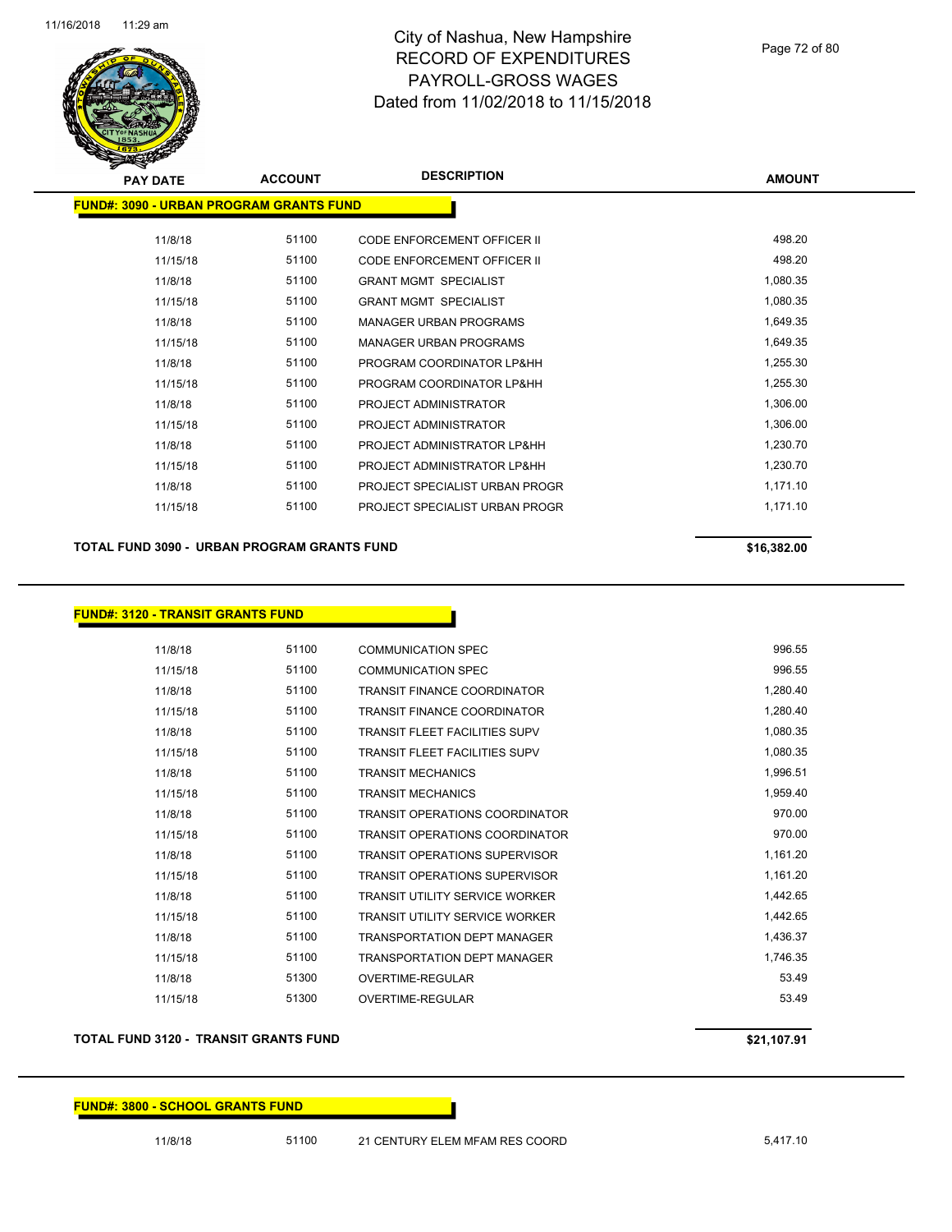# City of Nashua, New Hampshire
## RECORD OF EXPENDITURES
## PAYROLL-GROSS WAGES
## Dated from 11/02/2018 to 11/15/2018

| PAY DATE | ACCOUNT | DESCRIPTION | AMOUNT |
|---|---|---|---|
| **FUND#: 3090 - URBAN PROGRAM GRANTS FUND** | | | |
| 11/8/18 | 51100 | CODE ENFORCEMENT OFFICER II | 498.20 |
| 11/15/18 | 51100 | CODE ENFORCEMENT OFFICER II | 498.20 |
| 11/8/18 | 51100 | GRANT MGMT SPECIALIST | 1,080.35 |
| 11/15/18 | 51100 | GRANT MGMT SPECIALIST | 1,080.35 |
| 11/8/18 | 51100 | MANAGER URBAN PROGRAMS | 1,649.35 |
| 11/15/18 | 51100 | MANAGER URBAN PROGRAMS | 1,649.35 |
| 11/8/18 | 51100 | PROGRAM COORDINATOR LP&HH | 1,255.30 |
| 11/15/18 | 51100 | PROGRAM COORDINATOR LP&HH | 1,255.30 |
| 11/8/18 | 51100 | PROJECT ADMINISTRATOR | 1,306.00 |
| 11/15/18 | 51100 | PROJECT ADMINISTRATOR | 1,306.00 |
| 11/8/18 | 51100 | PROJECT ADMINISTRATOR LP&HH | 1,230.70 |
| 11/15/18 | 51100 | PROJECT ADMINISTRATOR LP&HH | 1,230.70 |
| 11/8/18 | 51100 | PROJECT SPECIALIST URBAN PROGR | 1,171.10 |
| 11/15/18 | 51100 | PROJECT SPECIALIST URBAN PROGR | 1,171.10 |
| **TOTAL FUND 3090 - URBAN PROGRAM GRANTS FUND** | | | **$16,382.00** |

| PAY DATE | ACCOUNT | DESCRIPTION | AMOUNT |
|---|---|---|---|
| **FUND#: 3120 - TRANSIT GRANTS FUND** | | | |
| 11/8/18 | 51100 | COMMUNICATION SPEC | 996.55 |
| 11/15/18 | 51100 | COMMUNICATION SPEC | 996.55 |
| 11/8/18 | 51100 | TRANSIT FINANCE COORDINATOR | 1,280.40 |
| 11/15/18 | 51100 | TRANSIT FINANCE COORDINATOR | 1,280.40 |
| 11/8/18 | 51100 | TRANSIT FLEET FACILITIES SUPV | 1,080.35 |
| 11/15/18 | 51100 | TRANSIT FLEET FACILITIES SUPV | 1,080.35 |
| 11/8/18 | 51100 | TRANSIT MECHANICS | 1,996.51 |
| 11/15/18 | 51100 | TRANSIT MECHANICS | 1,959.40 |
| 11/8/18 | 51100 | TRANSIT OPERATIONS COORDINATOR | 970.00 |
| 11/15/18 | 51100 | TRANSIT OPERATIONS COORDINATOR | 970.00 |
| 11/8/18 | 51100 | TRANSIT OPERATIONS SUPERVISOR | 1,161.20 |
| 11/15/18 | 51100 | TRANSIT OPERATIONS SUPERVISOR | 1,161.20 |
| 11/8/18 | 51100 | TRANSIT UTILITY SERVICE WORKER | 1,442.65 |
| 11/15/18 | 51100 | TRANSIT UTILITY SERVICE WORKER | 1,442.65 |
| 11/8/18 | 51100 | TRANSPORTATION DEPT MANAGER | 1,436.37 |
| 11/15/18 | 51100 | TRANSPORTATION DEPT MANAGER | 1,746.35 |
| 11/8/18 | 51300 | OVERTIME-REGULAR | 53.49 |
| 11/15/18 | 51300 | OVERTIME-REGULAR | 53.49 |
| **TOTAL FUND 3120 - TRANSIT GRANTS FUND** | | | **$21,107.91** |

| PAY DATE | ACCOUNT | DESCRIPTION | AMOUNT |
|---|---|---|---|
| **FUND#: 3800 - SCHOOL GRANTS FUND** | | | |
| 11/8/18 | 51100 | 21 CENTURY ELEM MFAM RES COORD | 5,417.10 |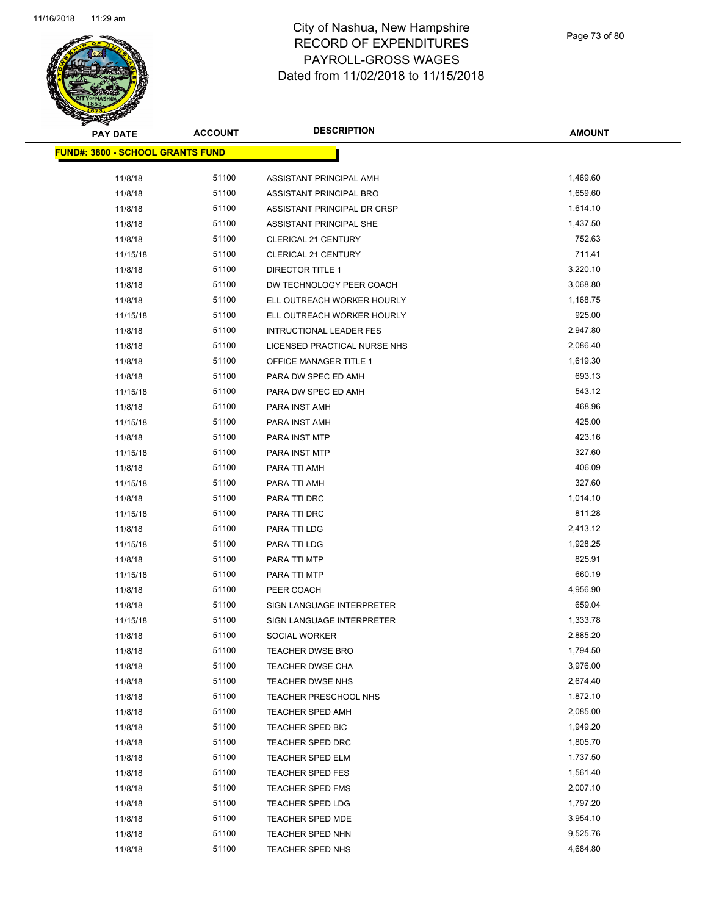# City of Nashua, New Hampshire
# RECORD OF EXPENDITURES
# PAYROLL-GROSS WAGES
# Dated from 11/02/2018 to 11/15/2018

**FUND#: 3800 - SCHOOL GRANTS FUND**

| PAY DATE | ACCOUNT | DESCRIPTION | AMOUNT |
|---|---|---|---|
| 11/8/18 | 51100 | ASSISTANT PRINCIPAL AMH | 1,469.60 |
| 11/8/18 | 51100 | ASSISTANT PRINCIPAL BRO | 1,659.60 |
| 11/8/18 | 51100 | ASSISTANT PRINCIPAL DR CRSP | 1,614.10 |
| 11/8/18 | 51100 | ASSISTANT PRINCIPAL SHE | 1,437.50 |
| 11/8/18 | 51100 | CLERICAL 21 CENTURY | 752.63 |
| 11/15/18 | 51100 | CLERICAL 21 CENTURY | 711.41 |
| 11/8/18 | 51100 | DIRECTOR TITLE 1 | 3,220.10 |
| 11/8/18 | 51100 | DW TECHNOLOGY PEER COACH | 3,068.80 |
| 11/8/18 | 51100 | ELL OUTREACH WORKER HOURLY | 1,168.75 |
| 11/15/18 | 51100 | ELL OUTREACH WORKER HOURLY | 925.00 |
| 11/8/18 | 51100 | INTRUCTIONAL LEADER FES | 2,947.80 |
| 11/8/18 | 51100 | LICENSED PRACTICAL NURSE NHS | 2,086.40 |
| 11/8/18 | 51100 | OFFICE MANAGER TITLE 1 | 1,619.30 |
| 11/8/18 | 51100 | PARA DW SPEC ED AMH | 693.13 |
| 11/15/18 | 51100 | PARA DW SPEC ED AMH | 543.12 |
| 11/8/18 | 51100 | PARA INST AMH | 468.96 |
| 11/15/18 | 51100 | PARA INST AMH | 425.00 |
| 11/8/18 | 51100 | PARA INST MTP | 423.16 |
| 11/15/18 | 51100 | PARA INST MTP | 327.60 |
| 11/8/18 | 51100 | PARA TTI AMH | 406.09 |
| 11/15/18 | 51100 | PARA TTI AMH | 327.60 |
| 11/8/18 | 51100 | PARA TTI DRC | 1,014.10 |
| 11/15/18 | 51100 | PARA TTI DRC | 811.28 |
| 11/8/18 | 51100 | PARA TTI LDG | 2,413.12 |
| 11/15/18 | 51100 | PARA TTI LDG | 1,928.25 |
| 11/8/18 | 51100 | PARA TTI MTP | 825.91 |
| 11/15/18 | 51100 | PARA TTI MTP | 660.19 |
| 11/8/18 | 51100 | PEER COACH | 4,956.90 |
| 11/8/18 | 51100 | SIGN LANGUAGE INTERPRETER | 659.04 |
| 11/15/18 | 51100 | SIGN LANGUAGE INTERPRETER | 1,333.78 |
| 11/8/18 | 51100 | SOCIAL WORKER | 2,885.20 |
| 11/8/18 | 51100 | TEACHER DWSE BRO | 1,794.50 |
| 11/8/18 | 51100 | TEACHER DWSE CHA | 3,976.00 |
| 11/8/18 | 51100 | TEACHER DWSE NHS | 2,674.40 |
| 11/8/18 | 51100 | TEACHER PRESCHOOL NHS | 1,872.10 |
| 11/8/18 | 51100 | TEACHER SPED AMH | 2,085.00 |
| 11/8/18 | 51100 | TEACHER SPED BIC | 1,949.20 |
| 11/8/18 | 51100 | TEACHER SPED DRC | 1,805.70 |
| 11/8/18 | 51100 | TEACHER SPED ELM | 1,737.50 |
| 11/8/18 | 51100 | TEACHER SPED FES | 1,561.40 |
| 11/8/18 | 51100 | TEACHER SPED FMS | 2,007.10 |
| 11/8/18 | 51100 | TEACHER SPED LDG | 1,797.20 |
| 11/8/18 | 51100 | TEACHER SPED MDE | 3,954.10 |
| 11/8/18 | 51100 | TEACHER SPED NHN | 9,525.76 |
| 11/8/18 | 51100 | TEACHER SPED NHS | 4,684.80 |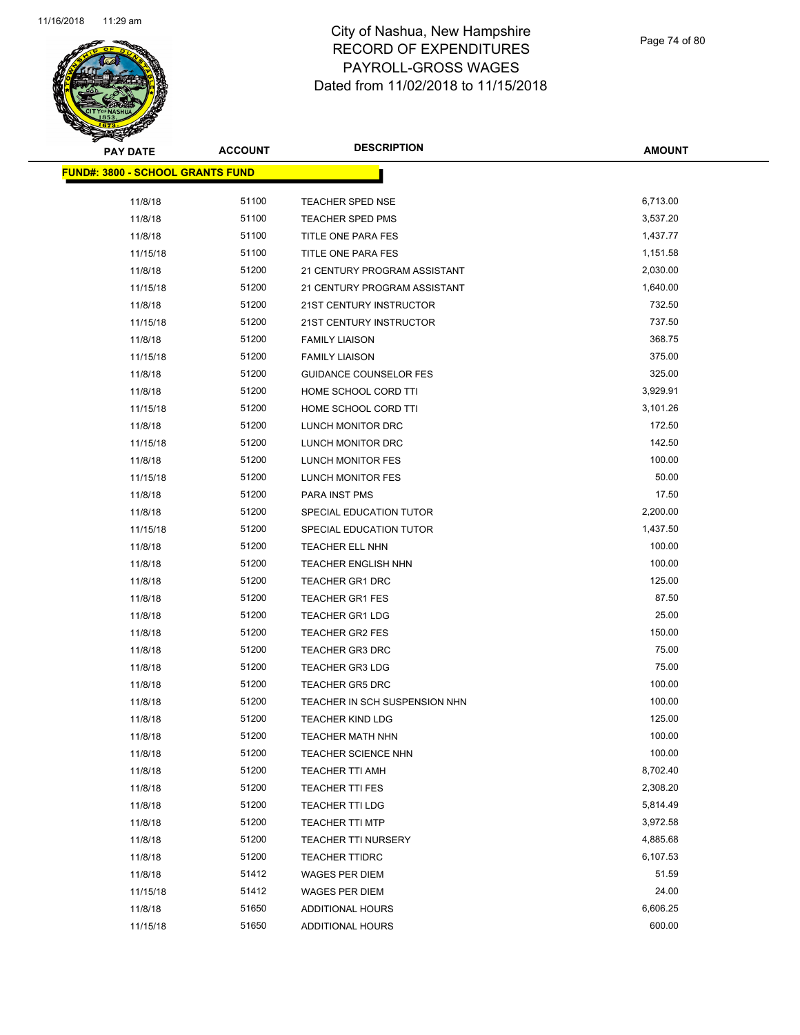# City of Nashua, New Hampshire
## RECORD OF EXPENDITURES
## PAYROLL-GROSS WAGES
## Dated from 11/02/2018 to 11/15/2018

**FUND#: 3800 - SCHOOL GRANTS FUND**

| PAY DATE | ACCOUNT | DESCRIPTION | AMOUNT |
|---|---|---|---|
| 11/8/18 | 51100 | TEACHER SPED NSE | 6,713.00 |
| 11/8/18 | 51100 | TEACHER SPED PMS | 3,537.20 |
| 11/8/18 | 51100 | TITLE ONE PARA FES | 1,437.77 |
| 11/15/18 | 51100 | TITLE ONE PARA FES | 1,151.58 |
| 11/8/18 | 51200 | 21 CENTURY PROGRAM ASSISTANT | 2,030.00 |
| 11/15/18 | 51200 | 21 CENTURY PROGRAM ASSISTANT | 1,640.00 |
| 11/8/18 | 51200 | 21ST CENTURY INSTRUCTOR | 732.50 |
| 11/15/18 | 51200 | 21ST CENTURY INSTRUCTOR | 737.50 |
| 11/8/18 | 51200 | FAMILY LIAISON | 368.75 |
| 11/15/18 | 51200 | FAMILY LIAISON | 375.00 |
| 11/8/18 | 51200 | GUIDANCE COUNSELOR FES | 325.00 |
| 11/8/18 | 51200 | HOME SCHOOL CORD TTI | 3,929.91 |
| 11/15/18 | 51200 | HOME SCHOOL CORD TTI | 3,101.26 |
| 11/8/18 | 51200 | LUNCH MONITOR DRC | 172.50 |
| 11/15/18 | 51200 | LUNCH MONITOR DRC | 142.50 |
| 11/8/18 | 51200 | LUNCH MONITOR FES | 100.00 |
| 11/15/18 | 51200 | LUNCH MONITOR FES | 50.00 |
| 11/8/18 | 51200 | PARA INST PMS | 17.50 |
| 11/8/18 | 51200 | SPECIAL EDUCATION TUTOR | 2,200.00 |
| 11/15/18 | 51200 | SPECIAL EDUCATION TUTOR | 1,437.50 |
| 11/8/18 | 51200 | TEACHER ELL NHN | 100.00 |
| 11/8/18 | 51200 | TEACHER ENGLISH NHN | 100.00 |
| 11/8/18 | 51200 | TEACHER GR1 DRC | 125.00 |
| 11/8/18 | 51200 | TEACHER GR1 FES | 87.50 |
| 11/8/18 | 51200 | TEACHER GR1 LDG | 25.00 |
| 11/8/18 | 51200 | TEACHER GR2 FES | 150.00 |
| 11/8/18 | 51200 | TEACHER GR3 DRC | 75.00 |
| 11/8/18 | 51200 | TEACHER GR3 LDG | 75.00 |
| 11/8/18 | 51200 | TEACHER GR5 DRC | 100.00 |
| 11/8/18 | 51200 | TEACHER IN SCH SUSPENSION NHN | 100.00 |
| 11/8/18 | 51200 | TEACHER KIND LDG | 125.00 |
| 11/8/18 | 51200 | TEACHER MATH NHN | 100.00 |
| 11/8/18 | 51200 | TEACHER SCIENCE NHN | 100.00 |
| 11/8/18 | 51200 | TEACHER TTI AMH | 8,702.40 |
| 11/8/18 | 51200 | TEACHER TTI FES | 2,308.20 |
| 11/8/18 | 51200 | TEACHER TTI LDG | 5,814.49 |
| 11/8/18 | 51200 | TEACHER TTI MTP | 3,972.58 |
| 11/8/18 | 51200 | TEACHER TTI NURSERY | 4,885.68 |
| 11/8/18 | 51200 | TEACHER TTIDRC | 6,107.53 |
| 11/8/18 | 51412 | WAGES PER DIEM | 51.59 |
| 11/15/18 | 51412 | WAGES PER DIEM | 24.00 |
| 11/8/18 | 51650 | ADDITIONAL HOURS | 6,606.25 |
| 11/15/18 | 51650 | ADDITIONAL HOURS | 600.00 |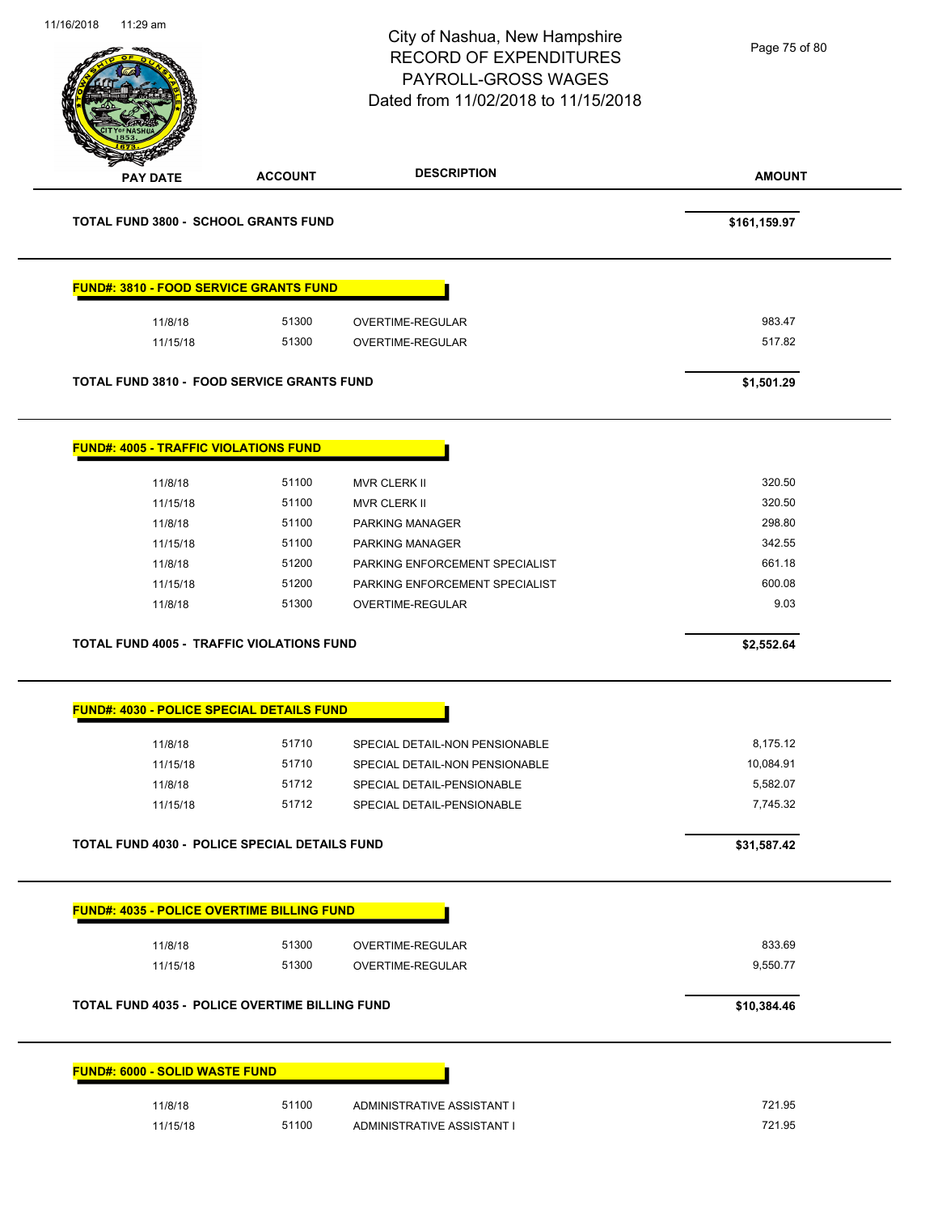City of Nashua, New Hampshire
RECORD OF EXPENDITURES
PAYROLL-GROSS WAGES
Dated from 11/02/2018 to 11/15/2018

| PAY DATE | ACCOUNT | DESCRIPTION | AMOUNT |
|---|---|---|---|
| **TOTAL FUND 3800 - SCHOOL GRANTS FUND** | | | **$161,159.97** |

**FUND#: 3810 - FOOD SERVICE GRANTS FUND**

| PAY DATE | ACCOUNT | DESCRIPTION | AMOUNT |
|---|---|---|---|
| 11/8/18 | 51300 | OVERTIME-REGULAR | 983.47 |
| 11/15/18 | 51300 | OVERTIME-REGULAR | 517.82 |
| **TOTAL FUND 3810 - FOOD SERVICE GRANTS FUND** | | | **$1,501.29** |

**FUND#: 4005 - TRAFFIC VIOLATIONS FUND**

| PAY DATE | ACCOUNT | DESCRIPTION | AMOUNT |
|---|---|---|---|
| 11/8/18 | 51100 | MVR CLERK II | 320.50 |
| 11/15/18 | 51100 | MVR CLERK II | 320.50 |
| 11/8/18 | 51100 | PARKING MANAGER | 298.80 |
| 11/15/18 | 51100 | PARKING MANAGER | 342.55 |
| 11/8/18 | 51200 | PARKING ENFORCEMENT SPECIALIST | 661.18 |
| 11/15/18 | 51200 | PARKING ENFORCEMENT SPECIALIST | 600.08 |
| 11/8/18 | 51300 | OVERTIME-REGULAR | 9.03 |
| **TOTAL FUND 4005 - TRAFFIC VIOLATIONS FUND** | | | **$2,552.64** |

**FUND#: 4030 - POLICE SPECIAL DETAILS FUND**

| PAY DATE | ACCOUNT | DESCRIPTION | AMOUNT |
|---|---|---|---|
| 11/8/18 | 51710 | SPECIAL DETAIL-NON PENSIONABLE | 8,175.12 |
| 11/15/18 | 51710 | SPECIAL DETAIL-NON PENSIONABLE | 10,084.91 |
| 11/8/18 | 51712 | SPECIAL DETAIL-PENSIONABLE | 5,582.07 |
| 11/15/18 | 51712 | SPECIAL DETAIL-PENSIONABLE | 7,745.32 |
| **TOTAL FUND 4030 - POLICE SPECIAL DETAILS FUND** | | | **$31,587.42** |

**FUND#: 4035 - POLICE OVERTIME BILLING FUND**

| PAY DATE | ACCOUNT | DESCRIPTION | AMOUNT |
|---|---|---|---|
| 11/8/18 | 51300 | OVERTIME-REGULAR | 833.69 |
| 11/15/18 | 51300 | OVERTIME-REGULAR | 9,550.77 |
| **TOTAL FUND 4035 - POLICE OVERTIME BILLING FUND** | | | **$10,384.46** |

**FUND#: 6000 - SOLID WASTE FUND**

| PAY DATE | ACCOUNT | DESCRIPTION | AMOUNT |
|---|---|---|---|
| 11/8/18 | 51100 | ADMINISTRATIVE ASSISTANT I | 721.95 |
| 11/15/18 | 51100 | ADMINISTRATIVE ASSISTANT I | 721.95 |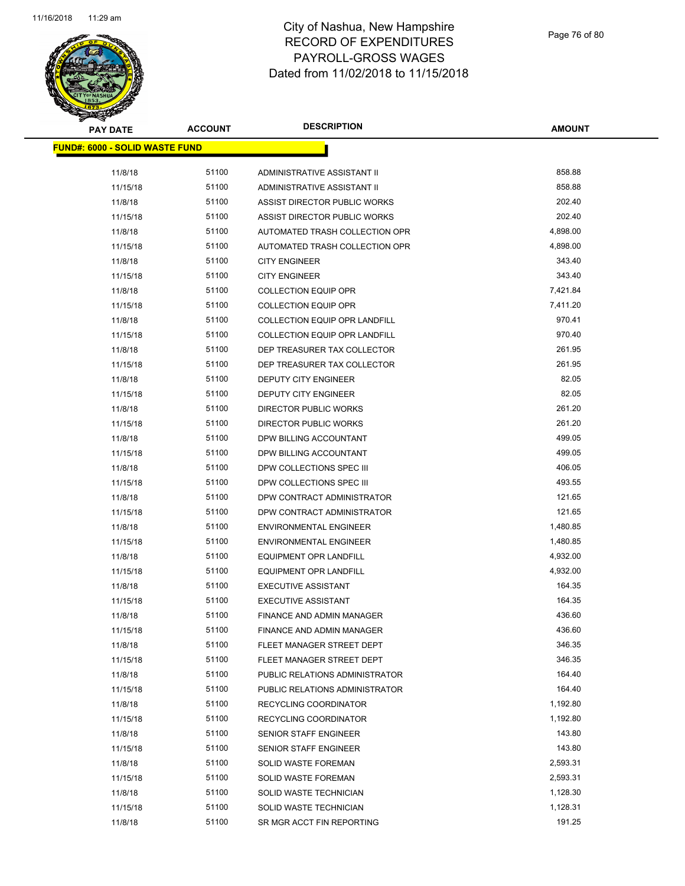# City of Nashua, New Hampshire
## RECORD OF EXPENDITURES
## PAYROLL-GROSS WAGES
## Dated from 11/02/2018 to 11/15/2018

| PAY DATE | ACCOUNT | DESCRIPTION | AMOUNT |
|---|---|---|---|
| **FUND#: 6000 - SOLID WASTE FUND** | | | |
| 11/8/18 | 51100 | ADMINISTRATIVE ASSISTANT II | 858.88 |
| 11/15/18 | 51100 | ADMINISTRATIVE ASSISTANT II | 858.88 |
| 11/8/18 | 51100 | ASSIST DIRECTOR PUBLIC WORKS | 202.40 |
| 11/15/18 | 51100 | ASSIST DIRECTOR PUBLIC WORKS | 202.40 |
| 11/8/18 | 51100 | AUTOMATED TRASH COLLECTION OPR | 4,898.00 |
| 11/15/18 | 51100 | AUTOMATED TRASH COLLECTION OPR | 4,898.00 |
| 11/8/18 | 51100 | CITY ENGINEER | 343.40 |
| 11/15/18 | 51100 | CITY ENGINEER | 343.40 |
| 11/8/18 | 51100 | COLLECTION EQUIP OPR | 7,421.84 |
| 11/15/18 | 51100 | COLLECTION EQUIP OPR | 7,411.20 |
| 11/8/18 | 51100 | COLLECTION EQUIP OPR LANDFILL | 970.41 |
| 11/15/18 | 51100 | COLLECTION EQUIP OPR LANDFILL | 970.40 |
| 11/8/18 | 51100 | DEP TREASURER TAX COLLECTOR | 261.95 |
| 11/15/18 | 51100 | DEP TREASURER TAX COLLECTOR | 261.95 |
| 11/8/18 | 51100 | DEPUTY CITY ENGINEER | 82.05 |
| 11/15/18 | 51100 | DEPUTY CITY ENGINEER | 82.05 |
| 11/8/18 | 51100 | DIRECTOR PUBLIC WORKS | 261.20 |
| 11/15/18 | 51100 | DIRECTOR PUBLIC WORKS | 261.20 |
| 11/8/18 | 51100 | DPW BILLING ACCOUNTANT | 499.05 |
| 11/15/18 | 51100 | DPW BILLING ACCOUNTANT | 499.05 |
| 11/8/18 | 51100 | DPW COLLECTIONS SPEC III | 406.05 |
| 11/15/18 | 51100 | DPW COLLECTIONS SPEC III | 493.55 |
| 11/8/18 | 51100 | DPW CONTRACT ADMINISTRATOR | 121.65 |
| 11/15/18 | 51100 | DPW CONTRACT ADMINISTRATOR | 121.65 |
| 11/8/18 | 51100 | ENVIRONMENTAL ENGINEER | 1,480.85 |
| 11/15/18 | 51100 | ENVIRONMENTAL ENGINEER | 1,480.85 |
| 11/8/18 | 51100 | EQUIPMENT OPR LANDFILL | 4,932.00 |
| 11/15/18 | 51100 | EQUIPMENT OPR LANDFILL | 4,932.00 |
| 11/8/18 | 51100 | EXECUTIVE ASSISTANT | 164.35 |
| 11/15/18 | 51100 | EXECUTIVE ASSISTANT | 164.35 |
| 11/8/18 | 51100 | FINANCE AND ADMIN MANAGER | 436.60 |
| 11/15/18 | 51100 | FINANCE AND ADMIN MANAGER | 436.60 |
| 11/8/18 | 51100 | FLEET MANAGER STREET DEPT | 346.35 |
| 11/15/18 | 51100 | FLEET MANAGER STREET DEPT | 346.35 |
| 11/8/18 | 51100 | PUBLIC RELATIONS ADMINISTRATOR | 164.40 |
| 11/15/18 | 51100 | PUBLIC RELATIONS ADMINISTRATOR | 164.40 |
| 11/8/18 | 51100 | RECYCLING COORDINATOR | 1,192.80 |
| 11/15/18 | 51100 | RECYCLING COORDINATOR | 1,192.80 |
| 11/8/18 | 51100 | SENIOR STAFF ENGINEER | 143.80 |
| 11/15/18 | 51100 | SENIOR STAFF ENGINEER | 143.80 |
| 11/8/18 | 51100 | SOLID WASTE FOREMAN | 2,593.31 |
| 11/15/18 | 51100 | SOLID WASTE FOREMAN | 2,593.31 |
| 11/8/18 | 51100 | SOLID WASTE TECHNICIAN | 1,128.30 |
| 11/15/18 | 51100 | SOLID WASTE TECHNICIAN | 1,128.31 |
| 11/8/18 | 51100 | SR MGR ACCT FIN REPORTING | 191.25 |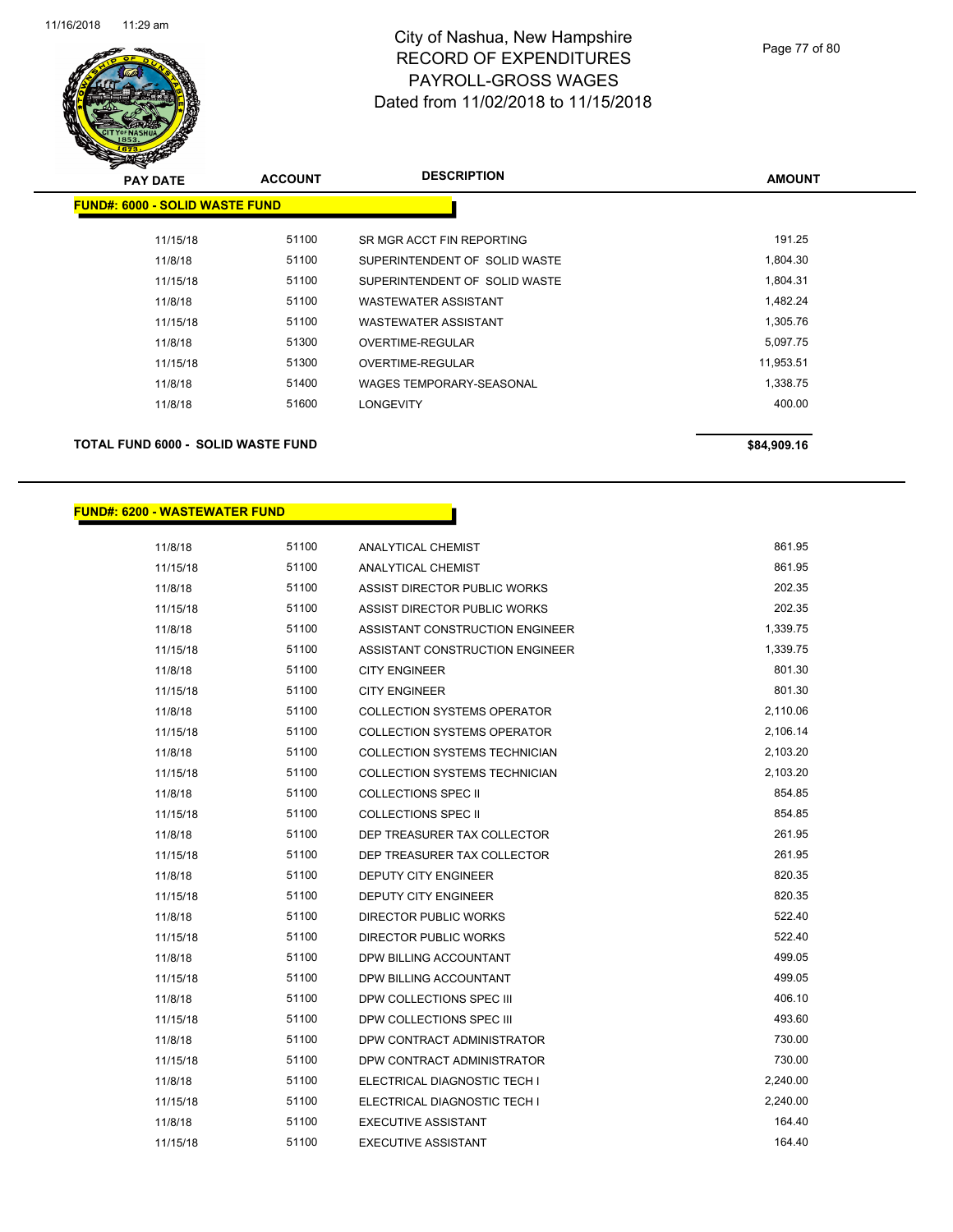# City of Nashua, New Hampshire
## RECORD OF EXPENDITURES
## PAYROLL-GROSS WAGES
## Dated from 11/02/2018 to 11/15/2018

**FUND#: 6000 - SOLID WASTE FUND**

| PAY DATE | ACCOUNT | DESCRIPTION | AMOUNT |
|---|---|---|---|
| 11/15/18 | 51100 | SR MGR ACCT FIN REPORTING | 191.25 |
| 11/8/18 | 51100 | SUPERINTENDENT OF SOLID WASTE | 1,804.30 |
| 11/15/18 | 51100 | SUPERINTENDENT OF SOLID WASTE | 1,804.31 |
| 11/8/18 | 51100 | WASTEWATER ASSISTANT | 1,482.24 |
| 11/15/18 | 51100 | WASTEWATER ASSISTANT | 1,305.76 |
| 11/8/18 | 51300 | OVERTIME-REGULAR | 5,097.75 |
| 11/15/18 | 51300 | OVERTIME-REGULAR | 11,953.51 |
| 11/8/18 | 51400 | WAGES TEMPORARY-SEASONAL | 1,338.75 |
| 11/8/18 | 51600 | LONGEVITY | 400.00 |

**TOTAL FUND 6000 - SOLID WASTE FUND** **$84,909.16**

**FUND#: 6200 - WASTEWATER FUND**

| PAY DATE | ACCOUNT | DESCRIPTION | AMOUNT |
|---|---|---|---|
| 11/8/18 | 51100 | ANALYTICAL CHEMIST | 861.95 |
| 11/15/18 | 51100 | ANALYTICAL CHEMIST | 861.95 |
| 11/8/18 | 51100 | ASSIST DIRECTOR PUBLIC WORKS | 202.35 |
| 11/15/18 | 51100 | ASSIST DIRECTOR PUBLIC WORKS | 202.35 |
| 11/8/18 | 51100 | ASSISTANT CONSTRUCTION ENGINEER | 1,339.75 |
| 11/15/18 | 51100 | ASSISTANT CONSTRUCTION ENGINEER | 1,339.75 |
| 11/8/18 | 51100 | CITY ENGINEER | 801.30 |
| 11/15/18 | 51100 | CITY ENGINEER | 801.30 |
| 11/8/18 | 51100 | COLLECTION SYSTEMS OPERATOR | 2,110.06 |
| 11/15/18 | 51100 | COLLECTION SYSTEMS OPERATOR | 2,106.14 |
| 11/8/18 | 51100 | COLLECTION SYSTEMS TECHNICIAN | 2,103.20 |
| 11/15/18 | 51100 | COLLECTION SYSTEMS TECHNICIAN | 2,103.20 |
| 11/8/18 | 51100 | COLLECTIONS SPEC II | 854.85 |
| 11/15/18 | 51100 | COLLECTIONS SPEC II | 854.85 |
| 11/8/18 | 51100 | DEP TREASURER TAX COLLECTOR | 261.95 |
| 11/15/18 | 51100 | DEP TREASURER TAX COLLECTOR | 261.95 |
| 11/8/18 | 51100 | DEPUTY CITY ENGINEER | 820.35 |
| 11/15/18 | 51100 | DEPUTY CITY ENGINEER | 820.35 |
| 11/8/18 | 51100 | DIRECTOR PUBLIC WORKS | 522.40 |
| 11/15/18 | 51100 | DIRECTOR PUBLIC WORKS | 522.40 |
| 11/8/18 | 51100 | DPW BILLING ACCOUNTANT | 499.05 |
| 11/15/18 | 51100 | DPW BILLING ACCOUNTANT | 499.05 |
| 11/8/18 | 51100 | DPW COLLECTIONS SPEC III | 406.10 |
| 11/15/18 | 51100 | DPW COLLECTIONS SPEC III | 493.60 |
| 11/8/18 | 51100 | DPW CONTRACT ADMINISTRATOR | 730.00 |
| 11/15/18 | 51100 | DPW CONTRACT ADMINISTRATOR | 730.00 |
| 11/8/18 | 51100 | ELECTRICAL DIAGNOSTIC TECH I | 2,240.00 |
| 11/15/18 | 51100 | ELECTRICAL DIAGNOSTIC TECH I | 2,240.00 |
| 11/8/18 | 51100 | EXECUTIVE ASSISTANT | 164.40 |
| 11/15/18 | 51100 | EXECUTIVE ASSISTANT | 164.40 |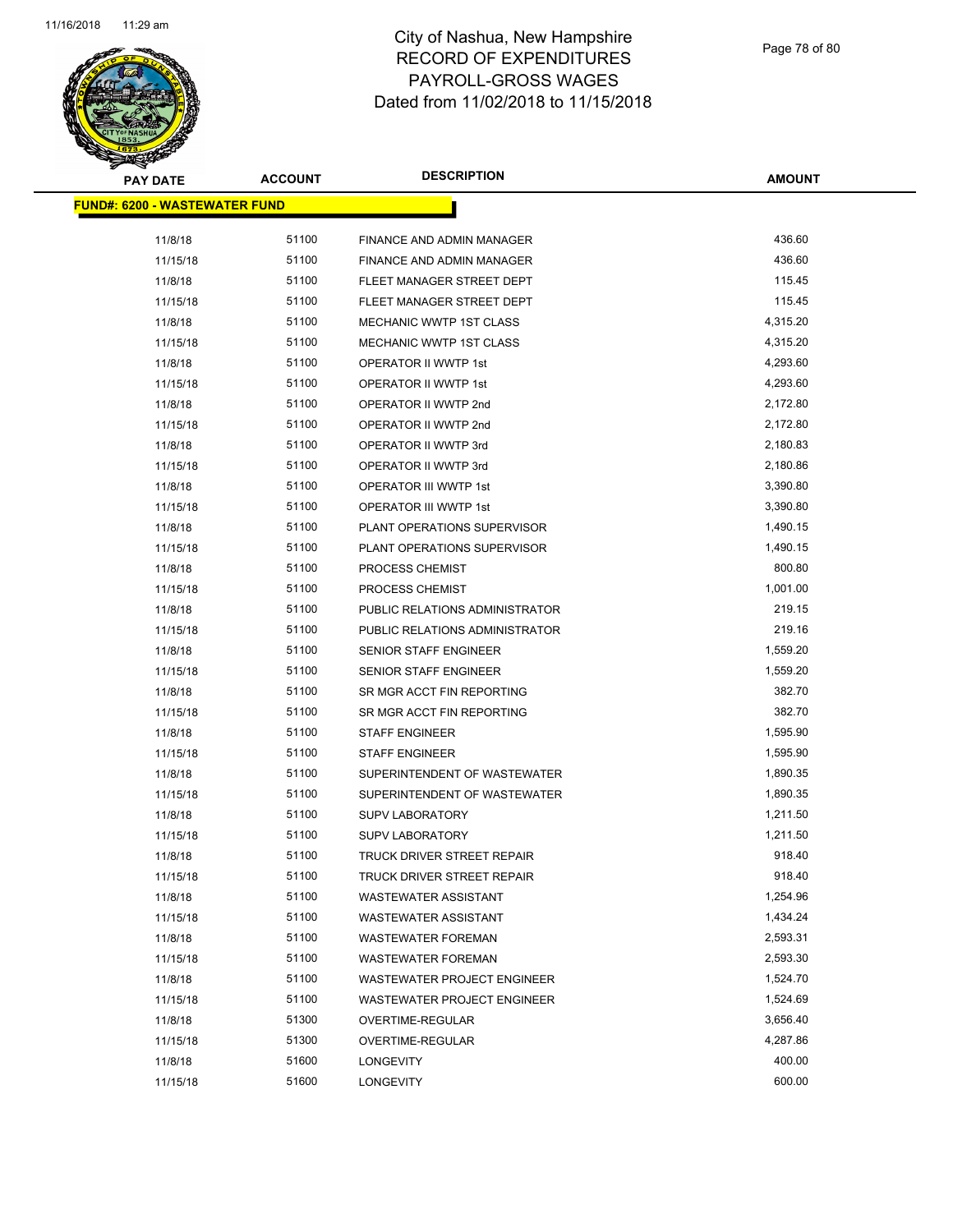# City of Nashua, New Hampshire
## RECORD OF EXPENDITURES
## PAYROLL-GROSS WAGES
## Dated from 11/02/2018 to 11/15/2018

| PAY DATE | ACCOUNT | DESCRIPTION | AMOUNT |
|---|---|---|---|
| **FUND#: 6200 - WASTEWATER FUND** | | | |
| 11/8/18 | 51100 | FINANCE AND ADMIN MANAGER | 436.60 |
| 11/15/18 | 51100 | FINANCE AND ADMIN MANAGER | 436.60 |
| 11/8/18 | 51100 | FLEET MANAGER STREET DEPT | 115.45 |
| 11/15/18 | 51100 | FLEET MANAGER STREET DEPT | 115.45 |
| 11/8/18 | 51100 | MECHANIC WWTP 1ST CLASS | 4,315.20 |
| 11/15/18 | 51100 | MECHANIC WWTP 1ST CLASS | 4,315.20 |
| 11/8/18 | 51100 | OPERATOR II WWTP 1st | 4,293.60 |
| 11/15/18 | 51100 | OPERATOR II WWTP 1st | 4,293.60 |
| 11/8/18 | 51100 | OPERATOR II WWTP 2nd | 2,172.80 |
| 11/15/18 | 51100 | OPERATOR II WWTP 2nd | 2,172.80 |
| 11/8/18 | 51100 | OPERATOR II WWTP 3rd | 2,180.83 |
| 11/15/18 | 51100 | OPERATOR II WWTP 3rd | 2,180.86 |
| 11/8/18 | 51100 | OPERATOR III WWTP 1st | 3,390.80 |
| 11/15/18 | 51100 | OPERATOR III WWTP 1st | 3,390.80 |
| 11/8/18 | 51100 | PLANT OPERATIONS SUPERVISOR | 1,490.15 |
| 11/15/18 | 51100 | PLANT OPERATIONS SUPERVISOR | 1,490.15 |
| 11/8/18 | 51100 | PROCESS CHEMIST | 800.80 |
| 11/15/18 | 51100 | PROCESS CHEMIST | 1,001.00 |
| 11/8/18 | 51100 | PUBLIC RELATIONS ADMINISTRATOR | 219.15 |
| 11/15/18 | 51100 | PUBLIC RELATIONS ADMINISTRATOR | 219.16 |
| 11/8/18 | 51100 | SENIOR STAFF ENGINEER | 1,559.20 |
| 11/15/18 | 51100 | SENIOR STAFF ENGINEER | 1,559.20 |
| 11/8/18 | 51100 | SR MGR ACCT FIN REPORTING | 382.70 |
| 11/15/18 | 51100 | SR MGR ACCT FIN REPORTING | 382.70 |
| 11/8/18 | 51100 | STAFF ENGINEER | 1,595.90 |
| 11/15/18 | 51100 | STAFF ENGINEER | 1,595.90 |
| 11/8/18 | 51100 | SUPERINTENDENT OF WASTEWATER | 1,890.35 |
| 11/15/18 | 51100 | SUPERINTENDENT OF WASTEWATER | 1,890.35 |
| 11/8/18 | 51100 | SUPV LABORATORY | 1,211.50 |
| 11/15/18 | 51100 | SUPV LABORATORY | 1,211.50 |
| 11/8/18 | 51100 | TRUCK DRIVER STREET REPAIR | 918.40 |
| 11/15/18 | 51100 | TRUCK DRIVER STREET REPAIR | 918.40 |
| 11/8/18 | 51100 | WASTEWATER ASSISTANT | 1,254.96 |
| 11/15/18 | 51100 | WASTEWATER ASSISTANT | 1,434.24 |
| 11/8/18 | 51100 | WASTEWATER FOREMAN | 2,593.31 |
| 11/15/18 | 51100 | WASTEWATER FOREMAN | 2,593.30 |
| 11/8/18 | 51100 | WASTEWATER PROJECT ENGINEER | 1,524.70 |
| 11/15/18 | 51100 | WASTEWATER PROJECT ENGINEER | 1,524.69 |
| 11/8/18 | 51300 | OVERTIME-REGULAR | 3,656.40 |
| 11/15/18 | 51300 | OVERTIME-REGULAR | 4,287.86 |
| 11/8/18 | 51600 | LONGEVITY | 400.00 |
| 11/15/18 | 51600 | LONGEVITY | 600.00 |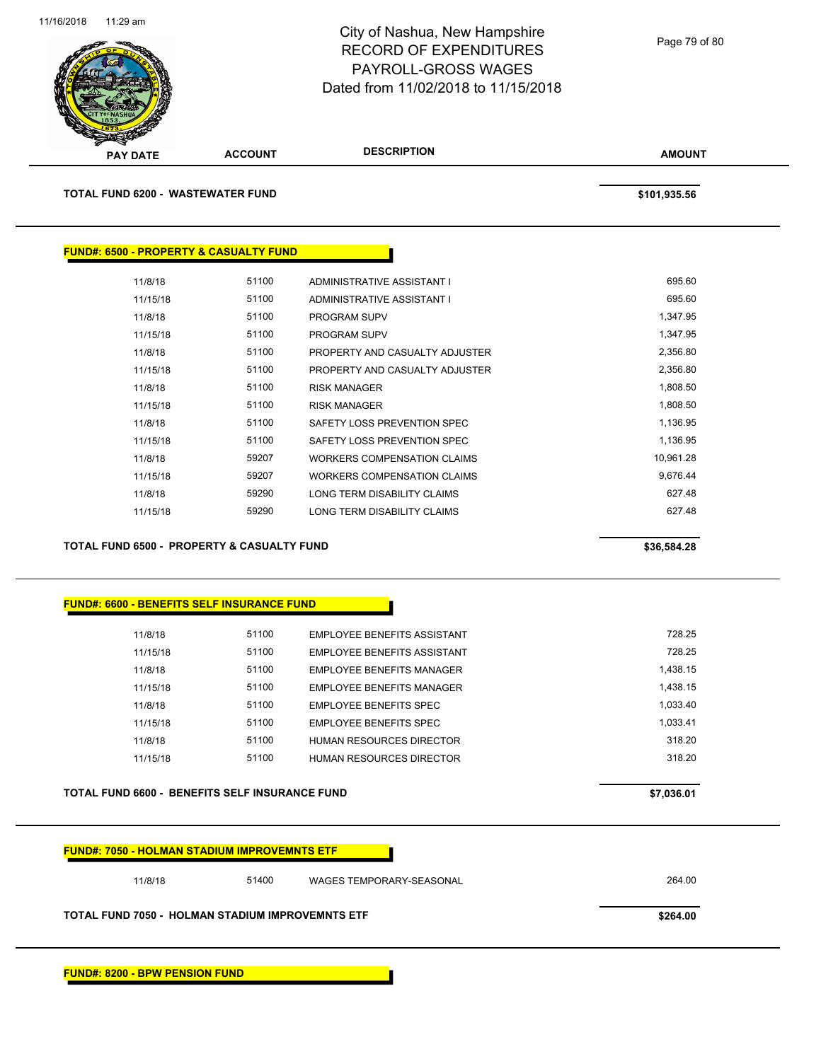City of Nashua, New Hampshire
RECORD OF EXPENDITURES
PAYROLL-GROSS WAGES
Dated from 11/02/2018 to 11/15/2018

| PAY DATE | ACCOUNT | DESCRIPTION | AMOUNT |
|---|---|---|---|
| **TOTAL FUND 6200 - WASTEWATER FUND** | | | **$101,935.56** |

**FUND#: 6500 - PROPERTY & CASUALTY FUND**

| PAY DATE | ACCOUNT | DESCRIPTION | AMOUNT |
|---|---|---|---|
| 11/8/18 | 51100 | ADMINISTRATIVE ASSISTANT I | 695.60 |
| 11/15/18 | 51100 | ADMINISTRATIVE ASSISTANT I | 695.60 |
| 11/8/18 | 51100 | PROGRAM SUPV | 1,347.95 |
| 11/15/18 | 51100 | PROGRAM SUPV | 1,347.95 |
| 11/8/18 | 51100 | PROPERTY AND CASUALTY ADJUSTER | 2,356.80 |
| 11/15/18 | 51100 | PROPERTY AND CASUALTY ADJUSTER | 2,356.80 |
| 11/8/18 | 51100 | RISK MANAGER | 1,808.50 |
| 11/15/18 | 51100 | RISK MANAGER | 1,808.50 |
| 11/8/18 | 51100 | SAFETY LOSS PREVENTION SPEC | 1,136.95 |
| 11/15/18 | 51100 | SAFETY LOSS PREVENTION SPEC | 1,136.95 |
| 11/8/18 | 59207 | WORKERS COMPENSATION CLAIMS | 10,961.28 |
| 11/15/18 | 59207 | WORKERS COMPENSATION CLAIMS | 9,676.44 |
| 11/8/18 | 59290 | LONG TERM DISABILITY CLAIMS | 627.48 |
| 11/15/18 | 59290 | LONG TERM DISABILITY CLAIMS | 627.48 |
| **TOTAL FUND 6500 - PROPERTY & CASUALTY FUND** | | | **$36,584.28** |

**FUND#: 6600 - BENEFITS SELF INSURANCE FUND**

| PAY DATE | ACCOUNT | DESCRIPTION | AMOUNT |
|---|---|---|---|
| 11/8/18 | 51100 | EMPLOYEE BENEFITS ASSISTANT | 728.25 |
| 11/15/18 | 51100 | EMPLOYEE BENEFITS ASSISTANT | 728.25 |
| 11/8/18 | 51100 | EMPLOYEE BENEFITS MANAGER | 1,438.15 |
| 11/15/18 | 51100 | EMPLOYEE BENEFITS MANAGER | 1,438.15 |
| 11/8/18 | 51100 | EMPLOYEE BENEFITS SPEC | 1,033.40 |
| 11/15/18 | 51100 | EMPLOYEE BENEFITS SPEC | 1,033.41 |
| 11/8/18 | 51100 | HUMAN RESOURCES DIRECTOR | 318.20 |
| 11/15/18 | 51100 | HUMAN RESOURCES DIRECTOR | 318.20 |
| **TOTAL FUND 6600 - BENEFITS SELF INSURANCE FUND** | | | **$7,036.01** |

**FUND#: 7050 - HOLMAN STADIUM IMPROVEMNTS ETF**

| PAY DATE | ACCOUNT | DESCRIPTION | AMOUNT |
|---|---|---|---|
| 11/8/18 | 51400 | WAGES TEMPORARY-SEASONAL | 264.00 |
| **TOTAL FUND 7050 - HOLMAN STADIUM IMPROVEMNTS ETF** | | | **$264.00** |

**FUND#: 8200 - BPW PENSION FUND**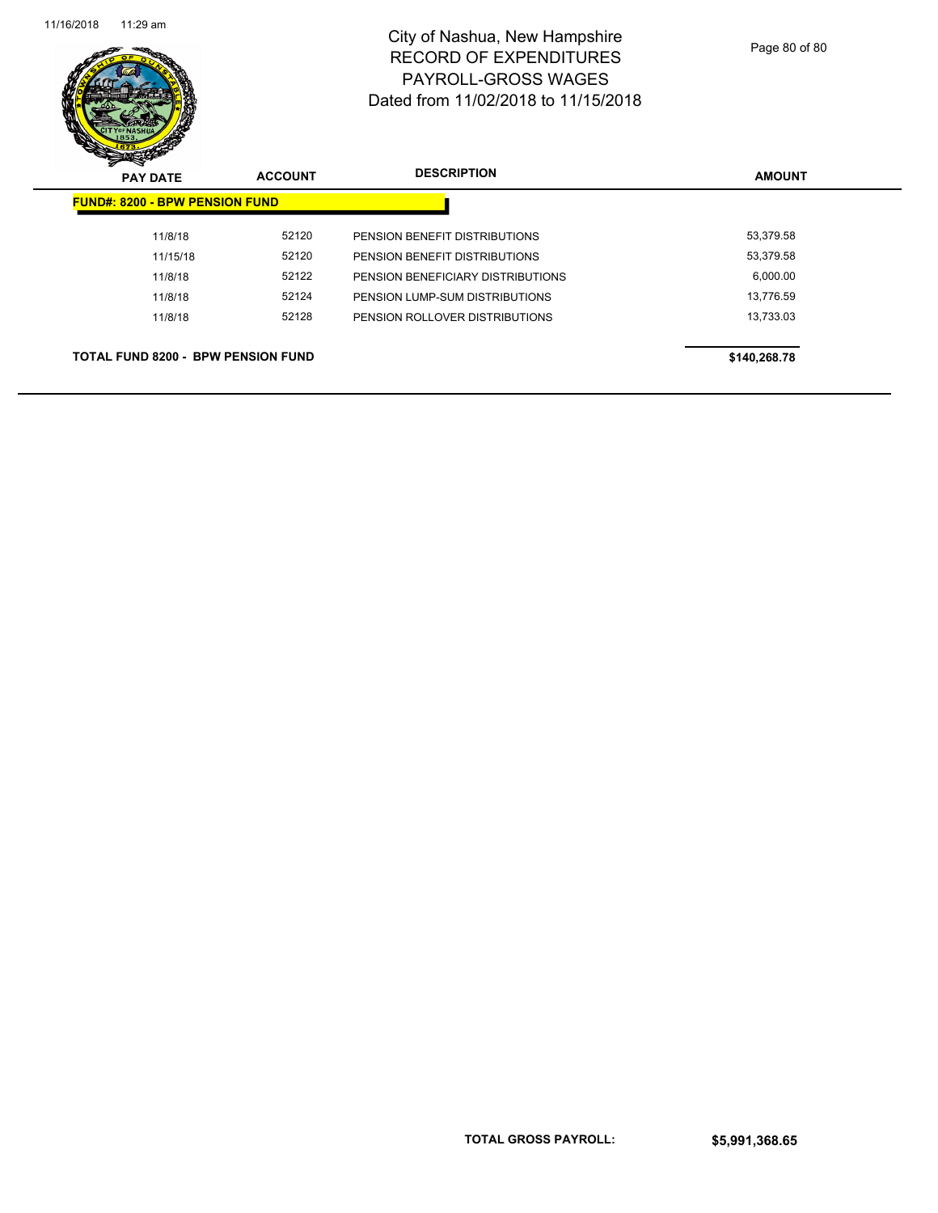City of Nashua, New Hampshire
RECORD OF EXPENDITURES
PAYROLL-GROSS WAGES
Dated from 11/02/2018 to 11/15/2018

| PAY DATE | ACCOUNT | DESCRIPTION | AMOUNT |
| --- | --- | --- | --- |
| **FUND#: 8200 - BPW PENSION FUND** | | | |
| 11/8/18 | 52120 | PENSION BENEFIT DISTRIBUTIONS | 53,379.58 |
| 11/15/18 | 52120 | PENSION BENEFIT DISTRIBUTIONS | 53,379.58 |
| 11/8/18 | 52122 | PENSION BENEFICIARY DISTRIBUTIONS | 6,000.00 |
| 11/8/18 | 52124 | PENSION LUMP-SUM DISTRIBUTIONS | 13,776.59 |
| 11/8/18 | 52128 | PENSION ROLLOVER DISTRIBUTIONS | 13,733.03 |
| **TOTAL FUND 8200 - BPW PENSION FUND** | | | **$140,268.78** |

**TOTAL GROSS PAYROLL: $5,991,368.65**